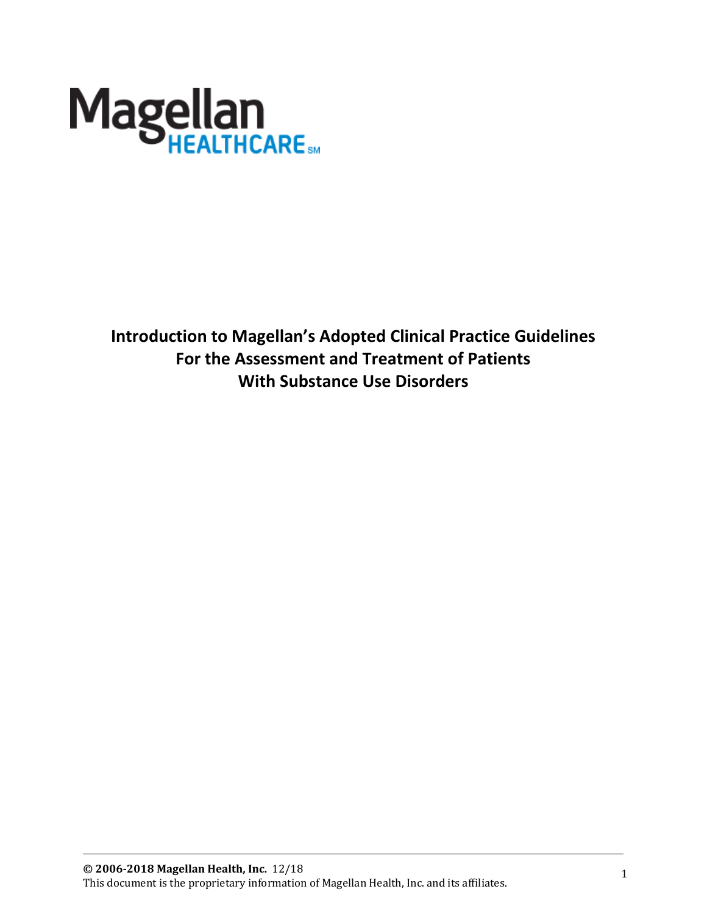Magellan HEALTHCARE℠

# Introduction to Magellan's Adopted Clinical Practice Guidelines For the Assessment and Treatment of Patients With Substance Use Disorders

**© 2006-2018 Magellan Health, Inc.** 12/18
This document is the proprietary information of Magellan Health, Inc. and its affiliates.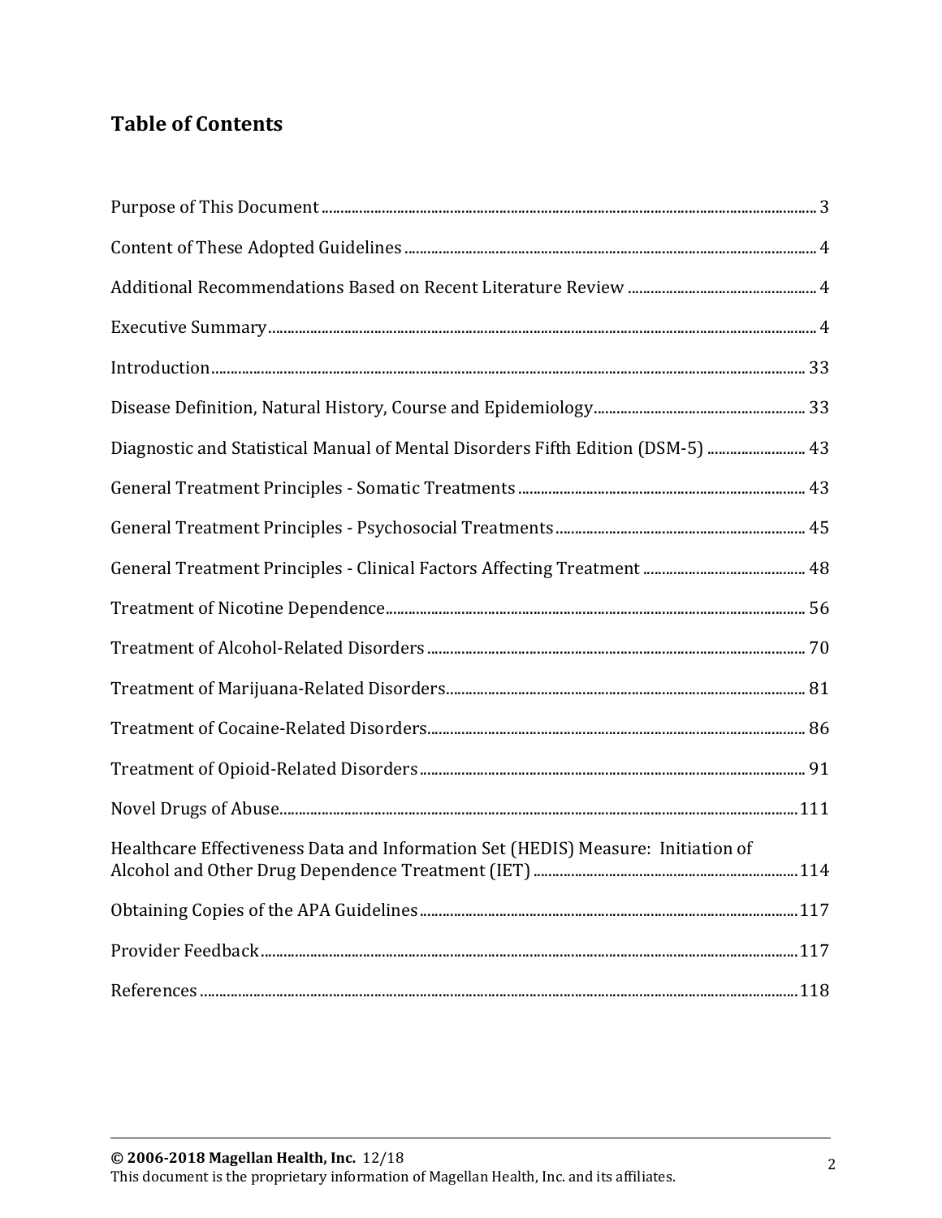## Table of Contents

Purpose of This Document ........ 3

Content of These Adopted Guidelines ........ 4

Additional Recommendations Based on Recent Literature Review ........ 4

Executive Summary ........ 4

Introduction ........ 33

Disease Definition, Natural History, Course and Epidemiology ........ 33

Diagnostic and Statistical Manual of Mental Disorders Fifth Edition (DSM-5) ........ 43

General Treatment Principles - Somatic Treatments ........ 43

General Treatment Principles - Psychosocial Treatments ........ 45

General Treatment Principles - Clinical Factors Affecting Treatment ........ 48

Treatment of Nicotine Dependence ........ 56

Treatment of Alcohol-Related Disorders ........ 70

Treatment of Marijuana-Related Disorders ........ 81

Treatment of Cocaine-Related Disorders ........ 86

Treatment of Opioid-Related Disorders ........ 91

Novel Drugs of Abuse ........ 111

Healthcare Effectiveness Data and Information Set (HEDIS) Measure: Initiation of Alcohol and Other Drug Dependence Treatment (IET) ........ 114

Obtaining Copies of the APA Guidelines ........ 117

Provider Feedback ........ 117

References ........ 118

**© 2006-2018 Magellan Health, Inc.** 12/18
This document is the proprietary information of Magellan Health, Inc. and its affiliates.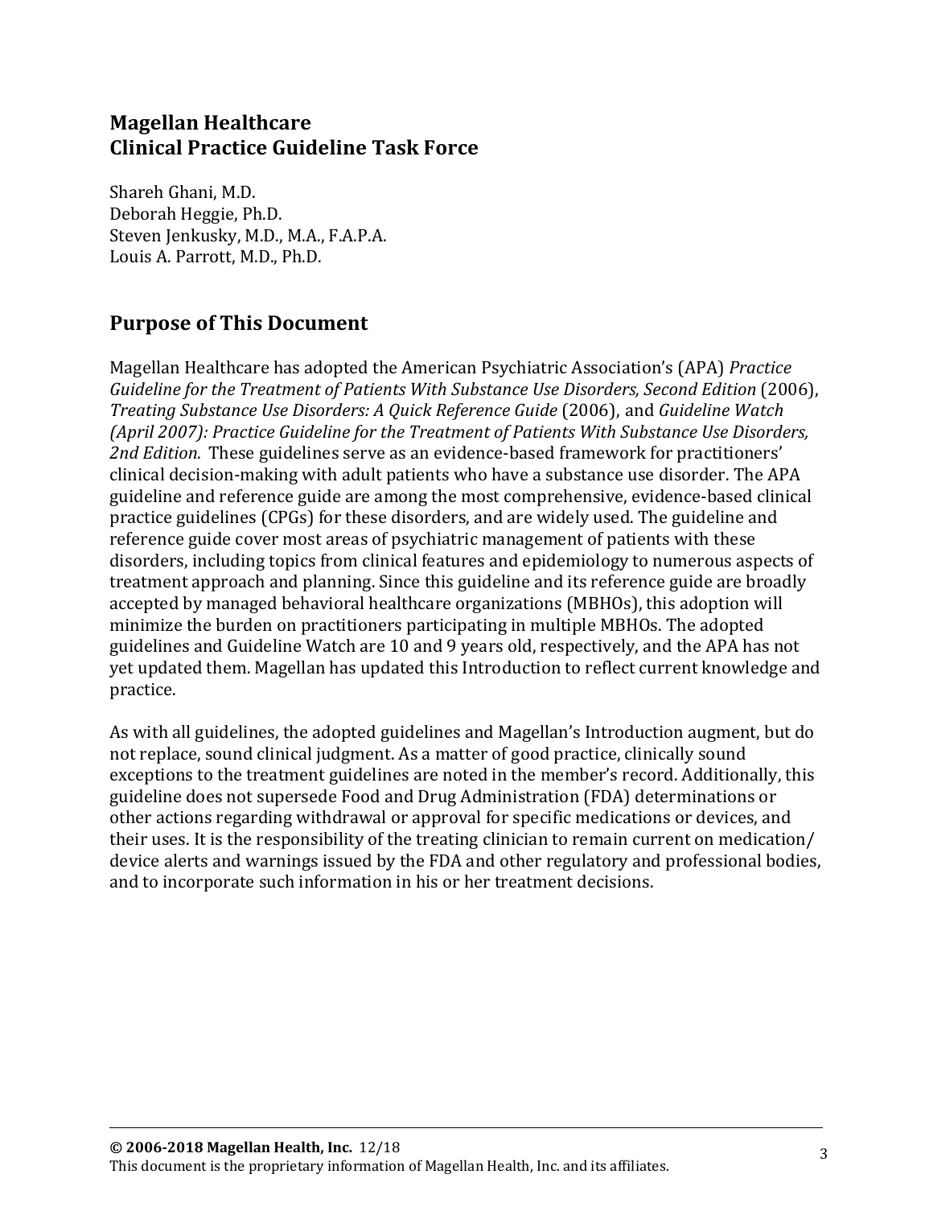## Magellan Healthcare
## Clinical Practice Guideline Task Force

Shareh Ghani, M.D.
Deborah Heggie, Ph.D.
Steven Jenkusky, M.D., M.A., F.A.P.A.
Louis A. Parrott, M.D., Ph.D.

## Purpose of This Document

Magellan Healthcare has adopted the American Psychiatric Association's (APA) *Practice Guideline for the Treatment of Patients With Substance Use Disorders, Second Edition* (2006), *Treating Substance Use Disorders: A Quick Reference Guide* (2006), and *Guideline Watch (April 2007): Practice Guideline for the Treatment of Patients With Substance Use Disorders, 2nd Edition.* These guidelines serve as an evidence-based framework for practitioners' clinical decision-making with adult patients who have a substance use disorder. The APA guideline and reference guide are among the most comprehensive, evidence-based clinical practice guidelines (CPGs) for these disorders, and are widely used. The guideline and reference guide cover most areas of psychiatric management of patients with these disorders, including topics from clinical features and epidemiology to numerous aspects of treatment approach and planning. Since this guideline and its reference guide are broadly accepted by managed behavioral healthcare organizations (MBHOs), this adoption will minimize the burden on practitioners participating in multiple MBHOs. The adopted guidelines and Guideline Watch are 10 and 9 years old, respectively, and the APA has not yet updated them. Magellan has updated this Introduction to reflect current knowledge and practice.

As with all guidelines, the adopted guidelines and Magellan's Introduction augment, but do not replace, sound clinical judgment. As a matter of good practice, clinically sound exceptions to the treatment guidelines are noted in the member's record. Additionally, this guideline does not supersede Food and Drug Administration (FDA) determinations or other actions regarding withdrawal or approval for specific medications or devices, and their uses. It is the responsibility of the treating clinician to remain current on medication/device alerts and warnings issued by the FDA and other regulatory and professional bodies, and to incorporate such information in his or her treatment decisions.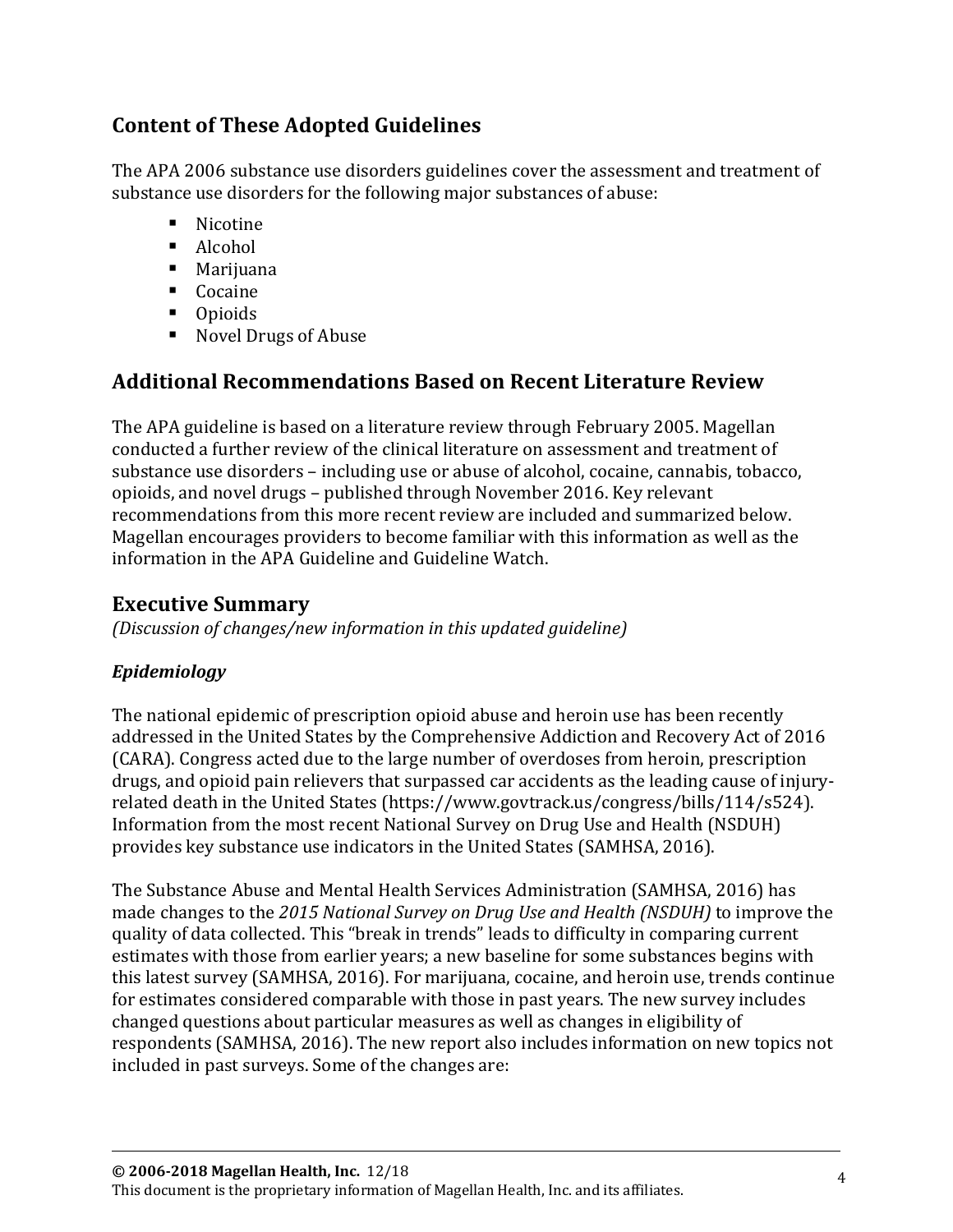## Content of These Adopted Guidelines

The APA 2006 substance use disorders guidelines cover the assessment and treatment of substance use disorders for the following major substances of abuse:

- Nicotine
- Alcohol
- Marijuana
- Cocaine
- Opioids
- Novel Drugs of Abuse

## Additional Recommendations Based on Recent Literature Review

The APA guideline is based on a literature review through February 2005. Magellan conducted a further review of the clinical literature on assessment and treatment of substance use disorders – including use or abuse of alcohol, cocaine, cannabis, tobacco, opioids, and novel drugs – published through November 2016. Key relevant recommendations from this more recent review are included and summarized below. Magellan encourages providers to become familiar with this information as well as the information in the APA Guideline and Guideline Watch.

## Executive Summary

*(Discussion of changes/new information in this updated guideline)*

### *Epidemiology*

The national epidemic of prescription opioid abuse and heroin use has been recently addressed in the United States by the Comprehensive Addiction and Recovery Act of 2016 (CARA). Congress acted due to the large number of overdoses from heroin, prescription drugs, and opioid pain relievers that surpassed car accidents as the leading cause of injury-related death in the United States (https://www.govtrack.us/congress/bills/114/s524). Information from the most recent National Survey on Drug Use and Health (NSDUH) provides key substance use indicators in the United States (SAMHSA, 2016).

The Substance Abuse and Mental Health Services Administration (SAMHSA, 2016) has made changes to the *2015 National Survey on Drug Use and Health (NSDUH)* to improve the quality of data collected. This "break in trends" leads to difficulty in comparing current estimates with those from earlier years; a new baseline for some substances begins with this latest survey (SAMHSA, 2016). For marijuana, cocaine, and heroin use, trends continue for estimates considered comparable with those in past years. The new survey includes changed questions about particular measures as well as changes in eligibility of respondents (SAMHSA, 2016). The new report also includes information on new topics not included in past surveys. Some of the changes are: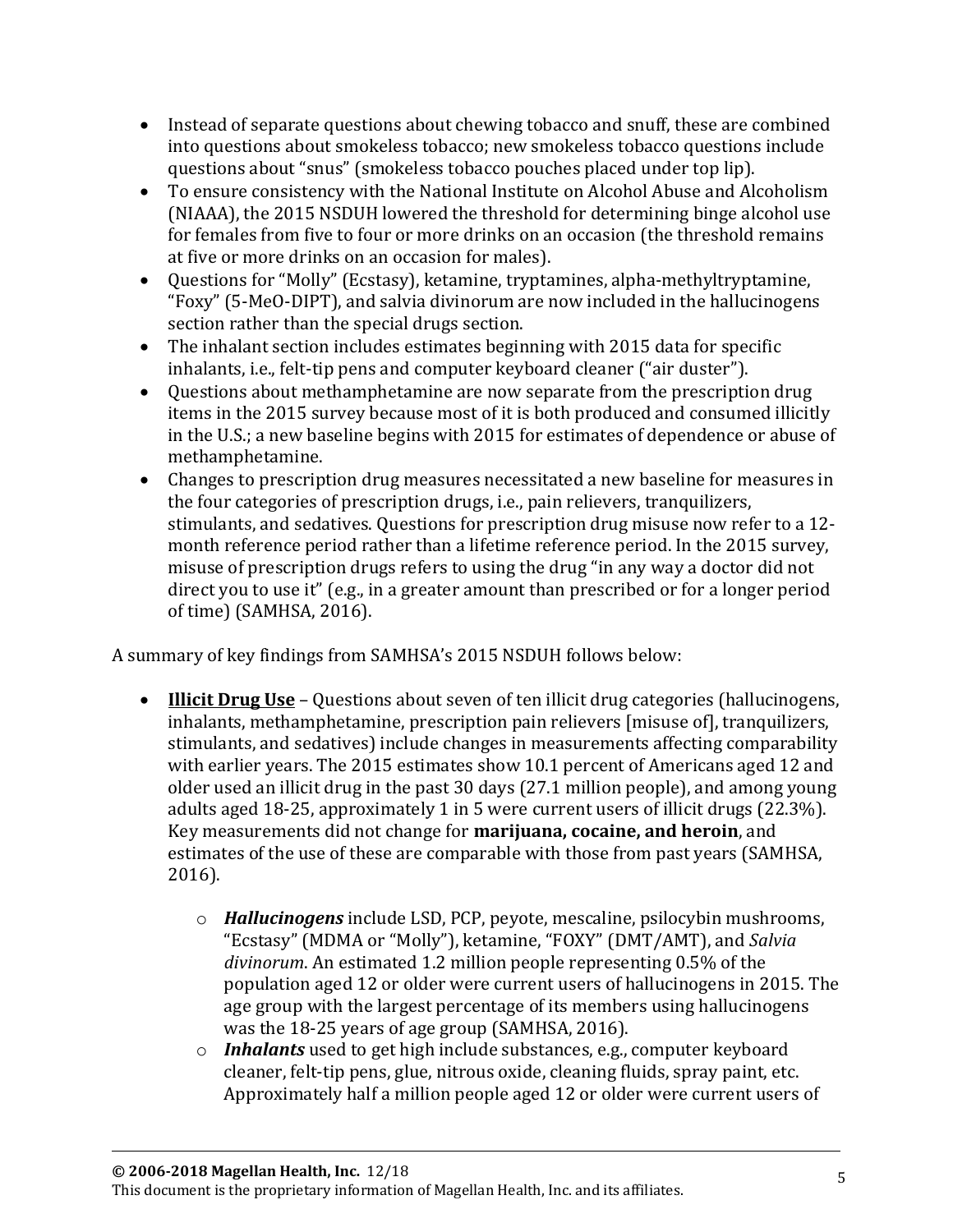- Instead of separate questions about chewing tobacco and snuff, these are combined into questions about smokeless tobacco; new smokeless tobacco questions include questions about "snus" (smokeless tobacco pouches placed under top lip).
- To ensure consistency with the National Institute on Alcohol Abuse and Alcoholism (NIAAA), the 2015 NSDUH lowered the threshold for determining binge alcohol use for females from five to four or more drinks on an occasion (the threshold remains at five or more drinks on an occasion for males).
- Questions for "Molly" (Ecstasy), ketamine, tryptamines, alpha-methyltryptamine, "Foxy" (5-MeO-DIPT), and salvia divinorum are now included in the hallucinogens section rather than the special drugs section.
- The inhalant section includes estimates beginning with 2015 data for specific inhalants, i.e., felt-tip pens and computer keyboard cleaner ("air duster").
- Questions about methamphetamine are now separate from the prescription drug items in the 2015 survey because most of it is both produced and consumed illicitly in the U.S.; a new baseline begins with 2015 for estimates of dependence or abuse of methamphetamine.
- Changes to prescription drug measures necessitated a new baseline for measures in the four categories of prescription drugs, i.e., pain relievers, tranquilizers, stimulants, and sedatives. Questions for prescription drug misuse now refer to a 12-month reference period rather than a lifetime reference period. In the 2015 survey, misuse of prescription drugs refers to using the drug "in any way a doctor did not direct you to use it" (e.g., in a greater amount than prescribed or for a longer period of time) (SAMHSA, 2016).

A summary of key findings from SAMHSA's 2015 NSDUH follows below:

- **Illicit Drug Use** – Questions about seven of ten illicit drug categories (hallucinogens, inhalants, methamphetamine, prescription pain relievers [misuse of], tranquilizers, stimulants, and sedatives) include changes in measurements affecting comparability with earlier years. The 2015 estimates show 10.1 percent of Americans aged 12 and older used an illicit drug in the past 30 days (27.1 million people), and among young adults aged 18-25, approximately 1 in 5 were current users of illicit drugs (22.3%). Key measurements did not change for **marijuana, cocaine, and heroin**, and estimates of the use of these are comparable with those from past years (SAMHSA, 2016).
    - ***Hallucinogens*** include LSD, PCP, peyote, mescaline, psilocybin mushrooms, "Ecstasy" (MDMA or "Molly"), ketamine, "FOXY" (DMT/AMT), and *Salvia divinorum*. An estimated 1.2 million people representing 0.5% of the population aged 12 or older were current users of hallucinogens in 2015. The age group with the largest percentage of its members using hallucinogens was the 18-25 years of age group (SAMHSA, 2016).
    - ***Inhalants*** used to get high include substances, e.g., computer keyboard cleaner, felt-tip pens, glue, nitrous oxide, cleaning fluids, spray paint, etc. Approximately half a million people aged 12 or older were current users of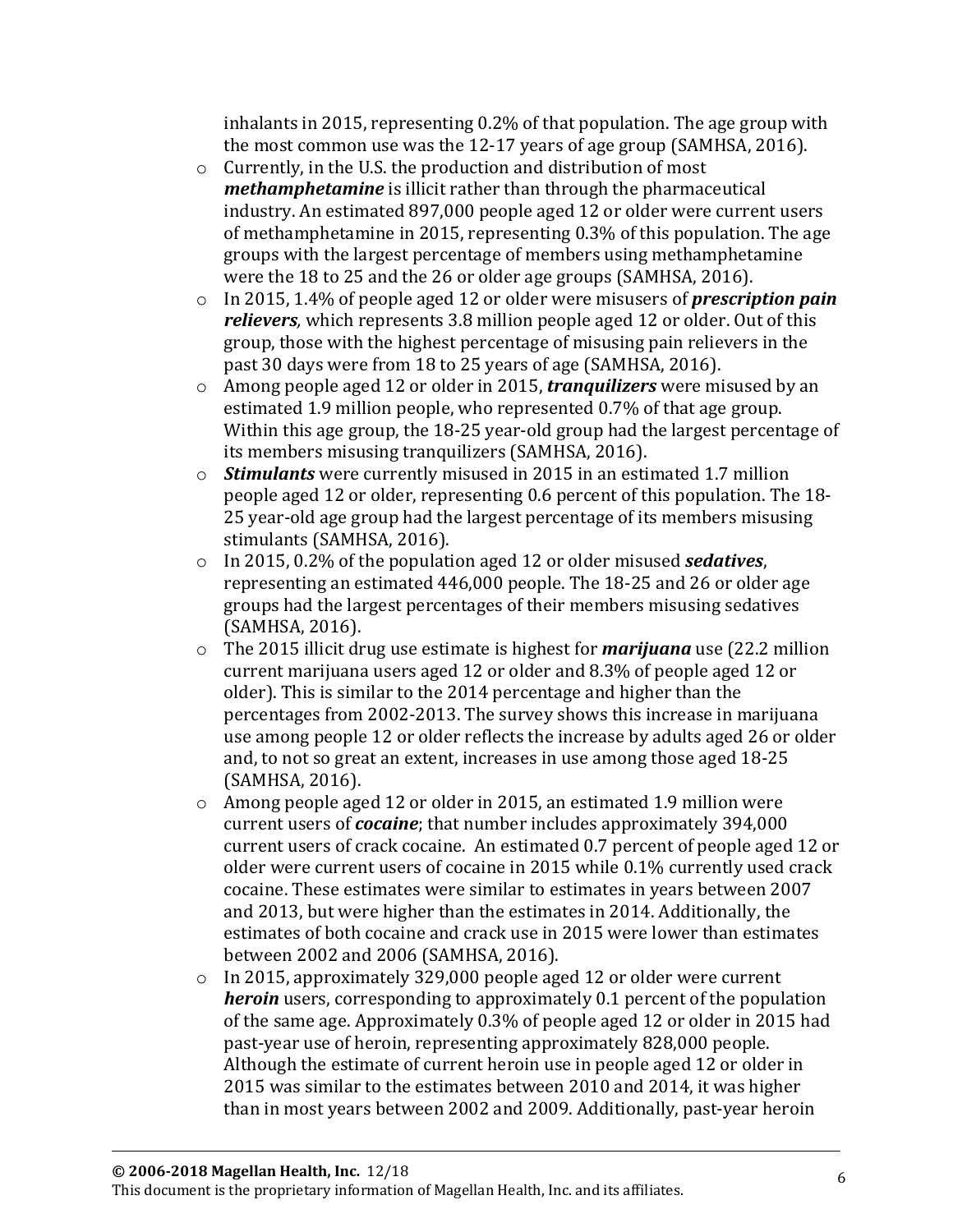inhalants in 2015, representing 0.2% of that population. The age group with the most common use was the 12-17 years of age group (SAMHSA, 2016).

- Currently, in the U.S. the production and distribution of most ***methamphetamine*** is illicit rather than through the pharmaceutical industry. An estimated 897,000 people aged 12 or older were current users of methamphetamine in 2015, representing 0.3% of this population. The age groups with the largest percentage of members using methamphetamine were the 18 to 25 and the 26 or older age groups (SAMHSA, 2016).
- In 2015, 1.4% of people aged 12 or older were misusers of ***prescription pain relievers****,* which represents 3.8 million people aged 12 or older. Out of this group, those with the highest percentage of misusing pain relievers in the past 30 days were from 18 to 25 years of age (SAMHSA, 2016).
- Among people aged 12 or older in 2015, ***tranquilizers*** were misused by an estimated 1.9 million people, who represented 0.7% of that age group. Within this age group, the 18-25 year-old group had the largest percentage of its members misusing tranquilizers (SAMHSA, 2016).
- ***Stimulants*** were currently misused in 2015 in an estimated 1.7 million people aged 12 or older, representing 0.6 percent of this population. The 18-25 year-old age group had the largest percentage of its members misusing stimulants (SAMHSA, 2016).
- In 2015, 0.2% of the population aged 12 or older misused ***sedatives***, representing an estimated 446,000 people. The 18-25 and 26 or older age groups had the largest percentages of their members misusing sedatives (SAMHSA, 2016).
- The 2015 illicit drug use estimate is highest for ***marijuana*** use (22.2 million current marijuana users aged 12 or older and 8.3% of people aged 12 or older). This is similar to the 2014 percentage and higher than the percentages from 2002-2013. The survey shows this increase in marijuana use among people 12 or older reflects the increase by adults aged 26 or older and, to not so great an extent, increases in use among those aged 18-25 (SAMHSA, 2016).
- Among people aged 12 or older in 2015, an estimated 1.9 million were current users of ***cocaine***; that number includes approximately 394,000 current users of crack cocaine. An estimated 0.7 percent of people aged 12 or older were current users of cocaine in 2015 while 0.1% currently used crack cocaine. These estimates were similar to estimates in years between 2007 and 2013, but were higher than the estimates in 2014. Additionally, the estimates of both cocaine and crack use in 2015 were lower than estimates between 2002 and 2006 (SAMHSA, 2016).
- In 2015, approximately 329,000 people aged 12 or older were current ***heroin*** users, corresponding to approximately 0.1 percent of the population of the same age. Approximately 0.3% of people aged 12 or older in 2015 had past-year use of heroin, representing approximately 828,000 people. Although the estimate of current heroin use in people aged 12 or older in 2015 was similar to the estimates between 2010 and 2014, it was higher than in most years between 2002 and 2009. Additionally, past-year heroin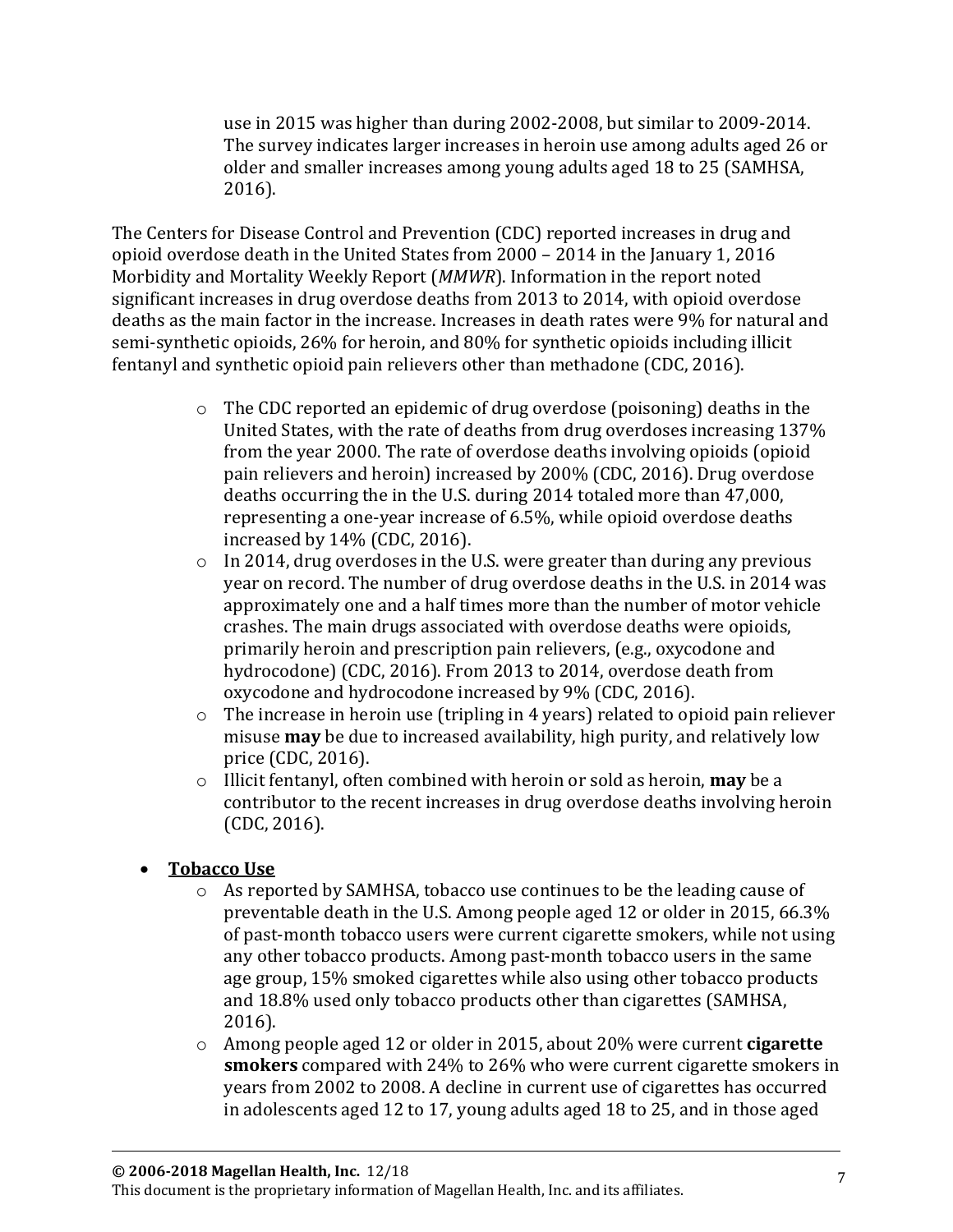use in 2015 was higher than during 2002-2008, but similar to 2009-2014. The survey indicates larger increases in heroin use among adults aged 26 or older and smaller increases among young adults aged 18 to 25 (SAMHSA, 2016).

The Centers for Disease Control and Prevention (CDC) reported increases in drug and opioid overdose death in the United States from 2000 – 2014 in the January 1, 2016 Morbidity and Mortality Weekly Report (*MMWR*). Information in the report noted significant increases in drug overdose deaths from 2013 to 2014, with opioid overdose deaths as the main factor in the increase. Increases in death rates were 9% for natural and semi-synthetic opioids, 26% for heroin, and 80% for synthetic opioids including illicit fentanyl and synthetic opioid pain relievers other than methadone (CDC, 2016).

- The CDC reported an epidemic of drug overdose (poisoning) deaths in the United States, with the rate of deaths from drug overdoses increasing 137% from the year 2000. The rate of overdose deaths involving opioids (opioid pain relievers and heroin) increased by 200% (CDC, 2016). Drug overdose deaths occurring the in the U.S. during 2014 totaled more than 47,000, representing a one-year increase of 6.5%, while opioid overdose deaths increased by 14% (CDC, 2016).
- In 2014, drug overdoses in the U.S. were greater than during any previous year on record. The number of drug overdose deaths in the U.S. in 2014 was approximately one and a half times more than the number of motor vehicle crashes. The main drugs associated with overdose deaths were opioids, primarily heroin and prescription pain relievers, (e.g., oxycodone and hydrocodone) (CDC, 2016). From 2013 to 2014, overdose death from oxycodone and hydrocodone increased by 9% (CDC, 2016).
- The increase in heroin use (tripling in 4 years) related to opioid pain reliever misuse **may** be due to increased availability, high purity, and relatively low price (CDC, 2016).
- Illicit fentanyl, often combined with heroin or sold as heroin, **may** be a contributor to the recent increases in drug overdose deaths involving heroin (CDC, 2016).

- **Tobacco Use**
  - As reported by SAMHSA, tobacco use continues to be the leading cause of preventable death in the U.S. Among people aged 12 or older in 2015, 66.3% of past-month tobacco users were current cigarette smokers, while not using any other tobacco products. Among past-month tobacco users in the same age group, 15% smoked cigarettes while also using other tobacco products and 18.8% used only tobacco products other than cigarettes (SAMHSA, 2016).
  - Among people aged 12 or older in 2015, about 20% were current **cigarette smokers** compared with 24% to 26% who were current cigarette smokers in years from 2002 to 2008. A decline in current use of cigarettes has occurred in adolescents aged 12 to 17, young adults aged 18 to 25, and in those aged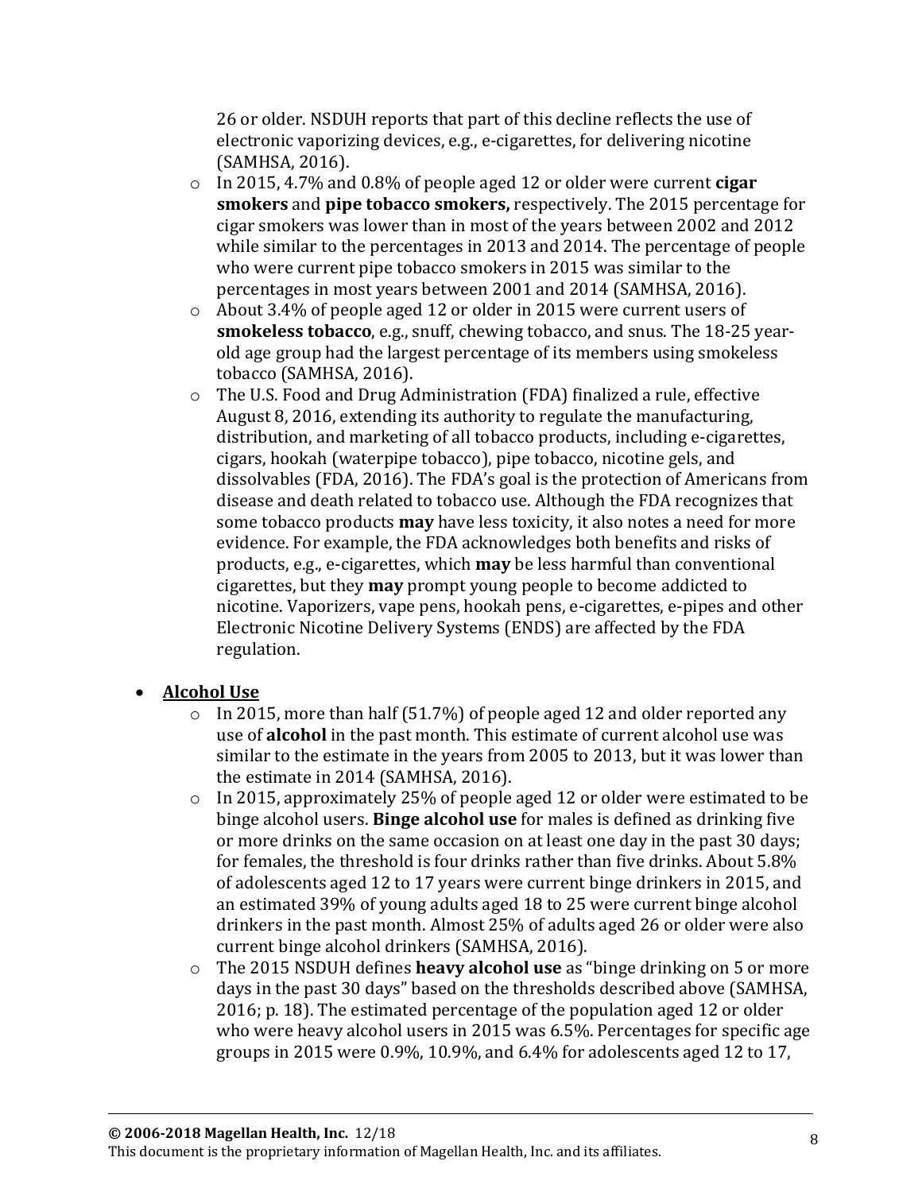26 or older. NSDUH reports that part of this decline reflects the use of electronic vaporizing devices, e.g., e-cigarettes, for delivering nicotine (SAMHSA, 2016).

- In 2015, 4.7% and 0.8% of people aged 12 or older were current **cigar smokers** and **pipe tobacco smokers,** respectively. The 2015 percentage for cigar smokers was lower than in most of the years between 2002 and 2012 while similar to the percentages in 2013 and 2014. The percentage of people who were current pipe tobacco smokers in 2015 was similar to the percentages in most years between 2001 and 2014 (SAMHSA, 2016).
- About 3.4% of people aged 12 or older in 2015 were current users of **smokeless tobacco**, e.g., snuff, chewing tobacco, and snus. The 18-25 year-old age group had the largest percentage of its members using smokeless tobacco (SAMHSA, 2016).
- The U.S. Food and Drug Administration (FDA) finalized a rule, effective August 8, 2016, extending its authority to regulate the manufacturing, distribution, and marketing of all tobacco products, including e-cigarettes, cigars, hookah (waterpipe tobacco), pipe tobacco, nicotine gels, and dissolvables (FDA, 2016). The FDA's goal is the protection of Americans from disease and death related to tobacco use. Although the FDA recognizes that some tobacco products **may** have less toxicity, it also notes a need for more evidence. For example, the FDA acknowledges both benefits and risks of products, e.g., e-cigarettes, which **may** be less harmful than conventional cigarettes, but they **may** prompt young people to become addicted to nicotine. Vaporizers, vape pens, hookah pens, e-cigarettes, e-pipes and other Electronic Nicotine Delivery Systems (ENDS) are affected by the FDA regulation.

- **<u>Alcohol Use</u>**
  - In 2015, more than half (51.7%) of people aged 12 and older reported any use of **alcohol** in the past month. This estimate of current alcohol use was similar to the estimate in the years from 2005 to 2013, but it was lower than the estimate in 2014 (SAMHSA, 2016).
  - In 2015, approximately 25% of people aged 12 or older were estimated to be binge alcohol users. **Binge alcohol use** for males is defined as drinking five or more drinks on the same occasion on at least one day in the past 30 days; for females, the threshold is four drinks rather than five drinks. About 5.8% of adolescents aged 12 to 17 years were current binge drinkers in 2015, and an estimated 39% of young adults aged 18 to 25 were current binge alcohol drinkers in the past month. Almost 25% of adults aged 26 or older were also current binge alcohol drinkers (SAMHSA, 2016).
  - The 2015 NSDUH defines **heavy alcohol use** as "binge drinking on 5 or more days in the past 30 days" based on the thresholds described above (SAMHSA, 2016; p. 18). The estimated percentage of the population aged 12 or older who were heavy alcohol users in 2015 was 6.5%. Percentages for specific age groups in 2015 were 0.9%, 10.9%, and 6.4% for adolescents aged 12 to 17,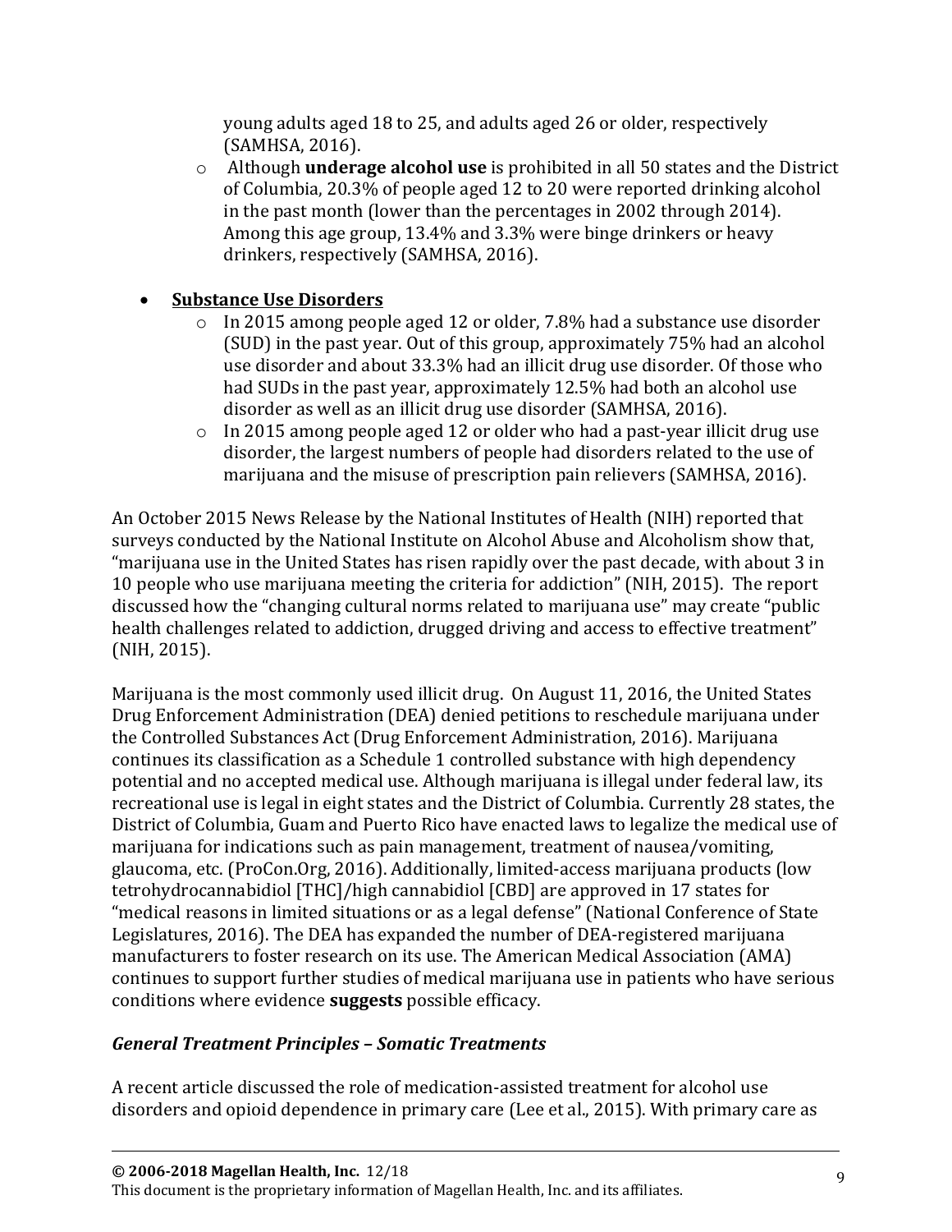- young adults aged 18 to 25, and adults aged 26 or older, respectively (SAMHSA, 2016).
  - Although **underage alcohol use** is prohibited in all 50 states and the District of Columbia, 20.3% of people aged 12 to 20 were reported drinking alcohol in the past month (lower than the percentages in 2002 through 2014). Among this age group, 13.4% and 3.3% were binge drinkers or heavy drinkers, respectively (SAMHSA, 2016).

- **<u>Substance Use Disorders</u>**
  - In 2015 among people aged 12 or older, 7.8% had a substance use disorder (SUD) in the past year. Out of this group, approximately 75% had an alcohol use disorder and about 33.3% had an illicit drug use disorder. Of those who had SUDs in the past year, approximately 12.5% had both an alcohol use disorder as well as an illicit drug use disorder (SAMHSA, 2016).
  - In 2015 among people aged 12 or older who had a past-year illicit drug use disorder, the largest numbers of people had disorders related to the use of marijuana and the misuse of prescription pain relievers (SAMHSA, 2016).

An October 2015 News Release by the National Institutes of Health (NIH) reported that surveys conducted by the National Institute on Alcohol Abuse and Alcoholism show that, "marijuana use in the United States has risen rapidly over the past decade, with about 3 in 10 people who use marijuana meeting the criteria for addiction" (NIH, 2015). The report discussed how the "changing cultural norms related to marijuana use" may create "public health challenges related to addiction, drugged driving and access to effective treatment" (NIH, 2015).

Marijuana is the most commonly used illicit drug. On August 11, 2016, the United States Drug Enforcement Administration (DEA) denied petitions to reschedule marijuana under the Controlled Substances Act (Drug Enforcement Administration, 2016). Marijuana continues its classification as a Schedule 1 controlled substance with high dependency potential and no accepted medical use. Although marijuana is illegal under federal law, its recreational use is legal in eight states and the District of Columbia. Currently 28 states, the District of Columbia, Guam and Puerto Rico have enacted laws to legalize the medical use of marijuana for indications such as pain management, treatment of nausea/vomiting, glaucoma, etc. (ProCon.Org, 2016). Additionally, limited-access marijuana products (low tetrohydrocannabidiol [THC]/high cannabidiol [CBD] are approved in 17 states for "medical reasons in limited situations or as a legal defense" (National Conference of State Legislatures, 2016). The DEA has expanded the number of DEA-registered marijuana manufacturers to foster research on its use. The American Medical Association (AMA) continues to support further studies of medical marijuana use in patients who have serious conditions where evidence **suggests** possible efficacy.

### *General Treatment Principles – Somatic Treatments*

A recent article discussed the role of medication-assisted treatment for alcohol use disorders and opioid dependence in primary care (Lee et al., 2015). With primary care as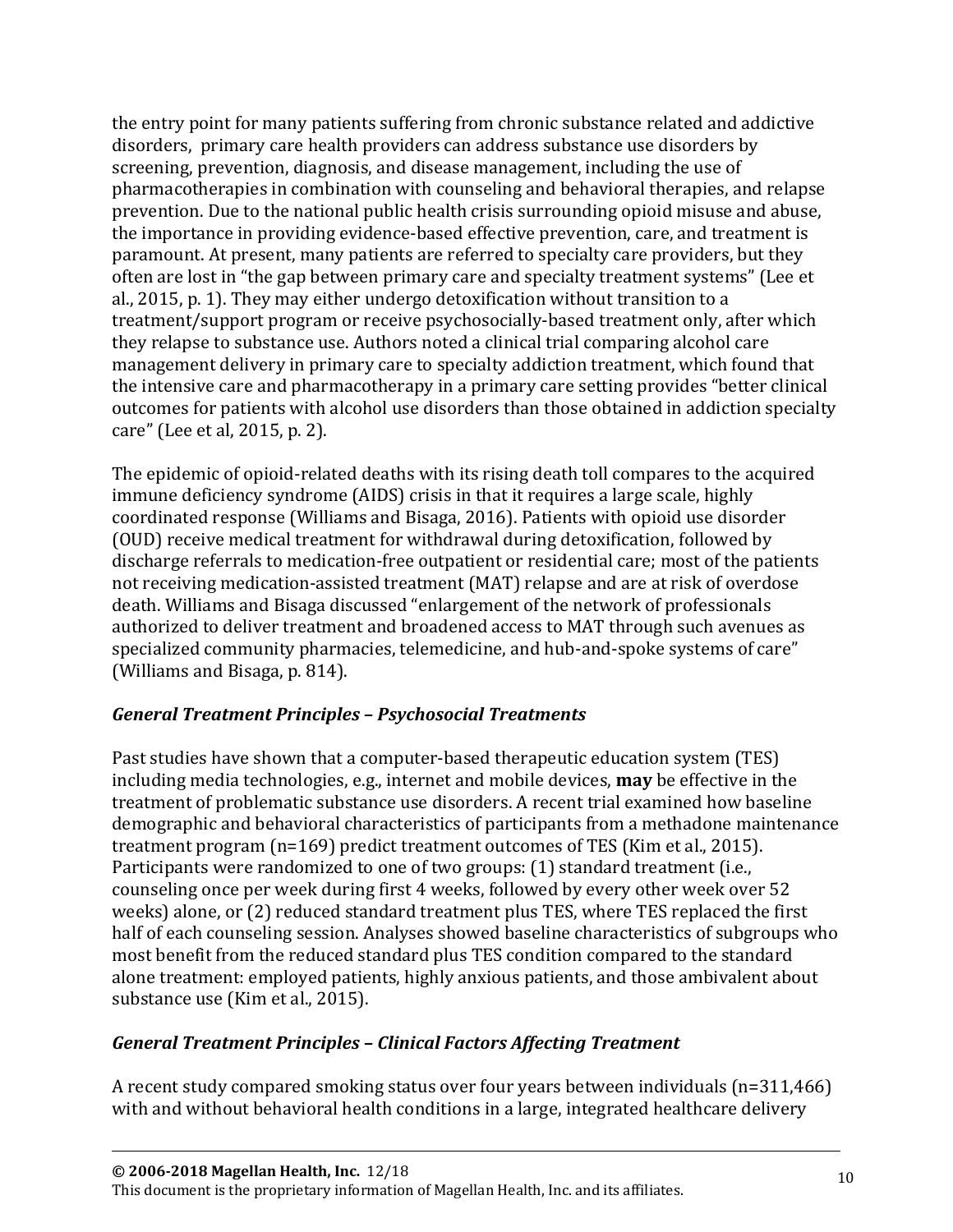the entry point for many patients suffering from chronic substance related and addictive disorders, primary care health providers can address substance use disorders by screening, prevention, diagnosis, and disease management, including the use of pharmacotherapies in combination with counseling and behavioral therapies, and relapse prevention. Due to the national public health crisis surrounding opioid misuse and abuse, the importance in providing evidence-based effective prevention, care, and treatment is paramount. At present, many patients are referred to specialty care providers, but they often are lost in "the gap between primary care and specialty treatment systems" (Lee et al., 2015, p. 1). They may either undergo detoxification without transition to a treatment/support program or receive psychosocially-based treatment only, after which they relapse to substance use. Authors noted a clinical trial comparing alcohol care management delivery in primary care to specialty addiction treatment, which found that the intensive care and pharmacotherapy in a primary care setting provides "better clinical outcomes for patients with alcohol use disorders than those obtained in addiction specialty care" (Lee et al, 2015, p. 2).

The epidemic of opioid-related deaths with its rising death toll compares to the acquired immune deficiency syndrome (AIDS) crisis in that it requires a large scale, highly coordinated response (Williams and Bisaga, 2016). Patients with opioid use disorder (OUD) receive medical treatment for withdrawal during detoxification, followed by discharge referrals to medication-free outpatient or residential care; most of the patients not receiving medication-assisted treatment (MAT) relapse and are at risk of overdose death. Williams and Bisaga discussed "enlargement of the network of professionals authorized to deliver treatment and broadened access to MAT through such avenues as specialized community pharmacies, telemedicine, and hub-and-spoke systems of care" (Williams and Bisaga, p. 814).

### *General Treatment Principles – Psychosocial Treatments*

Past studies have shown that a computer-based therapeutic education system (TES) including media technologies, e.g., internet and mobile devices, **may** be effective in the treatment of problematic substance use disorders. A recent trial examined how baseline demographic and behavioral characteristics of participants from a methadone maintenance treatment program (n=169) predict treatment outcomes of TES (Kim et al., 2015). Participants were randomized to one of two groups: (1) standard treatment (i.e., counseling once per week during first 4 weeks, followed by every other week over 52 weeks) alone, or (2) reduced standard treatment plus TES, where TES replaced the first half of each counseling session. Analyses showed baseline characteristics of subgroups who most benefit from the reduced standard plus TES condition compared to the standard alone treatment: employed patients, highly anxious patients, and those ambivalent about substance use (Kim et al., 2015).

### *General Treatment Principles – Clinical Factors Affecting Treatment*

A recent study compared smoking status over four years between individuals (n=311,466) with and without behavioral health conditions in a large, integrated healthcare delivery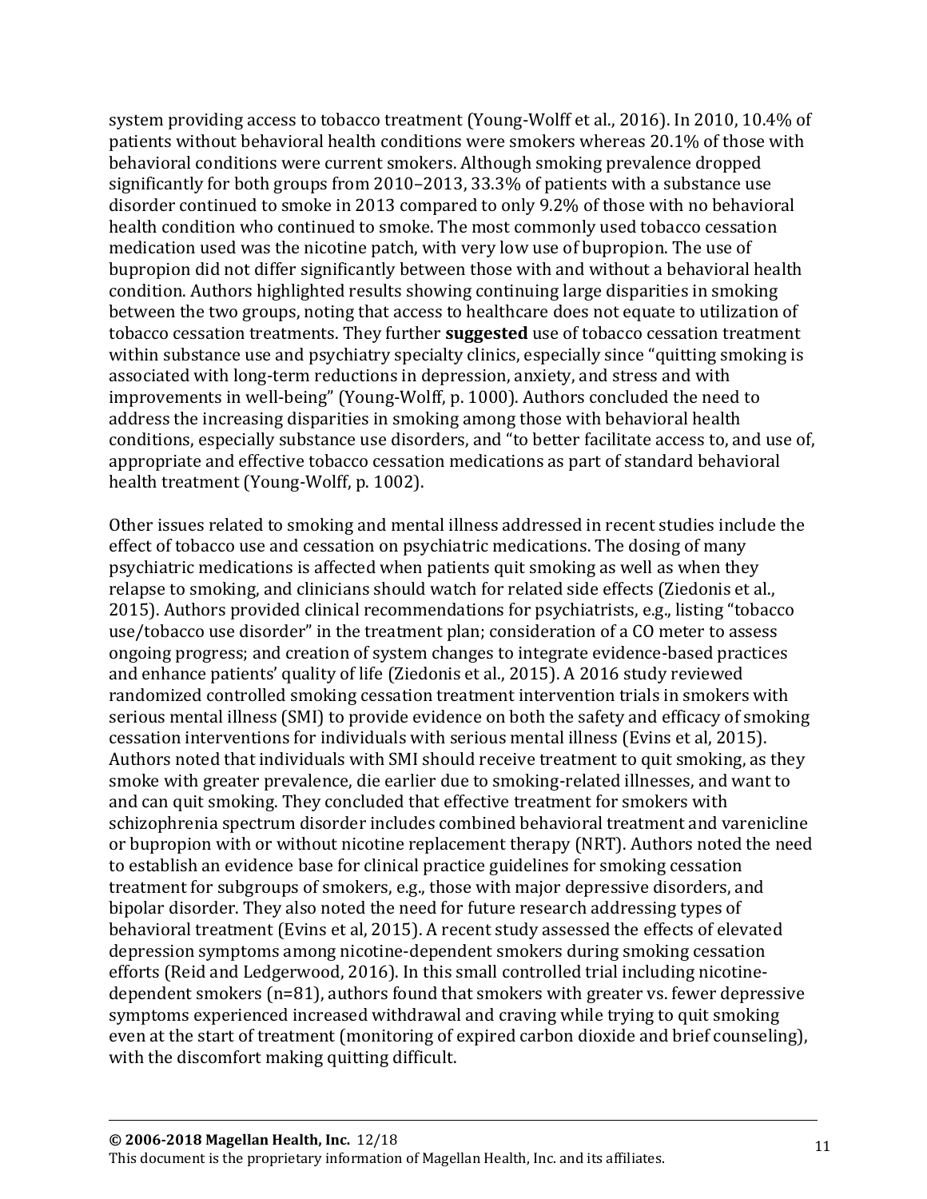system providing access to tobacco treatment (Young-Wolff et al., 2016). In 2010, 10.4% of patients without behavioral health conditions were smokers whereas 20.1% of those with behavioral conditions were current smokers. Although smoking prevalence dropped significantly for both groups from 2010–2013, 33.3% of patients with a substance use disorder continued to smoke in 2013 compared to only 9.2% of those with no behavioral health condition who continued to smoke. The most commonly used tobacco cessation medication used was the nicotine patch, with very low use of bupropion. The use of bupropion did not differ significantly between those with and without a behavioral health condition. Authors highlighted results showing continuing large disparities in smoking between the two groups, noting that access to healthcare does not equate to utilization of tobacco cessation treatments. They further **suggested** use of tobacco cessation treatment within substance use and psychiatry specialty clinics, especially since "quitting smoking is associated with long-term reductions in depression, anxiety, and stress and with improvements in well-being" (Young-Wolff, p. 1000). Authors concluded the need to address the increasing disparities in smoking among those with behavioral health conditions, especially substance use disorders, and "to better facilitate access to, and use of, appropriate and effective tobacco cessation medications as part of standard behavioral health treatment (Young-Wolff, p. 1002).

Other issues related to smoking and mental illness addressed in recent studies include the effect of tobacco use and cessation on psychiatric medications. The dosing of many psychiatric medications is affected when patients quit smoking as well as when they relapse to smoking, and clinicians should watch for related side effects (Ziedonis et al., 2015). Authors provided clinical recommendations for psychiatrists, e.g., listing "tobacco use/tobacco use disorder" in the treatment plan; consideration of a CO meter to assess ongoing progress; and creation of system changes to integrate evidence-based practices and enhance patients' quality of life (Ziedonis et al., 2015). A 2016 study reviewed randomized controlled smoking cessation treatment intervention trials in smokers with serious mental illness (SMI) to provide evidence on both the safety and efficacy of smoking cessation interventions for individuals with serious mental illness (Evins et al, 2015). Authors noted that individuals with SMI should receive treatment to quit smoking, as they smoke with greater prevalence, die earlier due to smoking-related illnesses, and want to and can quit smoking. They concluded that effective treatment for smokers with schizophrenia spectrum disorder includes combined behavioral treatment and varenicline or bupropion with or without nicotine replacement therapy (NRT). Authors noted the need to establish an evidence base for clinical practice guidelines for smoking cessation treatment for subgroups of smokers, e.g., those with major depressive disorders, and bipolar disorder. They also noted the need for future research addressing types of behavioral treatment (Evins et al, 2015). A recent study assessed the effects of elevated depression symptoms among nicotine-dependent smokers during smoking cessation efforts (Reid and Ledgerwood, 2016). In this small controlled trial including nicotine-dependent smokers (n=81), authors found that smokers with greater vs. fewer depressive symptoms experienced increased withdrawal and craving while trying to quit smoking even at the start of treatment (monitoring of expired carbon dioxide and brief counseling), with the discomfort making quitting difficult.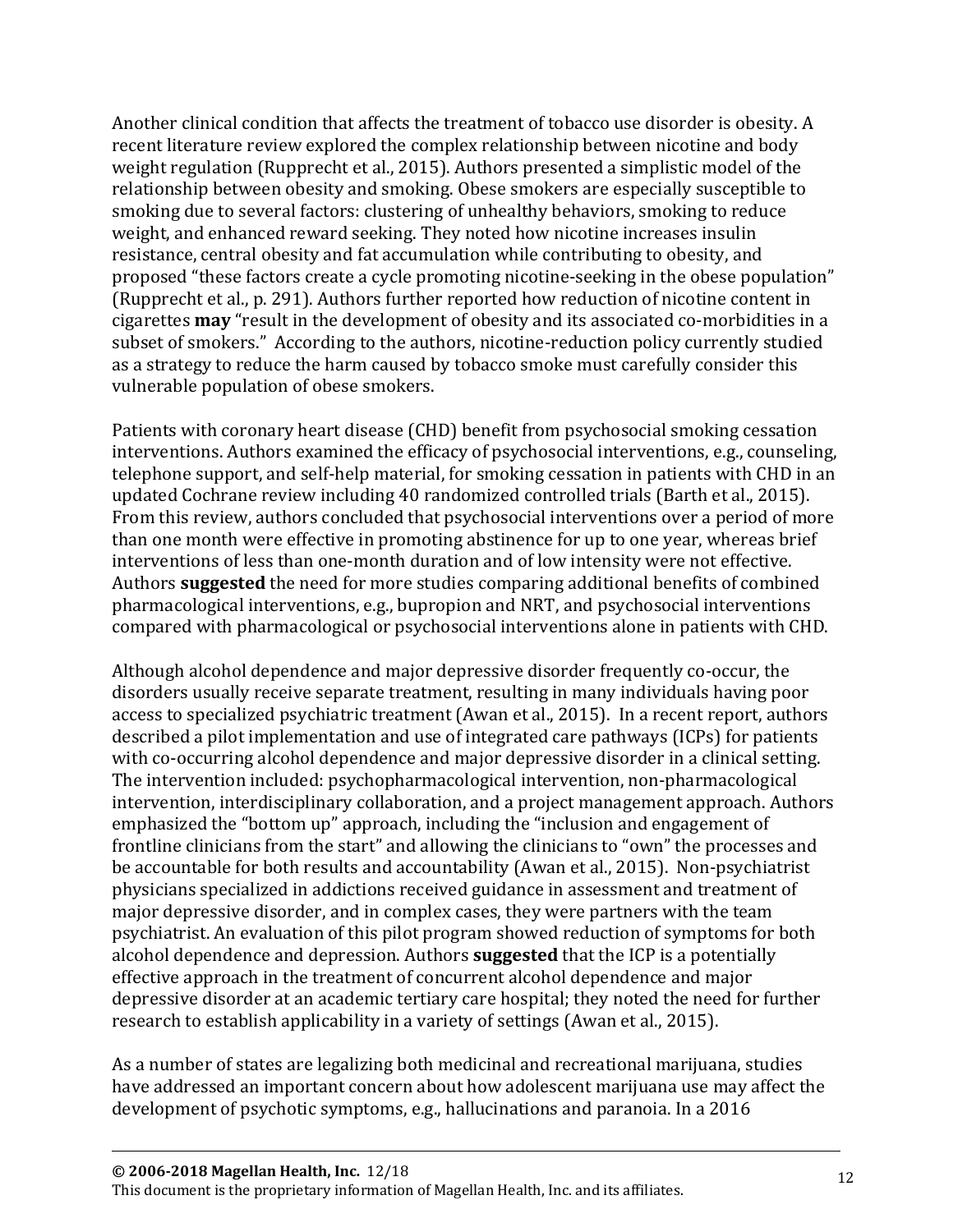Another clinical condition that affects the treatment of tobacco use disorder is obesity. A recent literature review explored the complex relationship between nicotine and body weight regulation (Rupprecht et al., 2015). Authors presented a simplistic model of the relationship between obesity and smoking. Obese smokers are especially susceptible to smoking due to several factors: clustering of unhealthy behaviors, smoking to reduce weight, and enhanced reward seeking. They noted how nicotine increases insulin resistance, central obesity and fat accumulation while contributing to obesity, and proposed "these factors create a cycle promoting nicotine-seeking in the obese population" (Rupprecht et al., p. 291). Authors further reported how reduction of nicotine content in cigarettes **may** "result in the development of obesity and its associated co-morbidities in a subset of smokers." According to the authors, nicotine-reduction policy currently studied as a strategy to reduce the harm caused by tobacco smoke must carefully consider this vulnerable population of obese smokers.

Patients with coronary heart disease (CHD) benefit from psychosocial smoking cessation interventions. Authors examined the efficacy of psychosocial interventions, e.g., counseling, telephone support, and self-help material, for smoking cessation in patients with CHD in an updated Cochrane review including 40 randomized controlled trials (Barth et al., 2015). From this review, authors concluded that psychosocial interventions over a period of more than one month were effective in promoting abstinence for up to one year, whereas brief interventions of less than one-month duration and of low intensity were not effective. Authors **suggested** the need for more studies comparing additional benefits of combined pharmacological interventions, e.g., bupropion and NRT, and psychosocial interventions compared with pharmacological or psychosocial interventions alone in patients with CHD.

Although alcohol dependence and major depressive disorder frequently co-occur, the disorders usually receive separate treatment, resulting in many individuals having poor access to specialized psychiatric treatment (Awan et al., 2015). In a recent report, authors described a pilot implementation and use of integrated care pathways (ICPs) for patients with co-occurring alcohol dependence and major depressive disorder in a clinical setting. The intervention included: psychopharmacological intervention, non-pharmacological intervention, interdisciplinary collaboration, and a project management approach. Authors emphasized the "bottom up" approach, including the "inclusion and engagement of frontline clinicians from the start" and allowing the clinicians to "own" the processes and be accountable for both results and accountability (Awan et al., 2015). Non-psychiatrist physicians specialized in addictions received guidance in assessment and treatment of major depressive disorder, and in complex cases, they were partners with the team psychiatrist. An evaluation of this pilot program showed reduction of symptoms for both alcohol dependence and depression. Authors **suggested** that the ICP is a potentially effective approach in the treatment of concurrent alcohol dependence and major depressive disorder at an academic tertiary care hospital; they noted the need for further research to establish applicability in a variety of settings (Awan et al., 2015).

As a number of states are legalizing both medicinal and recreational marijuana, studies have addressed an important concern about how adolescent marijuana use may affect the development of psychotic symptoms, e.g., hallucinations and paranoia. In a 2016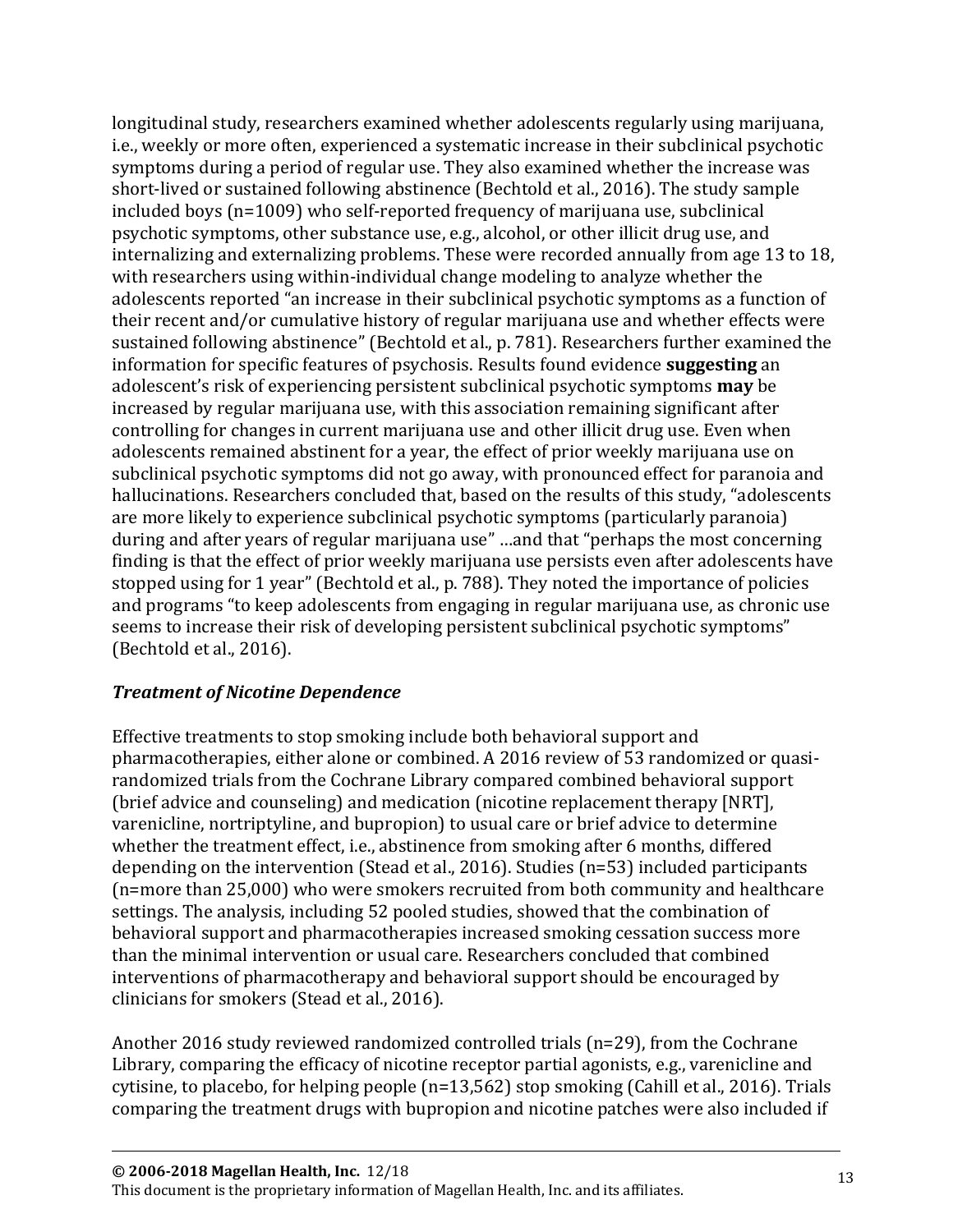longitudinal study, researchers examined whether adolescents regularly using marijuana, i.e., weekly or more often, experienced a systematic increase in their subclinical psychotic symptoms during a period of regular use. They also examined whether the increase was short-lived or sustained following abstinence (Bechtold et al., 2016). The study sample included boys (n=1009) who self-reported frequency of marijuana use, subclinical psychotic symptoms, other substance use, e.g., alcohol, or other illicit drug use, and internalizing and externalizing problems. These were recorded annually from age 13 to 18, with researchers using within-individual change modeling to analyze whether the adolescents reported "an increase in their subclinical psychotic symptoms as a function of their recent and/or cumulative history of regular marijuana use and whether effects were sustained following abstinence" (Bechtold et al., p. 781). Researchers further examined the information for specific features of psychosis. Results found evidence **suggesting** an adolescent's risk of experiencing persistent subclinical psychotic symptoms **may** be increased by regular marijuana use, with this association remaining significant after controlling for changes in current marijuana use and other illicit drug use. Even when adolescents remained abstinent for a year, the effect of prior weekly marijuana use on subclinical psychotic symptoms did not go away, with pronounced effect for paranoia and hallucinations. Researchers concluded that, based on the results of this study, "adolescents are more likely to experience subclinical psychotic symptoms (particularly paranoia) during and after years of regular marijuana use" …and that "perhaps the most concerning finding is that the effect of prior weekly marijuana use persists even after adolescents have stopped using for 1 year" (Bechtold et al., p. 788). They noted the importance of policies and programs "to keep adolescents from engaging in regular marijuana use, as chronic use seems to increase their risk of developing persistent subclinical psychotic symptoms" (Bechtold et al., 2016).

### *Treatment of Nicotine Dependence*

Effective treatments to stop smoking include both behavioral support and pharmacotherapies, either alone or combined. A 2016 review of 53 randomized or quasi-randomized trials from the Cochrane Library compared combined behavioral support (brief advice and counseling) and medication (nicotine replacement therapy [NRT], varenicline, nortriptyline, and bupropion) to usual care or brief advice to determine whether the treatment effect, i.e., abstinence from smoking after 6 months, differed depending on the intervention (Stead et al., 2016). Studies (n=53) included participants (n=more than 25,000) who were smokers recruited from both community and healthcare settings. The analysis, including 52 pooled studies, showed that the combination of behavioral support and pharmacotherapies increased smoking cessation success more than the minimal intervention or usual care. Researchers concluded that combined interventions of pharmacotherapy and behavioral support should be encouraged by clinicians for smokers (Stead et al., 2016).

Another 2016 study reviewed randomized controlled trials (n=29), from the Cochrane Library, comparing the efficacy of nicotine receptor partial agonists, e.g., varenicline and cytisine, to placebo, for helping people (n=13,562) stop smoking (Cahill et al., 2016). Trials comparing the treatment drugs with bupropion and nicotine patches were also included if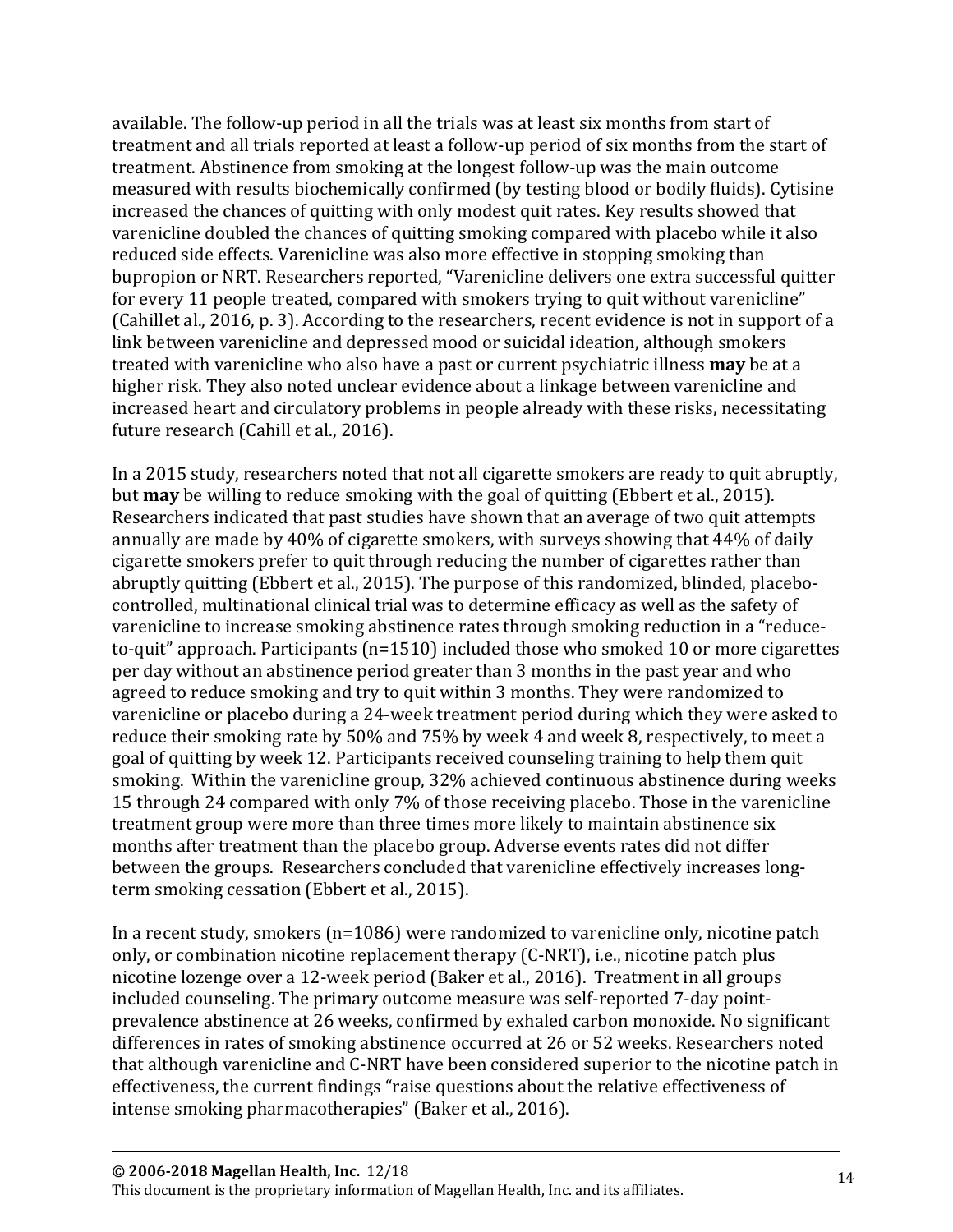available. The follow-up period in all the trials was at least six months from start of treatment and all trials reported at least a follow-up period of six months from the start of treatment. Abstinence from smoking at the longest follow-up was the main outcome measured with results biochemically confirmed (by testing blood or bodily fluids). Cytisine increased the chances of quitting with only modest quit rates. Key results showed that varenicline doubled the chances of quitting smoking compared with placebo while it also reduced side effects. Varenicline was also more effective in stopping smoking than bupropion or NRT. Researchers reported, "Varenicline delivers one extra successful quitter for every 11 people treated, compared with smokers trying to quit without varenicline" (Cahillet al., 2016, p. 3). According to the researchers, recent evidence is not in support of a link between varenicline and depressed mood or suicidal ideation, although smokers treated with varenicline who also have a past or current psychiatric illness **may** be at a higher risk. They also noted unclear evidence about a linkage between varenicline and increased heart and circulatory problems in people already with these risks, necessitating future research (Cahill et al., 2016).

In a 2015 study, researchers noted that not all cigarette smokers are ready to quit abruptly, but **may** be willing to reduce smoking with the goal of quitting (Ebbert et al., 2015). Researchers indicated that past studies have shown that an average of two quit attempts annually are made by 40% of cigarette smokers, with surveys showing that 44% of daily cigarette smokers prefer to quit through reducing the number of cigarettes rather than abruptly quitting (Ebbert et al., 2015). The purpose of this randomized, blinded, placebo-controlled, multinational clinical trial was to determine efficacy as well as the safety of varenicline to increase smoking abstinence rates through smoking reduction in a "reduce-to-quit" approach. Participants (n=1510) included those who smoked 10 or more cigarettes per day without an abstinence period greater than 3 months in the past year and who agreed to reduce smoking and try to quit within 3 months. They were randomized to varenicline or placebo during a 24-week treatment period during which they were asked to reduce their smoking rate by 50% and 75% by week 4 and week 8, respectively, to meet a goal of quitting by week 12. Participants received counseling training to help them quit smoking. Within the varenicline group, 32% achieved continuous abstinence during weeks 15 through 24 compared with only 7% of those receiving placebo. Those in the varenicline treatment group were more than three times more likely to maintain abstinence six months after treatment than the placebo group. Adverse events rates did not differ between the groups. Researchers concluded that varenicline effectively increases long-term smoking cessation (Ebbert et al., 2015).

In a recent study, smokers (n=1086) were randomized to varenicline only, nicotine patch only, or combination nicotine replacement therapy (C-NRT), i.e., nicotine patch plus nicotine lozenge over a 12-week period (Baker et al., 2016). Treatment in all groups included counseling. The primary outcome measure was self-reported 7-day point-prevalence abstinence at 26 weeks, confirmed by exhaled carbon monoxide. No significant differences in rates of smoking abstinence occurred at 26 or 52 weeks. Researchers noted that although varenicline and C-NRT have been considered superior to the nicotine patch in effectiveness, the current findings "raise questions about the relative effectiveness of intense smoking pharmacotherapies" (Baker et al., 2016).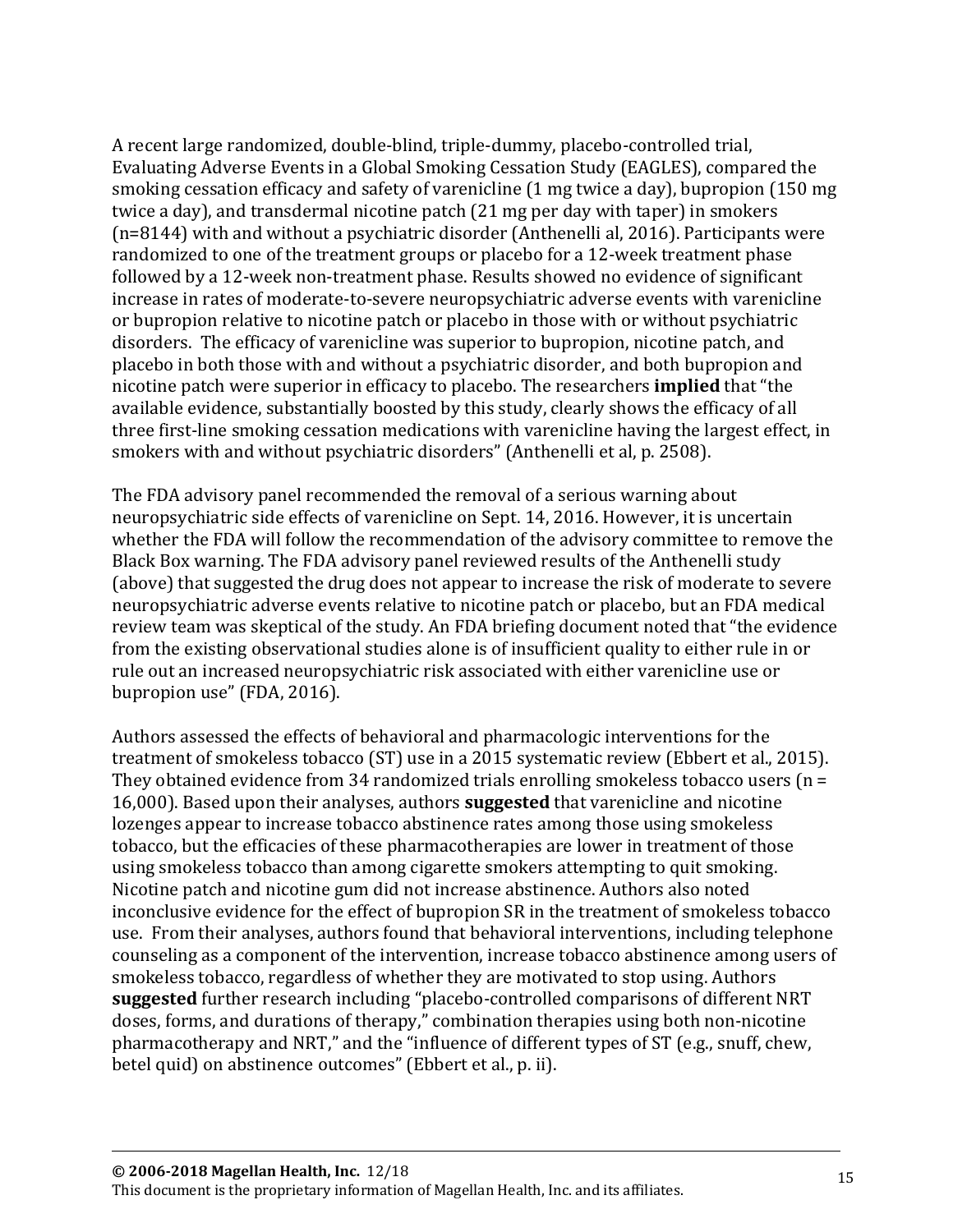A recent large randomized, double-blind, triple-dummy, placebo-controlled trial, Evaluating Adverse Events in a Global Smoking Cessation Study (EAGLES), compared the smoking cessation efficacy and safety of varenicline (1 mg twice a day), bupropion (150 mg twice a day), and transdermal nicotine patch (21 mg per day with taper) in smokers (n=8144) with and without a psychiatric disorder (Anthenelli al, 2016). Participants were randomized to one of the treatment groups or placebo for a 12-week treatment phase followed by a 12-week non-treatment phase. Results showed no evidence of significant increase in rates of moderate-to-severe neuropsychiatric adverse events with varenicline or bupropion relative to nicotine patch or placebo in those with or without psychiatric disorders. The efficacy of varenicline was superior to bupropion, nicotine patch, and placebo in both those with and without a psychiatric disorder, and both bupropion and nicotine patch were superior in efficacy to placebo. The researchers **implied** that "the available evidence, substantially boosted by this study, clearly shows the efficacy of all three first-line smoking cessation medications with varenicline having the largest effect, in smokers with and without psychiatric disorders" (Anthenelli et al, p. 2508).

The FDA advisory panel recommended the removal of a serious warning about neuropsychiatric side effects of varenicline on Sept. 14, 2016. However, it is uncertain whether the FDA will follow the recommendation of the advisory committee to remove the Black Box warning. The FDA advisory panel reviewed results of the Anthenelli study (above) that suggested the drug does not appear to increase the risk of moderate to severe neuropsychiatric adverse events relative to nicotine patch or placebo, but an FDA medical review team was skeptical of the study. An FDA briefing document noted that "the evidence from the existing observational studies alone is of insufficient quality to either rule in or rule out an increased neuropsychiatric risk associated with either varenicline use or bupropion use" (FDA, 2016).

Authors assessed the effects of behavioral and pharmacologic interventions for the treatment of smokeless tobacco (ST) use in a 2015 systematic review (Ebbert et al., 2015). They obtained evidence from 34 randomized trials enrolling smokeless tobacco users (n = 16,000). Based upon their analyses, authors **suggested** that varenicline and nicotine lozenges appear to increase tobacco abstinence rates among those using smokeless tobacco, but the efficacies of these pharmacotherapies are lower in treatment of those using smokeless tobacco than among cigarette smokers attempting to quit smoking. Nicotine patch and nicotine gum did not increase abstinence. Authors also noted inconclusive evidence for the effect of bupropion SR in the treatment of smokeless tobacco use. From their analyses, authors found that behavioral interventions, including telephone counseling as a component of the intervention, increase tobacco abstinence among users of smokeless tobacco, regardless of whether they are motivated to stop using. Authors **suggested** further research including "placebo-controlled comparisons of different NRT doses, forms, and durations of therapy," combination therapies using both non-nicotine pharmacotherapy and NRT," and the "influence of different types of ST (e.g., snuff, chew, betel quid) on abstinence outcomes" (Ebbert et al., p. ii).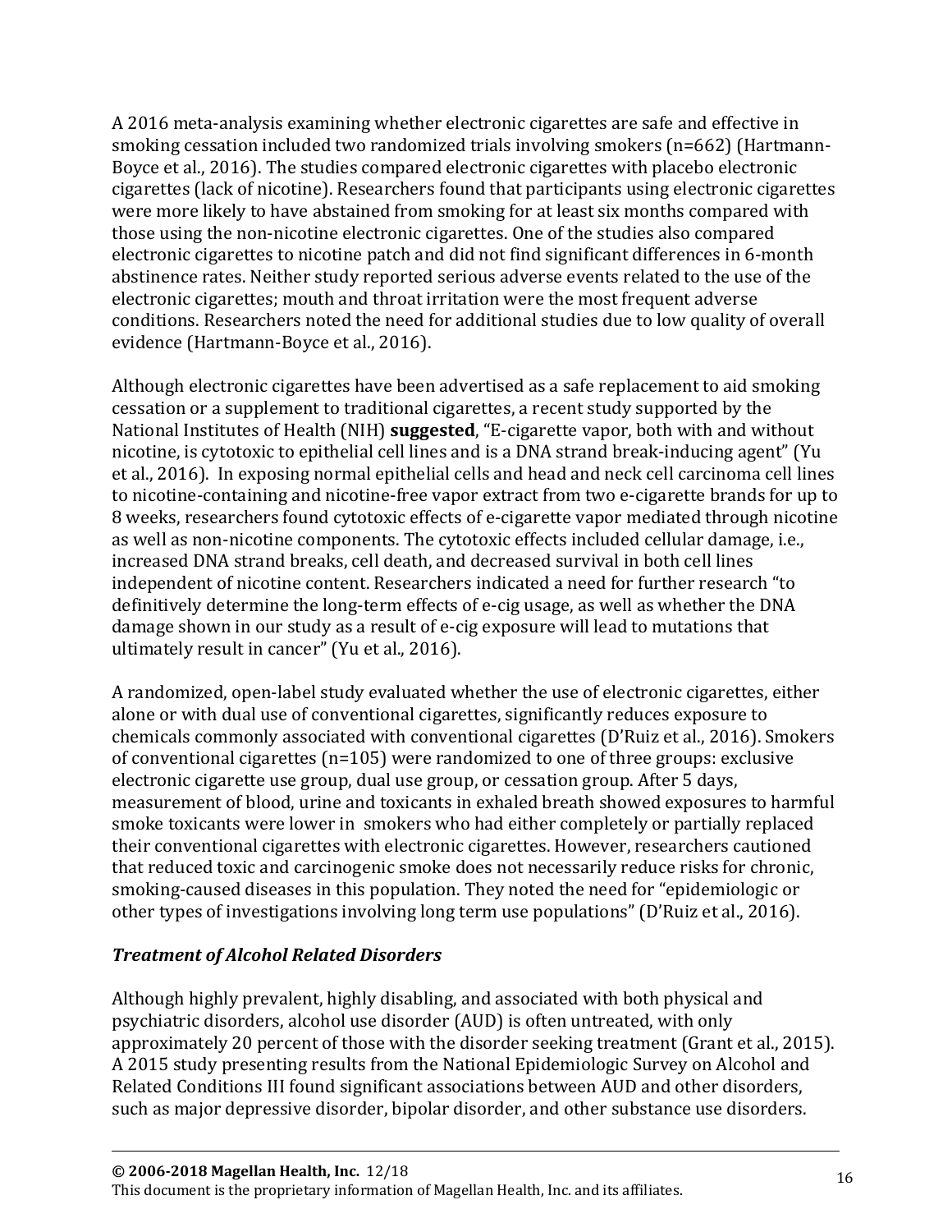A 2016 meta-analysis examining whether electronic cigarettes are safe and effective in smoking cessation included two randomized trials involving smokers (n=662) (Hartmann-Boyce et al., 2016). The studies compared electronic cigarettes with placebo electronic cigarettes (lack of nicotine). Researchers found that participants using electronic cigarettes were more likely to have abstained from smoking for at least six months compared with those using the non-nicotine electronic cigarettes. One of the studies also compared electronic cigarettes to nicotine patch and did not find significant differences in 6-month abstinence rates. Neither study reported serious adverse events related to the use of the electronic cigarettes; mouth and throat irritation were the most frequent adverse conditions. Researchers noted the need for additional studies due to low quality of overall evidence (Hartmann-Boyce et al., 2016).

Although electronic cigarettes have been advertised as a safe replacement to aid smoking cessation or a supplement to traditional cigarettes, a recent study supported by the National Institutes of Health (NIH) **suggested**, "E-cigarette vapor, both with and without nicotine, is cytotoxic to epithelial cell lines and is a DNA strand break-inducing agent" (Yu et al., 2016). In exposing normal epithelial cells and head and neck cell carcinoma cell lines to nicotine-containing and nicotine-free vapor extract from two e-cigarette brands for up to 8 weeks, researchers found cytotoxic effects of e-cigarette vapor mediated through nicotine as well as non-nicotine components. The cytotoxic effects included cellular damage, i.e., increased DNA strand breaks, cell death, and decreased survival in both cell lines independent of nicotine content. Researchers indicated a need for further research "to definitively determine the long-term effects of e-cig usage, as well as whether the DNA damage shown in our study as a result of e-cig exposure will lead to mutations that ultimately result in cancer" (Yu et al., 2016).

A randomized, open-label study evaluated whether the use of electronic cigarettes, either alone or with dual use of conventional cigarettes, significantly reduces exposure to chemicals commonly associated with conventional cigarettes (D'Ruiz et al., 2016). Smokers of conventional cigarettes (n=105) were randomized to one of three groups: exclusive electronic cigarette use group, dual use group, or cessation group. After 5 days, measurement of blood, urine and toxicants in exhaled breath showed exposures to harmful smoke toxicants were lower in smokers who had either completely or partially replaced their conventional cigarettes with electronic cigarettes. However, researchers cautioned that reduced toxic and carcinogenic smoke does not necessarily reduce risks for chronic, smoking-caused diseases in this population. They noted the need for "epidemiologic or other types of investigations involving long term use populations" (D'Ruiz et al., 2016).

### *Treatment of Alcohol Related Disorders*

Although highly prevalent, highly disabling, and associated with both physical and psychiatric disorders, alcohol use disorder (AUD) is often untreated, with only approximately 20 percent of those with the disorder seeking treatment (Grant et al., 2015). A 2015 study presenting results from the National Epidemiologic Survey on Alcohol and Related Conditions III found significant associations between AUD and other disorders, such as major depressive disorder, bipolar disorder, and other substance use disorders.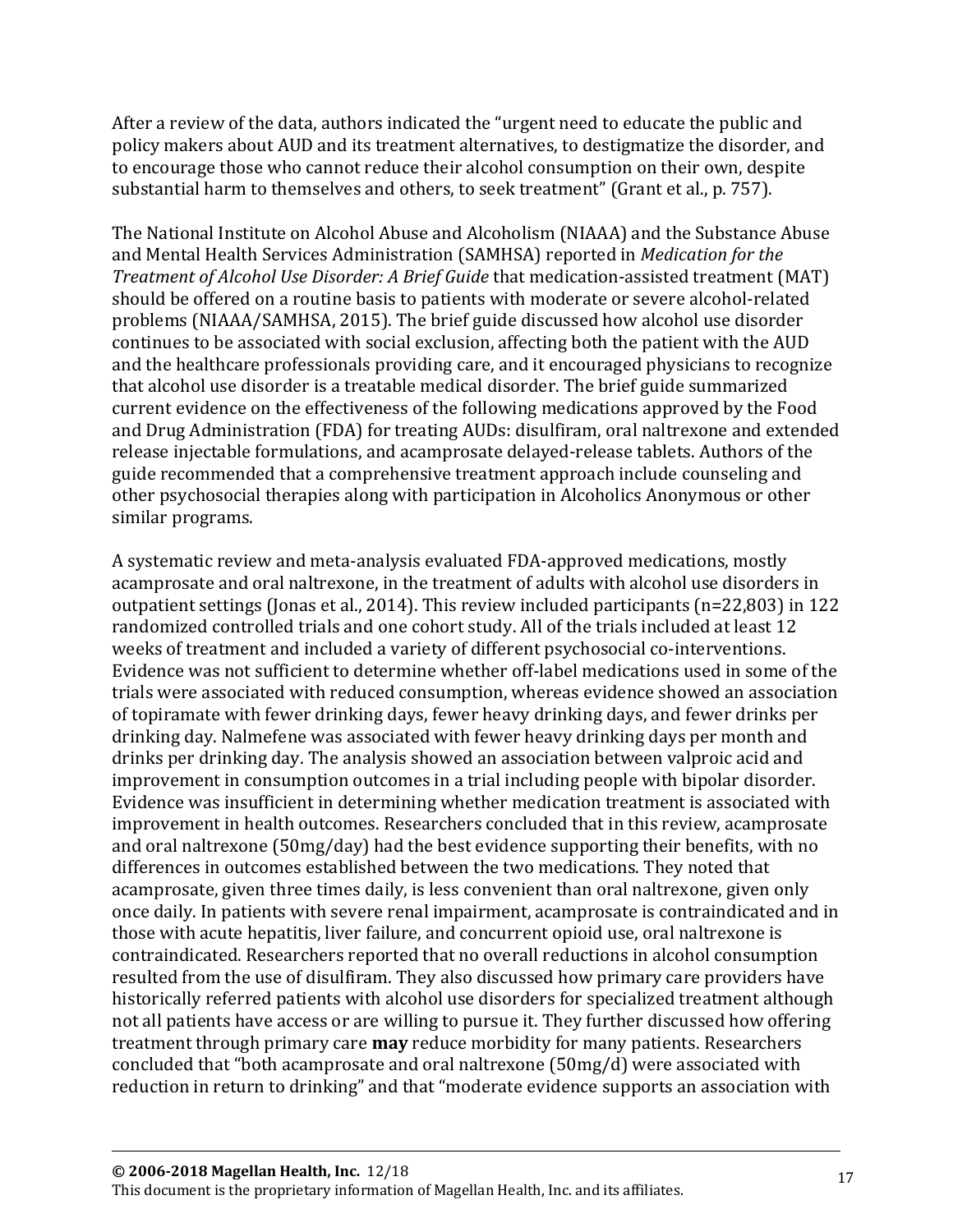After a review of the data, authors indicated the "urgent need to educate the public and policy makers about AUD and its treatment alternatives, to destigmatize the disorder, and to encourage those who cannot reduce their alcohol consumption on their own, despite substantial harm to themselves and others, to seek treatment" (Grant et al., p. 757).

The National Institute on Alcohol Abuse and Alcoholism (NIAAA) and the Substance Abuse and Mental Health Services Administration (SAMHSA) reported in *Medication for the Treatment of Alcohol Use Disorder: A Brief Guide* that medication-assisted treatment (MAT) should be offered on a routine basis to patients with moderate or severe alcohol-related problems (NIAAA/SAMHSA, 2015). The brief guide discussed how alcohol use disorder continues to be associated with social exclusion, affecting both the patient with the AUD and the healthcare professionals providing care, and it encouraged physicians to recognize that alcohol use disorder is a treatable medical disorder. The brief guide summarized current evidence on the effectiveness of the following medications approved by the Food and Drug Administration (FDA) for treating AUDs: disulfiram, oral naltrexone and extended release injectable formulations, and acamprosate delayed-release tablets. Authors of the guide recommended that a comprehensive treatment approach include counseling and other psychosocial therapies along with participation in Alcoholics Anonymous or other similar programs.

A systematic review and meta-analysis evaluated FDA-approved medications, mostly acamprosate and oral naltrexone, in the treatment of adults with alcohol use disorders in outpatient settings (Jonas et al., 2014). This review included participants (n=22,803) in 122 randomized controlled trials and one cohort study. All of the trials included at least 12 weeks of treatment and included a variety of different psychosocial co-interventions. Evidence was not sufficient to determine whether off-label medications used in some of the trials were associated with reduced consumption, whereas evidence showed an association of topiramate with fewer drinking days, fewer heavy drinking days, and fewer drinks per drinking day. Nalmefene was associated with fewer heavy drinking days per month and drinks per drinking day. The analysis showed an association between valproic acid and improvement in consumption outcomes in a trial including people with bipolar disorder. Evidence was insufficient in determining whether medication treatment is associated with improvement in health outcomes. Researchers concluded that in this review, acamprosate and oral naltrexone (50mg/day) had the best evidence supporting their benefits, with no differences in outcomes established between the two medications. They noted that acamprosate, given three times daily, is less convenient than oral naltrexone, given only once daily. In patients with severe renal impairment, acamprosate is contraindicated and in those with acute hepatitis, liver failure, and concurrent opioid use, oral naltrexone is contraindicated. Researchers reported that no overall reductions in alcohol consumption resulted from the use of disulfiram. They also discussed how primary care providers have historically referred patients with alcohol use disorders for specialized treatment although not all patients have access or are willing to pursue it. They further discussed how offering treatment through primary care **may** reduce morbidity for many patients. Researchers concluded that "both acamprosate and oral naltrexone (50mg/d) were associated with reduction in return to drinking" and that "moderate evidence supports an association with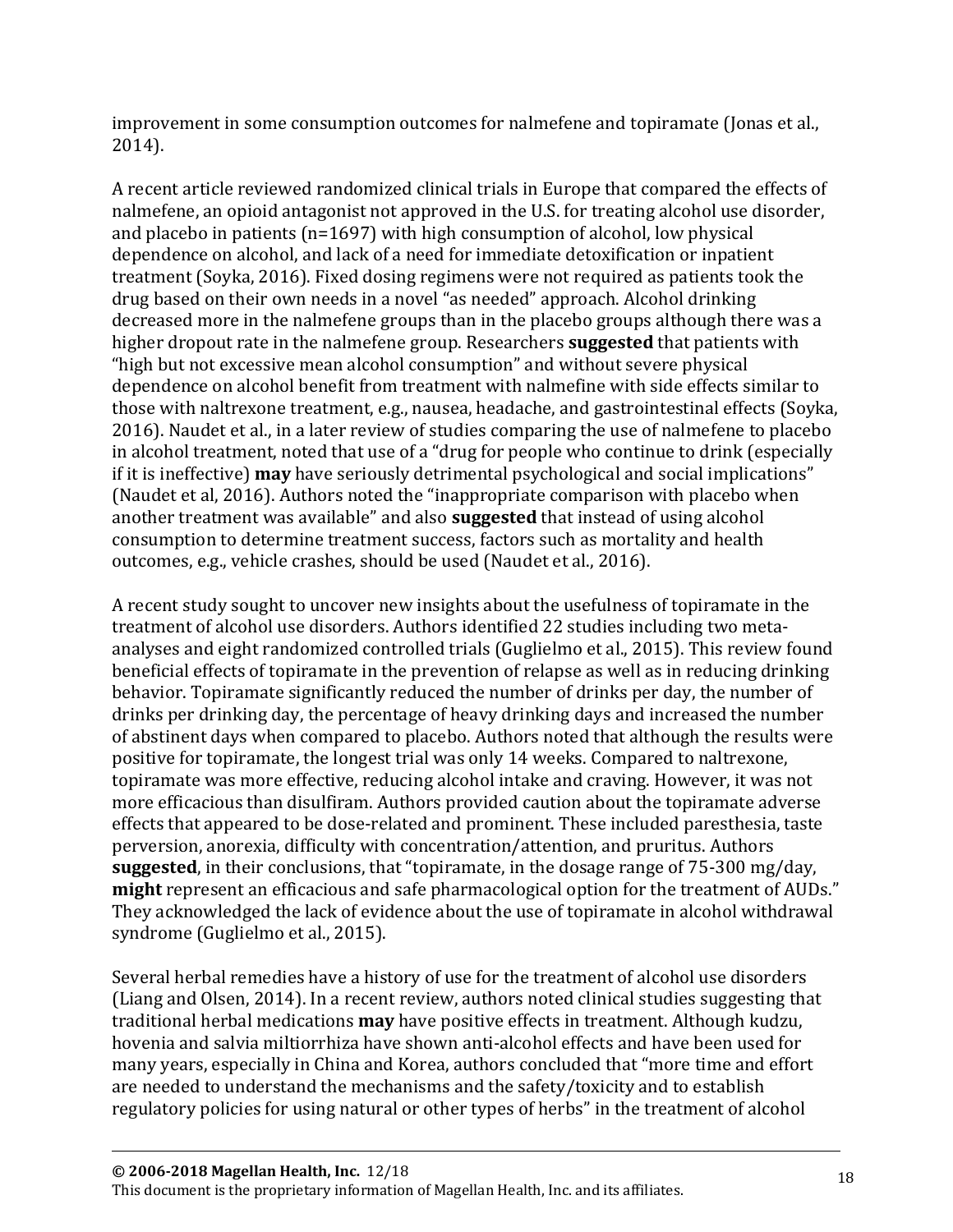improvement in some consumption outcomes for nalmefene and topiramate (Jonas et al., 2014).

A recent article reviewed randomized clinical trials in Europe that compared the effects of nalmefene, an opioid antagonist not approved in the U.S. for treating alcohol use disorder, and placebo in patients (n=1697) with high consumption of alcohol, low physical dependence on alcohol, and lack of a need for immediate detoxification or inpatient treatment (Soyka, 2016). Fixed dosing regimens were not required as patients took the drug based on their own needs in a novel "as needed" approach. Alcohol drinking decreased more in the nalmefene groups than in the placebo groups although there was a higher dropout rate in the nalmefene group. Researchers **suggested** that patients with "high but not excessive mean alcohol consumption" and without severe physical dependence on alcohol benefit from treatment with nalmefine with side effects similar to those with naltrexone treatment, e.g., nausea, headache, and gastrointestinal effects (Soyka, 2016). Naudet et al., in a later review of studies comparing the use of nalmefene to placebo in alcohol treatment, noted that use of a "drug for people who continue to drink (especially if it is ineffective) **may** have seriously detrimental psychological and social implications" (Naudet et al, 2016). Authors noted the "inappropriate comparison with placebo when another treatment was available" and also **suggested** that instead of using alcohol consumption to determine treatment success, factors such as mortality and health outcomes, e.g., vehicle crashes, should be used (Naudet et al., 2016).

A recent study sought to uncover new insights about the usefulness of topiramate in the treatment of alcohol use disorders. Authors identified 22 studies including two meta-analyses and eight randomized controlled trials (Guglielmo et al., 2015). This review found beneficial effects of topiramate in the prevention of relapse as well as in reducing drinking behavior. Topiramate significantly reduced the number of drinks per day, the number of drinks per drinking day, the percentage of heavy drinking days and increased the number of abstinent days when compared to placebo. Authors noted that although the results were positive for topiramate, the longest trial was only 14 weeks. Compared to naltrexone, topiramate was more effective, reducing alcohol intake and craving. However, it was not more efficacious than disulfiram. Authors provided caution about the topiramate adverse effects that appeared to be dose-related and prominent. These included paresthesia, taste perversion, anorexia, difficulty with concentration/attention, and pruritus. Authors **suggested**, in their conclusions, that "topiramate, in the dosage range of 75-300 mg/day, **might** represent an efficacious and safe pharmacological option for the treatment of AUDs." They acknowledged the lack of evidence about the use of topiramate in alcohol withdrawal syndrome (Guglielmo et al., 2015).

Several herbal remedies have a history of use for the treatment of alcohol use disorders (Liang and Olsen, 2014). In a recent review, authors noted clinical studies suggesting that traditional herbal medications **may** have positive effects in treatment. Although kudzu, hovenia and salvia miltiorrhiza have shown anti-alcohol effects and have been used for many years, especially in China and Korea, authors concluded that "more time and effort are needed to understand the mechanisms and the safety/toxicity and to establish regulatory policies for using natural or other types of herbs" in the treatment of alcohol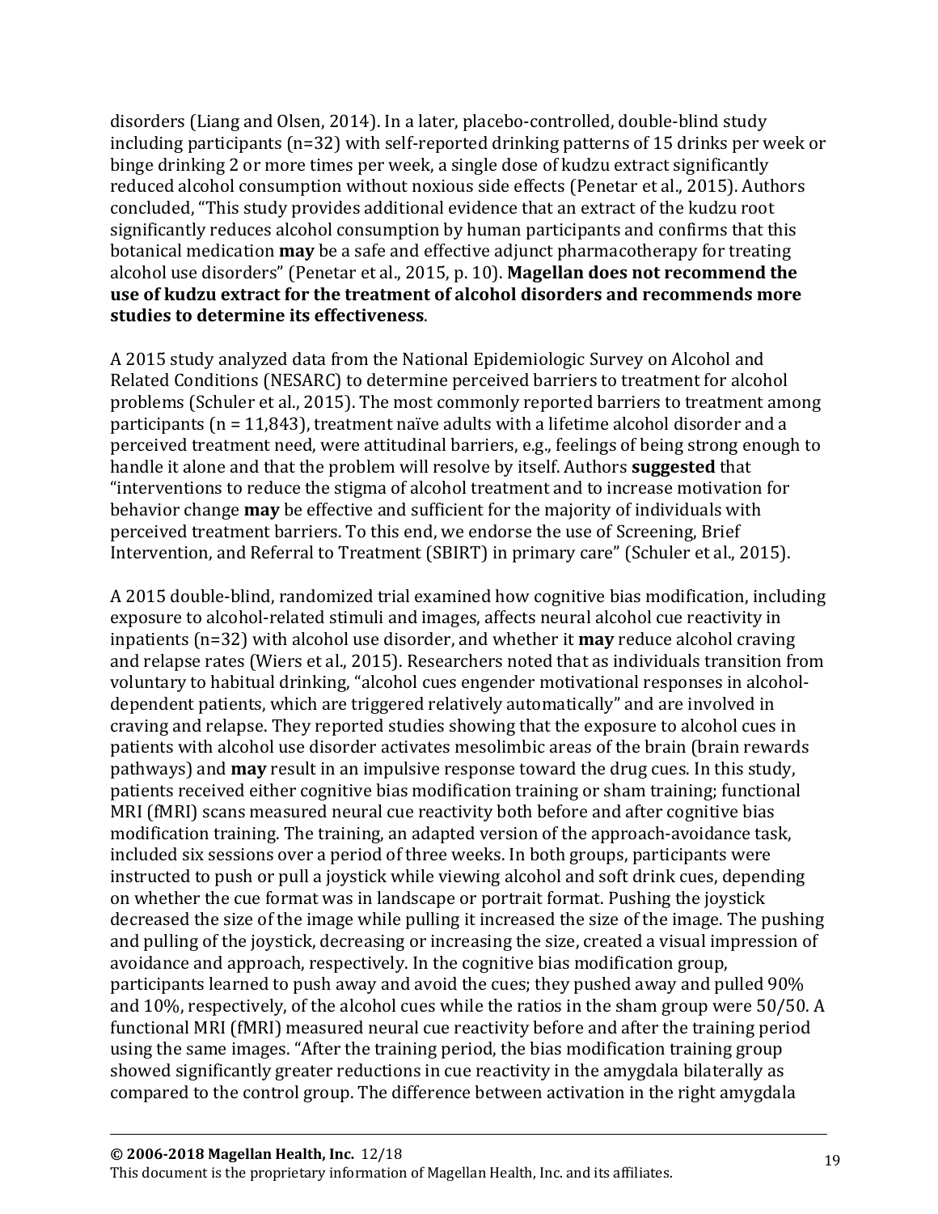disorders (Liang and Olsen, 2014). In a later, placebo-controlled, double-blind study including participants (n=32) with self-reported drinking patterns of 15 drinks per week or binge drinking 2 or more times per week, a single dose of kudzu extract significantly reduced alcohol consumption without noxious side effects (Penetar et al., 2015). Authors concluded, "This study provides additional evidence that an extract of the kudzu root significantly reduces alcohol consumption by human participants and confirms that this botanical medication **may** be a safe and effective adjunct pharmacotherapy for treating alcohol use disorders" (Penetar et al., 2015, p. 10). **Magellan does not recommend the use of kudzu extract for the treatment of alcohol disorders and recommends more studies to determine its effectiveness**.

A 2015 study analyzed data from the National Epidemiologic Survey on Alcohol and Related Conditions (NESARC) to determine perceived barriers to treatment for alcohol problems (Schuler et al., 2015). The most commonly reported barriers to treatment among participants (n = 11,843), treatment naïve adults with a lifetime alcohol disorder and a perceived treatment need, were attitudinal barriers, e.g., feelings of being strong enough to handle it alone and that the problem will resolve by itself. Authors **suggested** that "interventions to reduce the stigma of alcohol treatment and to increase motivation for behavior change **may** be effective and sufficient for the majority of individuals with perceived treatment barriers. To this end, we endorse the use of Screening, Brief Intervention, and Referral to Treatment (SBIRT) in primary care" (Schuler et al., 2015).

A 2015 double-blind, randomized trial examined how cognitive bias modification, including exposure to alcohol-related stimuli and images, affects neural alcohol cue reactivity in inpatients (n=32) with alcohol use disorder, and whether it **may** reduce alcohol craving and relapse rates (Wiers et al., 2015). Researchers noted that as individuals transition from voluntary to habitual drinking, "alcohol cues engender motivational responses in alcohol-dependent patients, which are triggered relatively automatically" and are involved in craving and relapse. They reported studies showing that the exposure to alcohol cues in patients with alcohol use disorder activates mesolimbic areas of the brain (brain rewards pathways) and **may** result in an impulsive response toward the drug cues. In this study, patients received either cognitive bias modification training or sham training; functional MRI (fMRI) scans measured neural cue reactivity both before and after cognitive bias modification training. The training, an adapted version of the approach-avoidance task, included six sessions over a period of three weeks. In both groups, participants were instructed to push or pull a joystick while viewing alcohol and soft drink cues, depending on whether the cue format was in landscape or portrait format. Pushing the joystick decreased the size of the image while pulling it increased the size of the image. The pushing and pulling of the joystick, decreasing or increasing the size, created a visual impression of avoidance and approach, respectively. In the cognitive bias modification group, participants learned to push away and avoid the cues; they pushed away and pulled 90% and 10%, respectively, of the alcohol cues while the ratios in the sham group were 50/50. A functional MRI (fMRI) measured neural cue reactivity before and after the training period using the same images. "After the training period, the bias modification training group showed significantly greater reductions in cue reactivity in the amygdala bilaterally as compared to the control group. The difference between activation in the right amygdala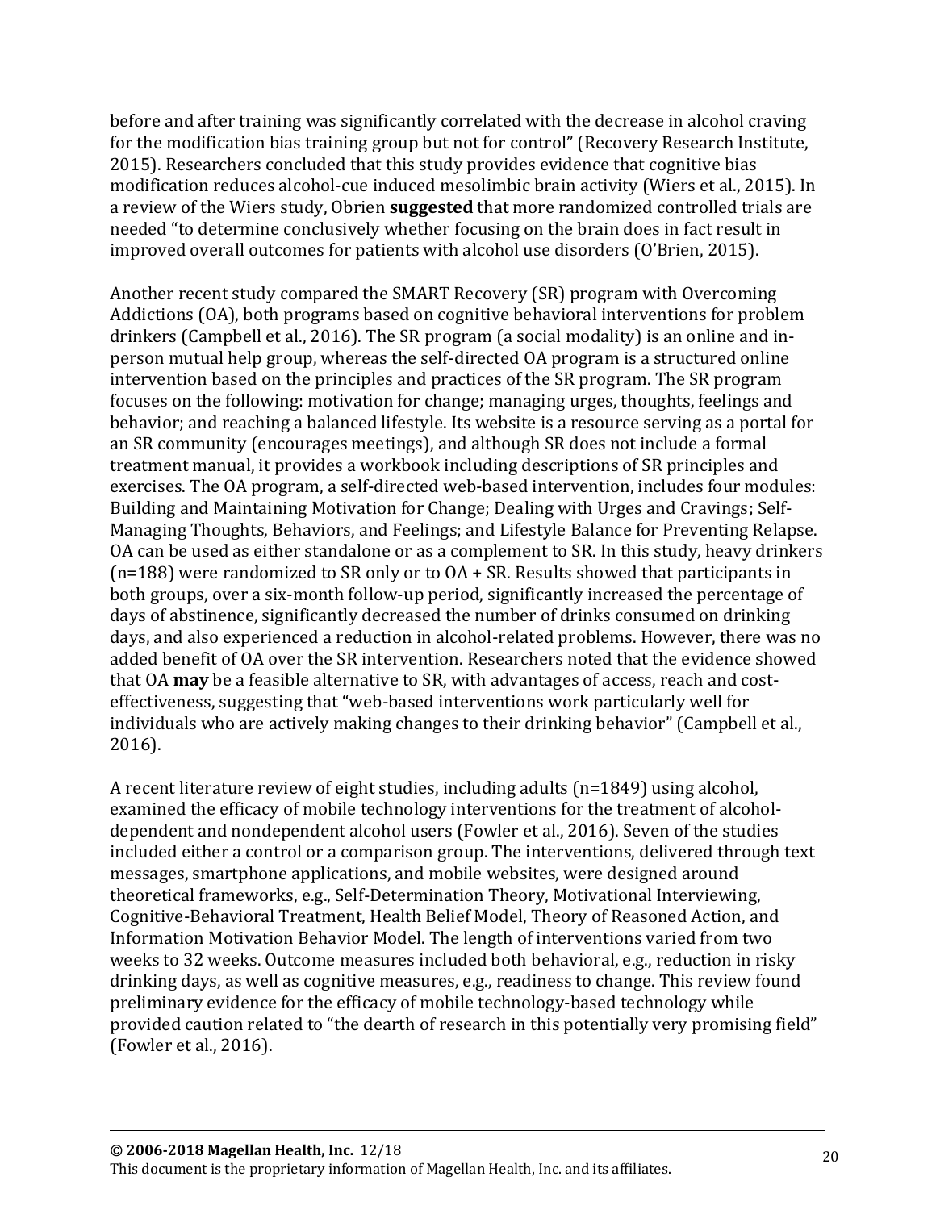before and after training was significantly correlated with the decrease in alcohol craving for the modification bias training group but not for control" (Recovery Research Institute, 2015). Researchers concluded that this study provides evidence that cognitive bias modification reduces alcohol-cue induced mesolimbic brain activity (Wiers et al., 2015). In a review of the Wiers study, Obrien **suggested** that more randomized controlled trials are needed "to determine conclusively whether focusing on the brain does in fact result in improved overall outcomes for patients with alcohol use disorders (O'Brien, 2015).

Another recent study compared the SMART Recovery (SR) program with Overcoming Addictions (OA), both programs based on cognitive behavioral interventions for problem drinkers (Campbell et al., 2016). The SR program (a social modality) is an online and in-person mutual help group, whereas the self-directed OA program is a structured online intervention based on the principles and practices of the SR program. The SR program focuses on the following: motivation for change; managing urges, thoughts, feelings and behavior; and reaching a balanced lifestyle. Its website is a resource serving as a portal for an SR community (encourages meetings), and although SR does not include a formal treatment manual, it provides a workbook including descriptions of SR principles and exercises. The OA program, a self-directed web-based intervention, includes four modules: Building and Maintaining Motivation for Change; Dealing with Urges and Cravings; Self-Managing Thoughts, Behaviors, and Feelings; and Lifestyle Balance for Preventing Relapse. OA can be used as either standalone or as a complement to SR. In this study, heavy drinkers (n=188) were randomized to SR only or to OA + SR. Results showed that participants in both groups, over a six-month follow-up period, significantly increased the percentage of days of abstinence, significantly decreased the number of drinks consumed on drinking days, and also experienced a reduction in alcohol-related problems. However, there was no added benefit of OA over the SR intervention. Researchers noted that the evidence showed that OA **may** be a feasible alternative to SR, with advantages of access, reach and cost-effectiveness, suggesting that "web-based interventions work particularly well for individuals who are actively making changes to their drinking behavior" (Campbell et al., 2016).

A recent literature review of eight studies, including adults (n=1849) using alcohol, examined the efficacy of mobile technology interventions for the treatment of alcohol-dependent and nondependent alcohol users (Fowler et al., 2016). Seven of the studies included either a control or a comparison group. The interventions, delivered through text messages, smartphone applications, and mobile websites, were designed around theoretical frameworks, e.g., Self-Determination Theory, Motivational Interviewing, Cognitive-Behavioral Treatment, Health Belief Model, Theory of Reasoned Action, and Information Motivation Behavior Model. The length of interventions varied from two weeks to 32 weeks. Outcome measures included both behavioral, e.g., reduction in risky drinking days, as well as cognitive measures, e.g., readiness to change. This review found preliminary evidence for the efficacy of mobile technology-based technology while provided caution related to "the dearth of research in this potentially very promising field" (Fowler et al., 2016).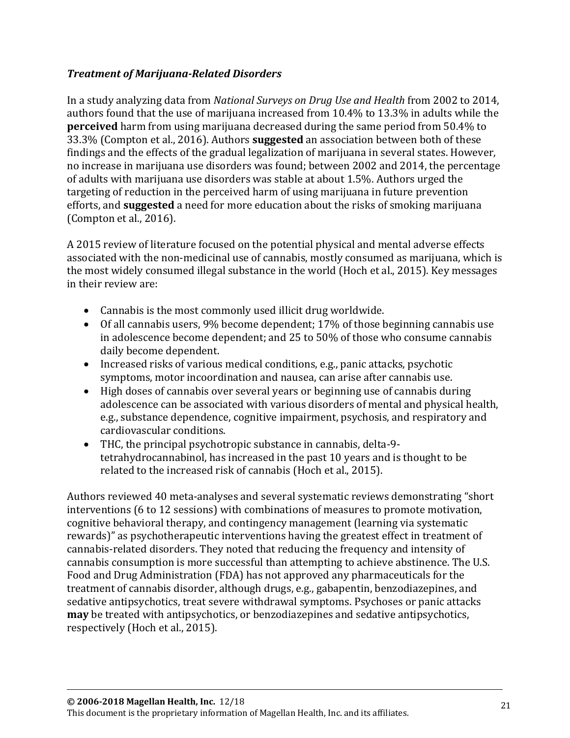### ***Treatment of Marijuana-Related Disorders***

In a study analyzing data from *National Surveys on Drug Use and Health* from 2002 to 2014, authors found that the use of marijuana increased from 10.4% to 13.3% in adults while the **perceived** harm from using marijuana decreased during the same period from 50.4% to 33.3% (Compton et al., 2016). Authors **suggested** an association between both of these findings and the effects of the gradual legalization of marijuana in several states. However, no increase in marijuana use disorders was found; between 2002 and 2014, the percentage of adults with marijuana use disorders was stable at about 1.5%. Authors urged the targeting of reduction in the perceived harm of using marijuana in future prevention efforts, and **suggested** a need for more education about the risks of smoking marijuana (Compton et al., 2016).

A 2015 review of literature focused on the potential physical and mental adverse effects associated with the non-medicinal use of cannabis, mostly consumed as marijuana, which is the most widely consumed illegal substance in the world (Hoch et al., 2015). Key messages in their review are:

- Cannabis is the most commonly used illicit drug worldwide.
- Of all cannabis users, 9% become dependent; 17% of those beginning cannabis use in adolescence become dependent; and 25 to 50% of those who consume cannabis daily become dependent.
- Increased risks of various medical conditions, e.g., panic attacks, psychotic symptoms, motor incoordination and nausea, can arise after cannabis use.
- High doses of cannabis over several years or beginning use of cannabis during adolescence can be associated with various disorders of mental and physical health, e.g., substance dependence, cognitive impairment, psychosis, and respiratory and cardiovascular conditions.
- THC, the principal psychotropic substance in cannabis, delta-9-tetrahydrocannabinol, has increased in the past 10 years and is thought to be related to the increased risk of cannabis (Hoch et al., 2015).

Authors reviewed 40 meta-analyses and several systematic reviews demonstrating "short interventions (6 to 12 sessions) with combinations of measures to promote motivation, cognitive behavioral therapy, and contingency management (learning via systematic rewards)" as psychotherapeutic interventions having the greatest effect in treatment of cannabis-related disorders. They noted that reducing the frequency and intensity of cannabis consumption is more successful than attempting to achieve abstinence. The U.S. Food and Drug Administration (FDA) has not approved any pharmaceuticals for the treatment of cannabis disorder, although drugs, e.g., gabapentin, benzodiazepines, and sedative antipsychotics, treat severe withdrawal symptoms. Psychoses or panic attacks **may** be treated with antipsychotics, or benzodiazepines and sedative antipsychotics, respectively (Hoch et al., 2015).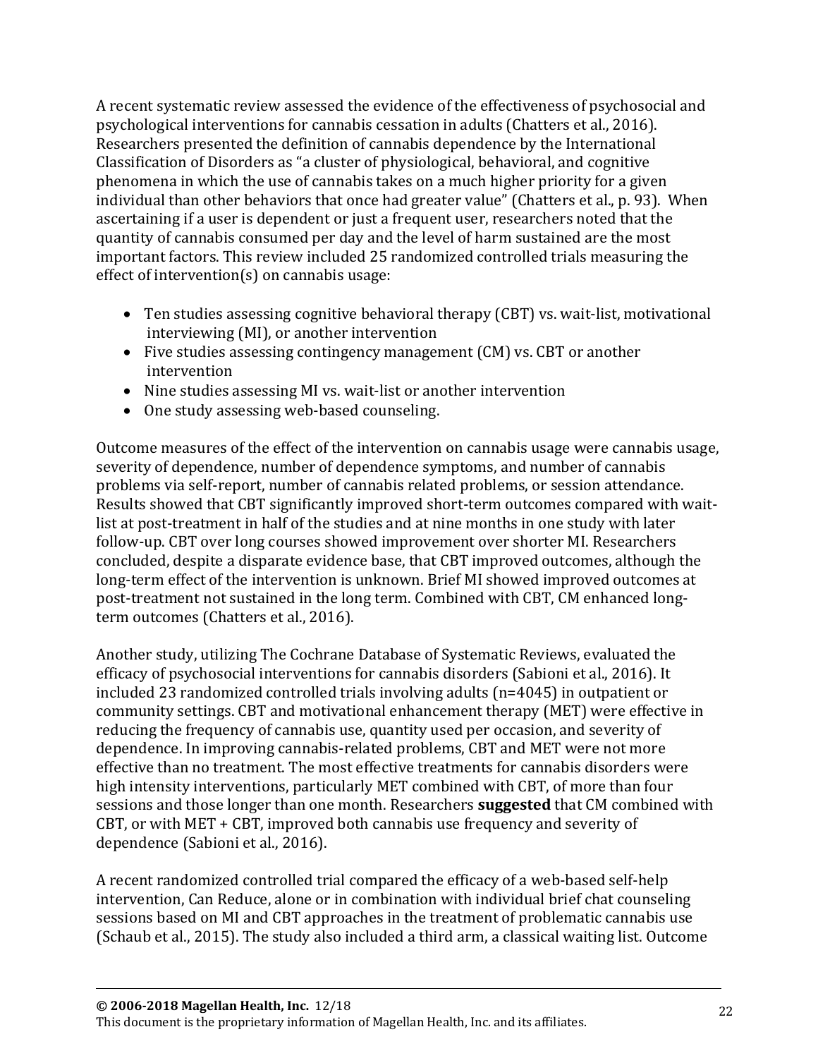A recent systematic review assessed the evidence of the effectiveness of psychosocial and psychological interventions for cannabis cessation in adults (Chatters et al., 2016). Researchers presented the definition of cannabis dependence by the International Classification of Disorders as "a cluster of physiological, behavioral, and cognitive phenomena in which the use of cannabis takes on a much higher priority for a given individual than other behaviors that once had greater value" (Chatters et al., p. 93). When ascertaining if a user is dependent or just a frequent user, researchers noted that the quantity of cannabis consumed per day and the level of harm sustained are the most important factors. This review included 25 randomized controlled trials measuring the effect of intervention(s) on cannabis usage:

- Ten studies assessing cognitive behavioral therapy (CBT) vs. wait-list, motivational interviewing (MI), or another intervention
- Five studies assessing contingency management (CM) vs. CBT or another intervention
- Nine studies assessing MI vs. wait-list or another intervention
- One study assessing web-based counseling.

Outcome measures of the effect of the intervention on cannabis usage were cannabis usage, severity of dependence, number of dependence symptoms, and number of cannabis problems via self-report, number of cannabis related problems, or session attendance. Results showed that CBT significantly improved short-term outcomes compared with wait-list at post-treatment in half of the studies and at nine months in one study with later follow-up. CBT over long courses showed improvement over shorter MI. Researchers concluded, despite a disparate evidence base, that CBT improved outcomes, although the long-term effect of the intervention is unknown. Brief MI showed improved outcomes at post-treatment not sustained in the long term. Combined with CBT, CM enhanced long-term outcomes (Chatters et al., 2016).

Another study, utilizing The Cochrane Database of Systematic Reviews, evaluated the efficacy of psychosocial interventions for cannabis disorders (Sabioni et al., 2016). It included 23 randomized controlled trials involving adults (n=4045) in outpatient or community settings. CBT and motivational enhancement therapy (MET) were effective in reducing the frequency of cannabis use, quantity used per occasion, and severity of dependence. In improving cannabis-related problems, CBT and MET were not more effective than no treatment. The most effective treatments for cannabis disorders were high intensity interventions, particularly MET combined with CBT, of more than four sessions and those longer than one month. Researchers **suggested** that CM combined with CBT, or with MET + CBT, improved both cannabis use frequency and severity of dependence (Sabioni et al., 2016).

A recent randomized controlled trial compared the efficacy of a web-based self-help intervention, Can Reduce, alone or in combination with individual brief chat counseling sessions based on MI and CBT approaches in the treatment of problematic cannabis use (Schaub et al., 2015). The study also included a third arm, a classical waiting list. Outcome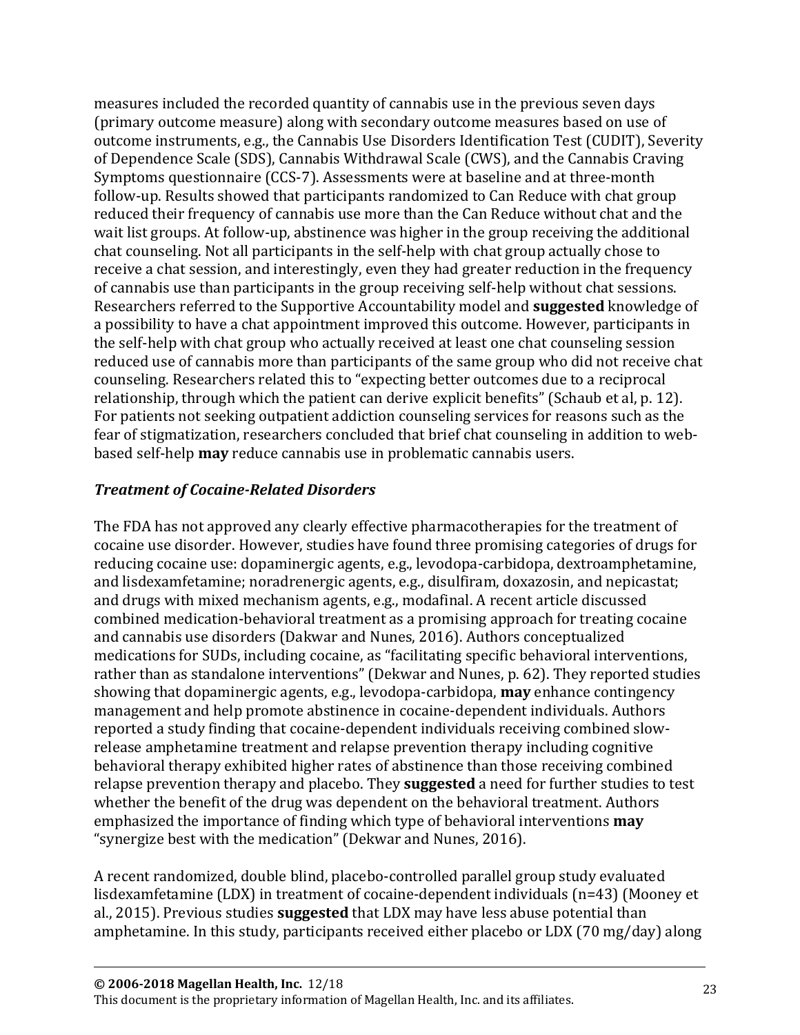measures included the recorded quantity of cannabis use in the previous seven days (primary outcome measure) along with secondary outcome measures based on use of outcome instruments, e.g., the Cannabis Use Disorders Identification Test (CUDIT), Severity of Dependence Scale (SDS), Cannabis Withdrawal Scale (CWS), and the Cannabis Craving Symptoms questionnaire (CCS-7). Assessments were at baseline and at three-month follow-up. Results showed that participants randomized to Can Reduce with chat group reduced their frequency of cannabis use more than the Can Reduce without chat and the wait list groups. At follow-up, abstinence was higher in the group receiving the additional chat counseling. Not all participants in the self-help with chat group actually chose to receive a chat session, and interestingly, even they had greater reduction in the frequency of cannabis use than participants in the group receiving self-help without chat sessions. Researchers referred to the Supportive Accountability model and **suggested** knowledge of a possibility to have a chat appointment improved this outcome. However, participants in the self-help with chat group who actually received at least one chat counseling session reduced use of cannabis more than participants of the same group who did not receive chat counseling. Researchers related this to "expecting better outcomes due to a reciprocal relationship, through which the patient can derive explicit benefits" (Schaub et al, p. 12). For patients not seeking outpatient addiction counseling services for reasons such as the fear of stigmatization, researchers concluded that brief chat counseling in addition to web-based self-help **may** reduce cannabis use in problematic cannabis users.

### *Treatment of Cocaine-Related Disorders*

The FDA has not approved any clearly effective pharmacotherapies for the treatment of cocaine use disorder. However, studies have found three promising categories of drugs for reducing cocaine use: dopaminergic agents, e.g., levodopa-carbidopa, dextroamphetamine, and lisdexamfetamine; noradrenergic agents, e.g., disulfiram, doxazosin, and nepicastat; and drugs with mixed mechanism agents, e.g., modafinal. A recent article discussed combined medication-behavioral treatment as a promising approach for treating cocaine and cannabis use disorders (Dakwar and Nunes, 2016). Authors conceptualized medications for SUDs, including cocaine, as "facilitating specific behavioral interventions, rather than as standalone interventions" (Dekwar and Nunes, p. 62). They reported studies showing that dopaminergic agents, e.g., levodopa-carbidopa, **may** enhance contingency management and help promote abstinence in cocaine-dependent individuals. Authors reported a study finding that cocaine-dependent individuals receiving combined slow-release amphetamine treatment and relapse prevention therapy including cognitive behavioral therapy exhibited higher rates of abstinence than those receiving combined relapse prevention therapy and placebo. They **suggested** a need for further studies to test whether the benefit of the drug was dependent on the behavioral treatment. Authors emphasized the importance of finding which type of behavioral interventions **may** "synergize best with the medication" (Dekwar and Nunes, 2016).

A recent randomized, double blind, placebo-controlled parallel group study evaluated lisdexamfetamine (LDX) in treatment of cocaine-dependent individuals (n=43) (Mooney et al., 2015). Previous studies **suggested** that LDX may have less abuse potential than amphetamine. In this study, participants received either placebo or LDX (70 mg/day) along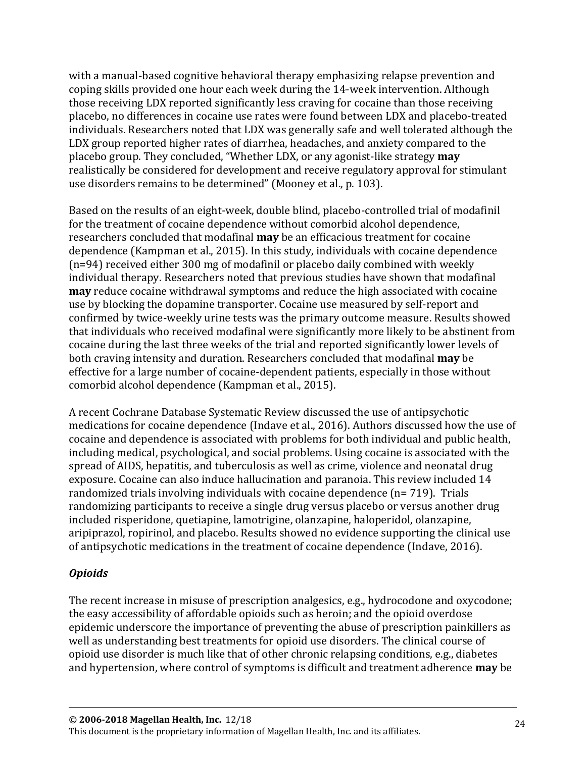with a manual-based cognitive behavioral therapy emphasizing relapse prevention and coping skills provided one hour each week during the 14-week intervention. Although those receiving LDX reported significantly less craving for cocaine than those receiving placebo, no differences in cocaine use rates were found between LDX and placebo-treated individuals. Researchers noted that LDX was generally safe and well tolerated although the LDX group reported higher rates of diarrhea, headaches, and anxiety compared to the placebo group. They concluded, "Whether LDX, or any agonist-like strategy **may** realistically be considered for development and receive regulatory approval for stimulant use disorders remains to be determined" (Mooney et al., p. 103).

Based on the results of an eight-week, double blind, placebo-controlled trial of modafinil for the treatment of cocaine dependence without comorbid alcohol dependence, researchers concluded that modafinal **may** be an efficacious treatment for cocaine dependence (Kampman et al., 2015). In this study, individuals with cocaine dependence (n=94) received either 300 mg of modafinil or placebo daily combined with weekly individual therapy. Researchers noted that previous studies have shown that modafinal **may** reduce cocaine withdrawal symptoms and reduce the high associated with cocaine use by blocking the dopamine transporter. Cocaine use measured by self-report and confirmed by twice-weekly urine tests was the primary outcome measure. Results showed that individuals who received modafinal were significantly more likely to be abstinent from cocaine during the last three weeks of the trial and reported significantly lower levels of both craving intensity and duration. Researchers concluded that modafinal **may** be effective for a large number of cocaine-dependent patients, especially in those without comorbid alcohol dependence (Kampman et al., 2015).

A recent Cochrane Database Systematic Review discussed the use of antipsychotic medications for cocaine dependence (Indave et al., 2016). Authors discussed how the use of cocaine and dependence is associated with problems for both individual and public health, including medical, psychological, and social problems. Using cocaine is associated with the spread of AIDS, hepatitis, and tuberculosis as well as crime, violence and neonatal drug exposure. Cocaine can also induce hallucination and paranoia. This review included 14 randomized trials involving individuals with cocaine dependence (n= 719). Trials randomizing participants to receive a single drug versus placebo or versus another drug included risperidone, quetiapine, lamotrigine, olanzapine, haloperidol, olanzapine, aripiprazol, ropirinol, and placebo. Results showed no evidence supporting the clinical use of antipsychotic medications in the treatment of cocaine dependence (Indave, 2016).

### *Opioids*

The recent increase in misuse of prescription analgesics, e.g., hydrocodone and oxycodone; the easy accessibility of affordable opioids such as heroin; and the opioid overdose epidemic underscore the importance of preventing the abuse of prescription painkillers as well as understanding best treatments for opioid use disorders. The clinical course of opioid use disorder is much like that of other chronic relapsing conditions, e.g., diabetes and hypertension, where control of symptoms is difficult and treatment adherence **may** be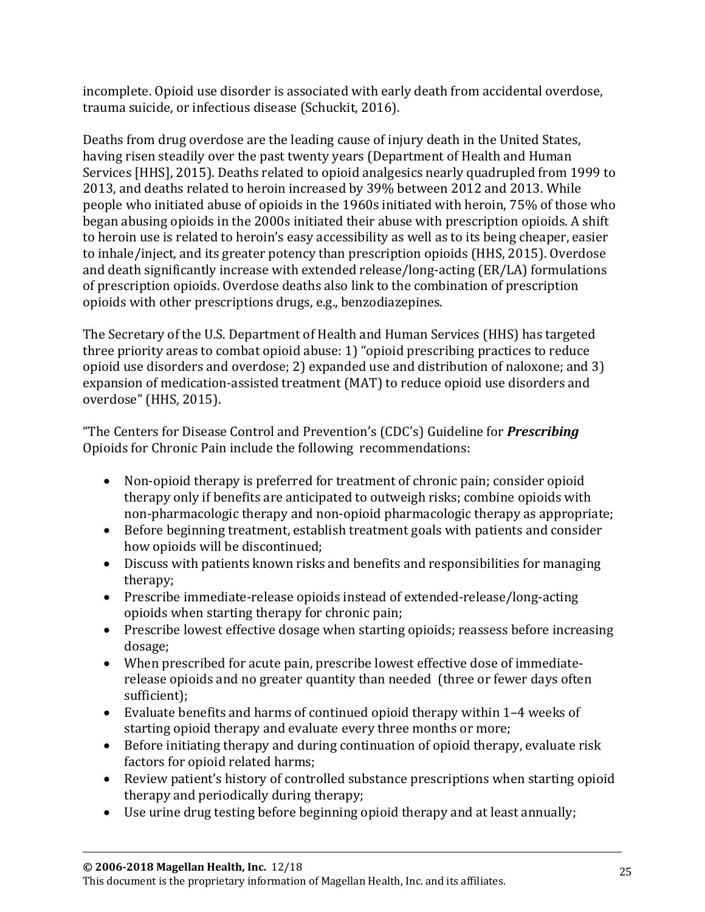incomplete. Opioid use disorder is associated with early death from accidental overdose, trauma suicide, or infectious disease (Schuckit, 2016).

Deaths from drug overdose are the leading cause of injury death in the United States, having risen steadily over the past twenty years (Department of Health and Human Services [HHS], 2015). Deaths related to opioid analgesics nearly quadrupled from 1999 to 2013, and deaths related to heroin increased by 39% between 2012 and 2013. While people who initiated abuse of opioids in the 1960s initiated with heroin, 75% of those who began abusing opioids in the 2000s initiated their abuse with prescription opioids. A shift to heroin use is related to heroin's easy accessibility as well as to its being cheaper, easier to inhale/inject, and its greater potency than prescription opioids (HHS, 2015). Overdose and death significantly increase with extended release/long-acting (ER/LA) formulations of prescription opioids. Overdose deaths also link to the combination of prescription opioids with other prescriptions drugs, e.g., benzodiazepines.

The Secretary of the U.S. Department of Health and Human Services (HHS) has targeted three priority areas to combat opioid abuse: 1) "opioid prescribing practices to reduce opioid use disorders and overdose; 2) expanded use and distribution of naloxone; and 3) expansion of medication-assisted treatment (MAT) to reduce opioid use disorders and overdose" (HHS, 2015).

"The Centers for Disease Control and Prevention's (CDC's) Guideline for ***Prescribing*** Opioids for Chronic Pain include the following recommendations:

- Non-opioid therapy is preferred for treatment of chronic pain; consider opioid therapy only if benefits are anticipated to outweigh risks; combine opioids with non-pharmacologic therapy and non-opioid pharmacologic therapy as appropriate;
- Before beginning treatment, establish treatment goals with patients and consider how opioids will be discontinued;
- Discuss with patients known risks and benefits and responsibilities for managing therapy;
- Prescribe immediate-release opioids instead of extended-release/long-acting opioids when starting therapy for chronic pain;
- Prescribe lowest effective dosage when starting opioids; reassess before increasing dosage;
- When prescribed for acute pain, prescribe lowest effective dose of immediate-release opioids and no greater quantity than needed (three or fewer days often sufficient);
- Evaluate benefits and harms of continued opioid therapy within 1–4 weeks of starting opioid therapy and evaluate every three months or more;
- Before initiating therapy and during continuation of opioid therapy, evaluate risk factors for opioid related harms;
- Review patient's history of controlled substance prescriptions when starting opioid therapy and periodically during therapy;
- Use urine drug testing before beginning opioid therapy and at least annually;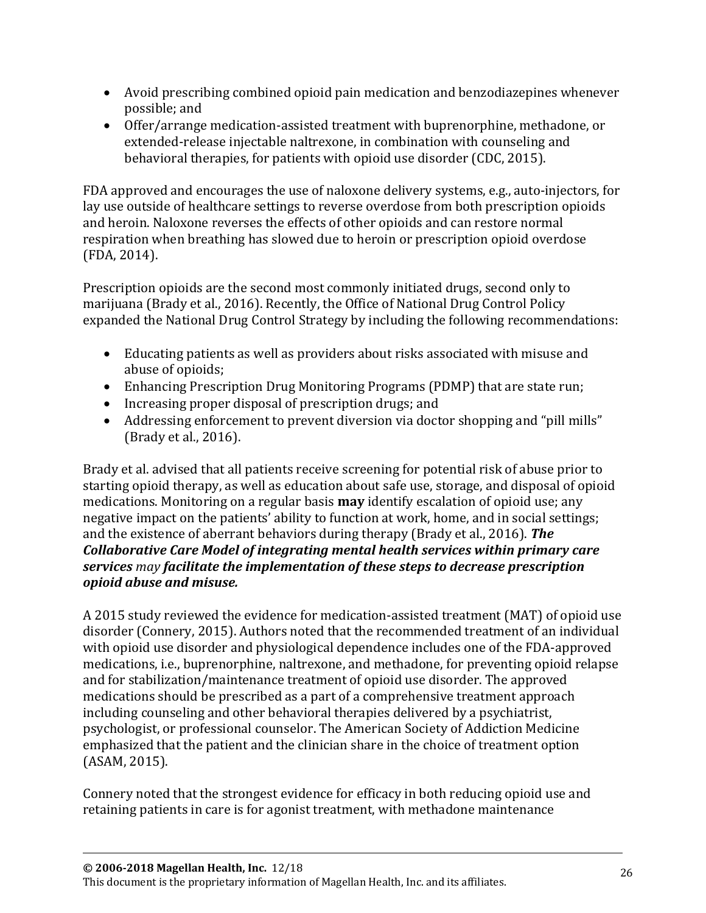- Avoid prescribing combined opioid pain medication and benzodiazepines whenever possible; and
- Offer/arrange medication-assisted treatment with buprenorphine, methadone, or extended-release injectable naltrexone, in combination with counseling and behavioral therapies, for patients with opioid use disorder (CDC, 2015).

FDA approved and encourages the use of naloxone delivery systems, e.g., auto-injectors, for lay use outside of healthcare settings to reverse overdose from both prescription opioids and heroin. Naloxone reverses the effects of other opioids and can restore normal respiration when breathing has slowed due to heroin or prescription opioid overdose (FDA, 2014).

Prescription opioids are the second most commonly initiated drugs, second only to marijuana (Brady et al., 2016). Recently, the Office of National Drug Control Policy expanded the National Drug Control Strategy by including the following recommendations:

- Educating patients as well as providers about risks associated with misuse and abuse of opioids;
- Enhancing Prescription Drug Monitoring Programs (PDMP) that are state run;
- Increasing proper disposal of prescription drugs; and
- Addressing enforcement to prevent diversion via doctor shopping and "pill mills" (Brady et al., 2016).

Brady et al. advised that all patients receive screening for potential risk of abuse prior to starting opioid therapy, as well as education about safe use, storage, and disposal of opioid medications. Monitoring on a regular basis **may** identify escalation of opioid use; any negative impact on the patients' ability to function at work, home, and in social settings; and the existence of aberrant behaviors during therapy (Brady et al., 2016). ***The Collaborative Care Model of integrating mental health services within primary care services*** *may* ***facilitate the implementation of these steps to decrease prescription opioid abuse and misuse.***

A 2015 study reviewed the evidence for medication-assisted treatment (MAT) of opioid use disorder (Connery, 2015). Authors noted that the recommended treatment of an individual with opioid use disorder and physiological dependence includes one of the FDA-approved medications, i.e., buprenorphine, naltrexone, and methadone, for preventing opioid relapse and for stabilization/maintenance treatment of opioid use disorder. The approved medications should be prescribed as a part of a comprehensive treatment approach including counseling and other behavioral therapies delivered by a psychiatrist, psychologist, or professional counselor. The American Society of Addiction Medicine emphasized that the patient and the clinician share in the choice of treatment option (ASAM, 2015).

Connery noted that the strongest evidence for efficacy in both reducing opioid use and retaining patients in care is for agonist treatment, with methadone maintenance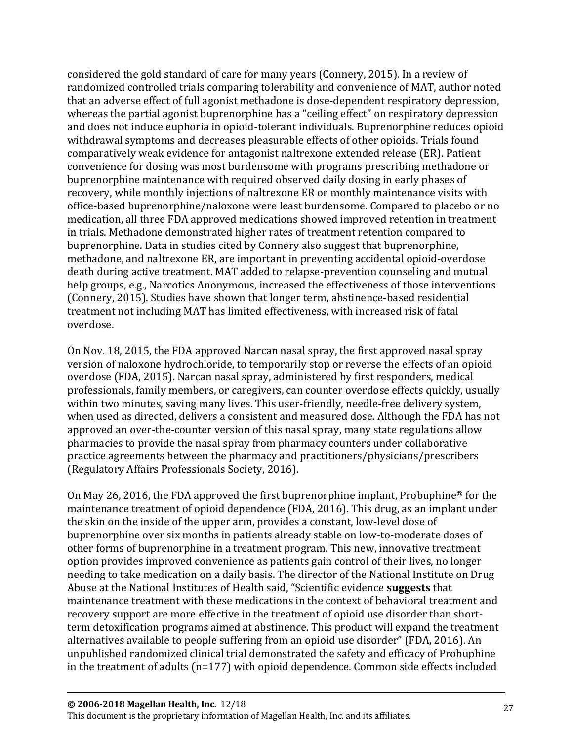considered the gold standard of care for many years (Connery, 2015). In a review of randomized controlled trials comparing tolerability and convenience of MAT, author noted that an adverse effect of full agonist methadone is dose-dependent respiratory depression, whereas the partial agonist buprenorphine has a "ceiling effect" on respiratory depression and does not induce euphoria in opioid-tolerant individuals. Buprenorphine reduces opioid withdrawal symptoms and decreases pleasurable effects of other opioids. Trials found comparatively weak evidence for antagonist naltrexone extended release (ER). Patient convenience for dosing was most burdensome with programs prescribing methadone or buprenorphine maintenance with required observed daily dosing in early phases of recovery, while monthly injections of naltrexone ER or monthly maintenance visits with office-based buprenorphine/naloxone were least burdensome. Compared to placebo or no medication, all three FDA approved medications showed improved retention in treatment in trials. Methadone demonstrated higher rates of treatment retention compared to buprenorphine. Data in studies cited by Connery also suggest that buprenorphine, methadone, and naltrexone ER, are important in preventing accidental opioid-overdose death during active treatment. MAT added to relapse-prevention counseling and mutual help groups, e.g., Narcotics Anonymous, increased the effectiveness of those interventions (Connery, 2015). Studies have shown that longer term, abstinence-based residential treatment not including MAT has limited effectiveness, with increased risk of fatal overdose.

On Nov. 18, 2015, the FDA approved Narcan nasal spray, the first approved nasal spray version of naloxone hydrochloride, to temporarily stop or reverse the effects of an opioid overdose (FDA, 2015). Narcan nasal spray, administered by first responders, medical professionals, family members, or caregivers, can counter overdose effects quickly, usually within two minutes, saving many lives. This user-friendly, needle-free delivery system, when used as directed, delivers a consistent and measured dose. Although the FDA has not approved an over-the-counter version of this nasal spray, many state regulations allow pharmacies to provide the nasal spray from pharmacy counters under collaborative practice agreements between the pharmacy and practitioners/physicians/prescribers (Regulatory Affairs Professionals Society, 2016).

On May 26, 2016, the FDA approved the first buprenorphine implant, Probuphine® for the maintenance treatment of opioid dependence (FDA, 2016). This drug, as an implant under the skin on the inside of the upper arm, provides a constant, low-level dose of buprenorphine over six months in patients already stable on low-to-moderate doses of other forms of buprenorphine in a treatment program. This new, innovative treatment option provides improved convenience as patients gain control of their lives, no longer needing to take medication on a daily basis. The director of the National Institute on Drug Abuse at the National Institutes of Health said, "Scientific evidence **suggests** that maintenance treatment with these medications in the context of behavioral treatment and recovery support are more effective in the treatment of opioid use disorder than short-term detoxification programs aimed at abstinence. This product will expand the treatment alternatives available to people suffering from an opioid use disorder" (FDA, 2016). An unpublished randomized clinical trial demonstrated the safety and efficacy of Probuphine in the treatment of adults (n=177) with opioid dependence. Common side effects included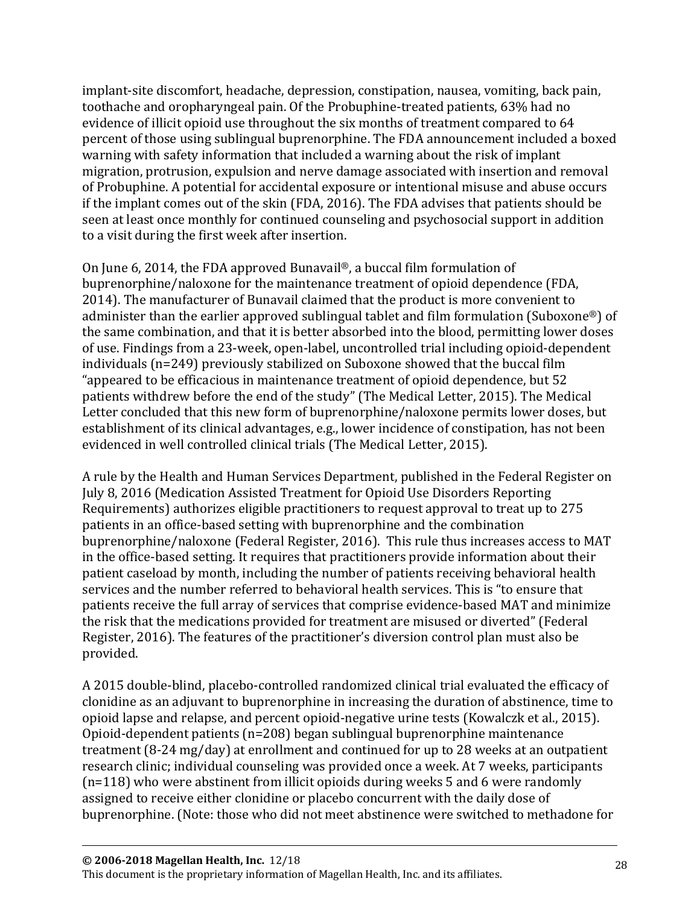implant-site discomfort, headache, depression, constipation, nausea, vomiting, back pain, toothache and oropharyngeal pain. Of the Probuphine-treated patients, 63% had no evidence of illicit opioid use throughout the six months of treatment compared to 64 percent of those using sublingual buprenorphine. The FDA announcement included a boxed warning with safety information that included a warning about the risk of implant migration, protrusion, expulsion and nerve damage associated with insertion and removal of Probuphine. A potential for accidental exposure or intentional misuse and abuse occurs if the implant comes out of the skin (FDA, 2016). The FDA advises that patients should be seen at least once monthly for continued counseling and psychosocial support in addition to a visit during the first week after insertion.

On June 6, 2014, the FDA approved Bunavail®, a buccal film formulation of buprenorphine/naloxone for the maintenance treatment of opioid dependence (FDA, 2014). The manufacturer of Bunavail claimed that the product is more convenient to administer than the earlier approved sublingual tablet and film formulation (Suboxone®) of the same combination, and that it is better absorbed into the blood, permitting lower doses of use. Findings from a 23-week, open-label, uncontrolled trial including opioid-dependent individuals (n=249) previously stabilized on Suboxone showed that the buccal film "appeared to be efficacious in maintenance treatment of opioid dependence, but 52 patients withdrew before the end of the study" (The Medical Letter, 2015). The Medical Letter concluded that this new form of buprenorphine/naloxone permits lower doses, but establishment of its clinical advantages, e.g., lower incidence of constipation, has not been evidenced in well controlled clinical trials (The Medical Letter, 2015).

A rule by the Health and Human Services Department, published in the Federal Register on July 8, 2016 (Medication Assisted Treatment for Opioid Use Disorders Reporting Requirements) authorizes eligible practitioners to request approval to treat up to 275 patients in an office-based setting with buprenorphine and the combination buprenorphine/naloxone (Federal Register, 2016). This rule thus increases access to MAT in the office-based setting. It requires that practitioners provide information about their patient caseload by month, including the number of patients receiving behavioral health services and the number referred to behavioral health services. This is "to ensure that patients receive the full array of services that comprise evidence-based MAT and minimize the risk that the medications provided for treatment are misused or diverted" (Federal Register, 2016). The features of the practitioner's diversion control plan must also be provided.

A 2015 double-blind, placebo-controlled randomized clinical trial evaluated the efficacy of clonidine as an adjuvant to buprenorphine in increasing the duration of abstinence, time to opioid lapse and relapse, and percent opioid-negative urine tests (Kowalczk et al., 2015). Opioid-dependent patients (n=208) began sublingual buprenorphine maintenance treatment (8-24 mg/day) at enrollment and continued for up to 28 weeks at an outpatient research clinic; individual counseling was provided once a week. At 7 weeks, participants (n=118) who were abstinent from illicit opioids during weeks 5 and 6 were randomly assigned to receive either clonidine or placebo concurrent with the daily dose of buprenorphine. (Note: those who did not meet abstinence were switched to methadone for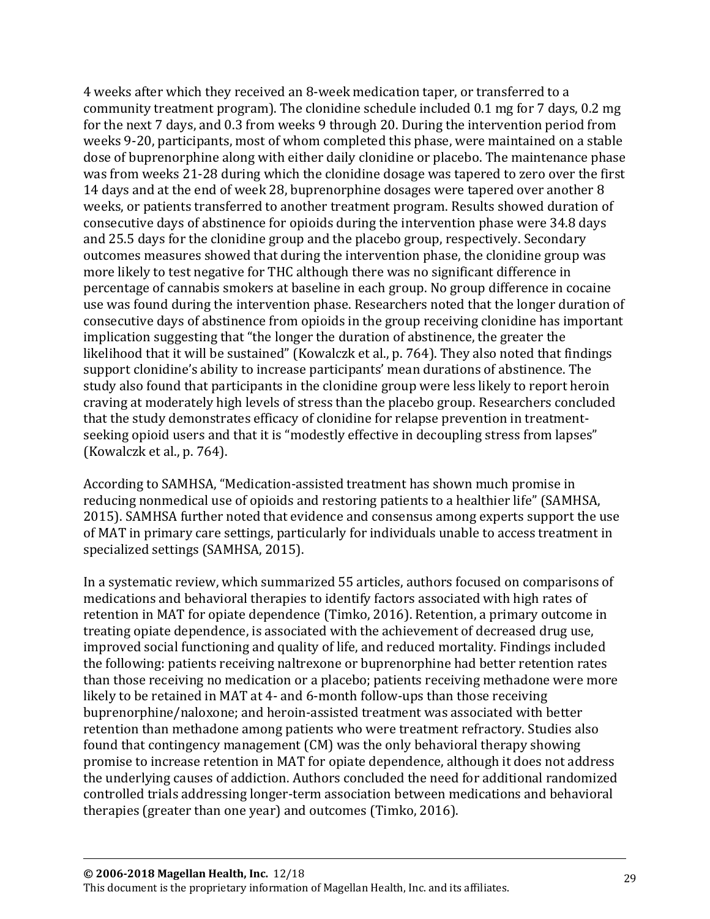4 weeks after which they received an 8-week medication taper, or transferred to a community treatment program). The clonidine schedule included 0.1 mg for 7 days, 0.2 mg for the next 7 days, and 0.3 from weeks 9 through 20. During the intervention period from weeks 9-20, participants, most of whom completed this phase, were maintained on a stable dose of buprenorphine along with either daily clonidine or placebo. The maintenance phase was from weeks 21-28 during which the clonidine dosage was tapered to zero over the first 14 days and at the end of week 28, buprenorphine dosages were tapered over another 8 weeks, or patients transferred to another treatment program. Results showed duration of consecutive days of abstinence for opioids during the intervention phase were 34.8 days and 25.5 days for the clonidine group and the placebo group, respectively. Secondary outcomes measures showed that during the intervention phase, the clonidine group was more likely to test negative for THC although there was no significant difference in percentage of cannabis smokers at baseline in each group. No group difference in cocaine use was found during the intervention phase. Researchers noted that the longer duration of consecutive days of abstinence from opioids in the group receiving clonidine has important implication suggesting that "the longer the duration of abstinence, the greater the likelihood that it will be sustained" (Kowalczk et al., p. 764). They also noted that findings support clonidine's ability to increase participants' mean durations of abstinence. The study also found that participants in the clonidine group were less likely to report heroin craving at moderately high levels of stress than the placebo group. Researchers concluded that the study demonstrates efficacy of clonidine for relapse prevention in treatment-seeking opioid users and that it is "modestly effective in decoupling stress from lapses" (Kowalczk et al., p. 764).

According to SAMHSA, "Medication-assisted treatment has shown much promise in reducing nonmedical use of opioids and restoring patients to a healthier life" (SAMHSA, 2015). SAMHSA further noted that evidence and consensus among experts support the use of MAT in primary care settings, particularly for individuals unable to access treatment in specialized settings (SAMHSA, 2015).

In a systematic review, which summarized 55 articles, authors focused on comparisons of medications and behavioral therapies to identify factors associated with high rates of retention in MAT for opiate dependence (Timko, 2016). Retention, a primary outcome in treating opiate dependence, is associated with the achievement of decreased drug use, improved social functioning and quality of life, and reduced mortality. Findings included the following: patients receiving naltrexone or buprenorphine had better retention rates than those receiving no medication or a placebo; patients receiving methadone were more likely to be retained in MAT at 4- and 6-month follow-ups than those receiving buprenorphine/naloxone; and heroin-assisted treatment was associated with better retention than methadone among patients who were treatment refractory. Studies also found that contingency management (CM) was the only behavioral therapy showing promise to increase retention in MAT for opiate dependence, although it does not address the underlying causes of addiction. Authors concluded the need for additional randomized controlled trials addressing longer-term association between medications and behavioral therapies (greater than one year) and outcomes (Timko, 2016).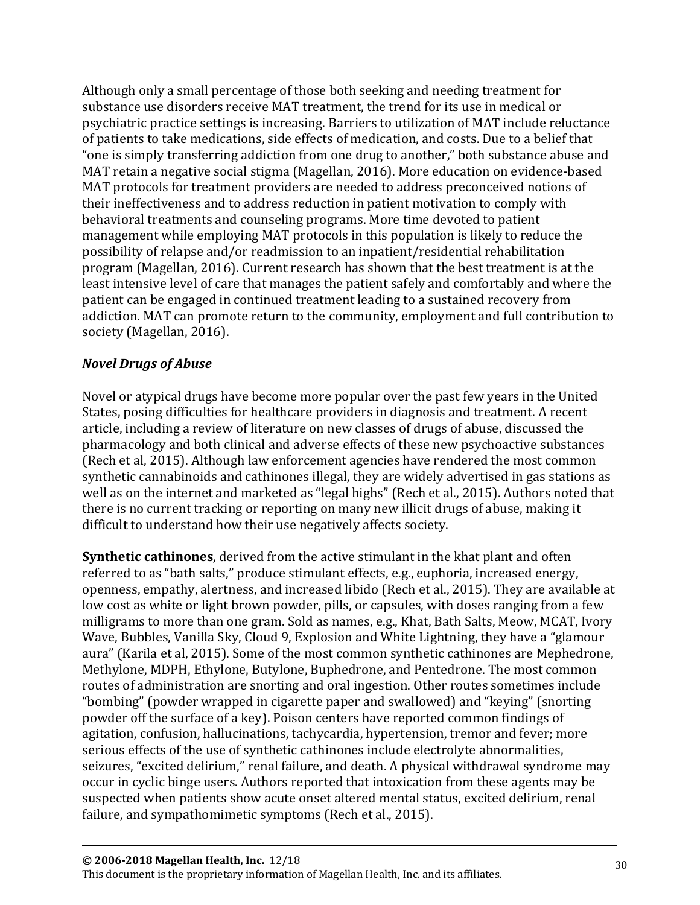Although only a small percentage of those both seeking and needing treatment for substance use disorders receive MAT treatment, the trend for its use in medical or psychiatric practice settings is increasing. Barriers to utilization of MAT include reluctance of patients to take medications, side effects of medication, and costs. Due to a belief that "one is simply transferring addiction from one drug to another," both substance abuse and MAT retain a negative social stigma (Magellan, 2016). More education on evidence-based MAT protocols for treatment providers are needed to address preconceived notions of their ineffectiveness and to address reduction in patient motivation to comply with behavioral treatments and counseling programs. More time devoted to patient management while employing MAT protocols in this population is likely to reduce the possibility of relapse and/or readmission to an inpatient/residential rehabilitation program (Magellan, 2016). Current research has shown that the best treatment is at the least intensive level of care that manages the patient safely and comfortably and where the patient can be engaged in continued treatment leading to a sustained recovery from addiction. MAT can promote return to the community, employment and full contribution to society (Magellan, 2016).

***Novel Drugs of Abuse***

Novel or atypical drugs have become more popular over the past few years in the United States, posing difficulties for healthcare providers in diagnosis and treatment. A recent article, including a review of literature on new classes of drugs of abuse, discussed the pharmacology and both clinical and adverse effects of these new psychoactive substances (Rech et al, 2015). Although law enforcement agencies have rendered the most common synthetic cannabinoids and cathinones illegal, they are widely advertised in gas stations as well as on the internet and marketed as "legal highs" (Rech et al., 2015). Authors noted that there is no current tracking or reporting on many new illicit drugs of abuse, making it difficult to understand how their use negatively affects society.

**Synthetic cathinones**, derived from the active stimulant in the khat plant and often referred to as "bath salts," produce stimulant effects, e.g., euphoria, increased energy, openness, empathy, alertness, and increased libido (Rech et al., 2015). They are available at low cost as white or light brown powder, pills, or capsules, with doses ranging from a few milligrams to more than one gram. Sold as names, e.g., Khat, Bath Salts, Meow, MCAT, Ivory Wave, Bubbles, Vanilla Sky, Cloud 9, Explosion and White Lightning, they have a "glamour aura" (Karila et al, 2015). Some of the most common synthetic cathinones are Mephedrone, Methylone, MDPH, Ethylone, Butylone, Buphedrone, and Pentedrone. The most common routes of administration are snorting and oral ingestion. Other routes sometimes include "bombing" (powder wrapped in cigarette paper and swallowed) and "keying" (snorting powder off the surface of a key). Poison centers have reported common findings of agitation, confusion, hallucinations, tachycardia, hypertension, tremor and fever; more serious effects of the use of synthetic cathinones include electrolyte abnormalities, seizures, "excited delirium," renal failure, and death. A physical withdrawal syndrome may occur in cyclic binge users. Authors reported that intoxication from these agents may be suspected when patients show acute onset altered mental status, excited delirium, renal failure, and sympathomimetic symptoms (Rech et al., 2015).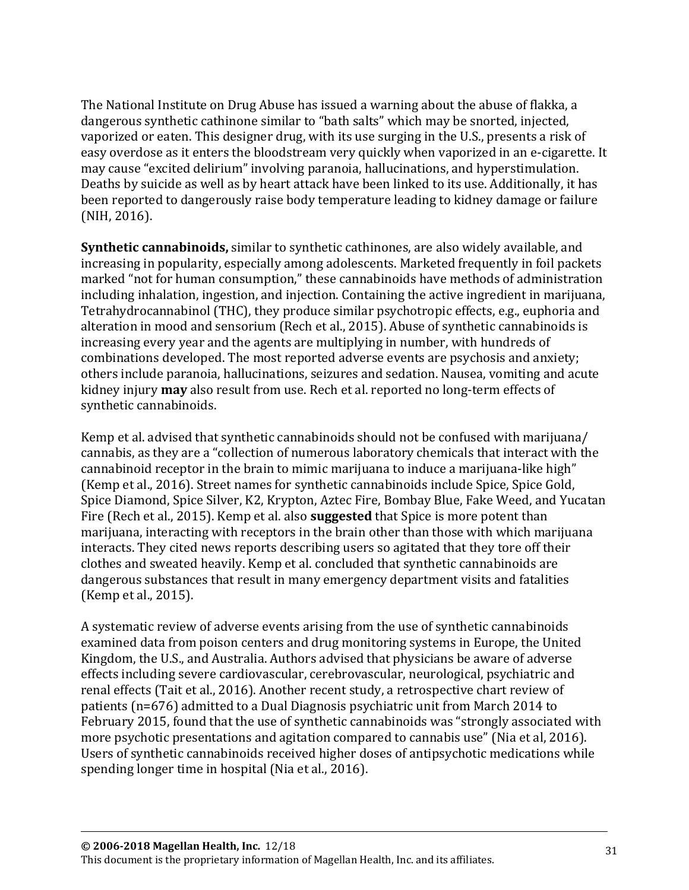The National Institute on Drug Abuse has issued a warning about the abuse of flakka, a dangerous synthetic cathinone similar to "bath salts" which may be snorted, injected, vaporized or eaten. This designer drug, with its use surging in the U.S., presents a risk of easy overdose as it enters the bloodstream very quickly when vaporized in an e-cigarette. It may cause "excited delirium" involving paranoia, hallucinations, and hyperstimulation. Deaths by suicide as well as by heart attack have been linked to its use. Additionally, it has been reported to dangerously raise body temperature leading to kidney damage or failure (NIH, 2016).

**Synthetic cannabinoids,** similar to synthetic cathinones, are also widely available, and increasing in popularity, especially among adolescents. Marketed frequently in foil packets marked "not for human consumption," these cannabinoids have methods of administration including inhalation, ingestion, and injection. Containing the active ingredient in marijuana, Tetrahydrocannabinol (THC), they produce similar psychotropic effects, e.g., euphoria and alteration in mood and sensorium (Rech et al., 2015). Abuse of synthetic cannabinoids is increasing every year and the agents are multiplying in number, with hundreds of combinations developed. The most reported adverse events are psychosis and anxiety; others include paranoia, hallucinations, seizures and sedation. Nausea, vomiting and acute kidney injury **may** also result from use. Rech et al. reported no long-term effects of synthetic cannabinoids.

Kemp et al. advised that synthetic cannabinoids should not be confused with marijuana/ cannabis, as they are a "collection of numerous laboratory chemicals that interact with the cannabinoid receptor in the brain to mimic marijuana to induce a marijuana-like high" (Kemp et al., 2016). Street names for synthetic cannabinoids include Spice, Spice Gold, Spice Diamond, Spice Silver, K2, Krypton, Aztec Fire, Bombay Blue, Fake Weed, and Yucatan Fire (Rech et al., 2015). Kemp et al. also **suggested** that Spice is more potent than marijuana, interacting with receptors in the brain other than those with which marijuana interacts. They cited news reports describing users so agitated that they tore off their clothes and sweated heavily. Kemp et al. concluded that synthetic cannabinoids are dangerous substances that result in many emergency department visits and fatalities (Kemp et al., 2015).

A systematic review of adverse events arising from the use of synthetic cannabinoids examined data from poison centers and drug monitoring systems in Europe, the United Kingdom, the U.S., and Australia. Authors advised that physicians be aware of adverse effects including severe cardiovascular, cerebrovascular, neurological, psychiatric and renal effects (Tait et al., 2016). Another recent study, a retrospective chart review of patients (n=676) admitted to a Dual Diagnosis psychiatric unit from March 2014 to February 2015, found that the use of synthetic cannabinoids was "strongly associated with more psychotic presentations and agitation compared to cannabis use" (Nia et al, 2016). Users of synthetic cannabinoids received higher doses of antipsychotic medications while spending longer time in hospital (Nia et al., 2016).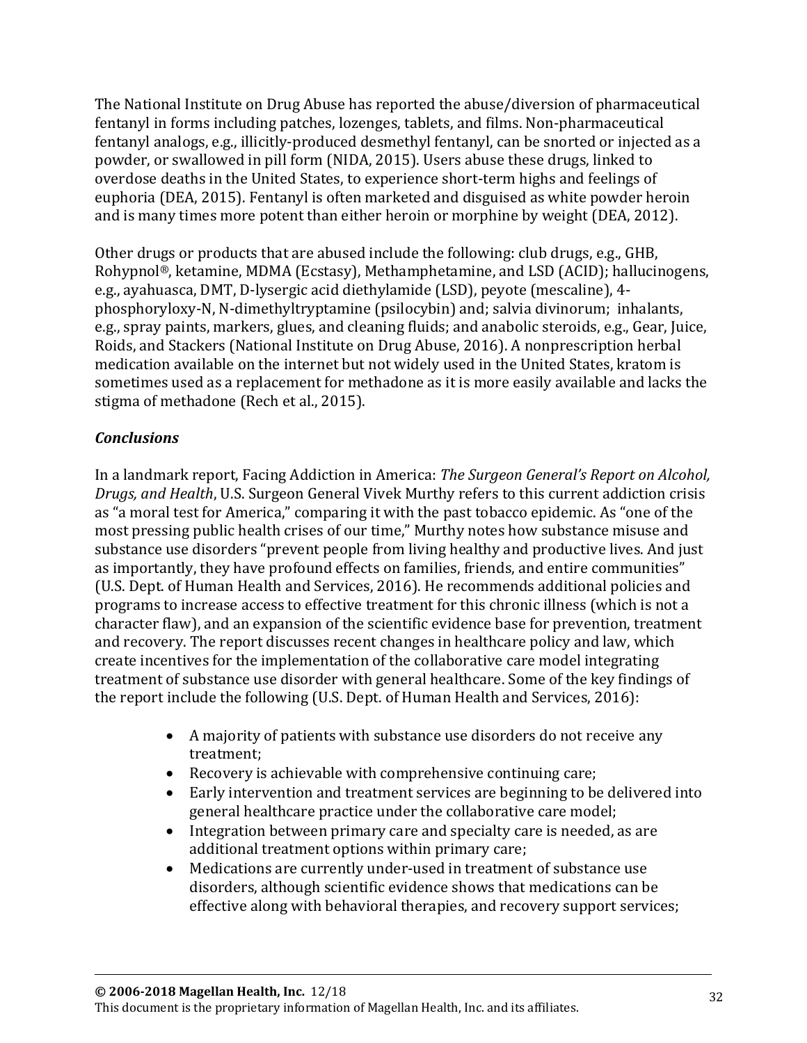The National Institute on Drug Abuse has reported the abuse/diversion of pharmaceutical fentanyl in forms including patches, lozenges, tablets, and films. Non-pharmaceutical fentanyl analogs, e.g., illicitly-produced desmethyl fentanyl, can be snorted or injected as a powder, or swallowed in pill form (NIDA, 2015). Users abuse these drugs, linked to overdose deaths in the United States, to experience short-term highs and feelings of euphoria (DEA, 2015). Fentanyl is often marketed and disguised as white powder heroin and is many times more potent than either heroin or morphine by weight (DEA, 2012).

Other drugs or products that are abused include the following: club drugs, e.g., GHB, Rohypnol®, ketamine, MDMA (Ecstasy), Methamphetamine, and LSD (ACID); hallucinogens, e.g., ayahuasca, DMT, D-lysergic acid diethylamide (LSD), peyote (mescaline), 4-phosphoryloxy-N, N-dimethyltryptamine (psilocybin) and; salvia divinorum; inhalants, e.g., spray paints, markers, glues, and cleaning fluids; and anabolic steroids, e.g., Gear, Juice, Roids, and Stackers (National Institute on Drug Abuse, 2016). A nonprescription herbal medication available on the internet but not widely used in the United States, kratom is sometimes used as a replacement for methadone as it is more easily available and lacks the stigma of methadone (Rech et al., 2015).

### *Conclusions*

In a landmark report, Facing Addiction in America: *The Surgeon General's Report on Alcohol, Drugs, and Health*, U.S. Surgeon General Vivek Murthy refers to this current addiction crisis as "a moral test for America," comparing it with the past tobacco epidemic. As "one of the most pressing public health crises of our time," Murthy notes how substance misuse and substance use disorders "prevent people from living healthy and productive lives. And just as importantly, they have profound effects on families, friends, and entire communities" (U.S. Dept. of Human Health and Services, 2016). He recommends additional policies and programs to increase access to effective treatment for this chronic illness (which is not a character flaw), and an expansion of the scientific evidence base for prevention, treatment and recovery. The report discusses recent changes in healthcare policy and law, which create incentives for the implementation of the collaborative care model integrating treatment of substance use disorder with general healthcare. Some of the key findings of the report include the following (U.S. Dept. of Human Health and Services, 2016):

- A majority of patients with substance use disorders do not receive any treatment;
- Recovery is achievable with comprehensive continuing care;
- Early intervention and treatment services are beginning to be delivered into general healthcare practice under the collaborative care model;
- Integration between primary care and specialty care is needed, as are additional treatment options within primary care;
- Medications are currently under-used in treatment of substance use disorders, although scientific evidence shows that medications can be effective along with behavioral therapies, and recovery support services;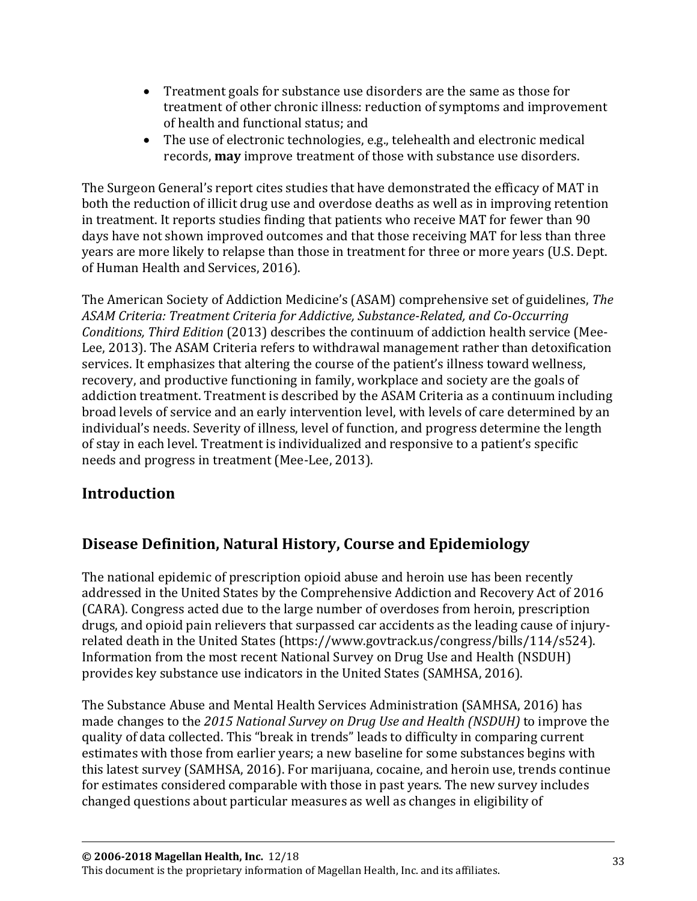- Treatment goals for substance use disorders are the same as those for treatment of other chronic illness: reduction of symptoms and improvement of health and functional status; and
- The use of electronic technologies, e.g., telehealth and electronic medical records, **may** improve treatment of those with substance use disorders.

The Surgeon General's report cites studies that have demonstrated the efficacy of MAT in both the reduction of illicit drug use and overdose deaths as well as in improving retention in treatment. It reports studies finding that patients who receive MAT for fewer than 90 days have not shown improved outcomes and that those receiving MAT for less than three years are more likely to relapse than those in treatment for three or more years (U.S. Dept. of Human Health and Services, 2016).

The American Society of Addiction Medicine's (ASAM) comprehensive set of guidelines, *The ASAM Criteria: Treatment Criteria for Addictive, Substance-Related, and Co-Occurring Conditions, Third Edition* (2013) describes the continuum of addiction health service (Mee-Lee, 2013). The ASAM Criteria refers to withdrawal management rather than detoxification services. It emphasizes that altering the course of the patient's illness toward wellness, recovery, and productive functioning in family, workplace and society are the goals of addiction treatment. Treatment is described by the ASAM Criteria as a continuum including broad levels of service and an early intervention level, with levels of care determined by an individual's needs. Severity of illness, level of function, and progress determine the length of stay in each level. Treatment is individualized and responsive to a patient's specific needs and progress in treatment (Mee-Lee, 2013).

## Introduction

## Disease Definition, Natural History, Course and Epidemiology

The national epidemic of prescription opioid abuse and heroin use has been recently addressed in the United States by the Comprehensive Addiction and Recovery Act of 2016 (CARA). Congress acted due to the large number of overdoses from heroin, prescription drugs, and opioid pain relievers that surpassed car accidents as the leading cause of injury-related death in the United States (https://www.govtrack.us/congress/bills/114/s524). Information from the most recent National Survey on Drug Use and Health (NSDUH) provides key substance use indicators in the United States (SAMHSA, 2016).

The Substance Abuse and Mental Health Services Administration (SAMHSA, 2016) has made changes to the *2015 National Survey on Drug Use and Health (NSDUH)* to improve the quality of data collected. This "break in trends" leads to difficulty in comparing current estimates with those from earlier years; a new baseline for some substances begins with this latest survey (SAMHSA, 2016). For marijuana, cocaine, and heroin use, trends continue for estimates considered comparable with those in past years. The new survey includes changed questions about particular measures as well as changes in eligibility of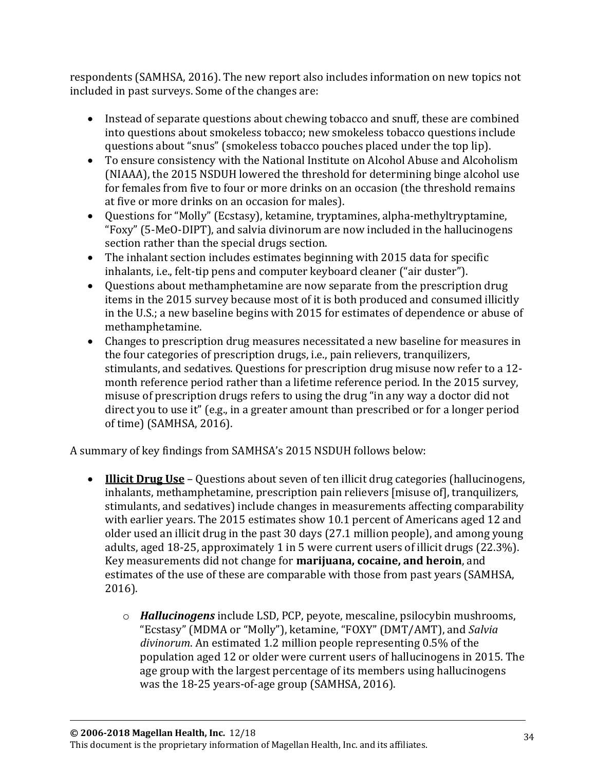respondents (SAMHSA, 2016). The new report also includes information on new topics not included in past surveys. Some of the changes are:

- Instead of separate questions about chewing tobacco and snuff, these are combined into questions about smokeless tobacco; new smokeless tobacco questions include questions about "snus" (smokeless tobacco pouches placed under the top lip).
- To ensure consistency with the National Institute on Alcohol Abuse and Alcoholism (NIAAA), the 2015 NSDUH lowered the threshold for determining binge alcohol use for females from five to four or more drinks on an occasion (the threshold remains at five or more drinks on an occasion for males).
- Questions for "Molly" (Ecstasy), ketamine, tryptamines, alpha-methyltryptamine, "Foxy" (5-MeO-DIPT), and salvia divinorum are now included in the hallucinogens section rather than the special drugs section.
- The inhalant section includes estimates beginning with 2015 data for specific inhalants, i.e., felt-tip pens and computer keyboard cleaner ("air duster").
- Questions about methamphetamine are now separate from the prescription drug items in the 2015 survey because most of it is both produced and consumed illicitly in the U.S.; a new baseline begins with 2015 for estimates of dependence or abuse of methamphetamine.
- Changes to prescription drug measures necessitated a new baseline for measures in the four categories of prescription drugs, i.e., pain relievers, tranquilizers, stimulants, and sedatives. Questions for prescription drug misuse now refer to a 12-month reference period rather than a lifetime reference period. In the 2015 survey, misuse of prescription drugs refers to using the drug "in any way a doctor did not direct you to use it" (e.g., in a greater amount than prescribed or for a longer period of time) (SAMHSA, 2016).

A summary of key findings from SAMHSA's 2015 NSDUH follows below:

- **Illicit Drug Use** – Questions about seven of ten illicit drug categories (hallucinogens, inhalants, methamphetamine, prescription pain relievers [misuse of], tranquilizers, stimulants, and sedatives) include changes in measurements affecting comparability with earlier years. The 2015 estimates show 10.1 percent of Americans aged 12 and older used an illicit drug in the past 30 days (27.1 million people), and among young adults, aged 18-25, approximately 1 in 5 were current users of illicit drugs (22.3%). Key measurements did not change for **marijuana, cocaine, and heroin**, and estimates of the use of these are comparable with those from past years (SAMHSA, 2016).

    - ***Hallucinogens*** include LSD, PCP, peyote, mescaline, psilocybin mushrooms, "Ecstasy" (MDMA or "Molly"), ketamine, "FOXY" (DMT/AMT), and *Salvia divinorum*. An estimated 1.2 million people representing 0.5% of the population aged 12 or older were current users of hallucinogens in 2015. The age group with the largest percentage of its members using hallucinogens was the 18-25 years-of-age group (SAMHSA, 2016).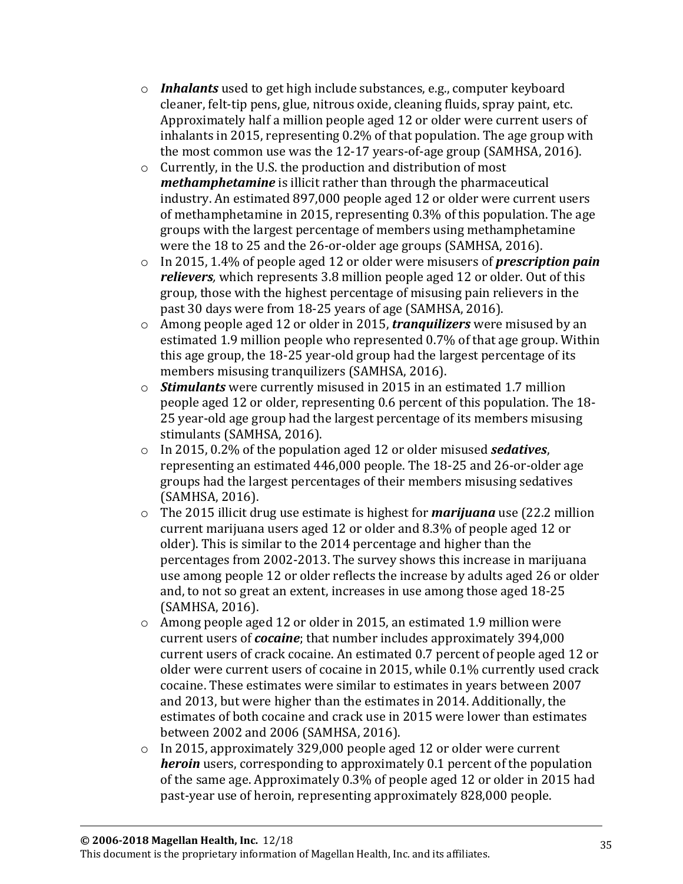- ***Inhalants*** used to get high include substances, e.g., computer keyboard cleaner, felt-tip pens, glue, nitrous oxide, cleaning fluids, spray paint, etc. Approximately half a million people aged 12 or older were current users of inhalants in 2015, representing 0.2% of that population. The age group with the most common use was the 12-17 years-of-age group (SAMHSA, 2016).
- Currently, in the U.S. the production and distribution of most ***methamphetamine*** is illicit rather than through the pharmaceutical industry. An estimated 897,000 people aged 12 or older were current users of methamphetamine in 2015, representing 0.3% of this population. The age groups with the largest percentage of members using methamphetamine were the 18 to 25 and the 26-or-older age groups (SAMHSA, 2016).
- In 2015, 1.4% of people aged 12 or older were misusers of ***prescription pain relievers***, which represents 3.8 million people aged 12 or older. Out of this group, those with the highest percentage of misusing pain relievers in the past 30 days were from 18-25 years of age (SAMHSA, 2016).
- Among people aged 12 or older in 2015, ***tranquilizers*** were misused by an estimated 1.9 million people who represented 0.7% of that age group. Within this age group, the 18-25 year-old group had the largest percentage of its members misusing tranquilizers (SAMHSA, 2016).
- ***Stimulants*** were currently misused in 2015 in an estimated 1.7 million people aged 12 or older, representing 0.6 percent of this population. The 18-25 year-old age group had the largest percentage of its members misusing stimulants (SAMHSA, 2016).
- In 2015, 0.2% of the population aged 12 or older misused ***sedatives***, representing an estimated 446,000 people. The 18-25 and 26-or-older age groups had the largest percentages of their members misusing sedatives (SAMHSA, 2016).
- The 2015 illicit drug use estimate is highest for ***marijuana*** use (22.2 million current marijuana users aged 12 or older and 8.3% of people aged 12 or older). This is similar to the 2014 percentage and higher than the percentages from 2002-2013. The survey shows this increase in marijuana use among people 12 or older reflects the increase by adults aged 26 or older and, to not so great an extent, increases in use among those aged 18-25 (SAMHSA, 2016).
- Among people aged 12 or older in 2015, an estimated 1.9 million were current users of ***cocaine***; that number includes approximately 394,000 current users of crack cocaine. An estimated 0.7 percent of people aged 12 or older were current users of cocaine in 2015, while 0.1% currently used crack cocaine. These estimates were similar to estimates in years between 2007 and 2013, but were higher than the estimates in 2014. Additionally, the estimates of both cocaine and crack use in 2015 were lower than estimates between 2002 and 2006 (SAMHSA, 2016).
- In 2015, approximately 329,000 people aged 12 or older were current ***heroin*** users, corresponding to approximately 0.1 percent of the population of the same age. Approximately 0.3% of people aged 12 or older in 2015 had past-year use of heroin, representing approximately 828,000 people.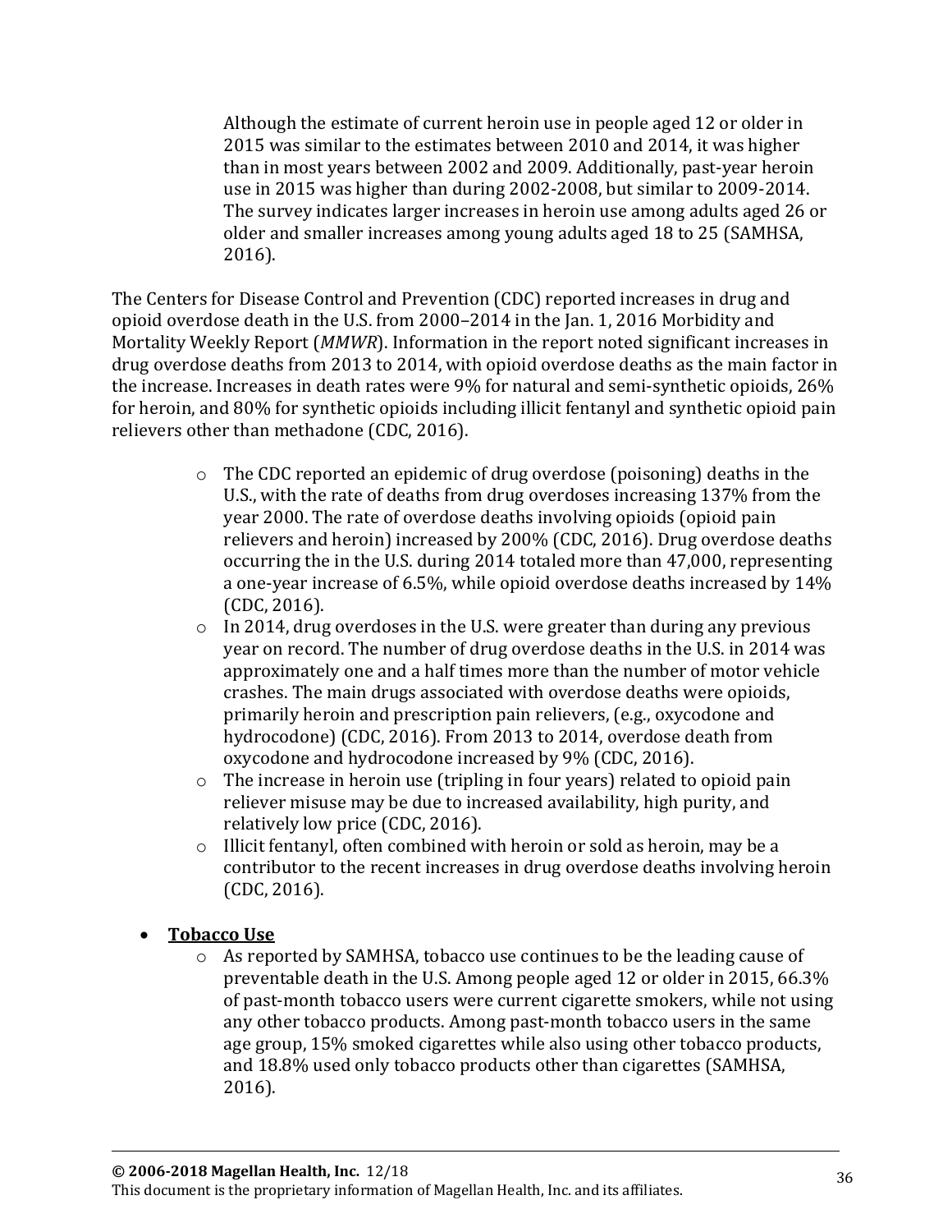Although the estimate of current heroin use in people aged 12 or older in 2015 was similar to the estimates between 2010 and 2014, it was higher than in most years between 2002 and 2009. Additionally, past-year heroin use in 2015 was higher than during 2002-2008, but similar to 2009-2014. The survey indicates larger increases in heroin use among adults aged 26 or older and smaller increases among young adults aged 18 to 25 (SAMHSA, 2016).

The Centers for Disease Control and Prevention (CDC) reported increases in drug and opioid overdose death in the U.S. from 2000–2014 in the Jan. 1, 2016 Morbidity and Mortality Weekly Report (*MMWR*). Information in the report noted significant increases in drug overdose deaths from 2013 to 2014, with opioid overdose deaths as the main factor in the increase. Increases in death rates were 9% for natural and semi-synthetic opioids, 26% for heroin, and 80% for synthetic opioids including illicit fentanyl and synthetic opioid pain relievers other than methadone (CDC, 2016).

- The CDC reported an epidemic of drug overdose (poisoning) deaths in the U.S., with the rate of deaths from drug overdoses increasing 137% from the year 2000. The rate of overdose deaths involving opioids (opioid pain relievers and heroin) increased by 200% (CDC, 2016). Drug overdose deaths occurring the in the U.S. during 2014 totaled more than 47,000, representing a one-year increase of 6.5%, while opioid overdose deaths increased by 14% (CDC, 2016).
- In 2014, drug overdoses in the U.S. were greater than during any previous year on record. The number of drug overdose deaths in the U.S. in 2014 was approximately one and a half times more than the number of motor vehicle crashes. The main drugs associated with overdose deaths were opioids, primarily heroin and prescription pain relievers, (e.g., oxycodone and hydrocodone) (CDC, 2016). From 2013 to 2014, overdose death from oxycodone and hydrocodone increased by 9% (CDC, 2016).
- The increase in heroin use (tripling in four years) related to opioid pain reliever misuse may be due to increased availability, high purity, and relatively low price (CDC, 2016).
- Illicit fentanyl, often combined with heroin or sold as heroin, may be a contributor to the recent increases in drug overdose deaths involving heroin (CDC, 2016).

- **<u>Tobacco Use</u>**
  - As reported by SAMHSA, tobacco use continues to be the leading cause of preventable death in the U.S. Among people aged 12 or older in 2015, 66.3% of past-month tobacco users were current cigarette smokers, while not using any other tobacco products. Among past-month tobacco users in the same age group, 15% smoked cigarettes while also using other tobacco products, and 18.8% used only tobacco products other than cigarettes (SAMHSA, 2016).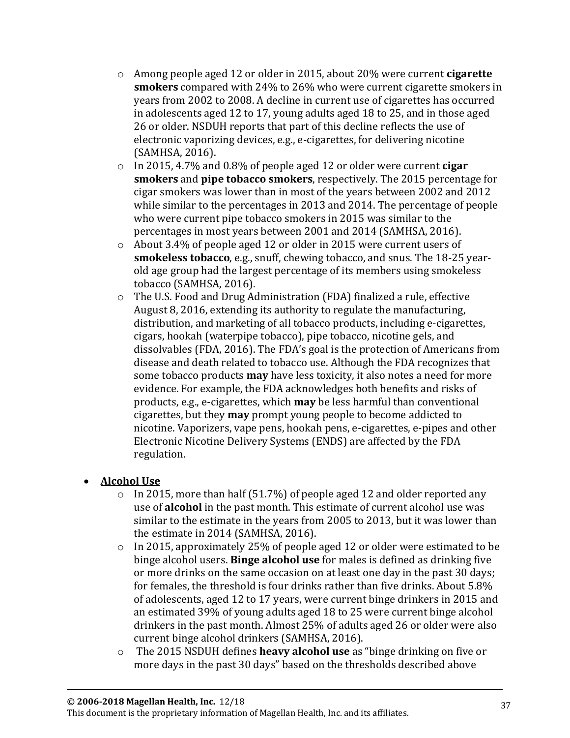- Among people aged 12 or older in 2015, about 20% were current **cigarette smokers** compared with 24% to 26% who were current cigarette smokers in years from 2002 to 2008. A decline in current use of cigarettes has occurred in adolescents aged 12 to 17, young adults aged 18 to 25, and in those aged 26 or older. NSDUH reports that part of this decline reflects the use of electronic vaporizing devices, e.g., e-cigarettes, for delivering nicotine (SAMHSA, 2016).
- In 2015, 4.7% and 0.8% of people aged 12 or older were current **cigar smokers** and **pipe tobacco smokers**, respectively. The 2015 percentage for cigar smokers was lower than in most of the years between 2002 and 2012 while similar to the percentages in 2013 and 2014. The percentage of people who were current pipe tobacco smokers in 2015 was similar to the percentages in most years between 2001 and 2014 (SAMHSA, 2016).
- About 3.4% of people aged 12 or older in 2015 were current users of **smokeless tobacco**, e.g., snuff, chewing tobacco, and snus. The 18-25 year-old age group had the largest percentage of its members using smokeless tobacco (SAMHSA, 2016).
- The U.S. Food and Drug Administration (FDA) finalized a rule, effective August 8, 2016, extending its authority to regulate the manufacturing, distribution, and marketing of all tobacco products, including e-cigarettes, cigars, hookah (waterpipe tobacco), pipe tobacco, nicotine gels, and dissolvables (FDA, 2016). The FDA's goal is the protection of Americans from disease and death related to tobacco use. Although the FDA recognizes that some tobacco products **may** have less toxicity, it also notes a need for more evidence. For example, the FDA acknowledges both benefits and risks of products, e.g., e-cigarettes, which **may** be less harmful than conventional cigarettes, but they **may** prompt young people to become addicted to nicotine. Vaporizers, vape pens, hookah pens, e-cigarettes, e-pipes and other Electronic Nicotine Delivery Systems (ENDS) are affected by the FDA regulation.

- **<u>Alcohol Use</u>**
  - In 2015, more than half (51.7%) of people aged 12 and older reported any use of **alcohol** in the past month. This estimate of current alcohol use was similar to the estimate in the years from 2005 to 2013, but it was lower than the estimate in 2014 (SAMHSA, 2016).
  - In 2015, approximately 25% of people aged 12 or older were estimated to be binge alcohol users. **Binge alcohol use** for males is defined as drinking five or more drinks on the same occasion on at least one day in the past 30 days; for females, the threshold is four drinks rather than five drinks. About 5.8% of adolescents, aged 12 to 17 years, were current binge drinkers in 2015 and an estimated 39% of young adults aged 18 to 25 were current binge alcohol drinkers in the past month. Almost 25% of adults aged 26 or older were also current binge alcohol drinkers (SAMHSA, 2016).
  - The 2015 NSDUH defines **heavy alcohol use** as "binge drinking on five or more days in the past 30 days" based on the thresholds described above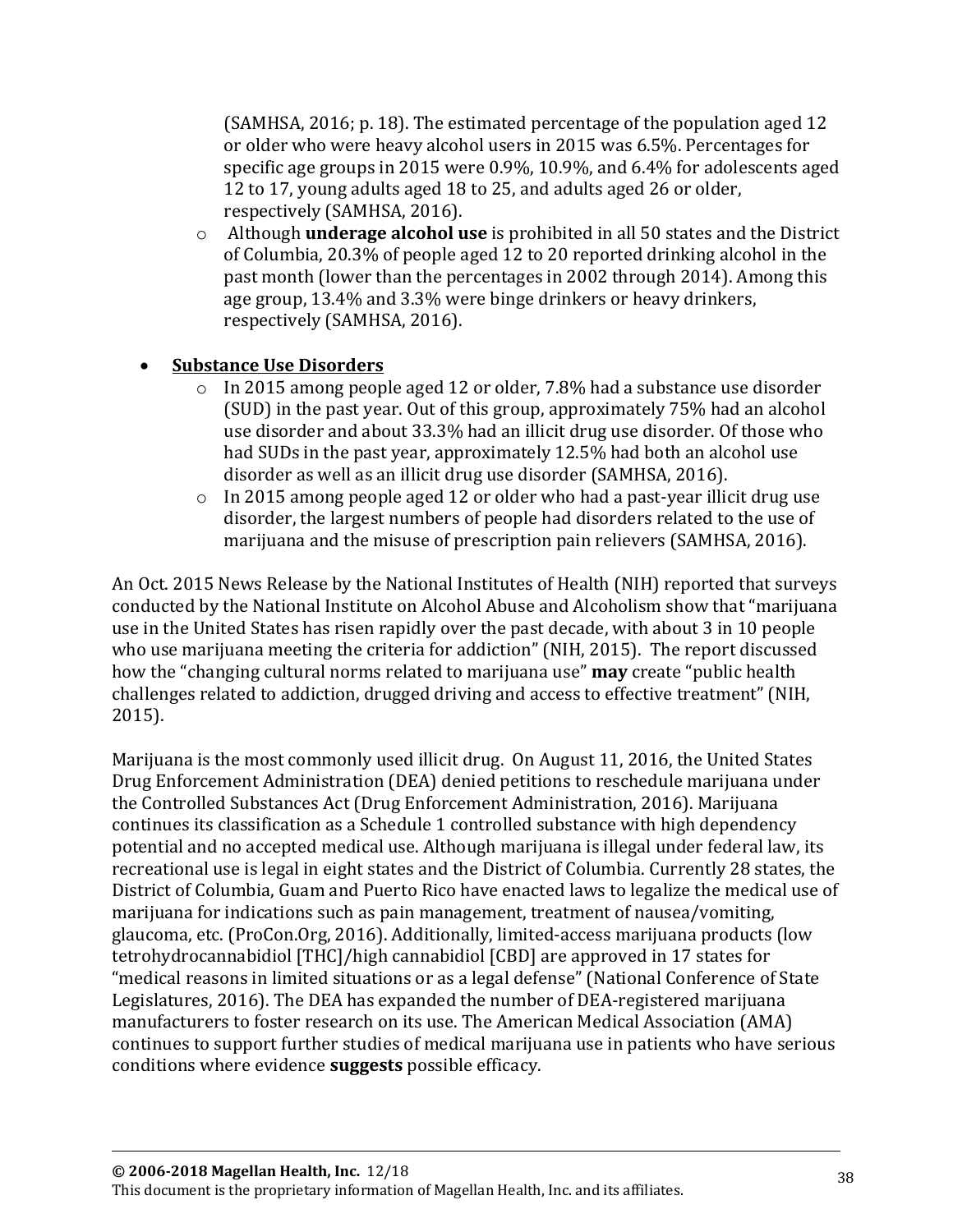- (SAMHSA, 2016; p. 18). The estimated percentage of the population aged 12 or older who were heavy alcohol users in 2015 was 6.5%. Percentages for specific age groups in 2015 were 0.9%, 10.9%, and 6.4% for adolescents aged 12 to 17, young adults aged 18 to 25, and adults aged 26 or older, respectively (SAMHSA, 2016).
    - Although **underage alcohol use** is prohibited in all 50 states and the District of Columbia, 20.3% of people aged 12 to 20 reported drinking alcohol in the past month (lower than the percentages in 2002 through 2014). Among this age group, 13.4% and 3.3% were binge drinkers or heavy drinkers, respectively (SAMHSA, 2016).

- **<u>Substance Use Disorders</u>**
    - In 2015 among people aged 12 or older, 7.8% had a substance use disorder (SUD) in the past year. Out of this group, approximately 75% had an alcohol use disorder and about 33.3% had an illicit drug use disorder. Of those who had SUDs in the past year, approximately 12.5% had both an alcohol use disorder as well as an illicit drug use disorder (SAMHSA, 2016).
    - In 2015 among people aged 12 or older who had a past-year illicit drug use disorder, the largest numbers of people had disorders related to the use of marijuana and the misuse of prescription pain relievers (SAMHSA, 2016).

An Oct. 2015 News Release by the National Institutes of Health (NIH) reported that surveys conducted by the National Institute on Alcohol Abuse and Alcoholism show that "marijuana use in the United States has risen rapidly over the past decade, with about 3 in 10 people who use marijuana meeting the criteria for addiction" (NIH, 2015). The report discussed how the "changing cultural norms related to marijuana use" **may** create "public health challenges related to addiction, drugged driving and access to effective treatment" (NIH, 2015).

Marijuana is the most commonly used illicit drug. On August 11, 2016, the United States Drug Enforcement Administration (DEA) denied petitions to reschedule marijuana under the Controlled Substances Act (Drug Enforcement Administration, 2016). Marijuana continues its classification as a Schedule 1 controlled substance with high dependency potential and no accepted medical use. Although marijuana is illegal under federal law, its recreational use is legal in eight states and the District of Columbia. Currently 28 states, the District of Columbia, Guam and Puerto Rico have enacted laws to legalize the medical use of marijuana for indications such as pain management, treatment of nausea/vomiting, glaucoma, etc. (ProCon.Org, 2016). Additionally, limited-access marijuana products (low tetrohydrocannabidiol [THC]/high cannabidiol [CBD] are approved in 17 states for "medical reasons in limited situations or as a legal defense" (National Conference of State Legislatures, 2016). The DEA has expanded the number of DEA-registered marijuana manufacturers to foster research on its use. The American Medical Association (AMA) continues to support further studies of medical marijuana use in patients who have serious conditions where evidence **suggests** possible efficacy.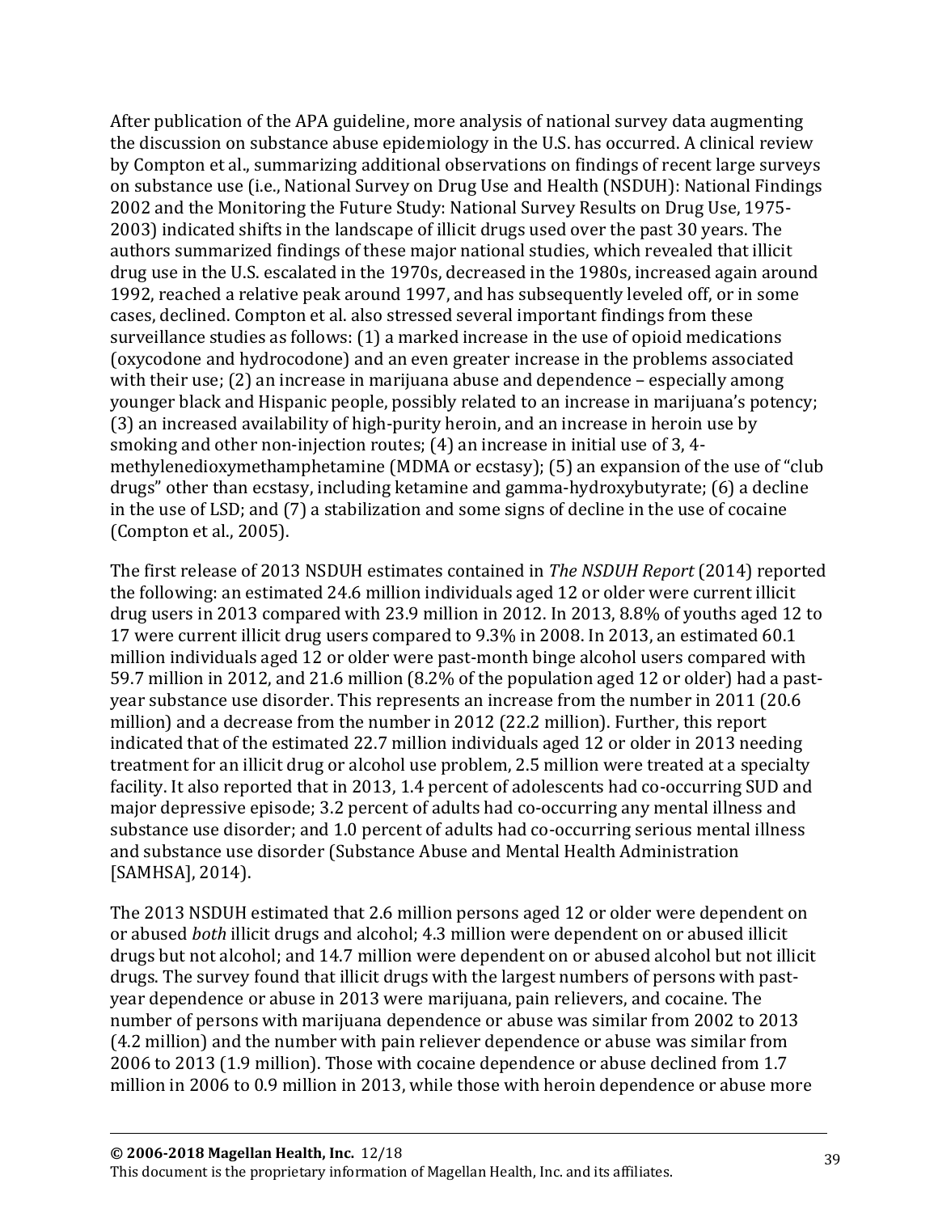After publication of the APA guideline, more analysis of national survey data augmenting the discussion on substance abuse epidemiology in the U.S. has occurred. A clinical review by Compton et al., summarizing additional observations on findings of recent large surveys on substance use (i.e., National Survey on Drug Use and Health (NSDUH): National Findings 2002 and the Monitoring the Future Study: National Survey Results on Drug Use, 1975-2003) indicated shifts in the landscape of illicit drugs used over the past 30 years. The authors summarized findings of these major national studies, which revealed that illicit drug use in the U.S. escalated in the 1970s, decreased in the 1980s, increased again around 1992, reached a relative peak around 1997, and has subsequently leveled off, or in some cases, declined. Compton et al. also stressed several important findings from these surveillance studies as follows: (1) a marked increase in the use of opioid medications (oxycodone and hydrocodone) and an even greater increase in the problems associated with their use; (2) an increase in marijuana abuse and dependence – especially among younger black and Hispanic people, possibly related to an increase in marijuana's potency; (3) an increased availability of high-purity heroin, and an increase in heroin use by smoking and other non-injection routes; (4) an increase in initial use of 3, 4-methylenedioxymethamphetamine (MDMA or ecstasy); (5) an expansion of the use of "club drugs" other than ecstasy, including ketamine and gamma-hydroxybutyrate; (6) a decline in the use of LSD; and (7) a stabilization and some signs of decline in the use of cocaine (Compton et al., 2005).

The first release of 2013 NSDUH estimates contained in *The NSDUH Report* (2014) reported the following: an estimated 24.6 million individuals aged 12 or older were current illicit drug users in 2013 compared with 23.9 million in 2012. In 2013, 8.8% of youths aged 12 to 17 were current illicit drug users compared to 9.3% in 2008. In 2013, an estimated 60.1 million individuals aged 12 or older were past-month binge alcohol users compared with 59.7 million in 2012, and 21.6 million (8.2% of the population aged 12 or older) had a past-year substance use disorder. This represents an increase from the number in 2011 (20.6 million) and a decrease from the number in 2012 (22.2 million). Further, this report indicated that of the estimated 22.7 million individuals aged 12 or older in 2013 needing treatment for an illicit drug or alcohol use problem, 2.5 million were treated at a specialty facility. It also reported that in 2013, 1.4 percent of adolescents had co-occurring SUD and major depressive episode; 3.2 percent of adults had co-occurring any mental illness and substance use disorder; and 1.0 percent of adults had co-occurring serious mental illness and substance use disorder (Substance Abuse and Mental Health Administration [SAMHSA], 2014).

The 2013 NSDUH estimated that 2.6 million persons aged 12 or older were dependent on or abused *both* illicit drugs and alcohol; 4.3 million were dependent on or abused illicit drugs but not alcohol; and 14.7 million were dependent on or abused alcohol but not illicit drugs. The survey found that illicit drugs with the largest numbers of persons with past-year dependence or abuse in 2013 were marijuana, pain relievers, and cocaine. The number of persons with marijuana dependence or abuse was similar from 2002 to 2013 (4.2 million) and the number with pain reliever dependence or abuse was similar from 2006 to 2013 (1.9 million). Those with cocaine dependence or abuse declined from 1.7 million in 2006 to 0.9 million in 2013, while those with heroin dependence or abuse more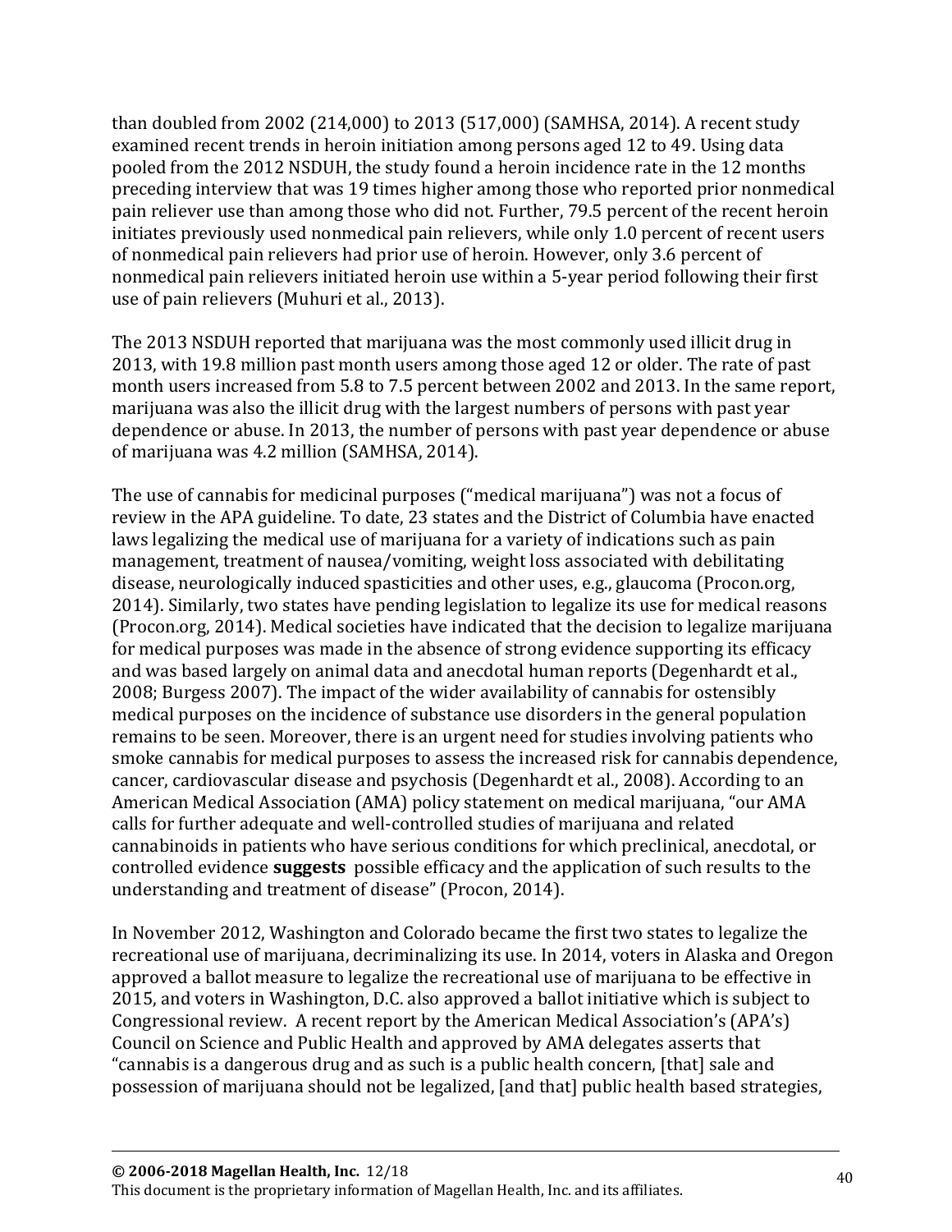than doubled from 2002 (214,000) to 2013 (517,000) (SAMHSA, 2014). A recent study examined recent trends in heroin initiation among persons aged 12 to 49. Using data pooled from the 2012 NSDUH, the study found a heroin incidence rate in the 12 months preceding interview that was 19 times higher among those who reported prior nonmedical pain reliever use than among those who did not. Further, 79.5 percent of the recent heroin initiates previously used nonmedical pain relievers, while only 1.0 percent of recent users of nonmedical pain relievers had prior use of heroin. However, only 3.6 percent of nonmedical pain relievers initiated heroin use within a 5-year period following their first use of pain relievers (Muhuri et al., 2013).

The 2013 NSDUH reported that marijuana was the most commonly used illicit drug in 2013, with 19.8 million past month users among those aged 12 or older. The rate of past month users increased from 5.8 to 7.5 percent between 2002 and 2013. In the same report, marijuana was also the illicit drug with the largest numbers of persons with past year dependence or abuse. In 2013, the number of persons with past year dependence or abuse of marijuana was 4.2 million (SAMHSA, 2014).

The use of cannabis for medicinal purposes ("medical marijuana") was not a focus of review in the APA guideline. To date, 23 states and the District of Columbia have enacted laws legalizing the medical use of marijuana for a variety of indications such as pain management, treatment of nausea/vomiting, weight loss associated with debilitating disease, neurologically induced spasticities and other uses, e.g., glaucoma (Procon.org, 2014). Similarly, two states have pending legislation to legalize its use for medical reasons (Procon.org, 2014). Medical societies have indicated that the decision to legalize marijuana for medical purposes was made in the absence of strong evidence supporting its efficacy and was based largely on animal data and anecdotal human reports (Degenhardt et al., 2008; Burgess 2007). The impact of the wider availability of cannabis for ostensibly medical purposes on the incidence of substance use disorders in the general population remains to be seen. Moreover, there is an urgent need for studies involving patients who smoke cannabis for medical purposes to assess the increased risk for cannabis dependence, cancer, cardiovascular disease and psychosis (Degenhardt et al., 2008). According to an American Medical Association (AMA) policy statement on medical marijuana, "our AMA calls for further adequate and well-controlled studies of marijuana and related cannabinoids in patients who have serious conditions for which preclinical, anecdotal, or controlled evidence **suggests** possible efficacy and the application of such results to the understanding and treatment of disease" (Procon, 2014).

In November 2012, Washington and Colorado became the first two states to legalize the recreational use of marijuana, decriminalizing its use. In 2014, voters in Alaska and Oregon approved a ballot measure to legalize the recreational use of marijuana to be effective in 2015, and voters in Washington, D.C. also approved a ballot initiative which is subject to Congressional review. A recent report by the American Medical Association's (APA's) Council on Science and Public Health and approved by AMA delegates asserts that "cannabis is a dangerous drug and as such is a public health concern, [that] sale and possession of marijuana should not be legalized, [and that] public health based strategies,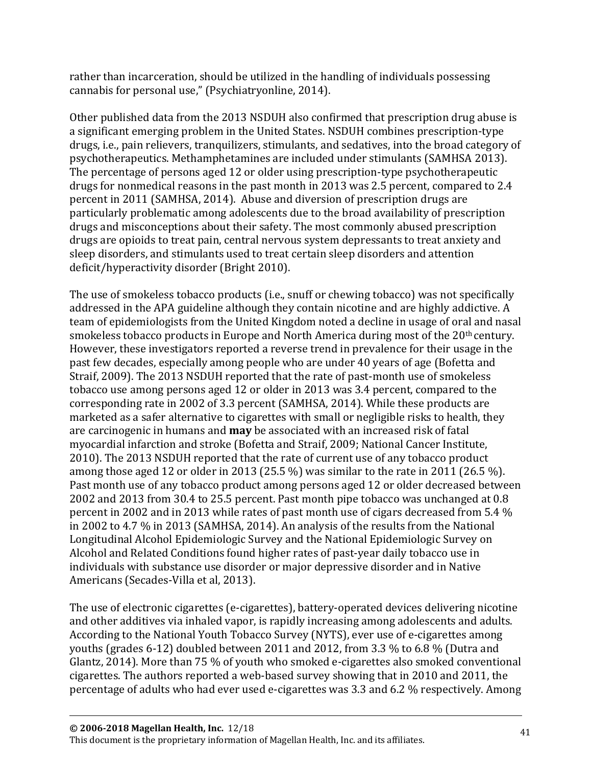rather than incarceration, should be utilized in the handling of individuals possessing cannabis for personal use," (Psychiatryonline, 2014).

Other published data from the 2013 NSDUH also confirmed that prescription drug abuse is a significant emerging problem in the United States. NSDUH combines prescription-type drugs, i.e., pain relievers, tranquilizers, stimulants, and sedatives, into the broad category of psychotherapeutics. Methamphetamines are included under stimulants (SAMHSA 2013). The percentage of persons aged 12 or older using prescription-type psychotherapeutic drugs for nonmedical reasons in the past month in 2013 was 2.5 percent, compared to 2.4 percent in 2011 (SAMHSA, 2014). Abuse and diversion of prescription drugs are particularly problematic among adolescents due to the broad availability of prescription drugs and misconceptions about their safety. The most commonly abused prescription drugs are opioids to treat pain, central nervous system depressants to treat anxiety and sleep disorders, and stimulants used to treat certain sleep disorders and attention deficit/hyperactivity disorder (Bright 2010).

The use of smokeless tobacco products (i.e., snuff or chewing tobacco) was not specifically addressed in the APA guideline although they contain nicotine and are highly addictive. A team of epidemiologists from the United Kingdom noted a decline in usage of oral and nasal smokeless tobacco products in Europe and North America during most of the 20th century. However, these investigators reported a reverse trend in prevalence for their usage in the past few decades, especially among people who are under 40 years of age (Bofetta and Straif, 2009). The 2013 NSDUH reported that the rate of past-month use of smokeless tobacco use among persons aged 12 or older in 2013 was 3.4 percent, compared to the corresponding rate in 2002 of 3.3 percent (SAMHSA, 2014). While these products are marketed as a safer alternative to cigarettes with small or negligible risks to health, they are carcinogenic in humans and **may** be associated with an increased risk of fatal myocardial infarction and stroke (Bofetta and Straif, 2009; National Cancer Institute, 2010). The 2013 NSDUH reported that the rate of current use of any tobacco product among those aged 12 or older in 2013 (25.5 %) was similar to the rate in 2011 (26.5 %). Past month use of any tobacco product among persons aged 12 or older decreased between 2002 and 2013 from 30.4 to 25.5 percent. Past month pipe tobacco was unchanged at 0.8 percent in 2002 and in 2013 while rates of past month use of cigars decreased from 5.4 % in 2002 to 4.7 % in 2013 (SAMHSA, 2014). An analysis of the results from the National Longitudinal Alcohol Epidemiologic Survey and the National Epidemiologic Survey on Alcohol and Related Conditions found higher rates of past-year daily tobacco use in individuals with substance use disorder or major depressive disorder and in Native Americans (Secades-Villa et al, 2013).

The use of electronic cigarettes (e-cigarettes), battery-operated devices delivering nicotine and other additives via inhaled vapor, is rapidly increasing among adolescents and adults. According to the National Youth Tobacco Survey (NYTS), ever use of e-cigarettes among youths (grades 6-12) doubled between 2011 and 2012, from 3.3 % to 6.8 % (Dutra and Glantz, 2014). More than 75 % of youth who smoked e-cigarettes also smoked conventional cigarettes. The authors reported a web-based survey showing that in 2010 and 2011, the percentage of adults who had ever used e-cigarettes was 3.3 and 6.2 % respectively. Among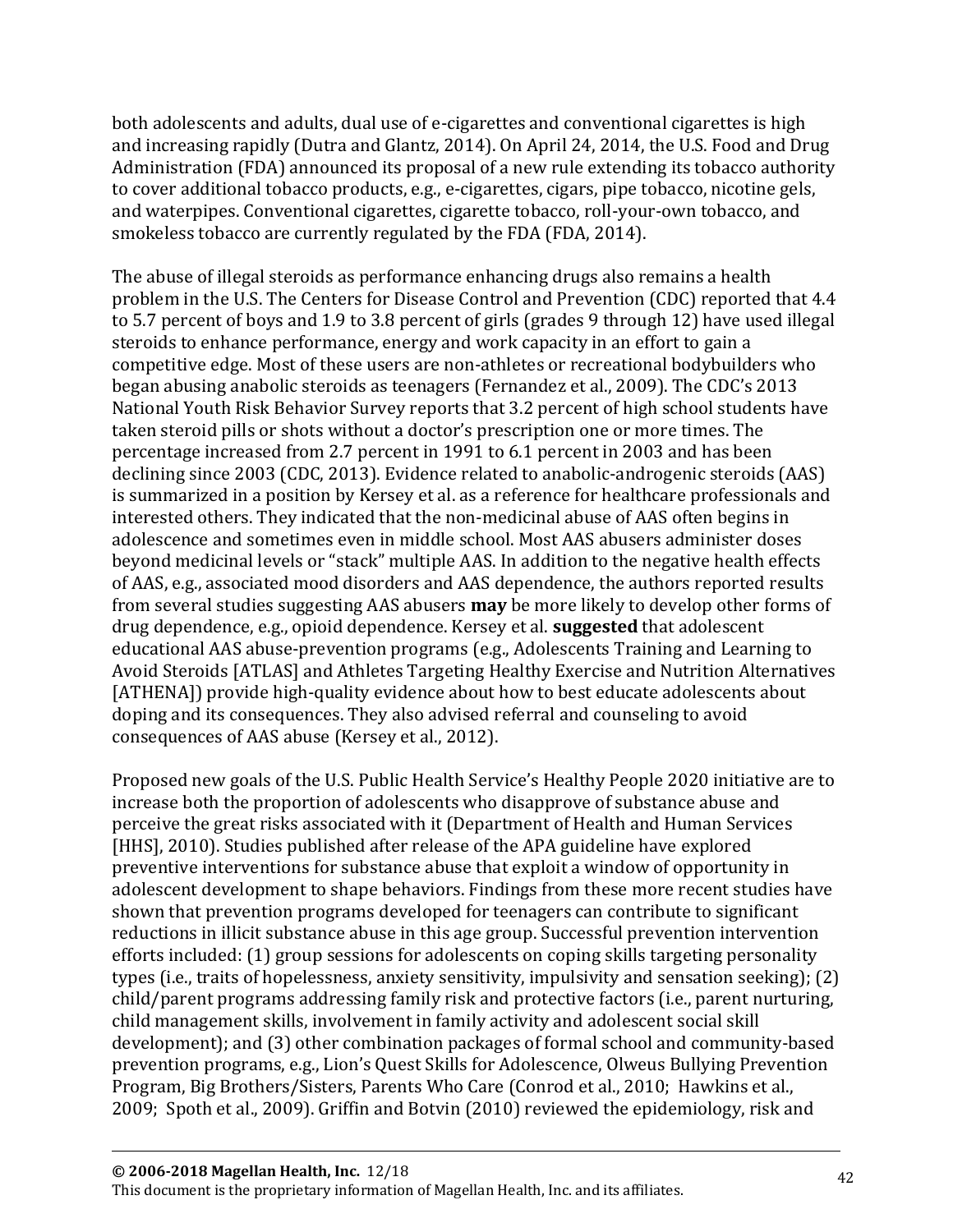both adolescents and adults, dual use of e-cigarettes and conventional cigarettes is high and increasing rapidly (Dutra and Glantz, 2014). On April 24, 2014, the U.S. Food and Drug Administration (FDA) announced its proposal of a new rule extending its tobacco authority to cover additional tobacco products, e.g., e-cigarettes, cigars, pipe tobacco, nicotine gels, and waterpipes. Conventional cigarettes, cigarette tobacco, roll-your-own tobacco, and smokeless tobacco are currently regulated by the FDA (FDA, 2014).

The abuse of illegal steroids as performance enhancing drugs also remains a health problem in the U.S. The Centers for Disease Control and Prevention (CDC) reported that 4.4 to 5.7 percent of boys and 1.9 to 3.8 percent of girls (grades 9 through 12) have used illegal steroids to enhance performance, energy and work capacity in an effort to gain a competitive edge. Most of these users are non-athletes or recreational bodybuilders who began abusing anabolic steroids as teenagers (Fernandez et al., 2009). The CDC's 2013 National Youth Risk Behavior Survey reports that 3.2 percent of high school students have taken steroid pills or shots without a doctor's prescription one or more times. The percentage increased from 2.7 percent in 1991 to 6.1 percent in 2003 and has been declining since 2003 (CDC, 2013). Evidence related to anabolic-androgenic steroids (AAS) is summarized in a position by Kersey et al. as a reference for healthcare professionals and interested others. They indicated that the non-medicinal abuse of AAS often begins in adolescence and sometimes even in middle school. Most AAS abusers administer doses beyond medicinal levels or "stack" multiple AAS. In addition to the negative health effects of AAS, e.g., associated mood disorders and AAS dependence, the authors reported results from several studies suggesting AAS abusers **may** be more likely to develop other forms of drug dependence, e.g., opioid dependence. Kersey et al. **suggested** that adolescent educational AAS abuse-prevention programs (e.g., Adolescents Training and Learning to Avoid Steroids [ATLAS] and Athletes Targeting Healthy Exercise and Nutrition Alternatives [ATHENA]) provide high-quality evidence about how to best educate adolescents about doping and its consequences. They also advised referral and counseling to avoid consequences of AAS abuse (Kersey et al., 2012).

Proposed new goals of the U.S. Public Health Service's Healthy People 2020 initiative are to increase both the proportion of adolescents who disapprove of substance abuse and perceive the great risks associated with it (Department of Health and Human Services [HHS], 2010). Studies published after release of the APA guideline have explored preventive interventions for substance abuse that exploit a window of opportunity in adolescent development to shape behaviors. Findings from these more recent studies have shown that prevention programs developed for teenagers can contribute to significant reductions in illicit substance abuse in this age group. Successful prevention intervention efforts included: (1) group sessions for adolescents on coping skills targeting personality types (i.e., traits of hopelessness, anxiety sensitivity, impulsivity and sensation seeking); (2) child/parent programs addressing family risk and protective factors (i.e., parent nurturing, child management skills, involvement in family activity and adolescent social skill development); and (3) other combination packages of formal school and community-based prevention programs, e.g., Lion's Quest Skills for Adolescence, Olweus Bullying Prevention Program, Big Brothers/Sisters, Parents Who Care (Conrod et al., 2010; Hawkins et al., 2009; Spoth et al., 2009). Griffin and Botvin (2010) reviewed the epidemiology, risk and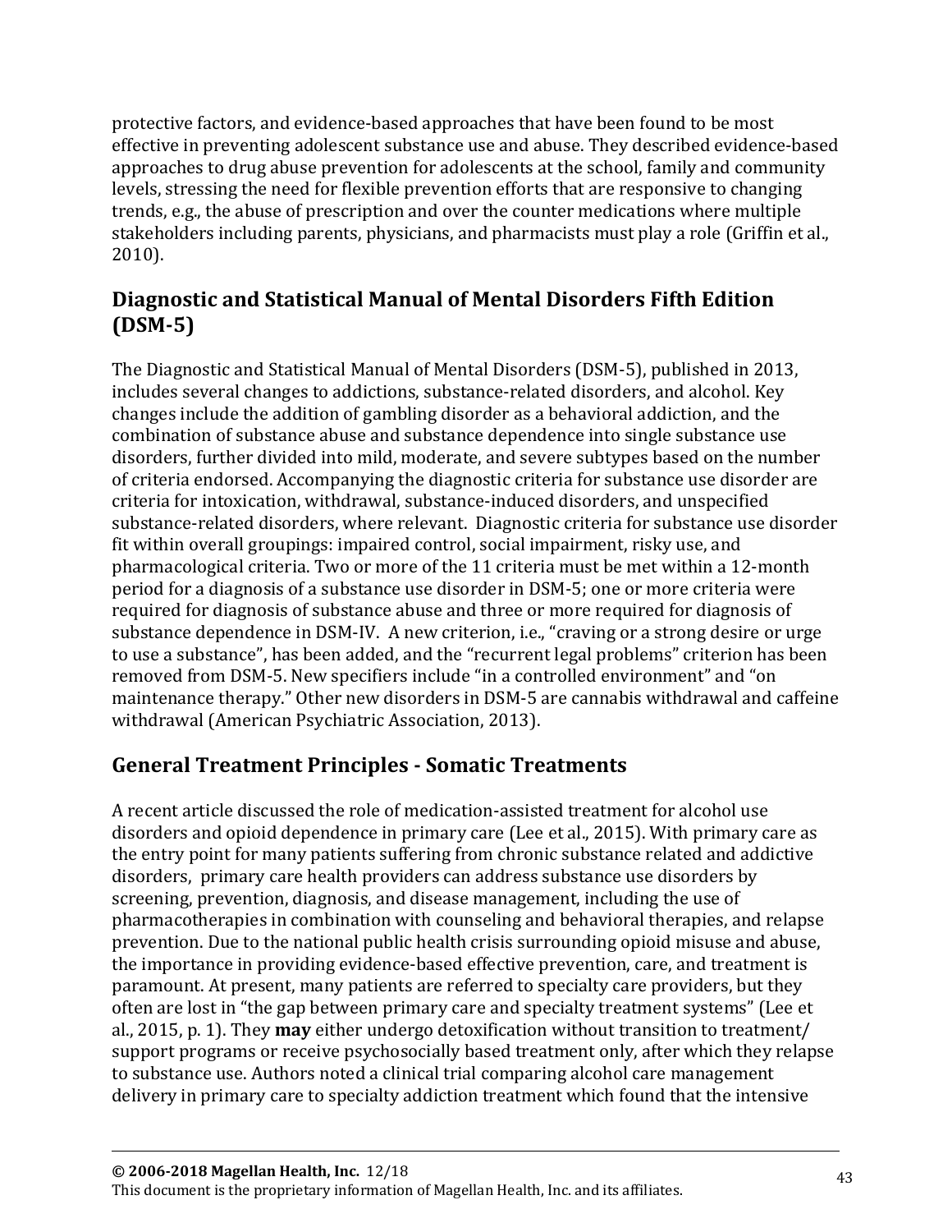protective factors, and evidence-based approaches that have been found to be most effective in preventing adolescent substance use and abuse. They described evidence-based approaches to drug abuse prevention for adolescents at the school, family and community levels, stressing the need for flexible prevention efforts that are responsive to changing trends, e.g., the abuse of prescription and over the counter medications where multiple stakeholders including parents, physicians, and pharmacists must play a role (Griffin et al., 2010).

## Diagnostic and Statistical Manual of Mental Disorders Fifth Edition (DSM-5)

The Diagnostic and Statistical Manual of Mental Disorders (DSM-5), published in 2013, includes several changes to addictions, substance-related disorders, and alcohol. Key changes include the addition of gambling disorder as a behavioral addiction, and the combination of substance abuse and substance dependence into single substance use disorders, further divided into mild, moderate, and severe subtypes based on the number of criteria endorsed. Accompanying the diagnostic criteria for substance use disorder are criteria for intoxication, withdrawal, substance-induced disorders, and unspecified substance-related disorders, where relevant. Diagnostic criteria for substance use disorder fit within overall groupings: impaired control, social impairment, risky use, and pharmacological criteria. Two or more of the 11 criteria must be met within a 12-month period for a diagnosis of a substance use disorder in DSM-5; one or more criteria were required for diagnosis of substance abuse and three or more required for diagnosis of substance dependence in DSM-IV. A new criterion, i.e., "craving or a strong desire or urge to use a substance", has been added, and the "recurrent legal problems" criterion has been removed from DSM-5. New specifiers include "in a controlled environment" and "on maintenance therapy." Other new disorders in DSM-5 are cannabis withdrawal and caffeine withdrawal (American Psychiatric Association, 2013).

## General Treatment Principles - Somatic Treatments

A recent article discussed the role of medication-assisted treatment for alcohol use disorders and opioid dependence in primary care (Lee et al., 2015). With primary care as the entry point for many patients suffering from chronic substance related and addictive disorders, primary care health providers can address substance use disorders by screening, prevention, diagnosis, and disease management, including the use of pharmacotherapies in combination with counseling and behavioral therapies, and relapse prevention. Due to the national public health crisis surrounding opioid misuse and abuse, the importance in providing evidence-based effective prevention, care, and treatment is paramount. At present, many patients are referred to specialty care providers, but they often are lost in "the gap between primary care and specialty treatment systems" (Lee et al., 2015, p. 1). They **may** either undergo detoxification without transition to treatment/ support programs or receive psychosocially based treatment only, after which they relapse to substance use. Authors noted a clinical trial comparing alcohol care management delivery in primary care to specialty addiction treatment which found that the intensive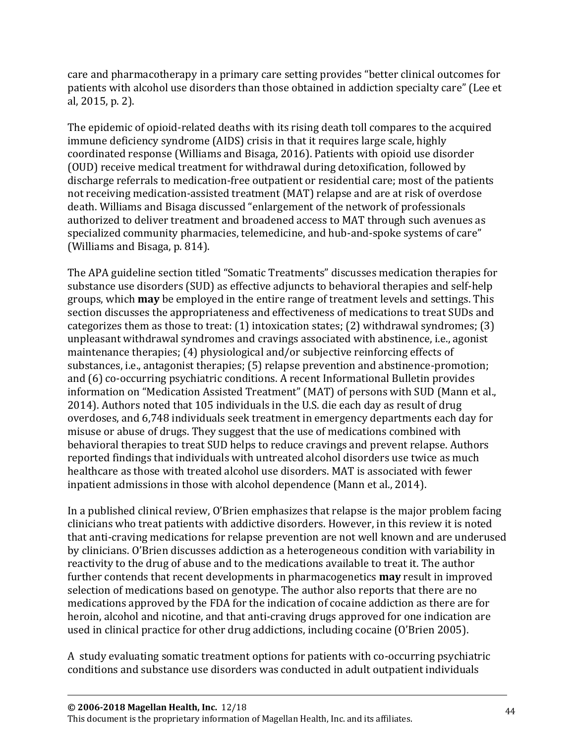care and pharmacotherapy in a primary care setting provides "better clinical outcomes for patients with alcohol use disorders than those obtained in addiction specialty care" (Lee et al, 2015, p. 2).

The epidemic of opioid-related deaths with its rising death toll compares to the acquired immune deficiency syndrome (AIDS) crisis in that it requires large scale, highly coordinated response (Williams and Bisaga, 2016). Patients with opioid use disorder (OUD) receive medical treatment for withdrawal during detoxification, followed by discharge referrals to medication-free outpatient or residential care; most of the patients not receiving medication-assisted treatment (MAT) relapse and are at risk of overdose death. Williams and Bisaga discussed "enlargement of the network of professionals authorized to deliver treatment and broadened access to MAT through such avenues as specialized community pharmacies, telemedicine, and hub-and-spoke systems of care" (Williams and Bisaga, p. 814).

The APA guideline section titled "Somatic Treatments" discusses medication therapies for substance use disorders (SUD) as effective adjuncts to behavioral therapies and self-help groups, which **may** be employed in the entire range of treatment levels and settings. This section discusses the appropriateness and effectiveness of medications to treat SUDs and categorizes them as those to treat: (1) intoxication states; (2) withdrawal syndromes; (3) unpleasant withdrawal syndromes and cravings associated with abstinence, i.e., agonist maintenance therapies; (4) physiological and/or subjective reinforcing effects of substances, i.e., antagonist therapies; (5) relapse prevention and abstinence-promotion; and (6) co-occurring psychiatric conditions. A recent Informational Bulletin provides information on "Medication Assisted Treatment" (MAT) of persons with SUD (Mann et al., 2014). Authors noted that 105 individuals in the U.S. die each day as result of drug overdoses, and 6,748 individuals seek treatment in emergency departments each day for misuse or abuse of drugs. They suggest that the use of medications combined with behavioral therapies to treat SUD helps to reduce cravings and prevent relapse. Authors reported findings that individuals with untreated alcohol disorders use twice as much healthcare as those with treated alcohol use disorders. MAT is associated with fewer inpatient admissions in those with alcohol dependence (Mann et al., 2014).

In a published clinical review, O'Brien emphasizes that relapse is the major problem facing clinicians who treat patients with addictive disorders. However, in this review it is noted that anti-craving medications for relapse prevention are not well known and are underused by clinicians. O'Brien discusses addiction as a heterogeneous condition with variability in reactivity to the drug of abuse and to the medications available to treat it. The author further contends that recent developments in pharmacogenetics **may** result in improved selection of medications based on genotype. The author also reports that there are no medications approved by the FDA for the indication of cocaine addiction as there are for heroin, alcohol and nicotine, and that anti-craving drugs approved for one indication are used in clinical practice for other drug addictions, including cocaine (O'Brien 2005).

A study evaluating somatic treatment options for patients with co-occurring psychiatric conditions and substance use disorders was conducted in adult outpatient individuals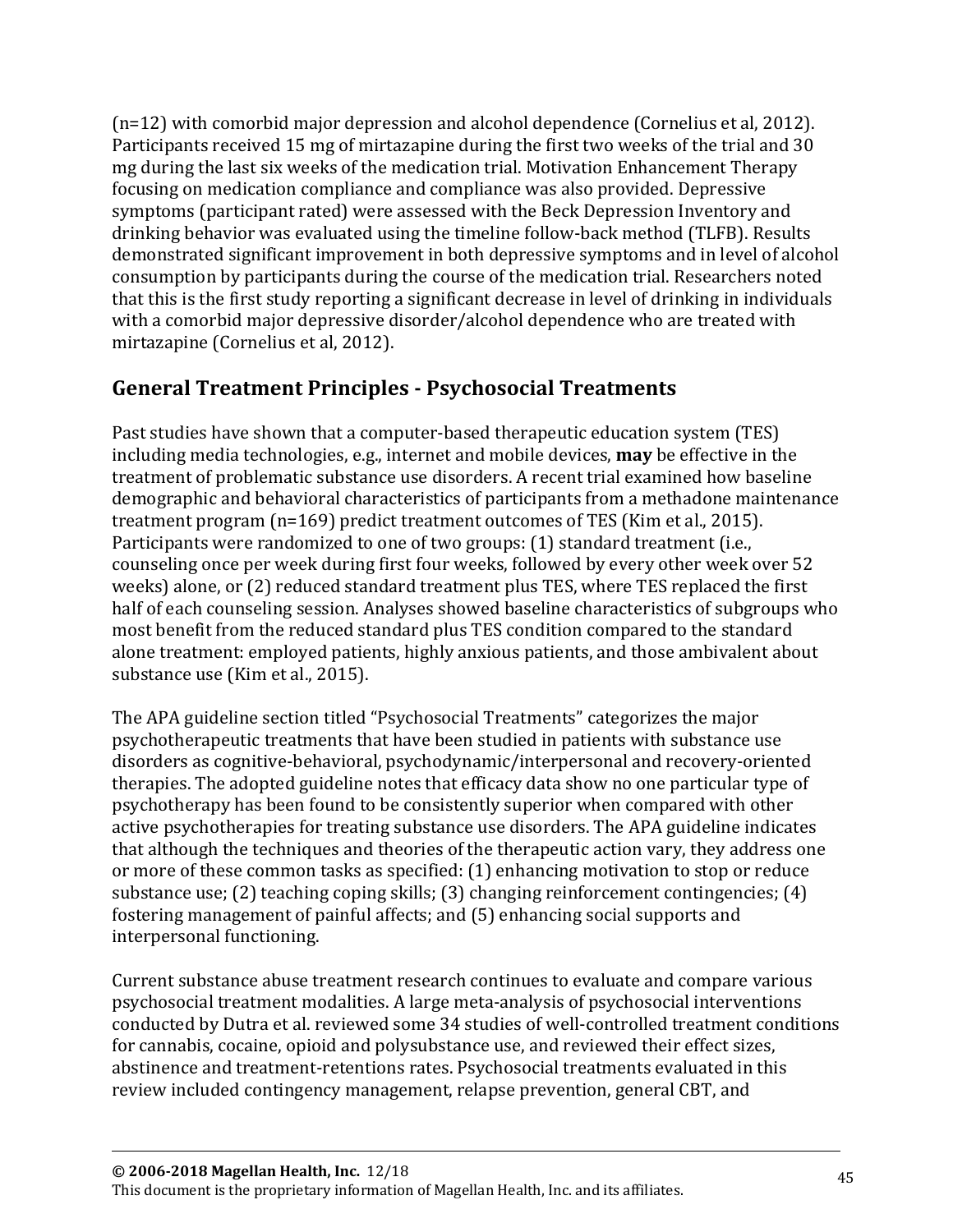(n=12) with comorbid major depression and alcohol dependence (Cornelius et al, 2012). Participants received 15 mg of mirtazapine during the first two weeks of the trial and 30 mg during the last six weeks of the medication trial. Motivation Enhancement Therapy focusing on medication compliance and compliance was also provided. Depressive symptoms (participant rated) were assessed with the Beck Depression Inventory and drinking behavior was evaluated using the timeline follow-back method (TLFB). Results demonstrated significant improvement in both depressive symptoms and in level of alcohol consumption by participants during the course of the medication trial. Researchers noted that this is the first study reporting a significant decrease in level of drinking in individuals with a comorbid major depressive disorder/alcohol dependence who are treated with mirtazapine (Cornelius et al, 2012).

## General Treatment Principles - Psychosocial Treatments

Past studies have shown that a computer-based therapeutic education system (TES) including media technologies, e.g., internet and mobile devices, **may** be effective in the treatment of problematic substance use disorders. A recent trial examined how baseline demographic and behavioral characteristics of participants from a methadone maintenance treatment program (n=169) predict treatment outcomes of TES (Kim et al., 2015). Participants were randomized to one of two groups: (1) standard treatment (i.e., counseling once per week during first four weeks, followed by every other week over 52 weeks) alone, or (2) reduced standard treatment plus TES, where TES replaced the first half of each counseling session. Analyses showed baseline characteristics of subgroups who most benefit from the reduced standard plus TES condition compared to the standard alone treatment: employed patients, highly anxious patients, and those ambivalent about substance use (Kim et al., 2015).

The APA guideline section titled "Psychosocial Treatments" categorizes the major psychotherapeutic treatments that have been studied in patients with substance use disorders as cognitive-behavioral, psychodynamic/interpersonal and recovery-oriented therapies. The adopted guideline notes that efficacy data show no one particular type of psychotherapy has been found to be consistently superior when compared with other active psychotherapies for treating substance use disorders. The APA guideline indicates that although the techniques and theories of the therapeutic action vary, they address one or more of these common tasks as specified: (1) enhancing motivation to stop or reduce substance use; (2) teaching coping skills; (3) changing reinforcement contingencies; (4) fostering management of painful affects; and (5) enhancing social supports and interpersonal functioning.

Current substance abuse treatment research continues to evaluate and compare various psychosocial treatment modalities. A large meta-analysis of psychosocial interventions conducted by Dutra et al. reviewed some 34 studies of well-controlled treatment conditions for cannabis, cocaine, opioid and polysubstance use, and reviewed their effect sizes, abstinence and treatment-retentions rates. Psychosocial treatments evaluated in this review included contingency management, relapse prevention, general CBT, and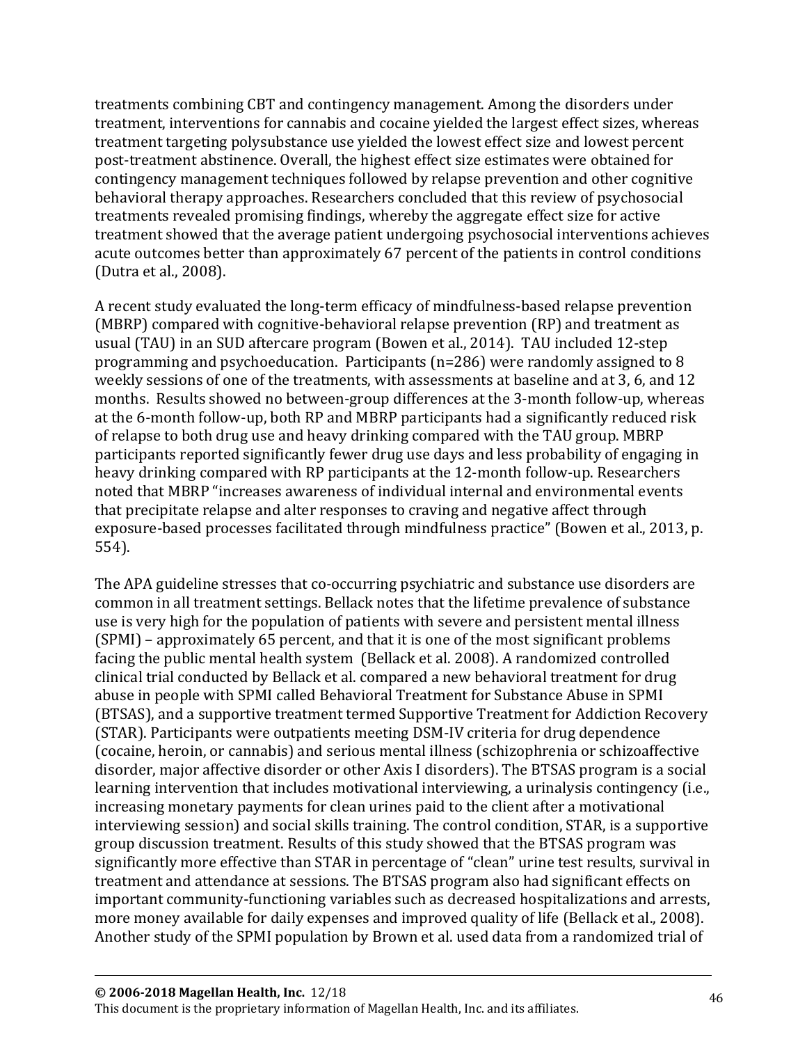treatments combining CBT and contingency management. Among the disorders under treatment, interventions for cannabis and cocaine yielded the largest effect sizes, whereas treatment targeting polysubstance use yielded the lowest effect size and lowest percent post-treatment abstinence. Overall, the highest effect size estimates were obtained for contingency management techniques followed by relapse prevention and other cognitive behavioral therapy approaches. Researchers concluded that this review of psychosocial treatments revealed promising findings, whereby the aggregate effect size for active treatment showed that the average patient undergoing psychosocial interventions achieves acute outcomes better than approximately 67 percent of the patients in control conditions (Dutra et al., 2008).

A recent study evaluated the long-term efficacy of mindfulness-based relapse prevention (MBRP) compared with cognitive-behavioral relapse prevention (RP) and treatment as usual (TAU) in an SUD aftercare program (Bowen et al., 2014). TAU included 12-step programming and psychoeducation. Participants (n=286) were randomly assigned to 8 weekly sessions of one of the treatments, with assessments at baseline and at 3, 6, and 12 months. Results showed no between-group differences at the 3-month follow-up, whereas at the 6-month follow-up, both RP and MBRP participants had a significantly reduced risk of relapse to both drug use and heavy drinking compared with the TAU group. MBRP participants reported significantly fewer drug use days and less probability of engaging in heavy drinking compared with RP participants at the 12-month follow-up. Researchers noted that MBRP "increases awareness of individual internal and environmental events that precipitate relapse and alter responses to craving and negative affect through exposure-based processes facilitated through mindfulness practice" (Bowen et al., 2013, p. 554).

The APA guideline stresses that co-occurring psychiatric and substance use disorders are common in all treatment settings. Bellack notes that the lifetime prevalence of substance use is very high for the population of patients with severe and persistent mental illness (SPMI) – approximately 65 percent, and that it is one of the most significant problems facing the public mental health system (Bellack et al. 2008). A randomized controlled clinical trial conducted by Bellack et al. compared a new behavioral treatment for drug abuse in people with SPMI called Behavioral Treatment for Substance Abuse in SPMI (BTSAS), and a supportive treatment termed Supportive Treatment for Addiction Recovery (STAR). Participants were outpatients meeting DSM-IV criteria for drug dependence (cocaine, heroin, or cannabis) and serious mental illness (schizophrenia or schizoaffective disorder, major affective disorder or other Axis I disorders). The BTSAS program is a social learning intervention that includes motivational interviewing, a urinalysis contingency (i.e., increasing monetary payments for clean urines paid to the client after a motivational interviewing session) and social skills training. The control condition, STAR, is a supportive group discussion treatment. Results of this study showed that the BTSAS program was significantly more effective than STAR in percentage of "clean" urine test results, survival in treatment and attendance at sessions. The BTSAS program also had significant effects on important community-functioning variables such as decreased hospitalizations and arrests, more money available for daily expenses and improved quality of life (Bellack et al., 2008). Another study of the SPMI population by Brown et al. used data from a randomized trial of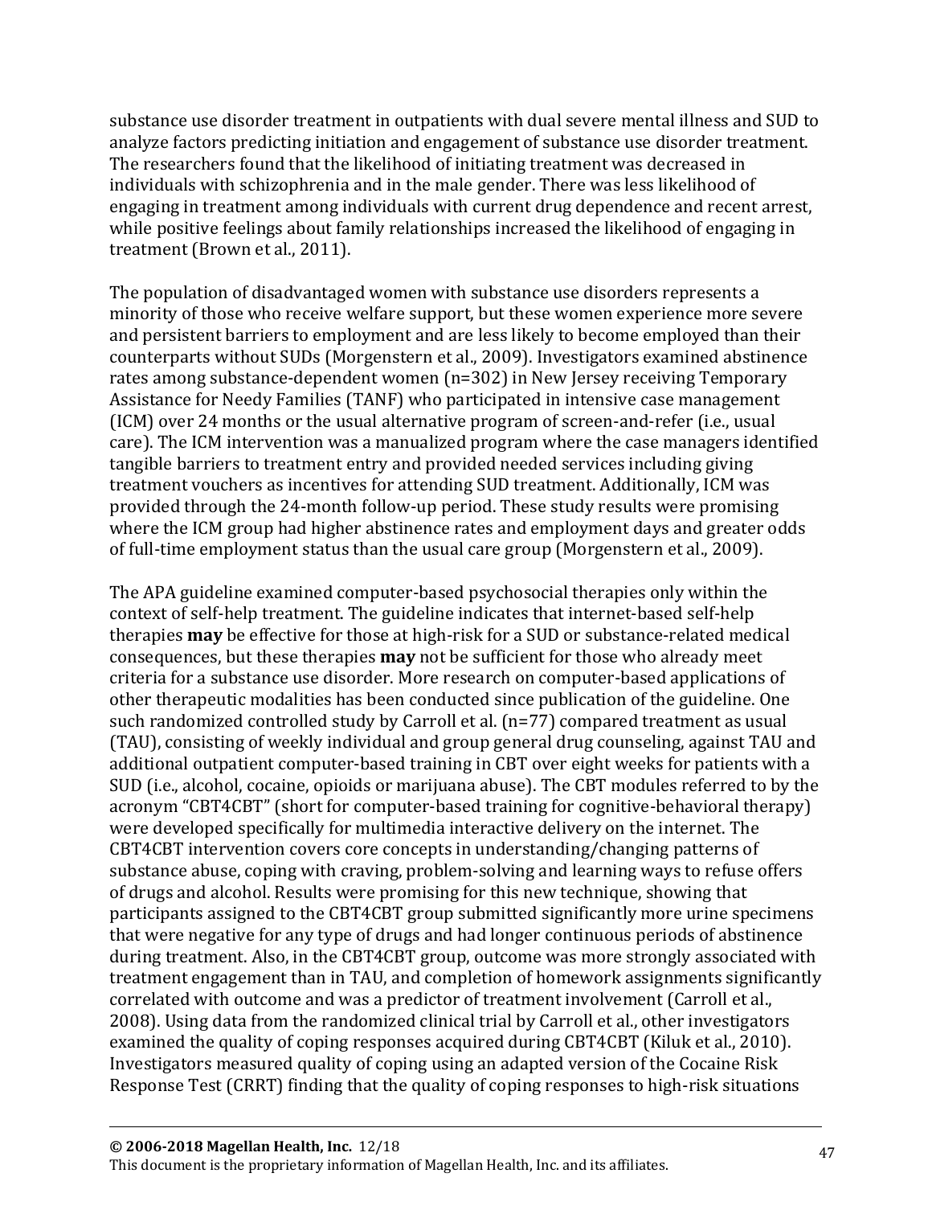substance use disorder treatment in outpatients with dual severe mental illness and SUD to analyze factors predicting initiation and engagement of substance use disorder treatment. The researchers found that the likelihood of initiating treatment was decreased in individuals with schizophrenia and in the male gender. There was less likelihood of engaging in treatment among individuals with current drug dependence and recent arrest, while positive feelings about family relationships increased the likelihood of engaging in treatment (Brown et al., 2011).

The population of disadvantaged women with substance use disorders represents a minority of those who receive welfare support, but these women experience more severe and persistent barriers to employment and are less likely to become employed than their counterparts without SUDs (Morgenstern et al., 2009). Investigators examined abstinence rates among substance-dependent women (n=302) in New Jersey receiving Temporary Assistance for Needy Families (TANF) who participated in intensive case management (ICM) over 24 months or the usual alternative program of screen-and-refer (i.e., usual care). The ICM intervention was a manualized program where the case managers identified tangible barriers to treatment entry and provided needed services including giving treatment vouchers as incentives for attending SUD treatment. Additionally, ICM was provided through the 24-month follow-up period. These study results were promising where the ICM group had higher abstinence rates and employment days and greater odds of full-time employment status than the usual care group (Morgenstern et al., 2009).

The APA guideline examined computer-based psychosocial therapies only within the context of self-help treatment. The guideline indicates that internet-based self-help therapies **may** be effective for those at high-risk for a SUD or substance-related medical consequences, but these therapies **may** not be sufficient for those who already meet criteria for a substance use disorder. More research on computer-based applications of other therapeutic modalities has been conducted since publication of the guideline. One such randomized controlled study by Carroll et al. (n=77) compared treatment as usual (TAU), consisting of weekly individual and group general drug counseling, against TAU and additional outpatient computer-based training in CBT over eight weeks for patients with a SUD (i.e., alcohol, cocaine, opioids or marijuana abuse). The CBT modules referred to by the acronym "CBT4CBT" (short for computer-based training for cognitive-behavioral therapy) were developed specifically for multimedia interactive delivery on the internet. The CBT4CBT intervention covers core concepts in understanding/changing patterns of substance abuse, coping with craving, problem-solving and learning ways to refuse offers of drugs and alcohol. Results were promising for this new technique, showing that participants assigned to the CBT4CBT group submitted significantly more urine specimens that were negative for any type of drugs and had longer continuous periods of abstinence during treatment. Also, in the CBT4CBT group, outcome was more strongly associated with treatment engagement than in TAU, and completion of homework assignments significantly correlated with outcome and was a predictor of treatment involvement (Carroll et al., 2008). Using data from the randomized clinical trial by Carroll et al., other investigators examined the quality of coping responses acquired during CBT4CBT (Kiluk et al., 2010). Investigators measured quality of coping using an adapted version of the Cocaine Risk Response Test (CRRT) finding that the quality of coping responses to high-risk situations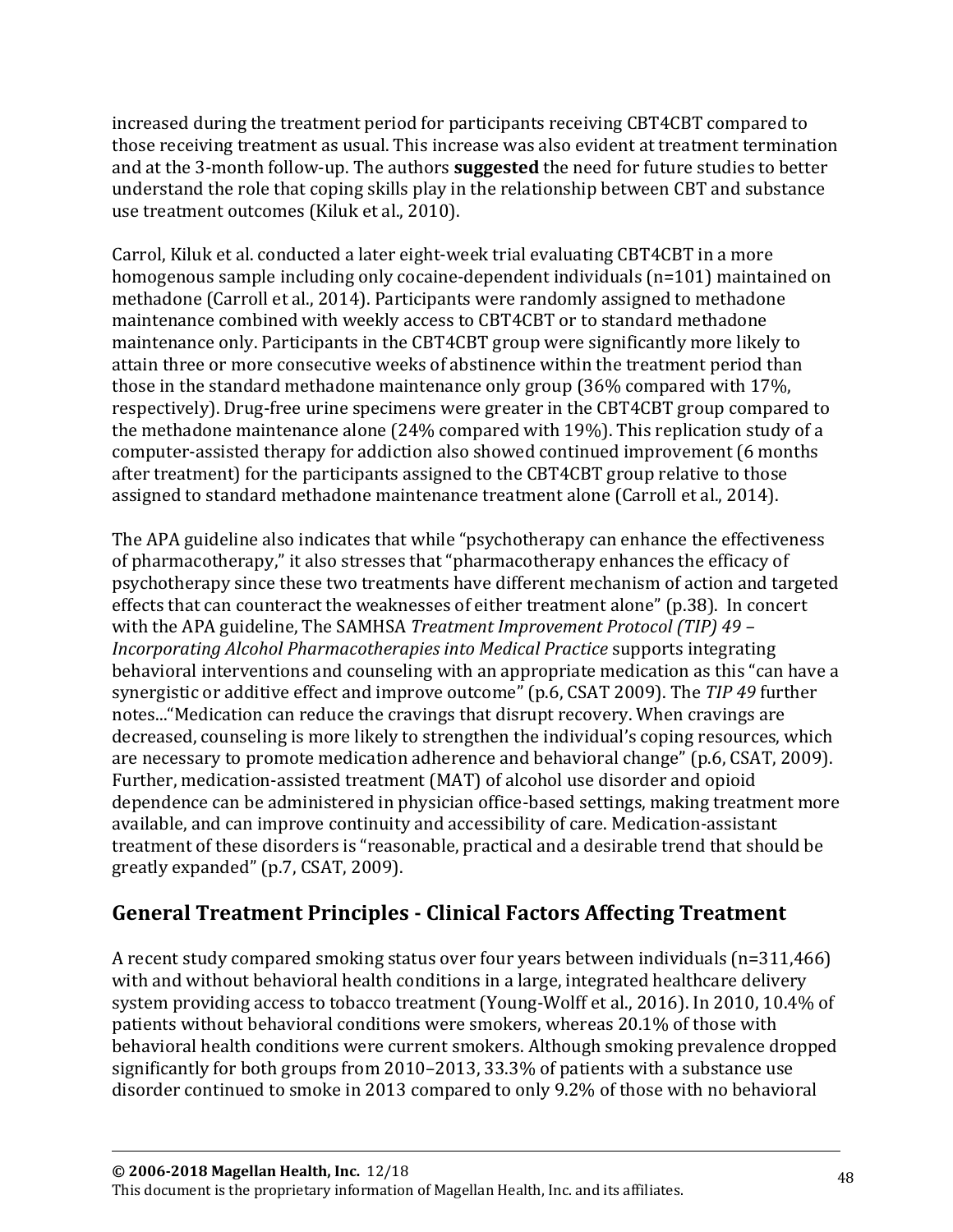increased during the treatment period for participants receiving CBT4CBT compared to those receiving treatment as usual. This increase was also evident at treatment termination and at the 3-month follow-up. The authors **suggested** the need for future studies to better understand the role that coping skills play in the relationship between CBT and substance use treatment outcomes (Kiluk et al., 2010).

Carrol, Kiluk et al. conducted a later eight-week trial evaluating CBT4CBT in a more homogenous sample including only cocaine-dependent individuals (n=101) maintained on methadone (Carroll et al., 2014). Participants were randomly assigned to methadone maintenance combined with weekly access to CBT4CBT or to standard methadone maintenance only. Participants in the CBT4CBT group were significantly more likely to attain three or more consecutive weeks of abstinence within the treatment period than those in the standard methadone maintenance only group (36% compared with 17%, respectively). Drug-free urine specimens were greater in the CBT4CBT group compared to the methadone maintenance alone (24% compared with 19%). This replication study of a computer-assisted therapy for addiction also showed continued improvement (6 months after treatment) for the participants assigned to the CBT4CBT group relative to those assigned to standard methadone maintenance treatment alone (Carroll et al., 2014).

The APA guideline also indicates that while "psychotherapy can enhance the effectiveness of pharmacotherapy," it also stresses that "pharmacotherapy enhances the efficacy of psychotherapy since these two treatments have different mechanism of action and targeted effects that can counteract the weaknesses of either treatment alone" (p.38). In concert with the APA guideline, The SAMHSA *Treatment Improvement Protocol (TIP) 49 – Incorporating Alcohol Pharmacotherapies into Medical Practice* supports integrating behavioral interventions and counseling with an appropriate medication as this "can have a synergistic or additive effect and improve outcome" (p.6, CSAT 2009). The *TIP 49* further notes..."Medication can reduce the cravings that disrupt recovery. When cravings are decreased, counseling is more likely to strengthen the individual's coping resources, which are necessary to promote medication adherence and behavioral change" (p.6, CSAT, 2009). Further, medication-assisted treatment (MAT) of alcohol use disorder and opioid dependence can be administered in physician office-based settings, making treatment more available, and can improve continuity and accessibility of care. Medication-assistant treatment of these disorders is "reasonable, practical and a desirable trend that should be greatly expanded" (p.7, CSAT, 2009).

## General Treatment Principles - Clinical Factors Affecting Treatment

A recent study compared smoking status over four years between individuals (n=311,466) with and without behavioral health conditions in a large, integrated healthcare delivery system providing access to tobacco treatment (Young-Wolff et al., 2016). In 2010, 10.4% of patients without behavioral conditions were smokers, whereas 20.1% of those with behavioral health conditions were current smokers. Although smoking prevalence dropped significantly for both groups from 2010–2013, 33.3% of patients with a substance use disorder continued to smoke in 2013 compared to only 9.2% of those with no behavioral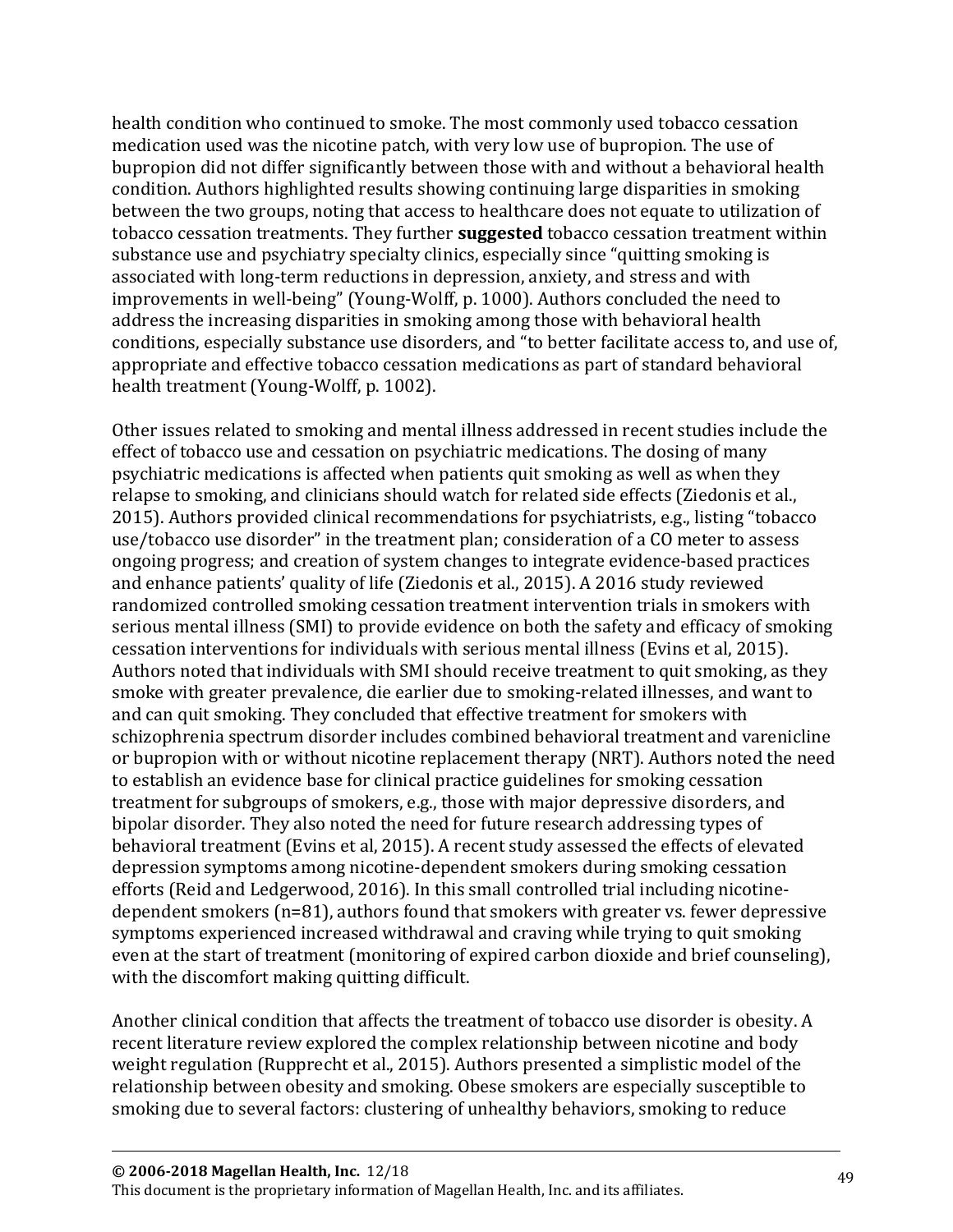health condition who continued to smoke. The most commonly used tobacco cessation medication used was the nicotine patch, with very low use of bupropion. The use of bupropion did not differ significantly between those with and without a behavioral health condition. Authors highlighted results showing continuing large disparities in smoking between the two groups, noting that access to healthcare does not equate to utilization of tobacco cessation treatments. They further **suggested** tobacco cessation treatment within substance use and psychiatry specialty clinics, especially since "quitting smoking is associated with long-term reductions in depression, anxiety, and stress and with improvements in well-being" (Young-Wolff, p. 1000). Authors concluded the need to address the increasing disparities in smoking among those with behavioral health conditions, especially substance use disorders, and "to better facilitate access to, and use of, appropriate and effective tobacco cessation medications as part of standard behavioral health treatment (Young-Wolff, p. 1002).

Other issues related to smoking and mental illness addressed in recent studies include the effect of tobacco use and cessation on psychiatric medications. The dosing of many psychiatric medications is affected when patients quit smoking as well as when they relapse to smoking, and clinicians should watch for related side effects (Ziedonis et al., 2015). Authors provided clinical recommendations for psychiatrists, e.g., listing "tobacco use/tobacco use disorder" in the treatment plan; consideration of a CO meter to assess ongoing progress; and creation of system changes to integrate evidence-based practices and enhance patients' quality of life (Ziedonis et al., 2015). A 2016 study reviewed randomized controlled smoking cessation treatment intervention trials in smokers with serious mental illness (SMI) to provide evidence on both the safety and efficacy of smoking cessation interventions for individuals with serious mental illness (Evins et al, 2015). Authors noted that individuals with SMI should receive treatment to quit smoking, as they smoke with greater prevalence, die earlier due to smoking-related illnesses, and want to and can quit smoking. They concluded that effective treatment for smokers with schizophrenia spectrum disorder includes combined behavioral treatment and varenicline or bupropion with or without nicotine replacement therapy (NRT). Authors noted the need to establish an evidence base for clinical practice guidelines for smoking cessation treatment for subgroups of smokers, e.g., those with major depressive disorders, and bipolar disorder. They also noted the need for future research addressing types of behavioral treatment (Evins et al, 2015). A recent study assessed the effects of elevated depression symptoms among nicotine-dependent smokers during smoking cessation efforts (Reid and Ledgerwood, 2016). In this small controlled trial including nicotine-dependent smokers (n=81), authors found that smokers with greater vs. fewer depressive symptoms experienced increased withdrawal and craving while trying to quit smoking even at the start of treatment (monitoring of expired carbon dioxide and brief counseling), with the discomfort making quitting difficult.

Another clinical condition that affects the treatment of tobacco use disorder is obesity. A recent literature review explored the complex relationship between nicotine and body weight regulation (Rupprecht et al., 2015). Authors presented a simplistic model of the relationship between obesity and smoking. Obese smokers are especially susceptible to smoking due to several factors: clustering of unhealthy behaviors, smoking to reduce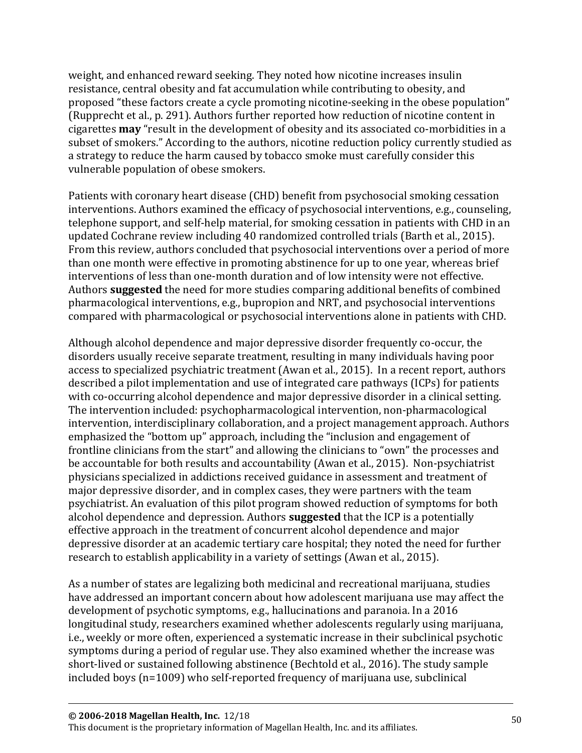weight, and enhanced reward seeking. They noted how nicotine increases insulin resistance, central obesity and fat accumulation while contributing to obesity, and proposed "these factors create a cycle promoting nicotine-seeking in the obese population" (Rupprecht et al., p. 291). Authors further reported how reduction of nicotine content in cigarettes **may** "result in the development of obesity and its associated co-morbidities in a subset of smokers." According to the authors, nicotine reduction policy currently studied as a strategy to reduce the harm caused by tobacco smoke must carefully consider this vulnerable population of obese smokers.

Patients with coronary heart disease (CHD) benefit from psychosocial smoking cessation interventions. Authors examined the efficacy of psychosocial interventions, e.g., counseling, telephone support, and self-help material, for smoking cessation in patients with CHD in an updated Cochrane review including 40 randomized controlled trials (Barth et al., 2015). From this review, authors concluded that psychosocial interventions over a period of more than one month were effective in promoting abstinence for up to one year, whereas brief interventions of less than one-month duration and of low intensity were not effective. Authors **suggested** the need for more studies comparing additional benefits of combined pharmacological interventions, e.g., bupropion and NRT, and psychosocial interventions compared with pharmacological or psychosocial interventions alone in patients with CHD.

Although alcohol dependence and major depressive disorder frequently co-occur, the disorders usually receive separate treatment, resulting in many individuals having poor access to specialized psychiatric treatment (Awan et al., 2015). In a recent report, authors described a pilot implementation and use of integrated care pathways (ICPs) for patients with co-occurring alcohol dependence and major depressive disorder in a clinical setting. The intervention included: psychopharmacological intervention, non-pharmacological intervention, interdisciplinary collaboration, and a project management approach. Authors emphasized the "bottom up" approach, including the "inclusion and engagement of frontline clinicians from the start" and allowing the clinicians to "own" the processes and be accountable for both results and accountability (Awan et al., 2015). Non-psychiatrist physicians specialized in addictions received guidance in assessment and treatment of major depressive disorder, and in complex cases, they were partners with the team psychiatrist. An evaluation of this pilot program showed reduction of symptoms for both alcohol dependence and depression. Authors **suggested** that the ICP is a potentially effective approach in the treatment of concurrent alcohol dependence and major depressive disorder at an academic tertiary care hospital; they noted the need for further research to establish applicability in a variety of settings (Awan et al., 2015).

As a number of states are legalizing both medicinal and recreational marijuana, studies have addressed an important concern about how adolescent marijuana use may affect the development of psychotic symptoms, e.g., hallucinations and paranoia. In a 2016 longitudinal study, researchers examined whether adolescents regularly using marijuana, i.e., weekly or more often, experienced a systematic increase in their subclinical psychotic symptoms during a period of regular use. They also examined whether the increase was short-lived or sustained following abstinence (Bechtold et al., 2016). The study sample included boys (n=1009) who self-reported frequency of marijuana use, subclinical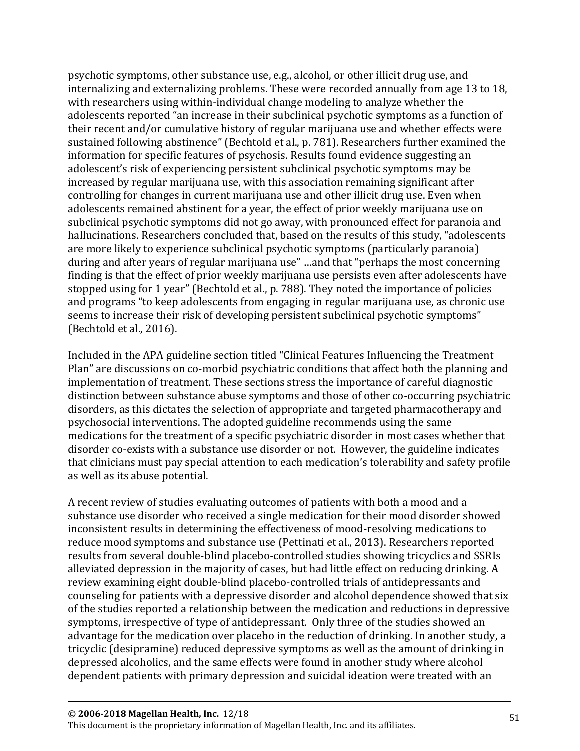psychotic symptoms, other substance use, e.g., alcohol, or other illicit drug use, and internalizing and externalizing problems. These were recorded annually from age 13 to 18, with researchers using within-individual change modeling to analyze whether the adolescents reported "an increase in their subclinical psychotic symptoms as a function of their recent and/or cumulative history of regular marijuana use and whether effects were sustained following abstinence" (Bechtold et al., p. 781). Researchers further examined the information for specific features of psychosis. Results found evidence suggesting an adolescent's risk of experiencing persistent subclinical psychotic symptoms may be increased by regular marijuana use, with this association remaining significant after controlling for changes in current marijuana use and other illicit drug use. Even when adolescents remained abstinent for a year, the effect of prior weekly marijuana use on subclinical psychotic symptoms did not go away, with pronounced effect for paranoia and hallucinations. Researchers concluded that, based on the results of this study, "adolescents are more likely to experience subclinical psychotic symptoms (particularly paranoia) during and after years of regular marijuana use" …and that "perhaps the most concerning finding is that the effect of prior weekly marijuana use persists even after adolescents have stopped using for 1 year" (Bechtold et al., p. 788). They noted the importance of policies and programs "to keep adolescents from engaging in regular marijuana use, as chronic use seems to increase their risk of developing persistent subclinical psychotic symptoms" (Bechtold et al., 2016).

Included in the APA guideline section titled "Clinical Features Influencing the Treatment Plan" are discussions on co-morbid psychiatric conditions that affect both the planning and implementation of treatment. These sections stress the importance of careful diagnostic distinction between substance abuse symptoms and those of other co-occurring psychiatric disorders, as this dictates the selection of appropriate and targeted pharmacotherapy and psychosocial interventions. The adopted guideline recommends using the same medications for the treatment of a specific psychiatric disorder in most cases whether that disorder co-exists with a substance use disorder or not. However, the guideline indicates that clinicians must pay special attention to each medication's tolerability and safety profile as well as its abuse potential.

A recent review of studies evaluating outcomes of patients with both a mood and a substance use disorder who received a single medication for their mood disorder showed inconsistent results in determining the effectiveness of mood-resolving medications to reduce mood symptoms and substance use (Pettinati et al., 2013). Researchers reported results from several double-blind placebo-controlled studies showing tricyclics and SSRIs alleviated depression in the majority of cases, but had little effect on reducing drinking. A review examining eight double-blind placebo-controlled trials of antidepressants and counseling for patients with a depressive disorder and alcohol dependence showed that six of the studies reported a relationship between the medication and reductions in depressive symptoms, irrespective of type of antidepressant. Only three of the studies showed an advantage for the medication over placebo in the reduction of drinking. In another study, a tricyclic (desipramine) reduced depressive symptoms as well as the amount of drinking in depressed alcoholics, and the same effects were found in another study where alcohol dependent patients with primary depression and suicidal ideation were treated with an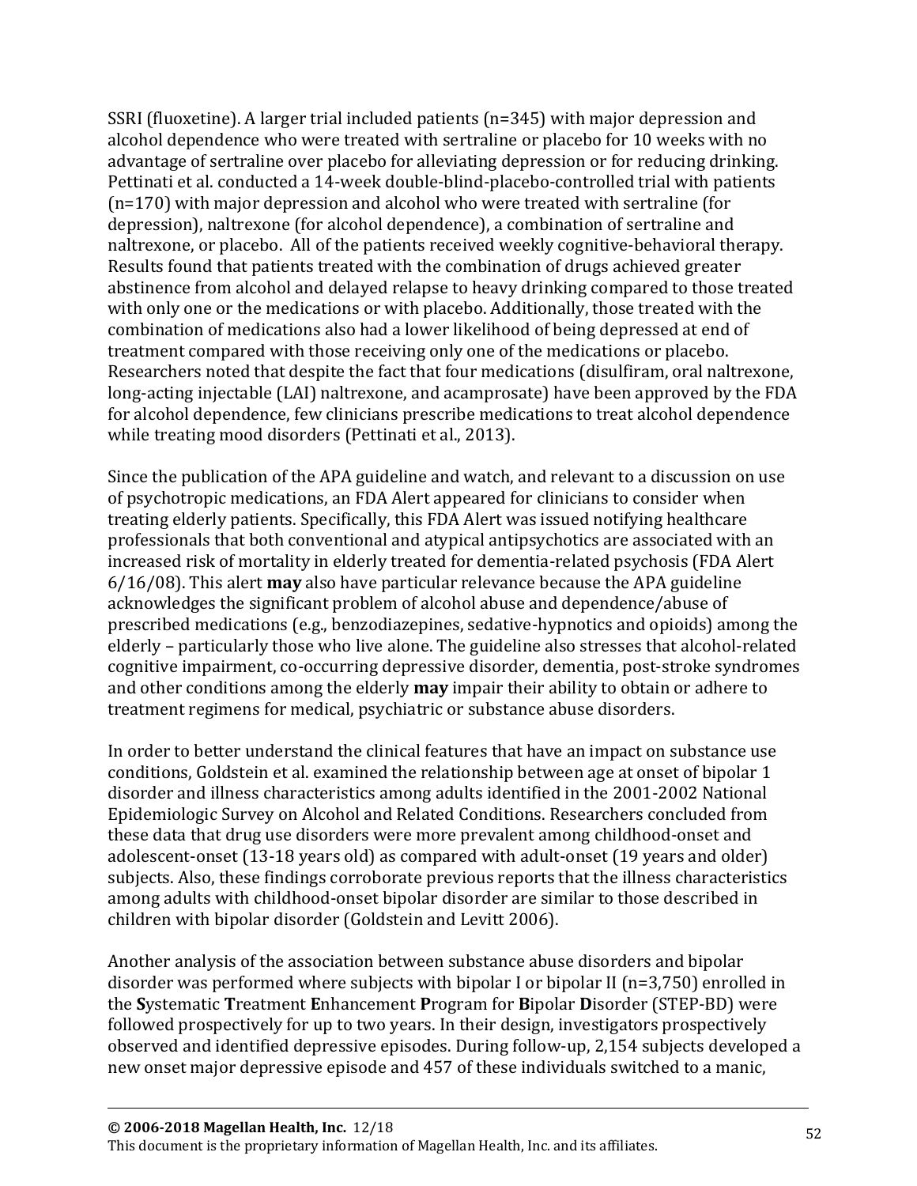SSRI (fluoxetine). A larger trial included patients (n=345) with major depression and alcohol dependence who were treated with sertraline or placebo for 10 weeks with no advantage of sertraline over placebo for alleviating depression or for reducing drinking. Pettinati et al. conducted a 14-week double-blind-placebo-controlled trial with patients (n=170) with major depression and alcohol who were treated with sertraline (for depression), naltrexone (for alcohol dependence), a combination of sertraline and naltrexone, or placebo. All of the patients received weekly cognitive-behavioral therapy. Results found that patients treated with the combination of drugs achieved greater abstinence from alcohol and delayed relapse to heavy drinking compared to those treated with only one or the medications or with placebo. Additionally, those treated with the combination of medications also had a lower likelihood of being depressed at end of treatment compared with those receiving only one of the medications or placebo. Researchers noted that despite the fact that four medications (disulfiram, oral naltrexone, long-acting injectable (LAI) naltrexone, and acamprosate) have been approved by the FDA for alcohol dependence, few clinicians prescribe medications to treat alcohol dependence while treating mood disorders (Pettinati et al., 2013).

Since the publication of the APA guideline and watch, and relevant to a discussion on use of psychotropic medications, an FDA Alert appeared for clinicians to consider when treating elderly patients. Specifically, this FDA Alert was issued notifying healthcare professionals that both conventional and atypical antipsychotics are associated with an increased risk of mortality in elderly treated for dementia-related psychosis (FDA Alert 6/16/08). This alert **may** also have particular relevance because the APA guideline acknowledges the significant problem of alcohol abuse and dependence/abuse of prescribed medications (e.g., benzodiazepines, sedative-hypnotics and opioids) among the elderly – particularly those who live alone. The guideline also stresses that alcohol-related cognitive impairment, co-occurring depressive disorder, dementia, post-stroke syndromes and other conditions among the elderly **may** impair their ability to obtain or adhere to treatment regimens for medical, psychiatric or substance abuse disorders.

In order to better understand the clinical features that have an impact on substance use conditions, Goldstein et al. examined the relationship between age at onset of bipolar 1 disorder and illness characteristics among adults identified in the 2001-2002 National Epidemiologic Survey on Alcohol and Related Conditions. Researchers concluded from these data that drug use disorders were more prevalent among childhood-onset and adolescent-onset (13-18 years old) as compared with adult-onset (19 years and older) subjects. Also, these findings corroborate previous reports that the illness characteristics among adults with childhood-onset bipolar disorder are similar to those described in children with bipolar disorder (Goldstein and Levitt 2006).

Another analysis of the association between substance abuse disorders and bipolar disorder was performed where subjects with bipolar I or bipolar II (n=3,750) enrolled in the **S**ystematic **T**reatment **E**nhancement **P**rogram for **B**ipolar **D**isorder (STEP-BD) were followed prospectively for up to two years. In their design, investigators prospectively observed and identified depressive episodes. During follow-up, 2,154 subjects developed a new onset major depressive episode and 457 of these individuals switched to a manic,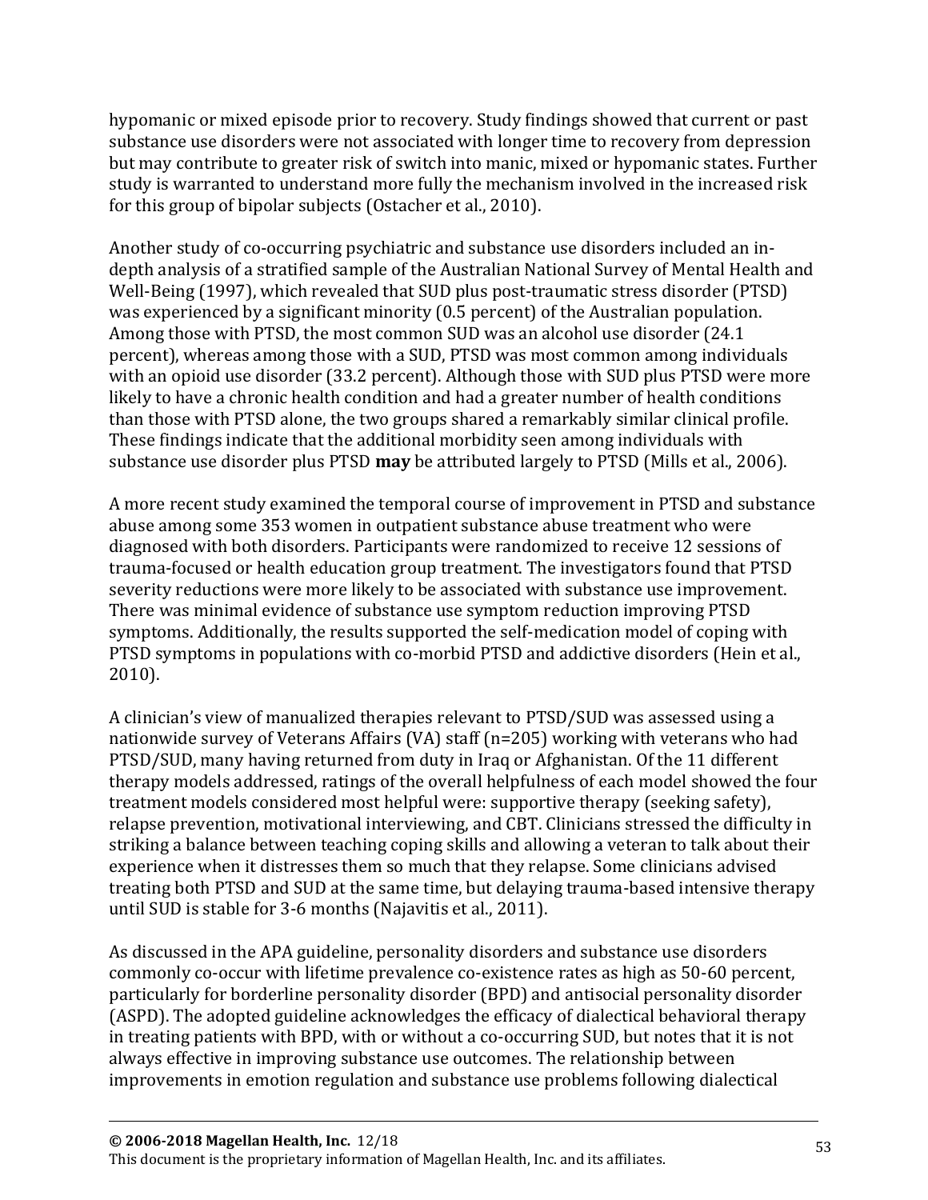hypomanic or mixed episode prior to recovery. Study findings showed that current or past substance use disorders were not associated with longer time to recovery from depression but may contribute to greater risk of switch into manic, mixed or hypomanic states. Further study is warranted to understand more fully the mechanism involved in the increased risk for this group of bipolar subjects (Ostacher et al., 2010).

Another study of co-occurring psychiatric and substance use disorders included an in-depth analysis of a stratified sample of the Australian National Survey of Mental Health and Well-Being (1997), which revealed that SUD plus post-traumatic stress disorder (PTSD) was experienced by a significant minority (0.5 percent) of the Australian population. Among those with PTSD, the most common SUD was an alcohol use disorder (24.1 percent), whereas among those with a SUD, PTSD was most common among individuals with an opioid use disorder (33.2 percent). Although those with SUD plus PTSD were more likely to have a chronic health condition and had a greater number of health conditions than those with PTSD alone, the two groups shared a remarkably similar clinical profile. These findings indicate that the additional morbidity seen among individuals with substance use disorder plus PTSD **may** be attributed largely to PTSD (Mills et al., 2006).

A more recent study examined the temporal course of improvement in PTSD and substance abuse among some 353 women in outpatient substance abuse treatment who were diagnosed with both disorders. Participants were randomized to receive 12 sessions of trauma-focused or health education group treatment. The investigators found that PTSD severity reductions were more likely to be associated with substance use improvement. There was minimal evidence of substance use symptom reduction improving PTSD symptoms. Additionally, the results supported the self-medication model of coping with PTSD symptoms in populations with co-morbid PTSD and addictive disorders (Hein et al., 2010).

A clinician's view of manualized therapies relevant to PTSD/SUD was assessed using a nationwide survey of Veterans Affairs (VA) staff (n=205) working with veterans who had PTSD/SUD, many having returned from duty in Iraq or Afghanistan. Of the 11 different therapy models addressed, ratings of the overall helpfulness of each model showed the four treatment models considered most helpful were: supportive therapy (seeking safety), relapse prevention, motivational interviewing, and CBT. Clinicians stressed the difficulty in striking a balance between teaching coping skills and allowing a veteran to talk about their experience when it distresses them so much that they relapse. Some clinicians advised treating both PTSD and SUD at the same time, but delaying trauma-based intensive therapy until SUD is stable for 3-6 months (Najavitis et al., 2011).

As discussed in the APA guideline, personality disorders and substance use disorders commonly co-occur with lifetime prevalence co-existence rates as high as 50-60 percent, particularly for borderline personality disorder (BPD) and antisocial personality disorder (ASPD). The adopted guideline acknowledges the efficacy of dialectical behavioral therapy in treating patients with BPD, with or without a co-occurring SUD, but notes that it is not always effective in improving substance use outcomes. The relationship between improvements in emotion regulation and substance use problems following dialectical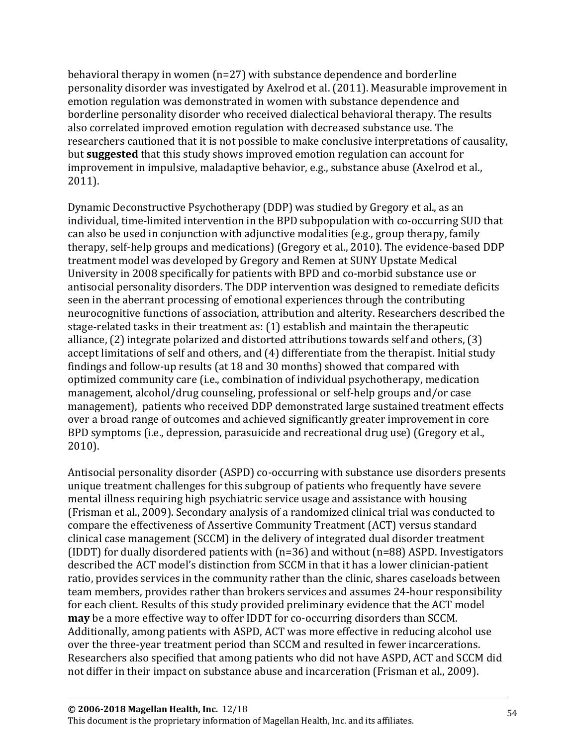behavioral therapy in women (n=27) with substance dependence and borderline personality disorder was investigated by Axelrod et al. (2011). Measurable improvement in emotion regulation was demonstrated in women with substance dependence and borderline personality disorder who received dialectical behavioral therapy. The results also correlated improved emotion regulation with decreased substance use. The researchers cautioned that it is not possible to make conclusive interpretations of causality, but **suggested** that this study shows improved emotion regulation can account for improvement in impulsive, maladaptive behavior, e.g., substance abuse (Axelrod et al., 2011).

Dynamic Deconstructive Psychotherapy (DDP) was studied by Gregory et al., as an individual, time-limited intervention in the BPD subpopulation with co-occurring SUD that can also be used in conjunction with adjunctive modalities (e.g., group therapy, family therapy, self-help groups and medications) (Gregory et al., 2010). The evidence-based DDP treatment model was developed by Gregory and Remen at SUNY Upstate Medical University in 2008 specifically for patients with BPD and co-morbid substance use or antisocial personality disorders. The DDP intervention was designed to remediate deficits seen in the aberrant processing of emotional experiences through the contributing neurocognitive functions of association, attribution and alterity. Researchers described the stage-related tasks in their treatment as: (1) establish and maintain the therapeutic alliance, (2) integrate polarized and distorted attributions towards self and others, (3) accept limitations of self and others, and (4) differentiate from the therapist. Initial study findings and follow-up results (at 18 and 30 months) showed that compared with optimized community care (i.e., combination of individual psychotherapy, medication management, alcohol/drug counseling, professional or self-help groups and/or case management), patients who received DDP demonstrated large sustained treatment effects over a broad range of outcomes and achieved significantly greater improvement in core BPD symptoms (i.e., depression, parasuicide and recreational drug use) (Gregory et al., 2010).

Antisocial personality disorder (ASPD) co-occurring with substance use disorders presents unique treatment challenges for this subgroup of patients who frequently have severe mental illness requiring high psychiatric service usage and assistance with housing (Frisman et al., 2009). Secondary analysis of a randomized clinical trial was conducted to compare the effectiveness of Assertive Community Treatment (ACT) versus standard clinical case management (SCCM) in the delivery of integrated dual disorder treatment (IDDT) for dually disordered patients with (n=36) and without (n=88) ASPD. Investigators described the ACT model's distinction from SCCM in that it has a lower clinician-patient ratio, provides services in the community rather than the clinic, shares caseloads between team members, provides rather than brokers services and assumes 24-hour responsibility for each client. Results of this study provided preliminary evidence that the ACT model **may** be a more effective way to offer IDDT for co-occurring disorders than SCCM. Additionally, among patients with ASPD, ACT was more effective in reducing alcohol use over the three-year treatment period than SCCM and resulted in fewer incarcerations. Researchers also specified that among patients who did not have ASPD, ACT and SCCM did not differ in their impact on substance abuse and incarceration (Frisman et al., 2009).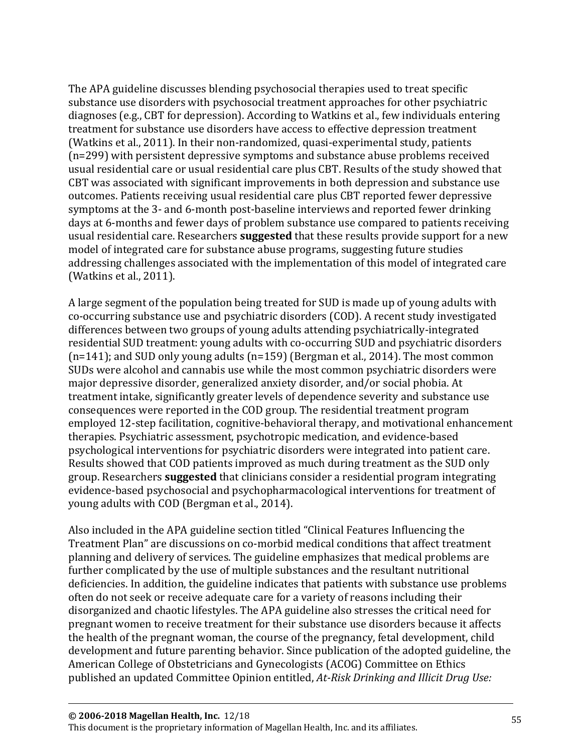The APA guideline discusses blending psychosocial therapies used to treat specific substance use disorders with psychosocial treatment approaches for other psychiatric diagnoses (e.g., CBT for depression). According to Watkins et al., few individuals entering treatment for substance use disorders have access to effective depression treatment (Watkins et al., 2011). In their non-randomized, quasi-experimental study, patients (n=299) with persistent depressive symptoms and substance abuse problems received usual residential care or usual residential care plus CBT. Results of the study showed that CBT was associated with significant improvements in both depression and substance use outcomes. Patients receiving usual residential care plus CBT reported fewer depressive symptoms at the 3- and 6-month post-baseline interviews and reported fewer drinking days at 6-months and fewer days of problem substance use compared to patients receiving usual residential care. Researchers **suggested** that these results provide support for a new model of integrated care for substance abuse programs, suggesting future studies addressing challenges associated with the implementation of this model of integrated care (Watkins et al., 2011).

A large segment of the population being treated for SUD is made up of young adults with co-occurring substance use and psychiatric disorders (COD). A recent study investigated differences between two groups of young adults attending psychiatrically-integrated residential SUD treatment: young adults with co-occurring SUD and psychiatric disorders (n=141); and SUD only young adults (n=159) (Bergman et al., 2014). The most common SUDs were alcohol and cannabis use while the most common psychiatric disorders were major depressive disorder, generalized anxiety disorder, and/or social phobia. At treatment intake, significantly greater levels of dependence severity and substance use consequences were reported in the COD group. The residential treatment program employed 12-step facilitation, cognitive-behavioral therapy, and motivational enhancement therapies. Psychiatric assessment, psychotropic medication, and evidence-based psychological interventions for psychiatric disorders were integrated into patient care. Results showed that COD patients improved as much during treatment as the SUD only group. Researchers **suggested** that clinicians consider a residential program integrating evidence-based psychosocial and psychopharmacological interventions for treatment of young adults with COD (Bergman et al., 2014).

Also included in the APA guideline section titled "Clinical Features Influencing the Treatment Plan" are discussions on co-morbid medical conditions that affect treatment planning and delivery of services. The guideline emphasizes that medical problems are further complicated by the use of multiple substances and the resultant nutritional deficiencies. In addition, the guideline indicates that patients with substance use problems often do not seek or receive adequate care for a variety of reasons including their disorganized and chaotic lifestyles. The APA guideline also stresses the critical need for pregnant women to receive treatment for their substance use disorders because it affects the health of the pregnant woman, the course of the pregnancy, fetal development, child development and future parenting behavior. Since publication of the adopted guideline, the American College of Obstetricians and Gynecologists (ACOG) Committee on Ethics published an updated Committee Opinion entitled, *At-Risk Drinking and Illicit Drug Use:*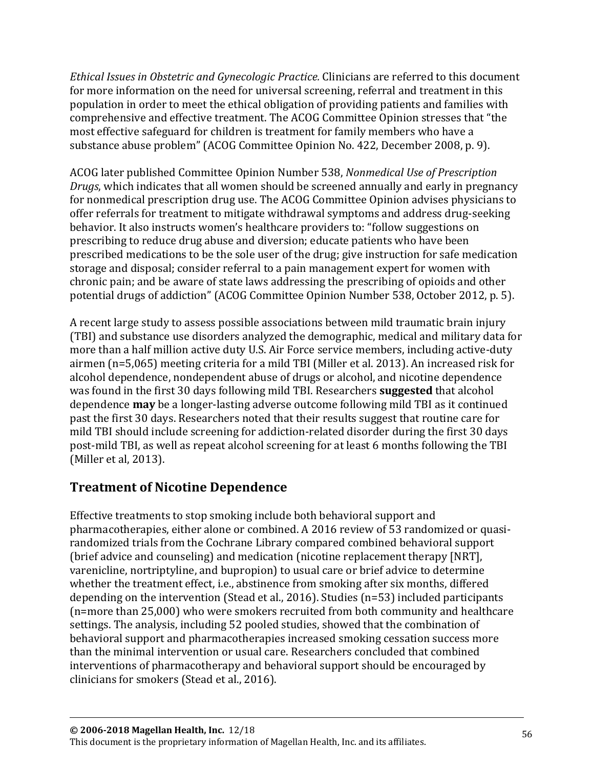*Ethical Issues in Obstetric and Gynecologic Practice.* Clinicians are referred to this document for more information on the need for universal screening, referral and treatment in this population in order to meet the ethical obligation of providing patients and families with comprehensive and effective treatment. The ACOG Committee Opinion stresses that "the most effective safeguard for children is treatment for family members who have a substance abuse problem" (ACOG Committee Opinion No. 422, December 2008, p. 9).

ACOG later published Committee Opinion Number 538, *Nonmedical Use of Prescription Drugs*, which indicates that all women should be screened annually and early in pregnancy for nonmedical prescription drug use. The ACOG Committee Opinion advises physicians to offer referrals for treatment to mitigate withdrawal symptoms and address drug-seeking behavior. It also instructs women's healthcare providers to: "follow suggestions on prescribing to reduce drug abuse and diversion; educate patients who have been prescribed medications to be the sole user of the drug; give instruction for safe medication storage and disposal; consider referral to a pain management expert for women with chronic pain; and be aware of state laws addressing the prescribing of opioids and other potential drugs of addiction" (ACOG Committee Opinion Number 538, October 2012, p. 5).

A recent large study to assess possible associations between mild traumatic brain injury (TBI) and substance use disorders analyzed the demographic, medical and military data for more than a half million active duty U.S. Air Force service members, including active-duty airmen (n=5,065) meeting criteria for a mild TBI (Miller et al. 2013). An increased risk for alcohol dependence, nondependent abuse of drugs or alcohol, and nicotine dependence was found in the first 30 days following mild TBI. Researchers **suggested** that alcohol dependence **may** be a longer-lasting adverse outcome following mild TBI as it continued past the first 30 days. Researchers noted that their results suggest that routine care for mild TBI should include screening for addiction-related disorder during the first 30 days post-mild TBI, as well as repeat alcohol screening for at least 6 months following the TBI (Miller et al, 2013).

## Treatment of Nicotine Dependence

Effective treatments to stop smoking include both behavioral support and pharmacotherapies, either alone or combined. A 2016 review of 53 randomized or quasi-randomized trials from the Cochrane Library compared combined behavioral support (brief advice and counseling) and medication (nicotine replacement therapy [NRT], varenicline, nortriptyline, and bupropion) to usual care or brief advice to determine whether the treatment effect, i.e., abstinence from smoking after six months, differed depending on the intervention (Stead et al., 2016). Studies (n=53) included participants (n=more than 25,000) who were smokers recruited from both community and healthcare settings. The analysis, including 52 pooled studies, showed that the combination of behavioral support and pharmacotherapies increased smoking cessation success more than the minimal intervention or usual care. Researchers concluded that combined interventions of pharmacotherapy and behavioral support should be encouraged by clinicians for smokers (Stead et al., 2016).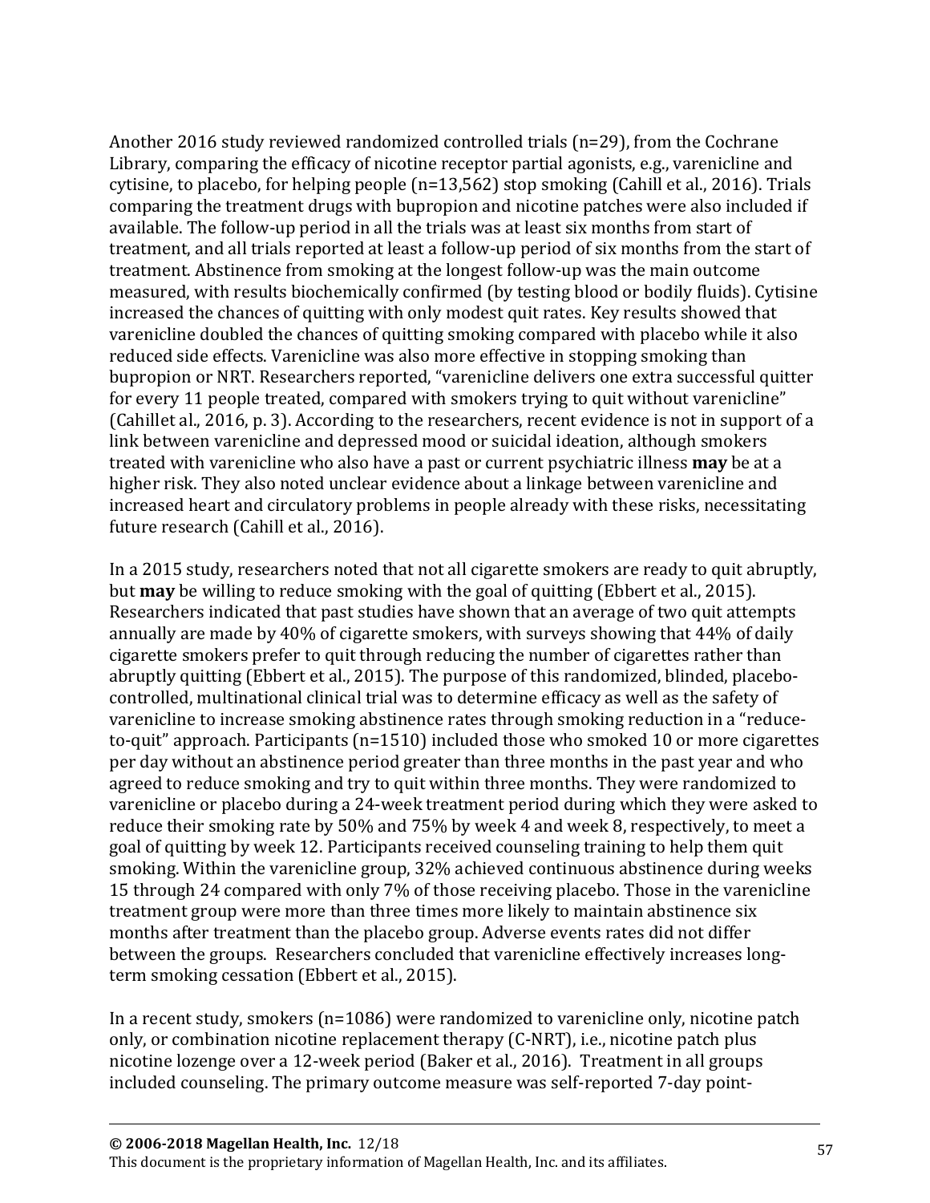Another 2016 study reviewed randomized controlled trials (n=29), from the Cochrane Library, comparing the efficacy of nicotine receptor partial agonists, e.g., varenicline and cytisine, to placebo, for helping people (n=13,562) stop smoking (Cahill et al., 2016). Trials comparing the treatment drugs with bupropion and nicotine patches were also included if available. The follow-up period in all the trials was at least six months from start of treatment, and all trials reported at least a follow-up period of six months from the start of treatment. Abstinence from smoking at the longest follow-up was the main outcome measured, with results biochemically confirmed (by testing blood or bodily fluids). Cytisine increased the chances of quitting with only modest quit rates. Key results showed that varenicline doubled the chances of quitting smoking compared with placebo while it also reduced side effects. Varenicline was also more effective in stopping smoking than bupropion or NRT. Researchers reported, "varenicline delivers one extra successful quitter for every 11 people treated, compared with smokers trying to quit without varenicline" (Cahillet al., 2016, p. 3). According to the researchers, recent evidence is not in support of a link between varenicline and depressed mood or suicidal ideation, although smokers treated with varenicline who also have a past or current psychiatric illness **may** be at a higher risk. They also noted unclear evidence about a linkage between varenicline and increased heart and circulatory problems in people already with these risks, necessitating future research (Cahill et al., 2016).

In a 2015 study, researchers noted that not all cigarette smokers are ready to quit abruptly, but **may** be willing to reduce smoking with the goal of quitting (Ebbert et al., 2015). Researchers indicated that past studies have shown that an average of two quit attempts annually are made by 40% of cigarette smokers, with surveys showing that 44% of daily cigarette smokers prefer to quit through reducing the number of cigarettes rather than abruptly quitting (Ebbert et al., 2015). The purpose of this randomized, blinded, placebo-controlled, multinational clinical trial was to determine efficacy as well as the safety of varenicline to increase smoking abstinence rates through smoking reduction in a "reduce-to-quit" approach. Participants (n=1510) included those who smoked 10 or more cigarettes per day without an abstinence period greater than three months in the past year and who agreed to reduce smoking and try to quit within three months. They were randomized to varenicline or placebo during a 24-week treatment period during which they were asked to reduce their smoking rate by 50% and 75% by week 4 and week 8, respectively, to meet a goal of quitting by week 12. Participants received counseling training to help them quit smoking. Within the varenicline group, 32% achieved continuous abstinence during weeks 15 through 24 compared with only 7% of those receiving placebo. Those in the varenicline treatment group were more than three times more likely to maintain abstinence six months after treatment than the placebo group. Adverse events rates did not differ between the groups. Researchers concluded that varenicline effectively increases long-term smoking cessation (Ebbert et al., 2015).

In a recent study, smokers (n=1086) were randomized to varenicline only, nicotine patch only, or combination nicotine replacement therapy (C-NRT), i.e., nicotine patch plus nicotine lozenge over a 12-week period (Baker et al., 2016). Treatment in all groups included counseling. The primary outcome measure was self-reported 7-day point-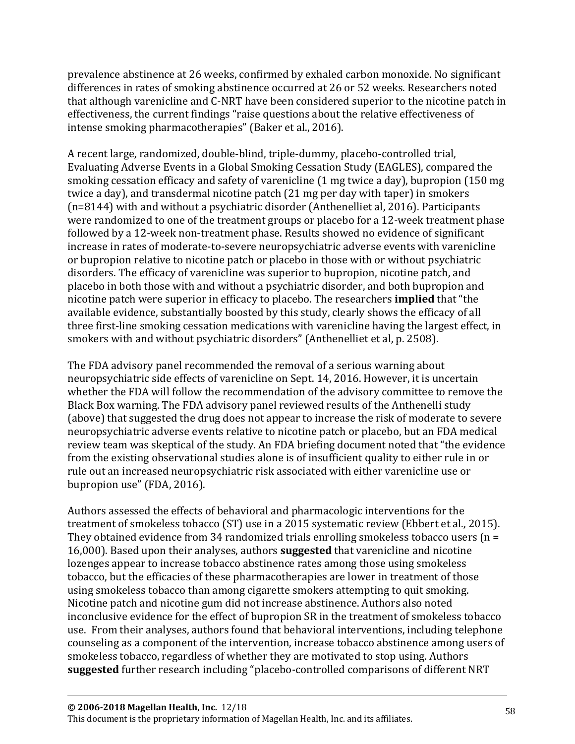prevalence abstinence at 26 weeks, confirmed by exhaled carbon monoxide. No significant differences in rates of smoking abstinence occurred at 26 or 52 weeks. Researchers noted that although varenicline and C-NRT have been considered superior to the nicotine patch in effectiveness, the current findings "raise questions about the relative effectiveness of intense smoking pharmacotherapies" (Baker et al., 2016).

A recent large, randomized, double-blind, triple-dummy, placebo-controlled trial, Evaluating Adverse Events in a Global Smoking Cessation Study (EAGLES), compared the smoking cessation efficacy and safety of varenicline (1 mg twice a day), bupropion (150 mg twice a day), and transdermal nicotine patch (21 mg per day with taper) in smokers (n=8144) with and without a psychiatric disorder (Anthenelliet al, 2016). Participants were randomized to one of the treatment groups or placebo for a 12-week treatment phase followed by a 12-week non-treatment phase. Results showed no evidence of significant increase in rates of moderate-to-severe neuropsychiatric adverse events with varenicline or bupropion relative to nicotine patch or placebo in those with or without psychiatric disorders. The efficacy of varenicline was superior to bupropion, nicotine patch, and placebo in both those with and without a psychiatric disorder, and both bupropion and nicotine patch were superior in efficacy to placebo. The researchers **implied** that "the available evidence, substantially boosted by this study, clearly shows the efficacy of all three first-line smoking cessation medications with varenicline having the largest effect, in smokers with and without psychiatric disorders" (Anthenelliet et al, p. 2508).

The FDA advisory panel recommended the removal of a serious warning about neuropsychiatric side effects of varenicline on Sept. 14, 2016. However, it is uncertain whether the FDA will follow the recommendation of the advisory committee to remove the Black Box warning. The FDA advisory panel reviewed results of the Anthenelli study (above) that suggested the drug does not appear to increase the risk of moderate to severe neuropsychiatric adverse events relative to nicotine patch or placebo, but an FDA medical review team was skeptical of the study. An FDA briefing document noted that "the evidence from the existing observational studies alone is of insufficient quality to either rule in or rule out an increased neuropsychiatric risk associated with either varenicline use or bupropion use" (FDA, 2016).

Authors assessed the effects of behavioral and pharmacologic interventions for the treatment of smokeless tobacco (ST) use in a 2015 systematic review (Ebbert et al., 2015). They obtained evidence from 34 randomized trials enrolling smokeless tobacco users (n = 16,000). Based upon their analyses, authors **suggested** that varenicline and nicotine lozenges appear to increase tobacco abstinence rates among those using smokeless tobacco, but the efficacies of these pharmacotherapies are lower in treatment of those using smokeless tobacco than among cigarette smokers attempting to quit smoking. Nicotine patch and nicotine gum did not increase abstinence. Authors also noted inconclusive evidence for the effect of bupropion SR in the treatment of smokeless tobacco use. From their analyses, authors found that behavioral interventions, including telephone counseling as a component of the intervention, increase tobacco abstinence among users of smokeless tobacco, regardless of whether they are motivated to stop using. Authors **suggested** further research including "placebo-controlled comparisons of different NRT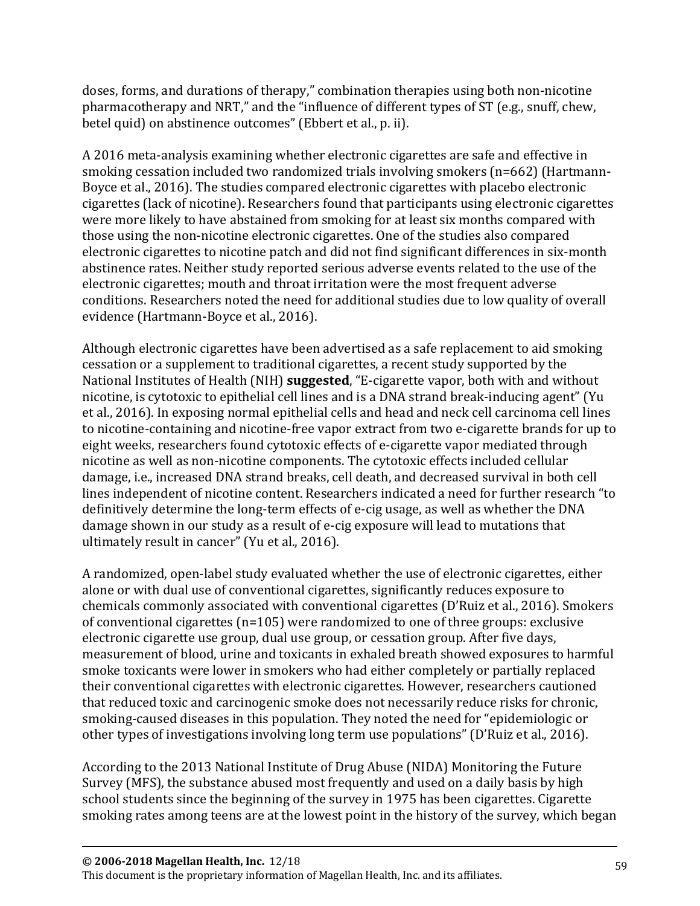doses, forms, and durations of therapy," combination therapies using both non-nicotine pharmacotherapy and NRT," and the "influence of different types of ST (e.g., snuff, chew, betel quid) on abstinence outcomes" (Ebbert et al., p. ii).

A 2016 meta-analysis examining whether electronic cigarettes are safe and effective in smoking cessation included two randomized trials involving smokers (n=662) (Hartmann-Boyce et al., 2016). The studies compared electronic cigarettes with placebo electronic cigarettes (lack of nicotine). Researchers found that participants using electronic cigarettes were more likely to have abstained from smoking for at least six months compared with those using the non-nicotine electronic cigarettes. One of the studies also compared electronic cigarettes to nicotine patch and did not find significant differences in six-month abstinence rates. Neither study reported serious adverse events related to the use of the electronic cigarettes; mouth and throat irritation were the most frequent adverse conditions. Researchers noted the need for additional studies due to low quality of overall evidence (Hartmann-Boyce et al., 2016).

Although electronic cigarettes have been advertised as a safe replacement to aid smoking cessation or a supplement to traditional cigarettes, a recent study supported by the National Institutes of Health (NIH) **suggested**, "E-cigarette vapor, both with and without nicotine, is cytotoxic to epithelial cell lines and is a DNA strand break-inducing agent" (Yu et al., 2016). In exposing normal epithelial cells and head and neck cell carcinoma cell lines to nicotine-containing and nicotine-free vapor extract from two e-cigarette brands for up to eight weeks, researchers found cytotoxic effects of e-cigarette vapor mediated through nicotine as well as non-nicotine components. The cytotoxic effects included cellular damage, i.e., increased DNA strand breaks, cell death, and decreased survival in both cell lines independent of nicotine content. Researchers indicated a need for further research "to definitively determine the long-term effects of e-cig usage, as well as whether the DNA damage shown in our study as a result of e-cig exposure will lead to mutations that ultimately result in cancer" (Yu et al., 2016).

A randomized, open-label study evaluated whether the use of electronic cigarettes, either alone or with dual use of conventional cigarettes, significantly reduces exposure to chemicals commonly associated with conventional cigarettes (D'Ruiz et al., 2016). Smokers of conventional cigarettes (n=105) were randomized to one of three groups: exclusive electronic cigarette use group, dual use group, or cessation group. After five days, measurement of blood, urine and toxicants in exhaled breath showed exposures to harmful smoke toxicants were lower in smokers who had either completely or partially replaced their conventional cigarettes with electronic cigarettes. However, researchers cautioned that reduced toxic and carcinogenic smoke does not necessarily reduce risks for chronic, smoking-caused diseases in this population. They noted the need for "epidemiologic or other types of investigations involving long term use populations" (D'Ruiz et al., 2016).

According to the 2013 National Institute of Drug Abuse (NIDA) Monitoring the Future Survey (MFS), the substance abused most frequently and used on a daily basis by high school students since the beginning of the survey in 1975 has been cigarettes. Cigarette smoking rates among teens are at the lowest point in the history of the survey, which began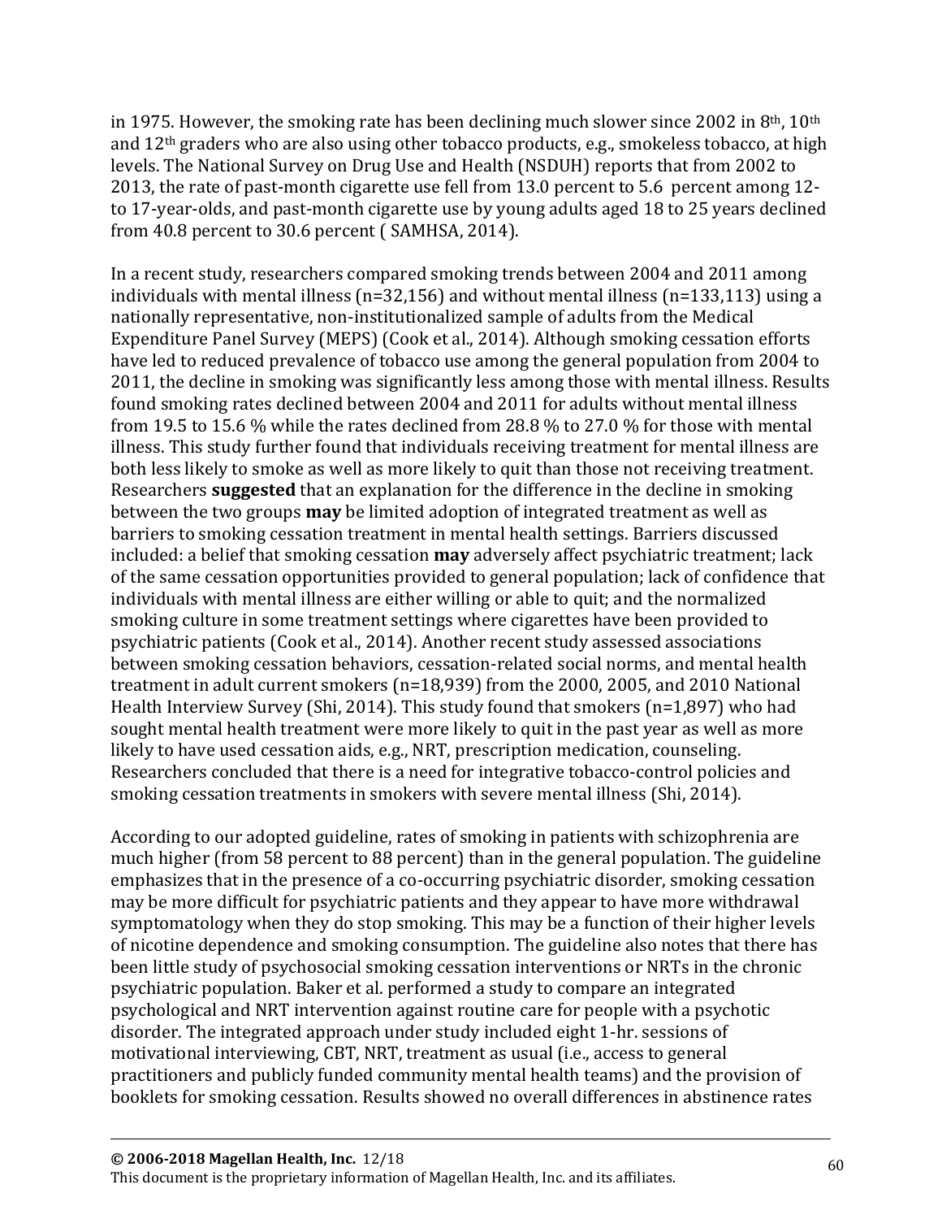in 1975. However, the smoking rate has been declining much slower since 2002 in 8th, 10th and 12th graders who are also using other tobacco products, e.g., smokeless tobacco, at high levels. The National Survey on Drug Use and Health (NSDUH) reports that from 2002 to 2013, the rate of past-month cigarette use fell from 13.0 percent to 5.6 percent among 12- to 17-year-olds, and past-month cigarette use by young adults aged 18 to 25 years declined from 40.8 percent to 30.6 percent ( SAMHSA, 2014).

In a recent study, researchers compared smoking trends between 2004 and 2011 among individuals with mental illness (n=32,156) and without mental illness (n=133,113) using a nationally representative, non-institutionalized sample of adults from the Medical Expenditure Panel Survey (MEPS) (Cook et al., 2014). Although smoking cessation efforts have led to reduced prevalence of tobacco use among the general population from 2004 to 2011, the decline in smoking was significantly less among those with mental illness. Results found smoking rates declined between 2004 and 2011 for adults without mental illness from 19.5 to 15.6 % while the rates declined from 28.8 % to 27.0 % for those with mental illness. This study further found that individuals receiving treatment for mental illness are both less likely to smoke as well as more likely to quit than those not receiving treatment. Researchers **suggested** that an explanation for the difference in the decline in smoking between the two groups **may** be limited adoption of integrated treatment as well as barriers to smoking cessation treatment in mental health settings. Barriers discussed included: a belief that smoking cessation **may** adversely affect psychiatric treatment; lack of the same cessation opportunities provided to general population; lack of confidence that individuals with mental illness are either willing or able to quit; and the normalized smoking culture in some treatment settings where cigarettes have been provided to psychiatric patients (Cook et al., 2014). Another recent study assessed associations between smoking cessation behaviors, cessation-related social norms, and mental health treatment in adult current smokers (n=18,939) from the 2000, 2005, and 2010 National Health Interview Survey (Shi, 2014). This study found that smokers (n=1,897) who had sought mental health treatment were more likely to quit in the past year as well as more likely to have used cessation aids, e.g., NRT, prescription medication, counseling. Researchers concluded that there is a need for integrative tobacco-control policies and smoking cessation treatments in smokers with severe mental illness (Shi, 2014).

According to our adopted guideline, rates of smoking in patients with schizophrenia are much higher (from 58 percent to 88 percent) than in the general population. The guideline emphasizes that in the presence of a co-occurring psychiatric disorder, smoking cessation may be more difficult for psychiatric patients and they appear to have more withdrawal symptomatology when they do stop smoking. This may be a function of their higher levels of nicotine dependence and smoking consumption. The guideline also notes that there has been little study of psychosocial smoking cessation interventions or NRTs in the chronic psychiatric population. Baker et al. performed a study to compare an integrated psychological and NRT intervention against routine care for people with a psychotic disorder. The integrated approach under study included eight 1-hr. sessions of motivational interviewing, CBT, NRT, treatment as usual (i.e., access to general practitioners and publicly funded community mental health teams) and the provision of booklets for smoking cessation. Results showed no overall differences in abstinence rates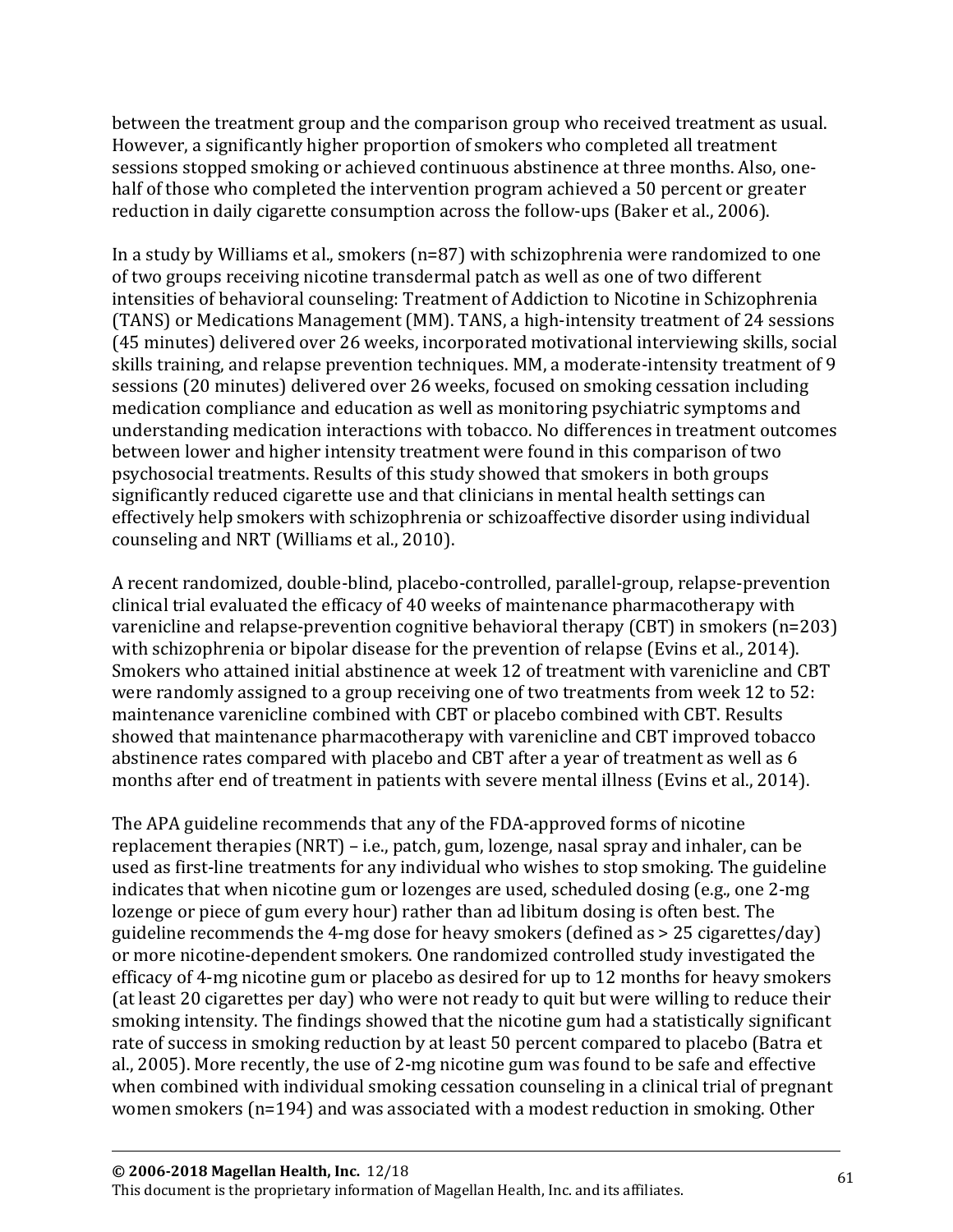between the treatment group and the comparison group who received treatment as usual. However, a significantly higher proportion of smokers who completed all treatment sessions stopped smoking or achieved continuous abstinence at three months. Also, one-half of those who completed the intervention program achieved a 50 percent or greater reduction in daily cigarette consumption across the follow-ups (Baker et al., 2006).

In a study by Williams et al., smokers (n=87) with schizophrenia were randomized to one of two groups receiving nicotine transdermal patch as well as one of two different intensities of behavioral counseling: Treatment of Addiction to Nicotine in Schizophrenia (TANS) or Medications Management (MM). TANS, a high-intensity treatment of 24 sessions (45 minutes) delivered over 26 weeks, incorporated motivational interviewing skills, social skills training, and relapse prevention techniques. MM, a moderate-intensity treatment of 9 sessions (20 minutes) delivered over 26 weeks, focused on smoking cessation including medication compliance and education as well as monitoring psychiatric symptoms and understanding medication interactions with tobacco. No differences in treatment outcomes between lower and higher intensity treatment were found in this comparison of two psychosocial treatments. Results of this study showed that smokers in both groups significantly reduced cigarette use and that clinicians in mental health settings can effectively help smokers with schizophrenia or schizoaffective disorder using individual counseling and NRT (Williams et al., 2010).

A recent randomized, double-blind, placebo-controlled, parallel-group, relapse-prevention clinical trial evaluated the efficacy of 40 weeks of maintenance pharmacotherapy with varenicline and relapse-prevention cognitive behavioral therapy (CBT) in smokers (n=203) with schizophrenia or bipolar disease for the prevention of relapse (Evins et al., 2014). Smokers who attained initial abstinence at week 12 of treatment with varenicline and CBT were randomly assigned to a group receiving one of two treatments from week 12 to 52: maintenance varenicline combined with CBT or placebo combined with CBT. Results showed that maintenance pharmacotherapy with varenicline and CBT improved tobacco abstinence rates compared with placebo and CBT after a year of treatment as well as 6 months after end of treatment in patients with severe mental illness (Evins et al., 2014).

The APA guideline recommends that any of the FDA-approved forms of nicotine replacement therapies (NRT) – i.e., patch, gum, lozenge, nasal spray and inhaler, can be used as first-line treatments for any individual who wishes to stop smoking. The guideline indicates that when nicotine gum or lozenges are used, scheduled dosing (e.g., one 2-mg lozenge or piece of gum every hour) rather than ad libitum dosing is often best. The guideline recommends the 4-mg dose for heavy smokers (defined as > 25 cigarettes/day) or more nicotine-dependent smokers. One randomized controlled study investigated the efficacy of 4-mg nicotine gum or placebo as desired for up to 12 months for heavy smokers (at least 20 cigarettes per day) who were not ready to quit but were willing to reduce their smoking intensity. The findings showed that the nicotine gum had a statistically significant rate of success in smoking reduction by at least 50 percent compared to placebo (Batra et al., 2005). More recently, the use of 2-mg nicotine gum was found to be safe and effective when combined with individual smoking cessation counseling in a clinical trial of pregnant women smokers (n=194) and was associated with a modest reduction in smoking. Other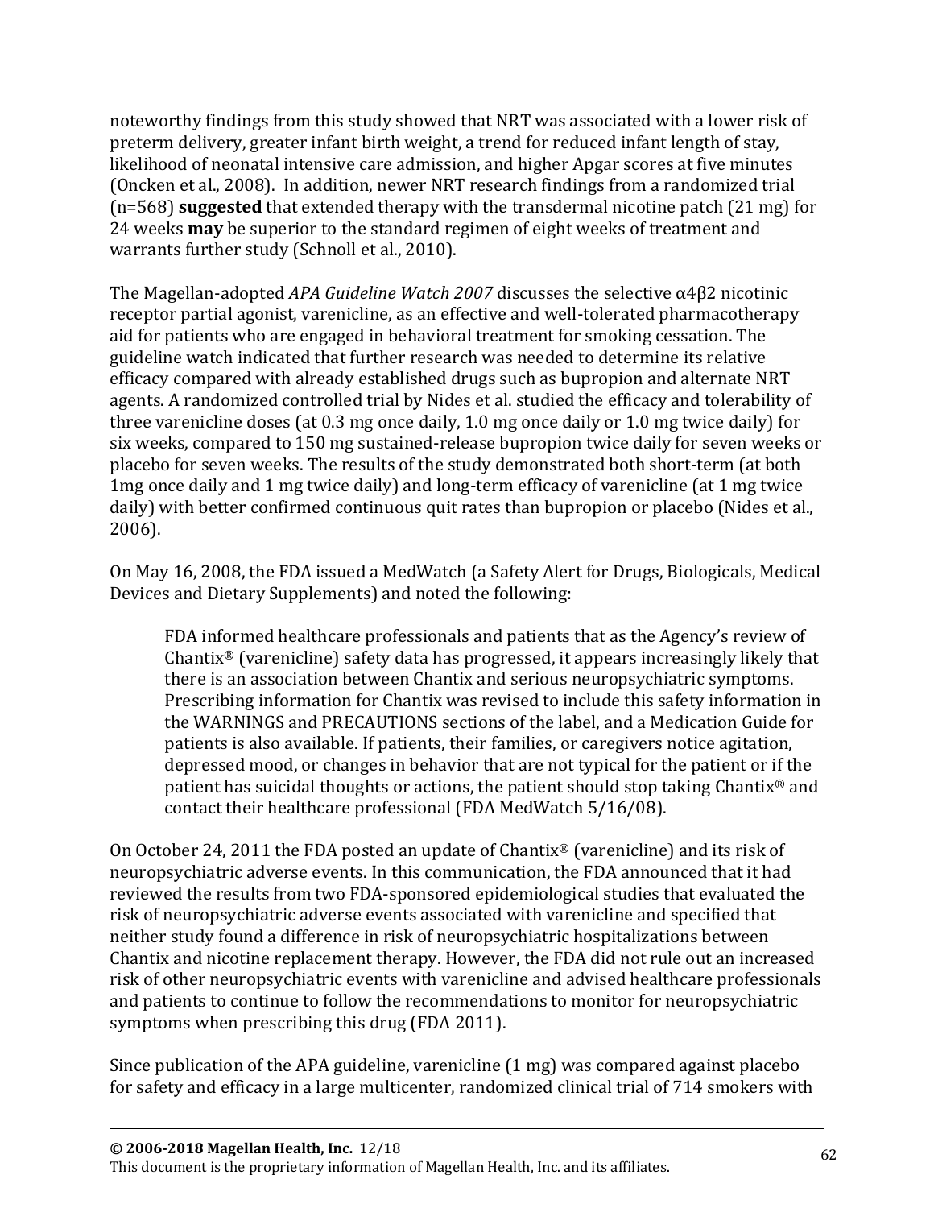noteworthy findings from this study showed that NRT was associated with a lower risk of preterm delivery, greater infant birth weight, a trend for reduced infant length of stay, likelihood of neonatal intensive care admission, and higher Apgar scores at five minutes (Oncken et al., 2008). In addition, newer NRT research findings from a randomized trial (n=568) **suggested** that extended therapy with the transdermal nicotine patch (21 mg) for 24 weeks **may** be superior to the standard regimen of eight weeks of treatment and warrants further study (Schnoll et al., 2010).

The Magellan-adopted *APA Guideline Watch 2007* discusses the selective α4β2 nicotinic receptor partial agonist, varenicline, as an effective and well-tolerated pharmacotherapy aid for patients who are engaged in behavioral treatment for smoking cessation. The guideline watch indicated that further research was needed to determine its relative efficacy compared with already established drugs such as bupropion and alternate NRT agents. A randomized controlled trial by Nides et al. studied the efficacy and tolerability of three varenicline doses (at 0.3 mg once daily, 1.0 mg once daily or 1.0 mg twice daily) for six weeks, compared to 150 mg sustained-release bupropion twice daily for seven weeks or placebo for seven weeks. The results of the study demonstrated both short-term (at both 1mg once daily and 1 mg twice daily) and long-term efficacy of varenicline (at 1 mg twice daily) with better confirmed continuous quit rates than bupropion or placebo (Nides et al., 2006).

On May 16, 2008, the FDA issued a MedWatch (a Safety Alert for Drugs, Biologicals, Medical Devices and Dietary Supplements) and noted the following:

> FDA informed healthcare professionals and patients that as the Agency's review of Chantix® (varenicline) safety data has progressed, it appears increasingly likely that there is an association between Chantix and serious neuropsychiatric symptoms. Prescribing information for Chantix was revised to include this safety information in the WARNINGS and PRECAUTIONS sections of the label, and a Medication Guide for patients is also available. If patients, their families, or caregivers notice agitation, depressed mood, or changes in behavior that are not typical for the patient or if the patient has suicidal thoughts or actions, the patient should stop taking Chantix® and contact their healthcare professional (FDA MedWatch 5/16/08).

On October 24, 2011 the FDA posted an update of Chantix® (varenicline) and its risk of neuropsychiatric adverse events. In this communication, the FDA announced that it had reviewed the results from two FDA-sponsored epidemiological studies that evaluated the risk of neuropsychiatric adverse events associated with varenicline and specified that neither study found a difference in risk of neuropsychiatric hospitalizations between Chantix and nicotine replacement therapy. However, the FDA did not rule out an increased risk of other neuropsychiatric events with varenicline and advised healthcare professionals and patients to continue to follow the recommendations to monitor for neuropsychiatric symptoms when prescribing this drug (FDA 2011).

Since publication of the APA guideline, varenicline (1 mg) was compared against placebo for safety and efficacy in a large multicenter, randomized clinical trial of 714 smokers with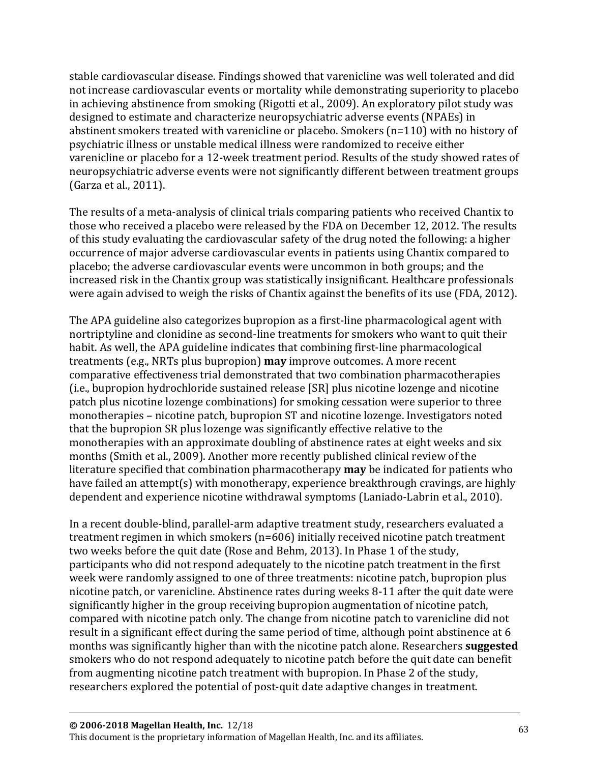stable cardiovascular disease. Findings showed that varenicline was well tolerated and did not increase cardiovascular events or mortality while demonstrating superiority to placebo in achieving abstinence from smoking (Rigotti et al., 2009). An exploratory pilot study was designed to estimate and characterize neuropsychiatric adverse events (NPAEs) in abstinent smokers treated with varenicline or placebo. Smokers (n=110) with no history of psychiatric illness or unstable medical illness were randomized to receive either varenicline or placebo for a 12-week treatment period. Results of the study showed rates of neuropsychiatric adverse events were not significantly different between treatment groups (Garza et al., 2011).

The results of a meta-analysis of clinical trials comparing patients who received Chantix to those who received a placebo were released by the FDA on December 12, 2012. The results of this study evaluating the cardiovascular safety of the drug noted the following: a higher occurrence of major adverse cardiovascular events in patients using Chantix compared to placebo; the adverse cardiovascular events were uncommon in both groups; and the increased risk in the Chantix group was statistically insignificant. Healthcare professionals were again advised to weigh the risks of Chantix against the benefits of its use (FDA, 2012).

The APA guideline also categorizes bupropion as a first-line pharmacological agent with nortriptyline and clonidine as second-line treatments for smokers who want to quit their habit. As well, the APA guideline indicates that combining first-line pharmacological treatments (e.g., NRTs plus bupropion) **may** improve outcomes. A more recent comparative effectiveness trial demonstrated that two combination pharmacotherapies (i.e., bupropion hydrochloride sustained release [SR] plus nicotine lozenge and nicotine patch plus nicotine lozenge combinations) for smoking cessation were superior to three monotherapies – nicotine patch, bupropion ST and nicotine lozenge. Investigators noted that the bupropion SR plus lozenge was significantly effective relative to the monotherapies with an approximate doubling of abstinence rates at eight weeks and six months (Smith et al., 2009). Another more recently published clinical review of the literature specified that combination pharmacotherapy **may** be indicated for patients who have failed an attempt(s) with monotherapy, experience breakthrough cravings, are highly dependent and experience nicotine withdrawal symptoms (Laniado-Labrin et al., 2010).

In a recent double-blind, parallel-arm adaptive treatment study, researchers evaluated a treatment regimen in which smokers (n=606) initially received nicotine patch treatment two weeks before the quit date (Rose and Behm, 2013). In Phase 1 of the study, participants who did not respond adequately to the nicotine patch treatment in the first week were randomly assigned to one of three treatments: nicotine patch, bupropion plus nicotine patch, or varenicline. Abstinence rates during weeks 8-11 after the quit date were significantly higher in the group receiving bupropion augmentation of nicotine patch, compared with nicotine patch only. The change from nicotine patch to varenicline did not result in a significant effect during the same period of time, although point abstinence at 6 months was significantly higher than with the nicotine patch alone. Researchers **suggested** smokers who do not respond adequately to nicotine patch before the quit date can benefit from augmenting nicotine patch treatment with bupropion. In Phase 2 of the study, researchers explored the potential of post-quit date adaptive changes in treatment.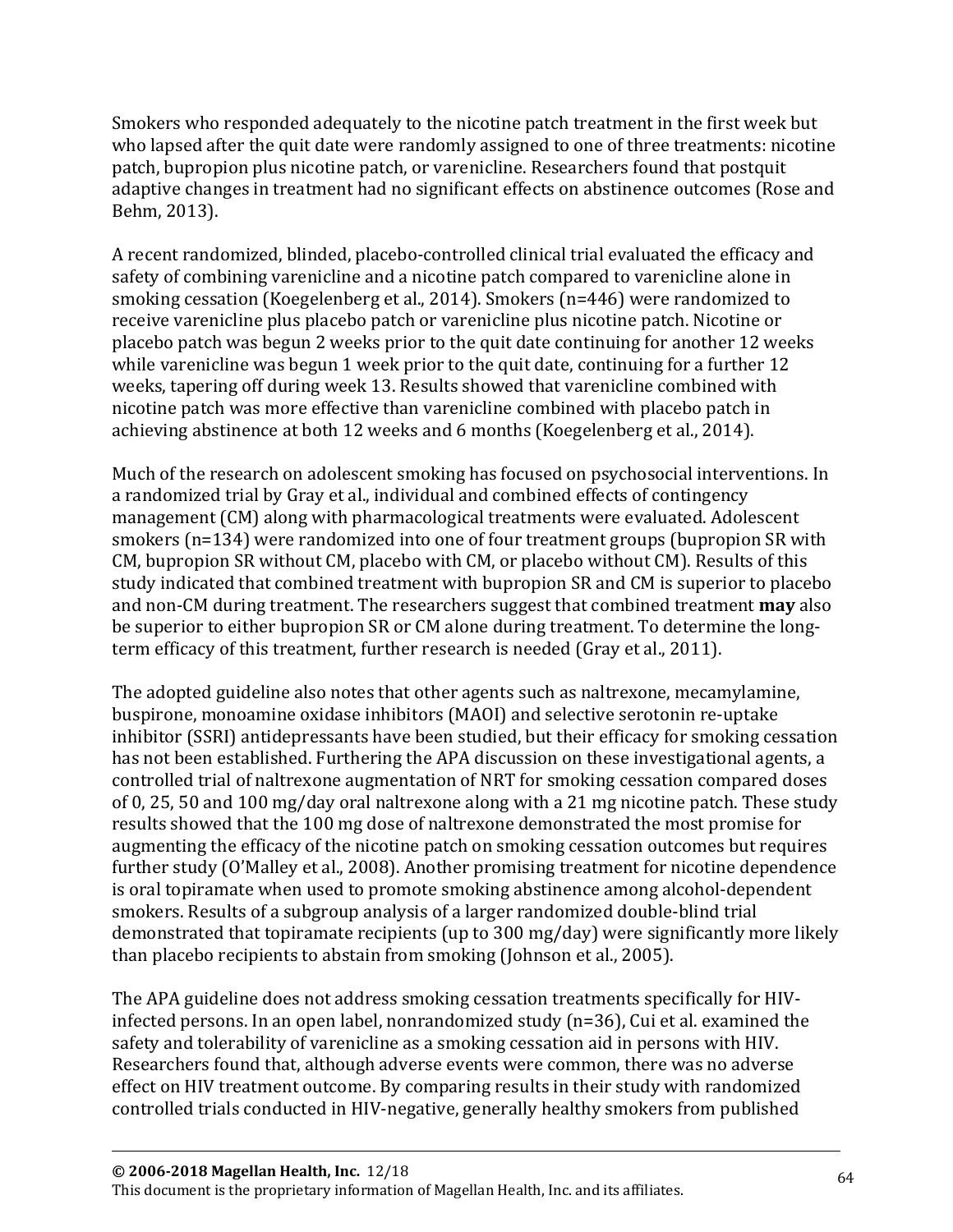Smokers who responded adequately to the nicotine patch treatment in the first week but who lapsed after the quit date were randomly assigned to one of three treatments: nicotine patch, bupropion plus nicotine patch, or varenicline. Researchers found that postquit adaptive changes in treatment had no significant effects on abstinence outcomes (Rose and Behm, 2013).

A recent randomized, blinded, placebo-controlled clinical trial evaluated the efficacy and safety of combining varenicline and a nicotine patch compared to varenicline alone in smoking cessation (Koegelenberg et al., 2014). Smokers (n=446) were randomized to receive varenicline plus placebo patch or varenicline plus nicotine patch. Nicotine or placebo patch was begun 2 weeks prior to the quit date continuing for another 12 weeks while varenicline was begun 1 week prior to the quit date, continuing for a further 12 weeks, tapering off during week 13. Results showed that varenicline combined with nicotine patch was more effective than varenicline combined with placebo patch in achieving abstinence at both 12 weeks and 6 months (Koegelenberg et al., 2014).

Much of the research on adolescent smoking has focused on psychosocial interventions. In a randomized trial by Gray et al., individual and combined effects of contingency management (CM) along with pharmacological treatments were evaluated. Adolescent smokers (n=134) were randomized into one of four treatment groups (bupropion SR with CM, bupropion SR without CM, placebo with CM, or placebo without CM). Results of this study indicated that combined treatment with bupropion SR and CM is superior to placebo and non-CM during treatment. The researchers suggest that combined treatment **may** also be superior to either bupropion SR or CM alone during treatment. To determine the long-term efficacy of this treatment, further research is needed (Gray et al., 2011).

The adopted guideline also notes that other agents such as naltrexone, mecamylamine, buspirone, monoamine oxidase inhibitors (MAOI) and selective serotonin re-uptake inhibitor (SSRI) antidepressants have been studied, but their efficacy for smoking cessation has not been established. Furthering the APA discussion on these investigational agents, a controlled trial of naltrexone augmentation of NRT for smoking cessation compared doses of 0, 25, 50 and 100 mg/day oral naltrexone along with a 21 mg nicotine patch. These study results showed that the 100 mg dose of naltrexone demonstrated the most promise for augmenting the efficacy of the nicotine patch on smoking cessation outcomes but requires further study (O'Malley et al., 2008). Another promising treatment for nicotine dependence is oral topiramate when used to promote smoking abstinence among alcohol-dependent smokers. Results of a subgroup analysis of a larger randomized double-blind trial demonstrated that topiramate recipients (up to 300 mg/day) were significantly more likely than placebo recipients to abstain from smoking (Johnson et al., 2005).

The APA guideline does not address smoking cessation treatments specifically for HIV-infected persons. In an open label, nonrandomized study (n=36), Cui et al. examined the safety and tolerability of varenicline as a smoking cessation aid in persons with HIV. Researchers found that, although adverse events were common, there was no adverse effect on HIV treatment outcome. By comparing results in their study with randomized controlled trials conducted in HIV-negative, generally healthy smokers from published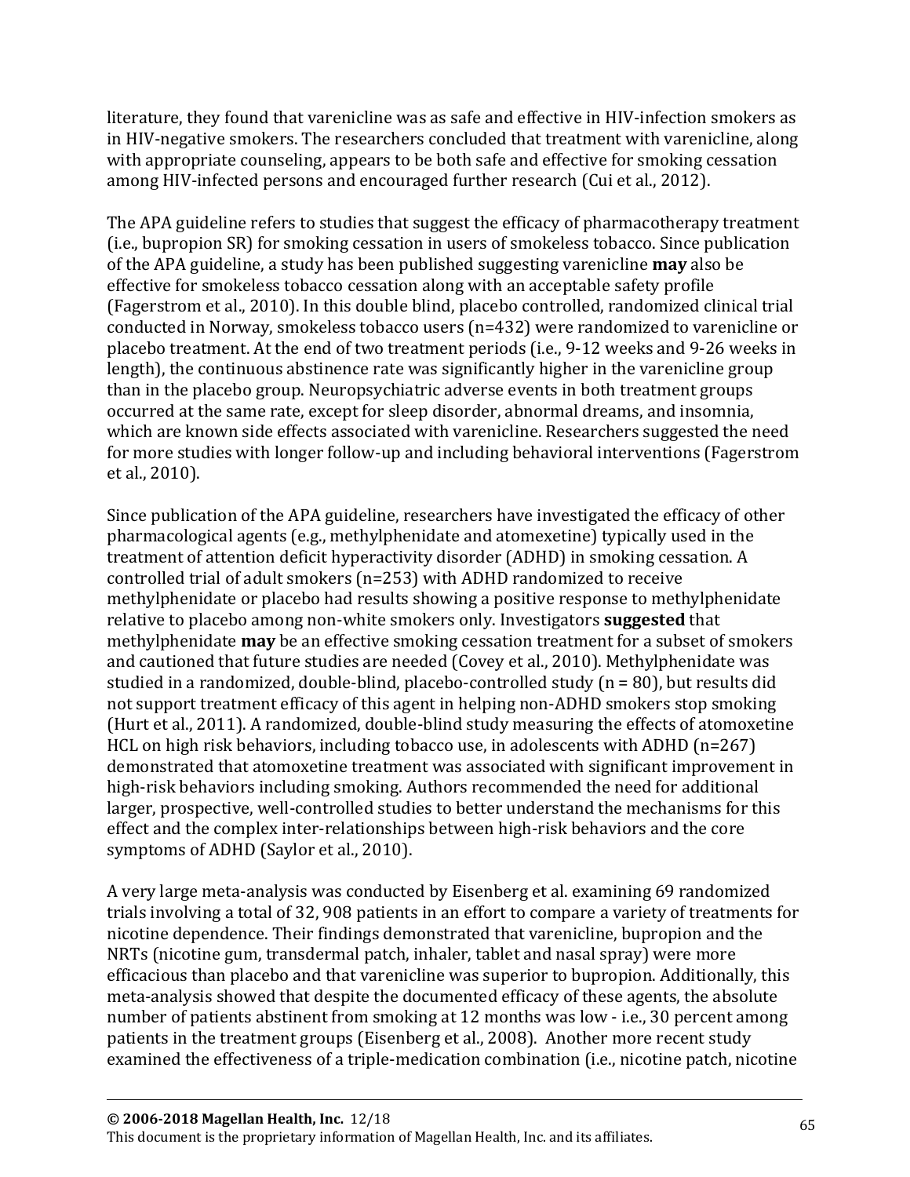literature, they found that varenicline was as safe and effective in HIV-infection smokers as in HIV-negative smokers. The researchers concluded that treatment with varenicline, along with appropriate counseling, appears to be both safe and effective for smoking cessation among HIV-infected persons and encouraged further research (Cui et al., 2012).

The APA guideline refers to studies that suggest the efficacy of pharmacotherapy treatment (i.e., bupropion SR) for smoking cessation in users of smokeless tobacco. Since publication of the APA guideline, a study has been published suggesting varenicline **may** also be effective for smokeless tobacco cessation along with an acceptable safety profile (Fagerstrom et al., 2010). In this double blind, placebo controlled, randomized clinical trial conducted in Norway, smokeless tobacco users (n=432) were randomized to varenicline or placebo treatment. At the end of two treatment periods (i.e., 9-12 weeks and 9-26 weeks in length), the continuous abstinence rate was significantly higher in the varenicline group than in the placebo group. Neuropsychiatric adverse events in both treatment groups occurred at the same rate, except for sleep disorder, abnormal dreams, and insomnia, which are known side effects associated with varenicline. Researchers suggested the need for more studies with longer follow-up and including behavioral interventions (Fagerstrom et al., 2010).

Since publication of the APA guideline, researchers have investigated the efficacy of other pharmacological agents (e.g., methylphenidate and atomexetine) typically used in the treatment of attention deficit hyperactivity disorder (ADHD) in smoking cessation. A controlled trial of adult smokers (n=253) with ADHD randomized to receive methylphenidate or placebo had results showing a positive response to methylphenidate relative to placebo among non-white smokers only. Investigators **suggested** that methylphenidate **may** be an effective smoking cessation treatment for a subset of smokers and cautioned that future studies are needed (Covey et al., 2010). Methylphenidate was studied in a randomized, double-blind, placebo-controlled study (n = 80), but results did not support treatment efficacy of this agent in helping non-ADHD smokers stop smoking (Hurt et al., 2011). A randomized, double-blind study measuring the effects of atomoxetine HCL on high risk behaviors, including tobacco use, in adolescents with ADHD (n=267) demonstrated that atomoxetine treatment was associated with significant improvement in high-risk behaviors including smoking. Authors recommended the need for additional larger, prospective, well-controlled studies to better understand the mechanisms for this effect and the complex inter-relationships between high-risk behaviors and the core symptoms of ADHD (Saylor et al., 2010).

A very large meta-analysis was conducted by Eisenberg et al. examining 69 randomized trials involving a total of 32, 908 patients in an effort to compare a variety of treatments for nicotine dependence. Their findings demonstrated that varenicline, bupropion and the NRTs (nicotine gum, transdermal patch, inhaler, tablet and nasal spray) were more efficacious than placebo and that varenicline was superior to bupropion. Additionally, this meta-analysis showed that despite the documented efficacy of these agents, the absolute number of patients abstinent from smoking at 12 months was low - i.e., 30 percent among patients in the treatment groups (Eisenberg et al., 2008). Another more recent study examined the effectiveness of a triple-medication combination (i.e., nicotine patch, nicotine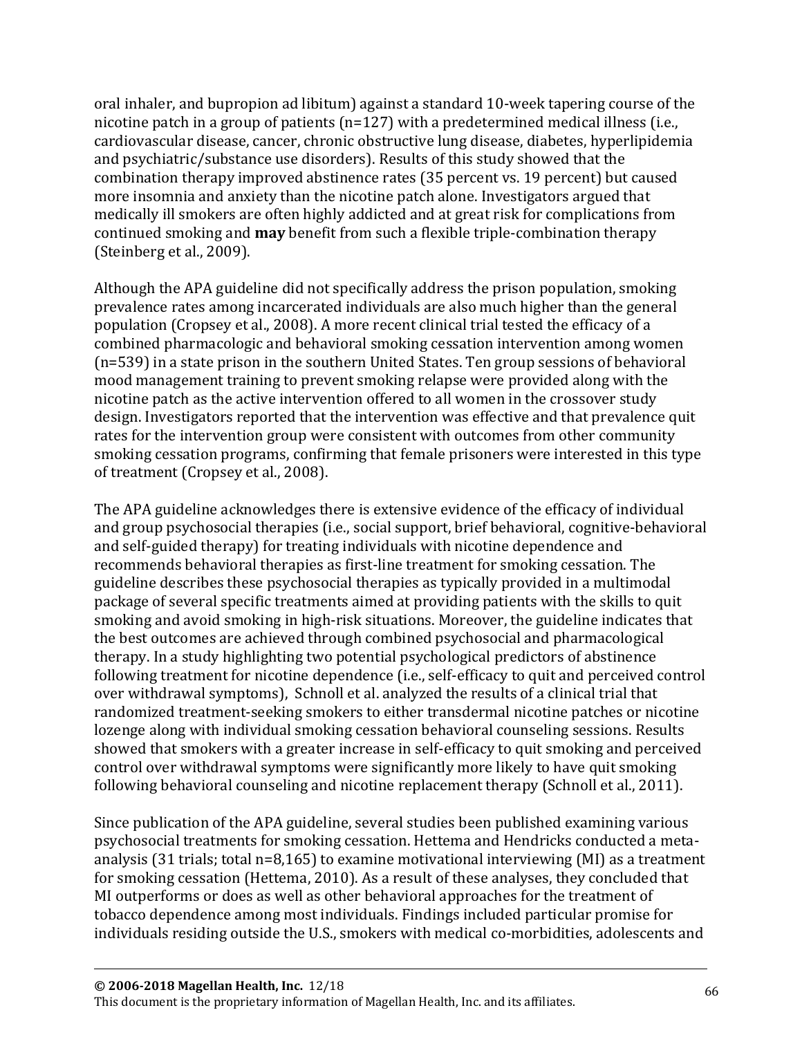oral inhaler, and bupropion ad libitum) against a standard 10-week tapering course of the nicotine patch in a group of patients (n=127) with a predetermined medical illness (i.e., cardiovascular disease, cancer, chronic obstructive lung disease, diabetes, hyperlipidemia and psychiatric/substance use disorders). Results of this study showed that the combination therapy improved abstinence rates (35 percent vs. 19 percent) but caused more insomnia and anxiety than the nicotine patch alone. Investigators argued that medically ill smokers are often highly addicted and at great risk for complications from continued smoking and **may** benefit from such a flexible triple-combination therapy (Steinberg et al., 2009).

Although the APA guideline did not specifically address the prison population, smoking prevalence rates among incarcerated individuals are also much higher than the general population (Cropsey et al., 2008). A more recent clinical trial tested the efficacy of a combined pharmacologic and behavioral smoking cessation intervention among women (n=539) in a state prison in the southern United States. Ten group sessions of behavioral mood management training to prevent smoking relapse were provided along with the nicotine patch as the active intervention offered to all women in the crossover study design. Investigators reported that the intervention was effective and that prevalence quit rates for the intervention group were consistent with outcomes from other community smoking cessation programs, confirming that female prisoners were interested in this type of treatment (Cropsey et al., 2008).

The APA guideline acknowledges there is extensive evidence of the efficacy of individual and group psychosocial therapies (i.e., social support, brief behavioral, cognitive-behavioral and self-guided therapy) for treating individuals with nicotine dependence and recommends behavioral therapies as first-line treatment for smoking cessation. The guideline describes these psychosocial therapies as typically provided in a multimodal package of several specific treatments aimed at providing patients with the skills to quit smoking and avoid smoking in high-risk situations. Moreover, the guideline indicates that the best outcomes are achieved through combined psychosocial and pharmacological therapy. In a study highlighting two potential psychological predictors of abstinence following treatment for nicotine dependence (i.e., self-efficacy to quit and perceived control over withdrawal symptoms), Schnoll et al. analyzed the results of a clinical trial that randomized treatment-seeking smokers to either transdermal nicotine patches or nicotine lozenge along with individual smoking cessation behavioral counseling sessions. Results showed that smokers with a greater increase in self-efficacy to quit smoking and perceived control over withdrawal symptoms were significantly more likely to have quit smoking following behavioral counseling and nicotine replacement therapy (Schnoll et al., 2011).

Since publication of the APA guideline, several studies been published examining various psychosocial treatments for smoking cessation. Hettema and Hendricks conducted a meta-analysis (31 trials; total n=8,165) to examine motivational interviewing (MI) as a treatment for smoking cessation (Hettema, 2010). As a result of these analyses, they concluded that MI outperforms or does as well as other behavioral approaches for the treatment of tobacco dependence among most individuals. Findings included particular promise for individuals residing outside the U.S., smokers with medical co-morbidities, adolescents and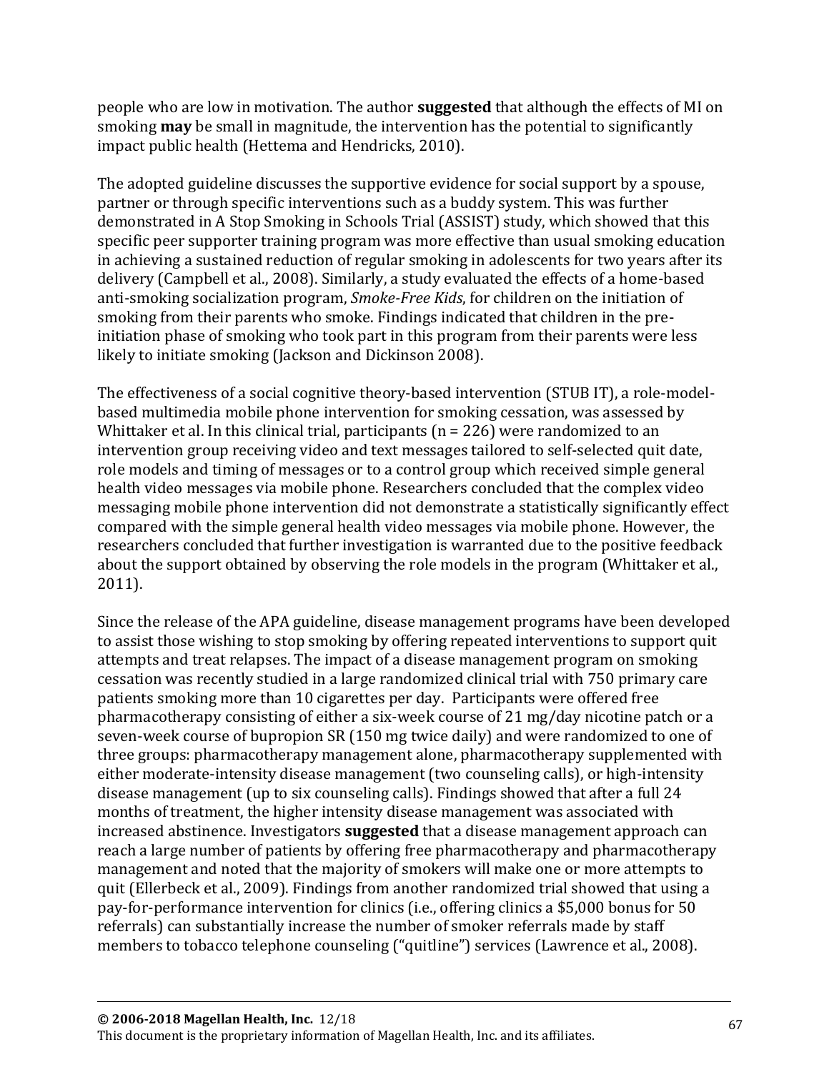people who are low in motivation. The author **suggested** that although the effects of MI on smoking **may** be small in magnitude, the intervention has the potential to significantly impact public health (Hettema and Hendricks, 2010).

The adopted guideline discusses the supportive evidence for social support by a spouse, partner or through specific interventions such as a buddy system. This was further demonstrated in A Stop Smoking in Schools Trial (ASSIST) study, which showed that this specific peer supporter training program was more effective than usual smoking education in achieving a sustained reduction of regular smoking in adolescents for two years after its delivery (Campbell et al., 2008). Similarly, a study evaluated the effects of a home-based anti-smoking socialization program, *Smoke-Free Kids*, for children on the initiation of smoking from their parents who smoke. Findings indicated that children in the pre-initiation phase of smoking who took part in this program from their parents were less likely to initiate smoking (Jackson and Dickinson 2008).

The effectiveness of a social cognitive theory-based intervention (STUB IT), a role-model-based multimedia mobile phone intervention for smoking cessation, was assessed by Whittaker et al. In this clinical trial, participants (n = 226) were randomized to an intervention group receiving video and text messages tailored to self-selected quit date, role models and timing of messages or to a control group which received simple general health video messages via mobile phone. Researchers concluded that the complex video messaging mobile phone intervention did not demonstrate a statistically significantly effect compared with the simple general health video messages via mobile phone. However, the researchers concluded that further investigation is warranted due to the positive feedback about the support obtained by observing the role models in the program (Whittaker et al., 2011).

Since the release of the APA guideline, disease management programs have been developed to assist those wishing to stop smoking by offering repeated interventions to support quit attempts and treat relapses. The impact of a disease management program on smoking cessation was recently studied in a large randomized clinical trial with 750 primary care patients smoking more than 10 cigarettes per day. Participants were offered free pharmacotherapy consisting of either a six-week course of 21 mg/day nicotine patch or a seven-week course of bupropion SR (150 mg twice daily) and were randomized to one of three groups: pharmacotherapy management alone, pharmacotherapy supplemented with either moderate-intensity disease management (two counseling calls), or high-intensity disease management (up to six counseling calls). Findings showed that after a full 24 months of treatment, the higher intensity disease management was associated with increased abstinence. Investigators **suggested** that a disease management approach can reach a large number of patients by offering free pharmacotherapy and pharmacotherapy management and noted that the majority of smokers will make one or more attempts to quit (Ellerbeck et al., 2009). Findings from another randomized trial showed that using a pay-for-performance intervention for clinics (i.e., offering clinics a $5,000 bonus for 50 referrals) can substantially increase the number of smoker referrals made by staff members to tobacco telephone counseling ("quitline") services (Lawrence et al., 2008).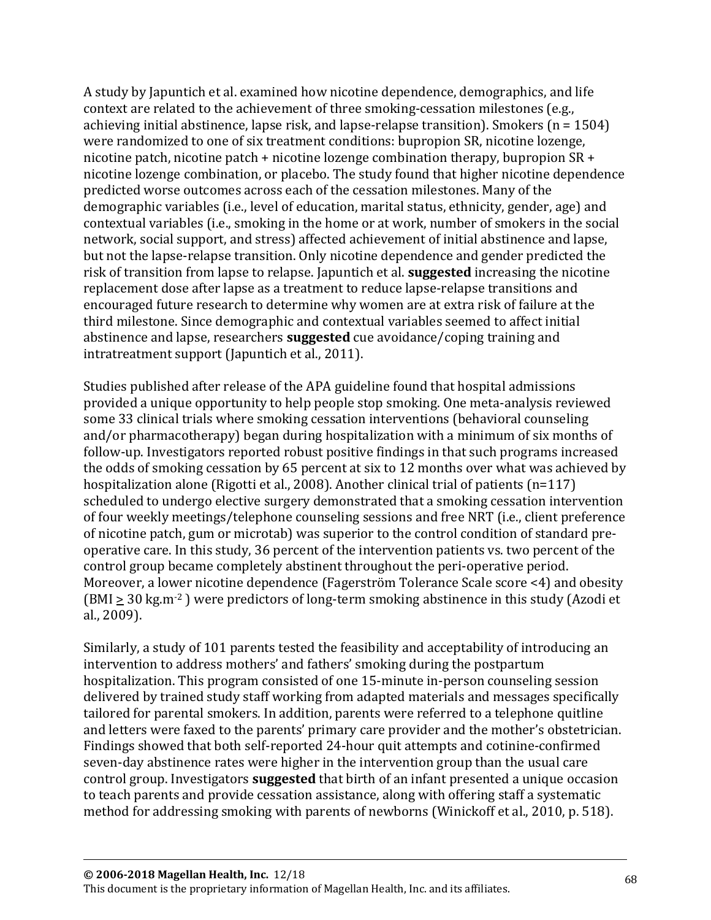A study by Japuntich et al. examined how nicotine dependence, demographics, and life context are related to the achievement of three smoking-cessation milestones (e.g., achieving initial abstinence, lapse risk, and lapse-relapse transition). Smokers (n = 1504) were randomized to one of six treatment conditions: bupropion SR, nicotine lozenge, nicotine patch, nicotine patch + nicotine lozenge combination therapy, bupropion SR + nicotine lozenge combination, or placebo. The study found that higher nicotine dependence predicted worse outcomes across each of the cessation milestones. Many of the demographic variables (i.e., level of education, marital status, ethnicity, gender, age) and contextual variables (i.e., smoking in the home or at work, number of smokers in the social network, social support, and stress) affected achievement of initial abstinence and lapse, but not the lapse-relapse transition. Only nicotine dependence and gender predicted the risk of transition from lapse to relapse. Japuntich et al. **suggested** increasing the nicotine replacement dose after lapse as a treatment to reduce lapse-relapse transitions and encouraged future research to determine why women are at extra risk of failure at the third milestone. Since demographic and contextual variables seemed to affect initial abstinence and lapse, researchers **suggested** cue avoidance/coping training and intratreatment support (Japuntich et al., 2011).

Studies published after release of the APA guideline found that hospital admissions provided a unique opportunity to help people stop smoking. One meta-analysis reviewed some 33 clinical trials where smoking cessation interventions (behavioral counseling and/or pharmacotherapy) began during hospitalization with a minimum of six months of follow-up. Investigators reported robust positive findings in that such programs increased the odds of smoking cessation by 65 percent at six to 12 months over what was achieved by hospitalization alone (Rigotti et al., 2008). Another clinical trial of patients (n=117) scheduled to undergo elective surgery demonstrated that a smoking cessation intervention of four weekly meetings/telephone counseling sessions and free NRT (i.e., client preference of nicotine patch, gum or microtab) was superior to the control condition of standard pre-operative care. In this study, 36 percent of the intervention patients vs. two percent of the control group became completely abstinent throughout the peri-operative period. Moreover, a lower nicotine dependence (Fagerström Tolerance Scale score <4) and obesity (BMI $\geq$ 30 kg.m$^{-2}$ ) were predictors of long-term smoking abstinence in this study (Azodi et al., 2009).

Similarly, a study of 101 parents tested the feasibility and acceptability of introducing an intervention to address mothers' and fathers' smoking during the postpartum hospitalization. This program consisted of one 15-minute in-person counseling session delivered by trained study staff working from adapted materials and messages specifically tailored for parental smokers. In addition, parents were referred to a telephone quitline and letters were faxed to the parents' primary care provider and the mother's obstetrician. Findings showed that both self-reported 24-hour quit attempts and cotinine-confirmed seven-day abstinence rates were higher in the intervention group than the usual care control group. Investigators **suggested** that birth of an infant presented a unique occasion to teach parents and provide cessation assistance, along with offering staff a systematic method for addressing smoking with parents of newborns (Winickoff et al., 2010, p. 518).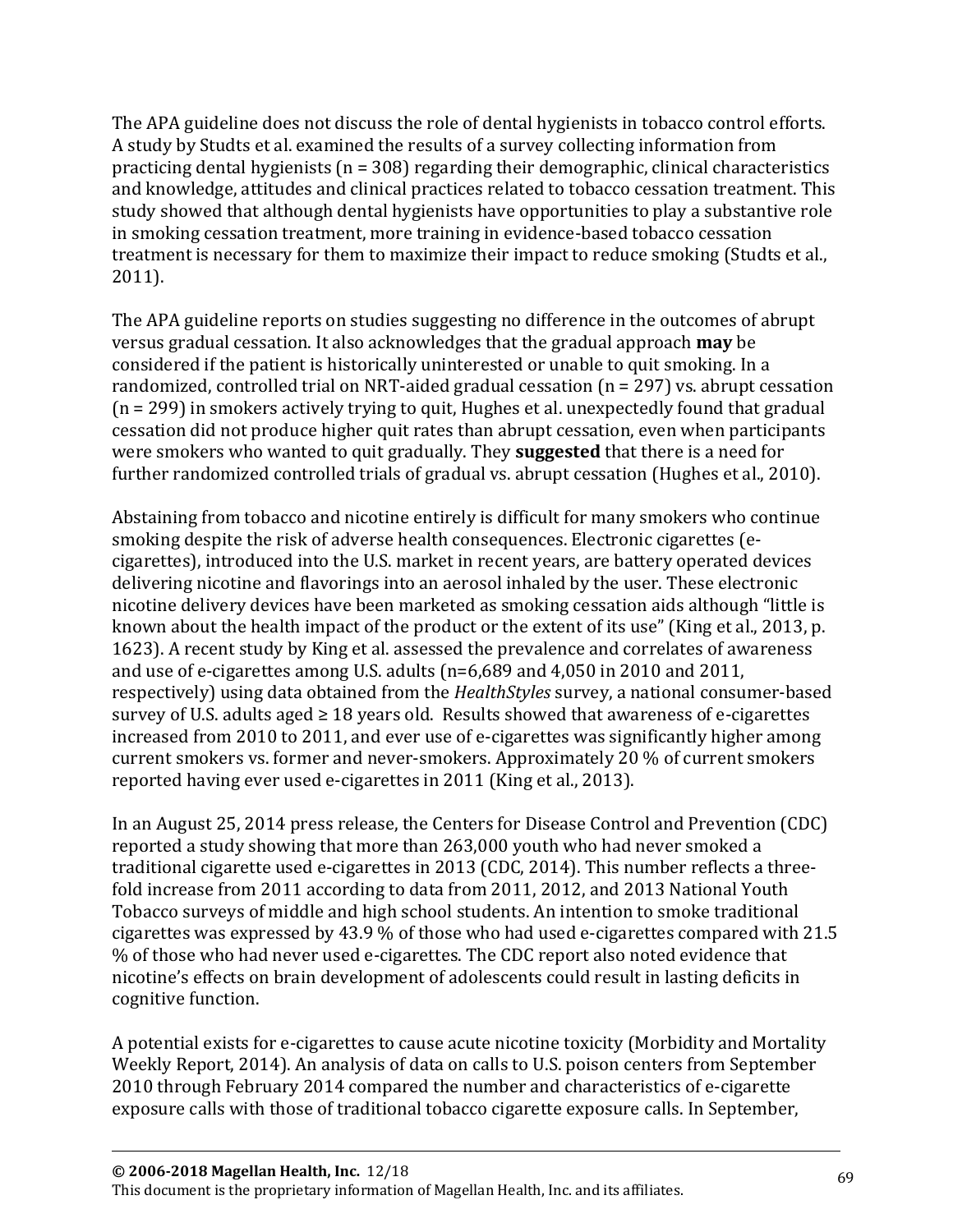The APA guideline does not discuss the role of dental hygienists in tobacco control efforts. A study by Studts et al. examined the results of a survey collecting information from practicing dental hygienists (n = 308) regarding their demographic, clinical characteristics and knowledge, attitudes and clinical practices related to tobacco cessation treatment. This study showed that although dental hygienists have opportunities to play a substantive role in smoking cessation treatment, more training in evidence-based tobacco cessation treatment is necessary for them to maximize their impact to reduce smoking (Studts et al., 2011).

The APA guideline reports on studies suggesting no difference in the outcomes of abrupt versus gradual cessation. It also acknowledges that the gradual approach **may** be considered if the patient is historically uninterested or unable to quit smoking. In a randomized, controlled trial on NRT-aided gradual cessation (n = 297) vs. abrupt cessation (n = 299) in smokers actively trying to quit, Hughes et al. unexpectedly found that gradual cessation did not produce higher quit rates than abrupt cessation, even when participants were smokers who wanted to quit gradually. They **suggested** that there is a need for further randomized controlled trials of gradual vs. abrupt cessation (Hughes et al., 2010).

Abstaining from tobacco and nicotine entirely is difficult for many smokers who continue smoking despite the risk of adverse health consequences. Electronic cigarettes (e-cigarettes), introduced into the U.S. market in recent years, are battery operated devices delivering nicotine and flavorings into an aerosol inhaled by the user. These electronic nicotine delivery devices have been marketed as smoking cessation aids although "little is known about the health impact of the product or the extent of its use" (King et al., 2013, p. 1623). A recent study by King et al. assessed the prevalence and correlates of awareness and use of e-cigarettes among U.S. adults (n=6,689 and 4,050 in 2010 and 2011, respectively) using data obtained from the *HealthStyles* survey, a national consumer-based survey of U.S. adults aged ≥ 18 years old. Results showed that awareness of e-cigarettes increased from 2010 to 2011, and ever use of e-cigarettes was significantly higher among current smokers vs. former and never-smokers. Approximately 20 % of current smokers reported having ever used e-cigarettes in 2011 (King et al., 2013).

In an August 25, 2014 press release, the Centers for Disease Control and Prevention (CDC) reported a study showing that more than 263,000 youth who had never smoked a traditional cigarette used e-cigarettes in 2013 (CDC, 2014). This number reflects a three-fold increase from 2011 according to data from 2011, 2012, and 2013 National Youth Tobacco surveys of middle and high school students. An intention to smoke traditional cigarettes was expressed by 43.9 % of those who had used e-cigarettes compared with 21.5 % of those who had never used e-cigarettes. The CDC report also noted evidence that nicotine's effects on brain development of adolescents could result in lasting deficits in cognitive function.

A potential exists for e-cigarettes to cause acute nicotine toxicity (Morbidity and Mortality Weekly Report, 2014). An analysis of data on calls to U.S. poison centers from September 2010 through February 2014 compared the number and characteristics of e-cigarette exposure calls with those of traditional tobacco cigarette exposure calls. In September,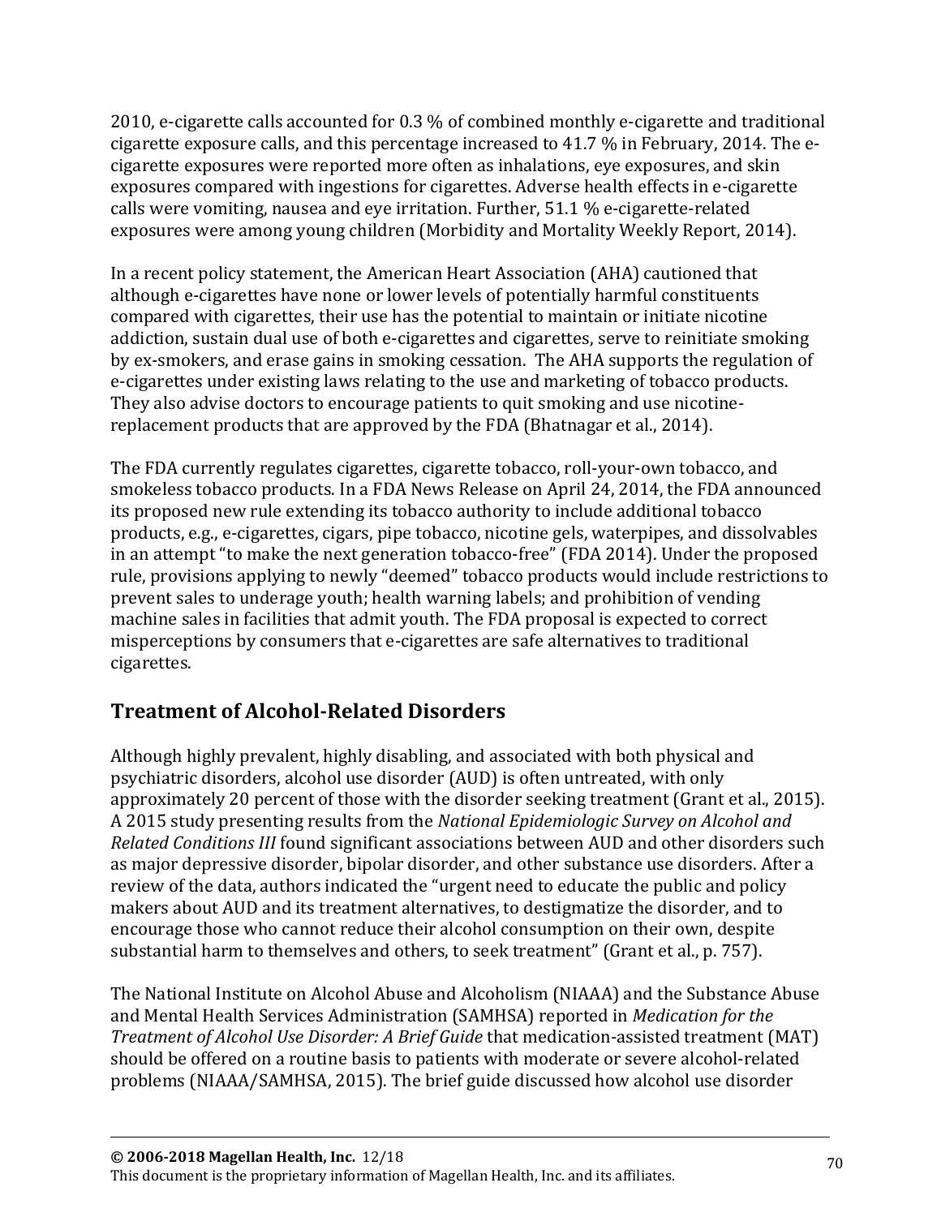2010, e-cigarette calls accounted for 0.3 % of combined monthly e-cigarette and traditional cigarette exposure calls, and this percentage increased to 41.7 % in February, 2014. The e-cigarette exposures were reported more often as inhalations, eye exposures, and skin exposures compared with ingestions for cigarettes. Adverse health effects in e-cigarette calls were vomiting, nausea and eye irritation. Further, 51.1 % e-cigarette-related exposures were among young children (Morbidity and Mortality Weekly Report, 2014).

In a recent policy statement, the American Heart Association (AHA) cautioned that although e-cigarettes have none or lower levels of potentially harmful constituents compared with cigarettes, their use has the potential to maintain or initiate nicotine addiction, sustain dual use of both e-cigarettes and cigarettes, serve to reinitiate smoking by ex-smokers, and erase gains in smoking cessation. The AHA supports the regulation of e-cigarettes under existing laws relating to the use and marketing of tobacco products. They also advise doctors to encourage patients to quit smoking and use nicotine-replacement products that are approved by the FDA (Bhatnagar et al., 2014).

The FDA currently regulates cigarettes, cigarette tobacco, roll-your-own tobacco, and smokeless tobacco products. In a FDA News Release on April 24, 2014, the FDA announced its proposed new rule extending its tobacco authority to include additional tobacco products, e.g., e-cigarettes, cigars, pipe tobacco, nicotine gels, waterpipes, and dissolvables in an attempt "to make the next generation tobacco-free" (FDA 2014). Under the proposed rule, provisions applying to newly "deemed" tobacco products would include restrictions to prevent sales to underage youth; health warning labels; and prohibition of vending machine sales in facilities that admit youth. The FDA proposal is expected to correct misperceptions by consumers that e-cigarettes are safe alternatives to traditional cigarettes.

## Treatment of Alcohol-Related Disorders

Although highly prevalent, highly disabling, and associated with both physical and psychiatric disorders, alcohol use disorder (AUD) is often untreated, with only approximately 20 percent of those with the disorder seeking treatment (Grant et al., 2015). A 2015 study presenting results from the *National Epidemiologic Survey on Alcohol and Related Conditions III* found significant associations between AUD and other disorders such as major depressive disorder, bipolar disorder, and other substance use disorders. After a review of the data, authors indicated the "urgent need to educate the public and policy makers about AUD and its treatment alternatives, to destigmatize the disorder, and to encourage those who cannot reduce their alcohol consumption on their own, despite substantial harm to themselves and others, to seek treatment" (Grant et al., p. 757).

The National Institute on Alcohol Abuse and Alcoholism (NIAAA) and the Substance Abuse and Mental Health Services Administration (SAMHSA) reported in *Medication for the Treatment of Alcohol Use Disorder: A Brief Guide* that medication-assisted treatment (MAT) should be offered on a routine basis to patients with moderate or severe alcohol-related problems (NIAAA/SAMHSA, 2015). The brief guide discussed how alcohol use disorder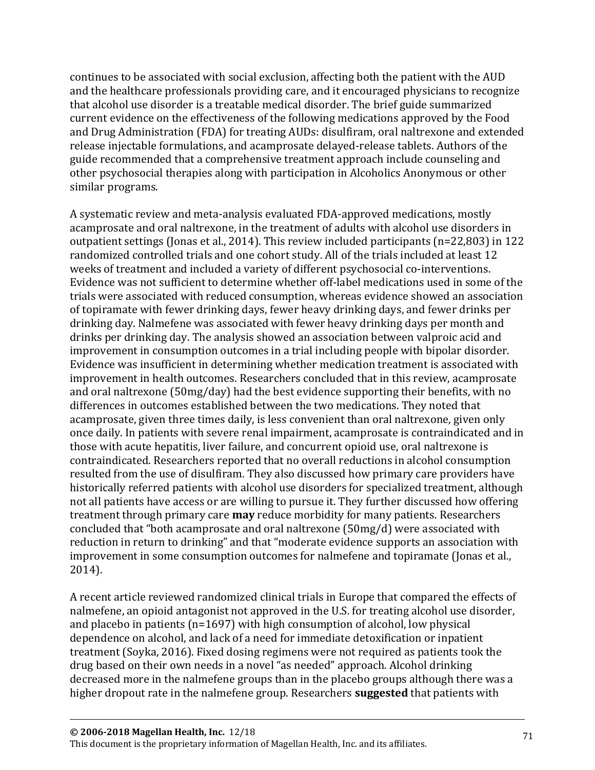continues to be associated with social exclusion, affecting both the patient with the AUD and the healthcare professionals providing care, and it encouraged physicians to recognize that alcohol use disorder is a treatable medical disorder. The brief guide summarized current evidence on the effectiveness of the following medications approved by the Food and Drug Administration (FDA) for treating AUDs: disulfiram, oral naltrexone and extended release injectable formulations, and acamprosate delayed-release tablets. Authors of the guide recommended that a comprehensive treatment approach include counseling and other psychosocial therapies along with participation in Alcoholics Anonymous or other similar programs.

A systematic review and meta-analysis evaluated FDA-approved medications, mostly acamprosate and oral naltrexone, in the treatment of adults with alcohol use disorders in outpatient settings (Jonas et al., 2014). This review included participants (n=22,803) in 122 randomized controlled trials and one cohort study. All of the trials included at least 12 weeks of treatment and included a variety of different psychosocial co-interventions. Evidence was not sufficient to determine whether off-label medications used in some of the trials were associated with reduced consumption, whereas evidence showed an association of topiramate with fewer drinking days, fewer heavy drinking days, and fewer drinks per drinking day. Nalmefene was associated with fewer heavy drinking days per month and drinks per drinking day. The analysis showed an association between valproic acid and improvement in consumption outcomes in a trial including people with bipolar disorder. Evidence was insufficient in determining whether medication treatment is associated with improvement in health outcomes. Researchers concluded that in this review, acamprosate and oral naltrexone (50mg/day) had the best evidence supporting their benefits, with no differences in outcomes established between the two medications. They noted that acamprosate, given three times daily, is less convenient than oral naltrexone, given only once daily. In patients with severe renal impairment, acamprosate is contraindicated and in those with acute hepatitis, liver failure, and concurrent opioid use, oral naltrexone is contraindicated. Researchers reported that no overall reductions in alcohol consumption resulted from the use of disulfiram. They also discussed how primary care providers have historically referred patients with alcohol use disorders for specialized treatment, although not all patients have access or are willing to pursue it. They further discussed how offering treatment through primary care **may** reduce morbidity for many patients. Researchers concluded that "both acamprosate and oral naltrexone (50mg/d) were associated with reduction in return to drinking" and that "moderate evidence supports an association with improvement in some consumption outcomes for nalmefene and topiramate (Jonas et al., 2014).

A recent article reviewed randomized clinical trials in Europe that compared the effects of nalmefene, an opioid antagonist not approved in the U.S. for treating alcohol use disorder, and placebo in patients (n=1697) with high consumption of alcohol, low physical dependence on alcohol, and lack of a need for immediate detoxification or inpatient treatment (Soyka, 2016). Fixed dosing regimens were not required as patients took the drug based on their own needs in a novel "as needed" approach. Alcohol drinking decreased more in the nalmefene groups than in the placebo groups although there was a higher dropout rate in the nalmefene group. Researchers **suggested** that patients with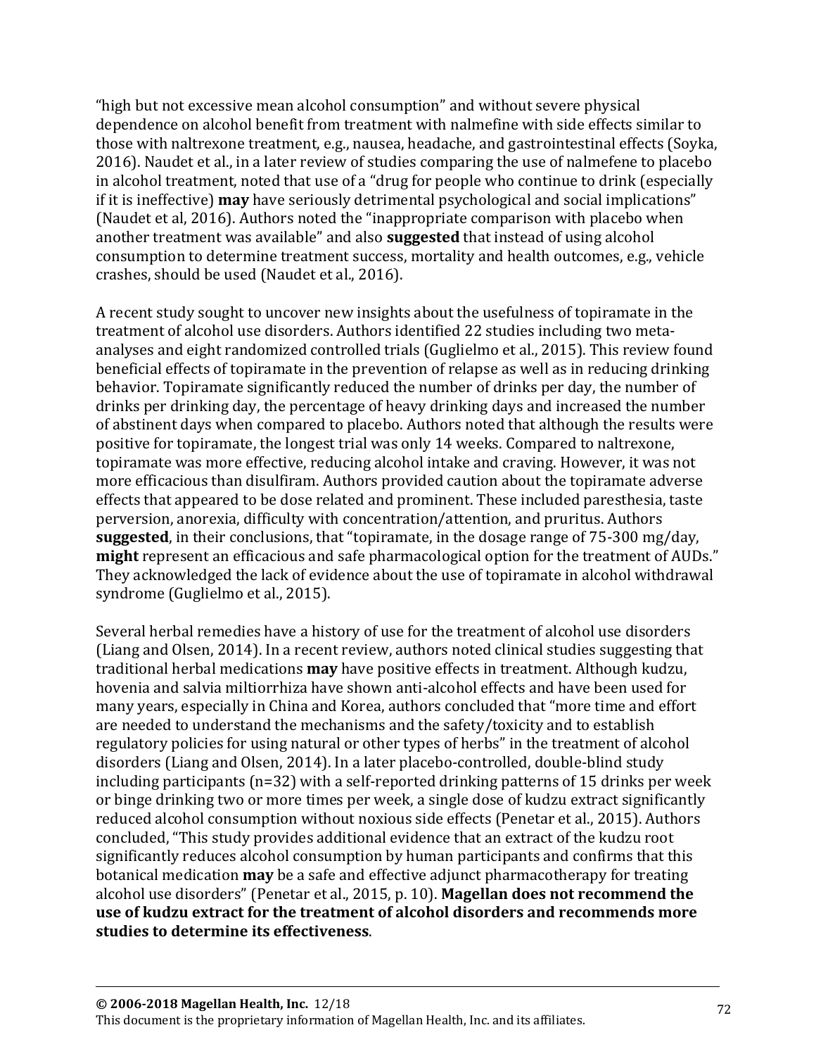"high but not excessive mean alcohol consumption" and without severe physical dependence on alcohol benefit from treatment with nalmefine with side effects similar to those with naltrexone treatment, e.g., nausea, headache, and gastrointestinal effects (Soyka, 2016). Naudet et al., in a later review of studies comparing the use of nalmefene to placebo in alcohol treatment, noted that use of a "drug for people who continue to drink (especially if it is ineffective) **may** have seriously detrimental psychological and social implications" (Naudet et al, 2016). Authors noted the "inappropriate comparison with placebo when another treatment was available" and also **suggested** that instead of using alcohol consumption to determine treatment success, mortality and health outcomes, e.g., vehicle crashes, should be used (Naudet et al., 2016).

A recent study sought to uncover new insights about the usefulness of topiramate in the treatment of alcohol use disorders. Authors identified 22 studies including two meta-analyses and eight randomized controlled trials (Guglielmo et al., 2015). This review found beneficial effects of topiramate in the prevention of relapse as well as in reducing drinking behavior. Topiramate significantly reduced the number of drinks per day, the number of drinks per drinking day, the percentage of heavy drinking days and increased the number of abstinent days when compared to placebo. Authors noted that although the results were positive for topiramate, the longest trial was only 14 weeks. Compared to naltrexone, topiramate was more effective, reducing alcohol intake and craving. However, it was not more efficacious than disulfiram. Authors provided caution about the topiramate adverse effects that appeared to be dose related and prominent. These included paresthesia, taste perversion, anorexia, difficulty with concentration/attention, and pruritus. Authors **suggested**, in their conclusions, that "topiramate, in the dosage range of 75-300 mg/day, **might** represent an efficacious and safe pharmacological option for the treatment of AUDs." They acknowledged the lack of evidence about the use of topiramate in alcohol withdrawal syndrome (Guglielmo et al., 2015).

Several herbal remedies have a history of use for the treatment of alcohol use disorders (Liang and Olsen, 2014). In a recent review, authors noted clinical studies suggesting that traditional herbal medications **may** have positive effects in treatment. Although kudzu, hovenia and salvia miltiorrhiza have shown anti-alcohol effects and have been used for many years, especially in China and Korea, authors concluded that "more time and effort are needed to understand the mechanisms and the safety/toxicity and to establish regulatory policies for using natural or other types of herbs" in the treatment of alcohol disorders (Liang and Olsen, 2014). In a later placebo-controlled, double-blind study including participants (n=32) with a self-reported drinking patterns of 15 drinks per week or binge drinking two or more times per week, a single dose of kudzu extract significantly reduced alcohol consumption without noxious side effects (Penetar et al., 2015). Authors concluded, "This study provides additional evidence that an extract of the kudzu root significantly reduces alcohol consumption by human participants and confirms that this botanical medication **may** be a safe and effective adjunct pharmacotherapy for treating alcohol use disorders" (Penetar et al., 2015, p. 10). **Magellan does not recommend the use of kudzu extract for the treatment of alcohol disorders and recommends more studies to determine its effectiveness**.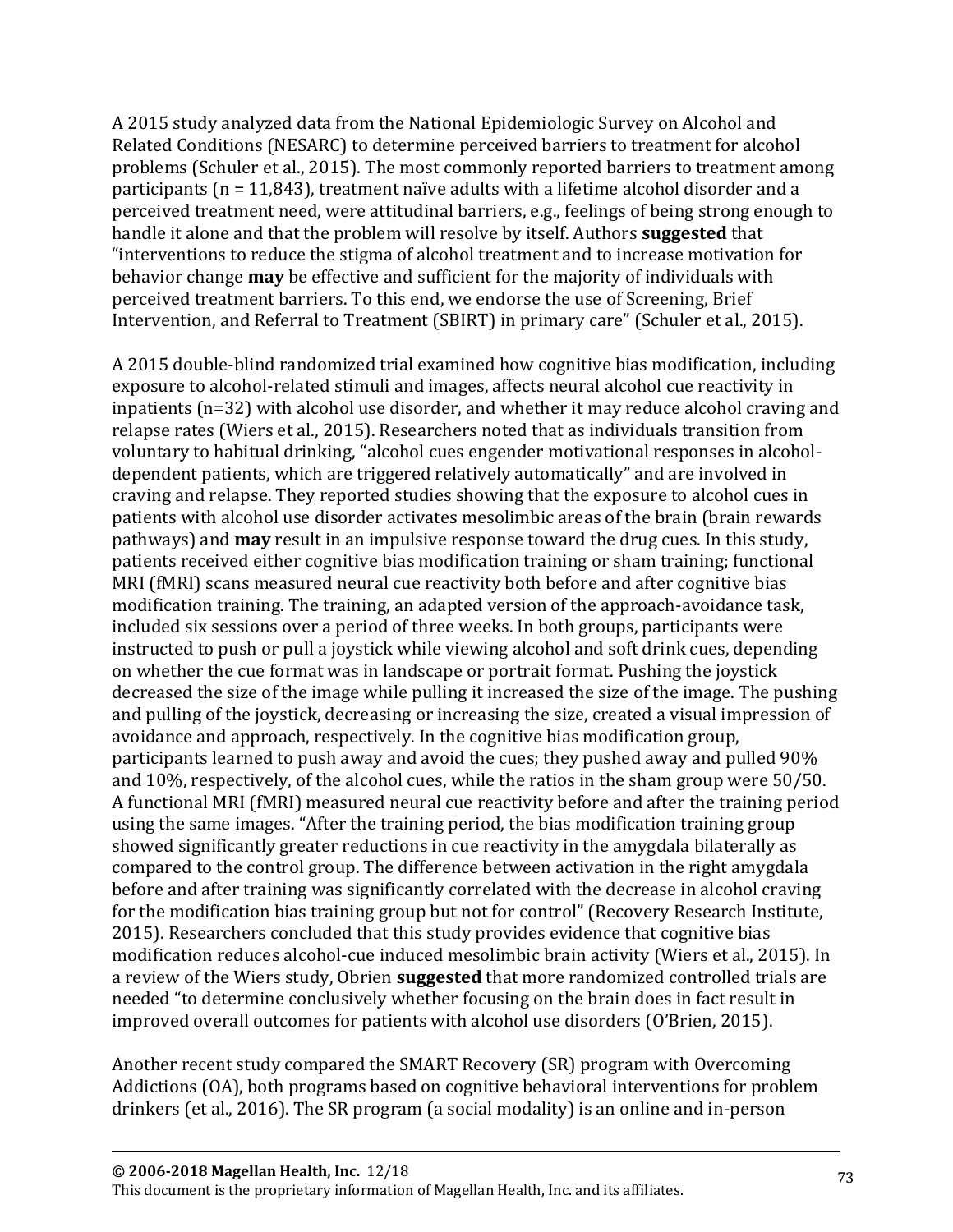A 2015 study analyzed data from the National Epidemiologic Survey on Alcohol and Related Conditions (NESARC) to determine perceived barriers to treatment for alcohol problems (Schuler et al., 2015). The most commonly reported barriers to treatment among participants (n = 11,843), treatment naïve adults with a lifetime alcohol disorder and a perceived treatment need, were attitudinal barriers, e.g., feelings of being strong enough to handle it alone and that the problem will resolve by itself. Authors **suggested** that "interventions to reduce the stigma of alcohol treatment and to increase motivation for behavior change **may** be effective and sufficient for the majority of individuals with perceived treatment barriers. To this end, we endorse the use of Screening, Brief Intervention, and Referral to Treatment (SBIRT) in primary care" (Schuler et al., 2015).

A 2015 double-blind randomized trial examined how cognitive bias modification, including exposure to alcohol-related stimuli and images, affects neural alcohol cue reactivity in inpatients (n=32) with alcohol use disorder, and whether it may reduce alcohol craving and relapse rates (Wiers et al., 2015). Researchers noted that as individuals transition from voluntary to habitual drinking, "alcohol cues engender motivational responses in alcohol-dependent patients, which are triggered relatively automatically" and are involved in craving and relapse. They reported studies showing that the exposure to alcohol cues in patients with alcohol use disorder activates mesolimbic areas of the brain (brain rewards pathways) and **may** result in an impulsive response toward the drug cues. In this study, patients received either cognitive bias modification training or sham training; functional MRI (fMRI) scans measured neural cue reactivity both before and after cognitive bias modification training. The training, an adapted version of the approach-avoidance task, included six sessions over a period of three weeks. In both groups, participants were instructed to push or pull a joystick while viewing alcohol and soft drink cues, depending on whether the cue format was in landscape or portrait format. Pushing the joystick decreased the size of the image while pulling it increased the size of the image. The pushing and pulling of the joystick, decreasing or increasing the size, created a visual impression of avoidance and approach, respectively. In the cognitive bias modification group, participants learned to push away and avoid the cues; they pushed away and pulled 90% and 10%, respectively, of the alcohol cues, while the ratios in the sham group were 50/50. A functional MRI (fMRI) measured neural cue reactivity before and after the training period using the same images. "After the training period, the bias modification training group showed significantly greater reductions in cue reactivity in the amygdala bilaterally as compared to the control group. The difference between activation in the right amygdala before and after training was significantly correlated with the decrease in alcohol craving for the modification bias training group but not for control" (Recovery Research Institute, 2015). Researchers concluded that this study provides evidence that cognitive bias modification reduces alcohol-cue induced mesolimbic brain activity (Wiers et al., 2015). In a review of the Wiers study, Obrien **suggested** that more randomized controlled trials are needed "to determine conclusively whether focusing on the brain does in fact result in improved overall outcomes for patients with alcohol use disorders (O'Brien, 2015).

Another recent study compared the SMART Recovery (SR) program with Overcoming Addictions (OA), both programs based on cognitive behavioral interventions for problem drinkers (et al., 2016). The SR program (a social modality) is an online and in-person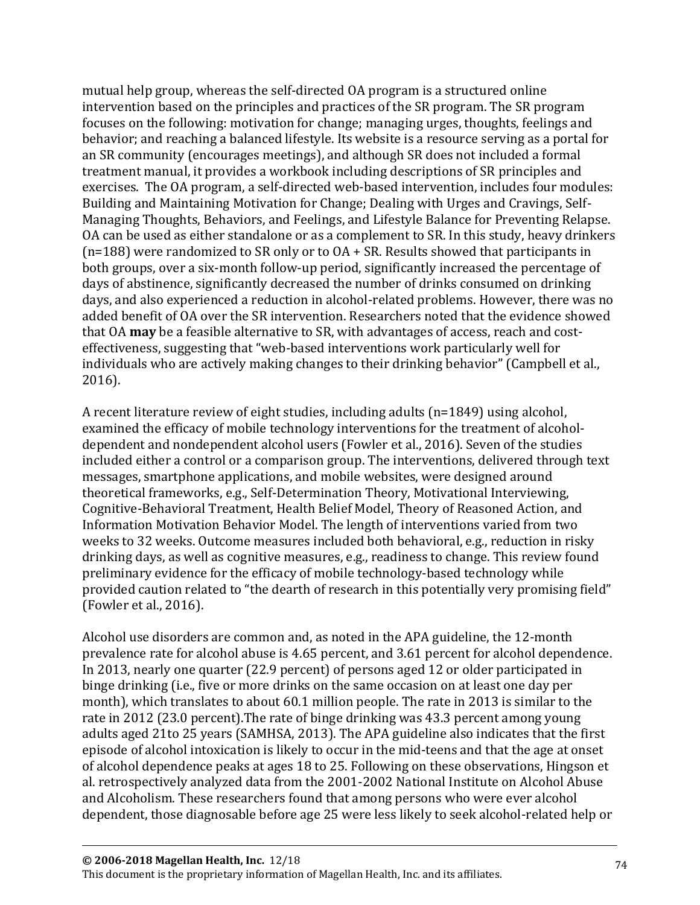mutual help group, whereas the self-directed OA program is a structured online intervention based on the principles and practices of the SR program. The SR program focuses on the following: motivation for change; managing urges, thoughts, feelings and behavior; and reaching a balanced lifestyle. Its website is a resource serving as a portal for an SR community (encourages meetings), and although SR does not included a formal treatment manual, it provides a workbook including descriptions of SR principles and exercises. The OA program, a self-directed web-based intervention, includes four modules: Building and Maintaining Motivation for Change; Dealing with Urges and Cravings, Self-Managing Thoughts, Behaviors, and Feelings, and Lifestyle Balance for Preventing Relapse. OA can be used as either standalone or as a complement to SR. In this study, heavy drinkers (n=188) were randomized to SR only or to OA + SR. Results showed that participants in both groups, over a six-month follow-up period, significantly increased the percentage of days of abstinence, significantly decreased the number of drinks consumed on drinking days, and also experienced a reduction in alcohol-related problems. However, there was no added benefit of OA over the SR intervention. Researchers noted that the evidence showed that OA **may** be a feasible alternative to SR, with advantages of access, reach and cost-effectiveness, suggesting that "web-based interventions work particularly well for individuals who are actively making changes to their drinking behavior" (Campbell et al., 2016).

A recent literature review of eight studies, including adults (n=1849) using alcohol, examined the efficacy of mobile technology interventions for the treatment of alcohol-dependent and nondependent alcohol users (Fowler et al., 2016). Seven of the studies included either a control or a comparison group. The interventions, delivered through text messages, smartphone applications, and mobile websites, were designed around theoretical frameworks, e.g., Self-Determination Theory, Motivational Interviewing, Cognitive-Behavioral Treatment, Health Belief Model, Theory of Reasoned Action, and Information Motivation Behavior Model. The length of interventions varied from two weeks to 32 weeks. Outcome measures included both behavioral, e.g., reduction in risky drinking days, as well as cognitive measures, e.g., readiness to change. This review found preliminary evidence for the efficacy of mobile technology-based technology while provided caution related to "the dearth of research in this potentially very promising field" (Fowler et al., 2016).

Alcohol use disorders are common and, as noted in the APA guideline, the 12-month prevalence rate for alcohol abuse is 4.65 percent, and 3.61 percent for alcohol dependence. In 2013, nearly one quarter (22.9 percent) of persons aged 12 or older participated in binge drinking (i.e., five or more drinks on the same occasion on at least one day per month), which translates to about 60.1 million people. The rate in 2013 is similar to the rate in 2012 (23.0 percent).The rate of binge drinking was 43.3 percent among young adults aged 21to 25 years (SAMHSA, 2013). The APA guideline also indicates that the first episode of alcohol intoxication is likely to occur in the mid-teens and that the age at onset of alcohol dependence peaks at ages 18 to 25. Following on these observations, Hingson et al. retrospectively analyzed data from the 2001-2002 National Institute on Alcohol Abuse and Alcoholism. These researchers found that among persons who were ever alcohol dependent, those diagnosable before age 25 were less likely to seek alcohol-related help or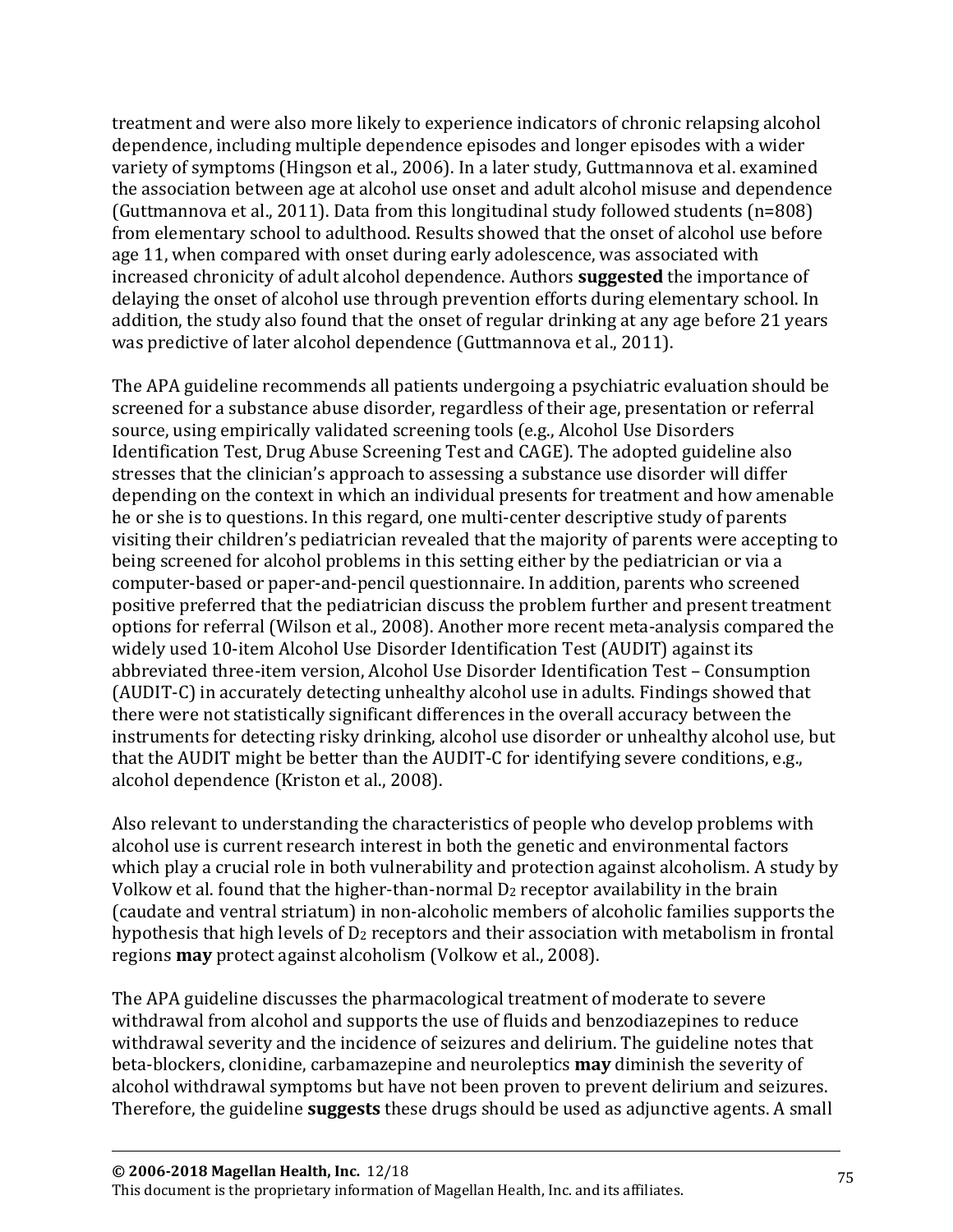treatment and were also more likely to experience indicators of chronic relapsing alcohol dependence, including multiple dependence episodes and longer episodes with a wider variety of symptoms (Hingson et al., 2006). In a later study, Guttmannova et al. examined the association between age at alcohol use onset and adult alcohol misuse and dependence (Guttmannova et al., 2011). Data from this longitudinal study followed students (n=808) from elementary school to adulthood. Results showed that the onset of alcohol use before age 11, when compared with onset during early adolescence, was associated with increased chronicity of adult alcohol dependence. Authors **suggested** the importance of delaying the onset of alcohol use through prevention efforts during elementary school. In addition, the study also found that the onset of regular drinking at any age before 21 years was predictive of later alcohol dependence (Guttmannova et al., 2011).

The APA guideline recommends all patients undergoing a psychiatric evaluation should be screened for a substance abuse disorder, regardless of their age, presentation or referral source, using empirically validated screening tools (e.g., Alcohol Use Disorders Identification Test, Drug Abuse Screening Test and CAGE). The adopted guideline also stresses that the clinician's approach to assessing a substance use disorder will differ depending on the context in which an individual presents for treatment and how amenable he or she is to questions. In this regard, one multi-center descriptive study of parents visiting their children's pediatrician revealed that the majority of parents were accepting to being screened for alcohol problems in this setting either by the pediatrician or via a computer-based or paper-and-pencil questionnaire. In addition, parents who screened positive preferred that the pediatrician discuss the problem further and present treatment options for referral (Wilson et al., 2008). Another more recent meta-analysis compared the widely used 10-item Alcohol Use Disorder Identification Test (AUDIT) against its abbreviated three-item version, Alcohol Use Disorder Identification Test – Consumption (AUDIT-C) in accurately detecting unhealthy alcohol use in adults. Findings showed that there were not statistically significant differences in the overall accuracy between the instruments for detecting risky drinking, alcohol use disorder or unhealthy alcohol use, but that the AUDIT might be better than the AUDIT-C for identifying severe conditions, e.g., alcohol dependence (Kriston et al., 2008).

Also relevant to understanding the characteristics of people who develop problems with alcohol use is current research interest in both the genetic and environmental factors which play a crucial role in both vulnerability and protection against alcoholism. A study by Volkow et al. found that the higher-than-normal $D_2$ receptor availability in the brain (caudate and ventral striatum) in non-alcoholic members of alcoholic families supports the hypothesis that high levels of $D_2$ receptors and their association with metabolism in frontal regions **may** protect against alcoholism (Volkow et al., 2008).

The APA guideline discusses the pharmacological treatment of moderate to severe withdrawal from alcohol and supports the use of fluids and benzodiazepines to reduce withdrawal severity and the incidence of seizures and delirium. The guideline notes that beta-blockers, clonidine, carbamazepine and neuroleptics **may** diminish the severity of alcohol withdrawal symptoms but have not been proven to prevent delirium and seizures. Therefore, the guideline **suggests** these drugs should be used as adjunctive agents. A small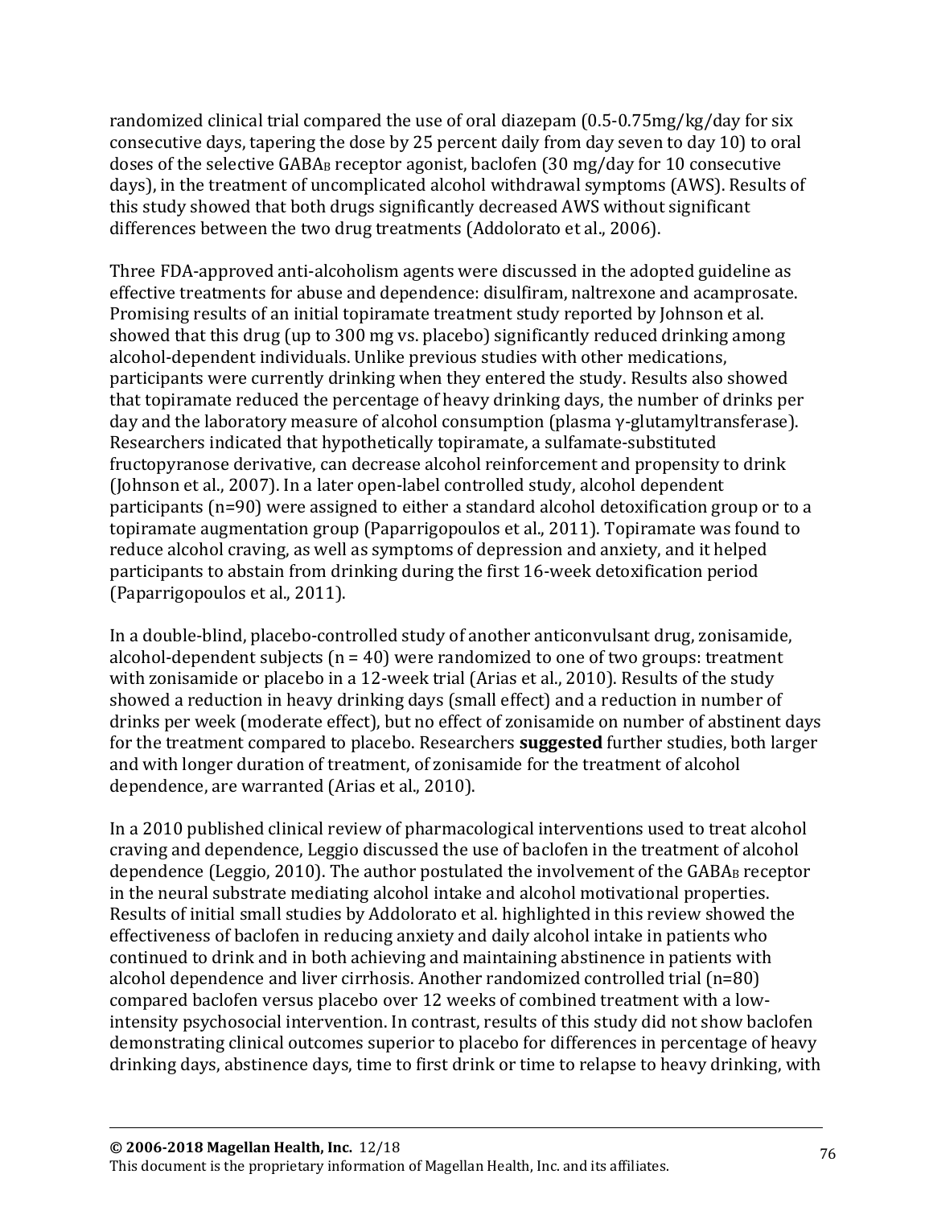randomized clinical trial compared the use of oral diazepam (0.5-0.75mg/kg/day for six consecutive days, tapering the dose by 25 percent daily from day seven to day 10) to oral doses of the selective $GABA_B$ receptor agonist, baclofen (30 mg/day for 10 consecutive days), in the treatment of uncomplicated alcohol withdrawal symptoms (AWS). Results of this study showed that both drugs significantly decreased AWS without significant differences between the two drug treatments (Addolorato et al., 2006).

Three FDA-approved anti-alcoholism agents were discussed in the adopted guideline as effective treatments for abuse and dependence: disulfiram, naltrexone and acamprosate. Promising results of an initial topiramate treatment study reported by Johnson et al. showed that this drug (up to 300 mg vs. placebo) significantly reduced drinking among alcohol-dependent individuals. Unlike previous studies with other medications, participants were currently drinking when they entered the study. Results also showed that topiramate reduced the percentage of heavy drinking days, the number of drinks per day and the laboratory measure of alcohol consumption (plasma γ-glutamyltransferase). Researchers indicated that hypothetically topiramate, a sulfamate-substituted fructopyranose derivative, can decrease alcohol reinforcement and propensity to drink (Johnson et al., 2007). In a later open-label controlled study, alcohol dependent participants (n=90) were assigned to either a standard alcohol detoxification group or to a topiramate augmentation group (Paparrigopoulos et al., 2011). Topiramate was found to reduce alcohol craving, as well as symptoms of depression and anxiety, and it helped participants to abstain from drinking during the first 16-week detoxification period (Paparrigopoulos et al., 2011).

In a double-blind, placebo-controlled study of another anticonvulsant drug, zonisamide, alcohol-dependent subjects (n = 40) were randomized to one of two groups: treatment with zonisamide or placebo in a 12-week trial (Arias et al., 2010). Results of the study showed a reduction in heavy drinking days (small effect) and a reduction in number of drinks per week (moderate effect), but no effect of zonisamide on number of abstinent days for the treatment compared to placebo. Researchers **suggested** further studies, both larger and with longer duration of treatment, of zonisamide for the treatment of alcohol dependence, are warranted (Arias et al., 2010).

In a 2010 published clinical review of pharmacological interventions used to treat alcohol craving and dependence, Leggio discussed the use of baclofen in the treatment of alcohol dependence (Leggio, 2010). The author postulated the involvement of the $GABA_B$ receptor in the neural substrate mediating alcohol intake and alcohol motivational properties. Results of initial small studies by Addolorato et al. highlighted in this review showed the effectiveness of baclofen in reducing anxiety and daily alcohol intake in patients who continued to drink and in both achieving and maintaining abstinence in patients with alcohol dependence and liver cirrhosis. Another randomized controlled trial (n=80) compared baclofen versus placebo over 12 weeks of combined treatment with a low-intensity psychosocial intervention. In contrast, results of this study did not show baclofen demonstrating clinical outcomes superior to placebo for differences in percentage of heavy drinking days, abstinence days, time to first drink or time to relapse to heavy drinking, with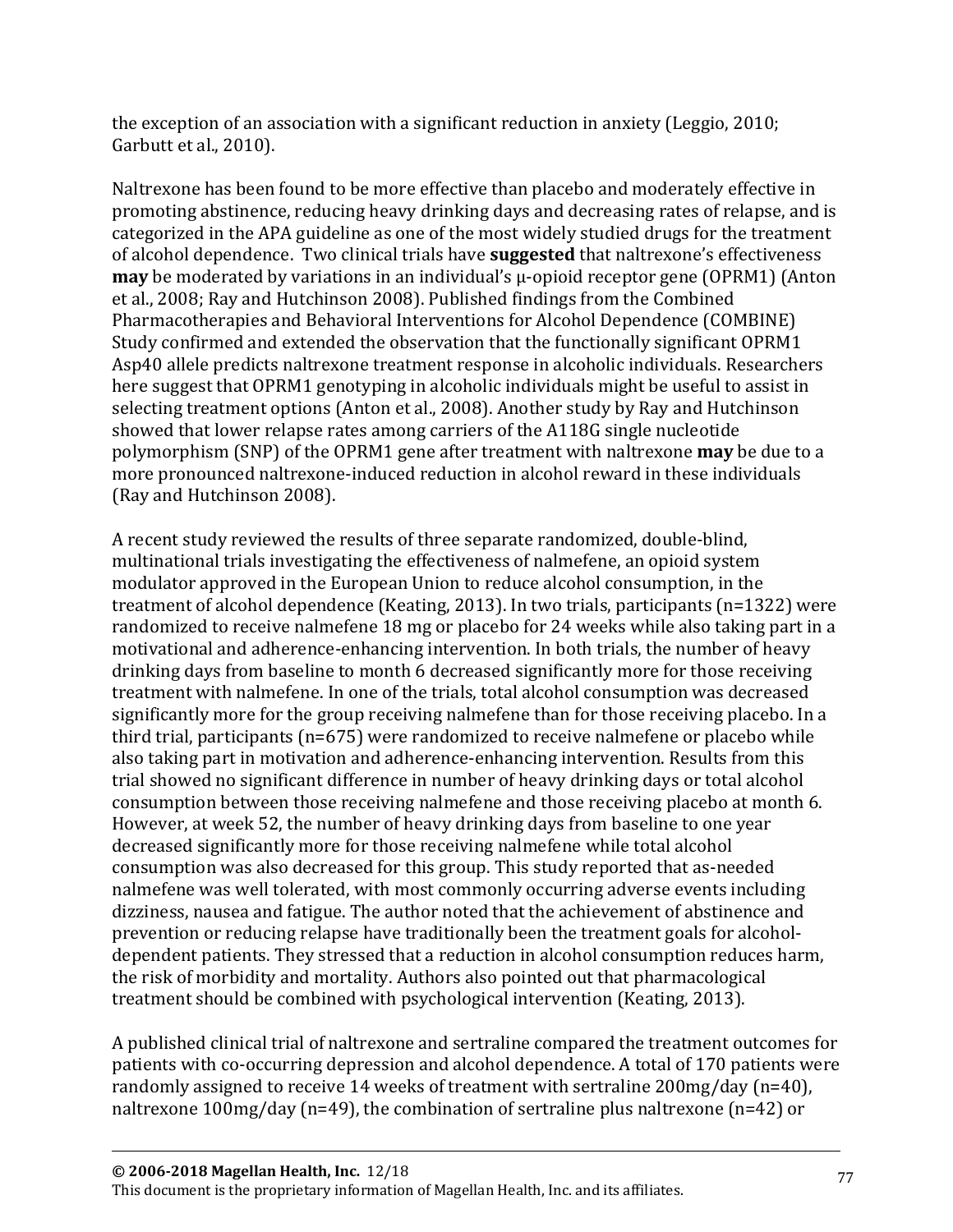the exception of an association with a significant reduction in anxiety (Leggio, 2010; Garbutt et al., 2010).

Naltrexone has been found to be more effective than placebo and moderately effective in promoting abstinence, reducing heavy drinking days and decreasing rates of relapse, and is categorized in the APA guideline as one of the most widely studied drugs for the treatment of alcohol dependence. Two clinical trials have **suggested** that naltrexone's effectiveness **may** be moderated by variations in an individual's μ-opioid receptor gene (OPRM1) (Anton et al., 2008; Ray and Hutchinson 2008). Published findings from the Combined Pharmacotherapies and Behavioral Interventions for Alcohol Dependence (COMBINE) Study confirmed and extended the observation that the functionally significant OPRM1 Asp40 allele predicts naltrexone treatment response in alcoholic individuals. Researchers here suggest that OPRM1 genotyping in alcoholic individuals might be useful to assist in selecting treatment options (Anton et al., 2008). Another study by Ray and Hutchinson showed that lower relapse rates among carriers of the A118G single nucleotide polymorphism (SNP) of the OPRM1 gene after treatment with naltrexone **may** be due to a more pronounced naltrexone-induced reduction in alcohol reward in these individuals (Ray and Hutchinson 2008).

A recent study reviewed the results of three separate randomized, double-blind, multinational trials investigating the effectiveness of nalmefene, an opioid system modulator approved in the European Union to reduce alcohol consumption, in the treatment of alcohol dependence (Keating, 2013). In two trials, participants (n=1322) were randomized to receive nalmefene 18 mg or placebo for 24 weeks while also taking part in a motivational and adherence-enhancing intervention. In both trials, the number of heavy drinking days from baseline to month 6 decreased significantly more for those receiving treatment with nalmefene. In one of the trials, total alcohol consumption was decreased significantly more for the group receiving nalmefene than for those receiving placebo. In a third trial, participants (n=675) were randomized to receive nalmefene or placebo while also taking part in motivation and adherence-enhancing intervention. Results from this trial showed no significant difference in number of heavy drinking days or total alcohol consumption between those receiving nalmefene and those receiving placebo at month 6. However, at week 52, the number of heavy drinking days from baseline to one year decreased significantly more for those receiving nalmefene while total alcohol consumption was also decreased for this group. This study reported that as-needed nalmefene was well tolerated, with most commonly occurring adverse events including dizziness, nausea and fatigue. The author noted that the achievement of abstinence and prevention or reducing relapse have traditionally been the treatment goals for alcohol-dependent patients. They stressed that a reduction in alcohol consumption reduces harm, the risk of morbidity and mortality. Authors also pointed out that pharmacological treatment should be combined with psychological intervention (Keating, 2013).

A published clinical trial of naltrexone and sertraline compared the treatment outcomes for patients with co-occurring depression and alcohol dependence. A total of 170 patients were randomly assigned to receive 14 weeks of treatment with sertraline 200mg/day (n=40), naltrexone 100mg/day (n=49), the combination of sertraline plus naltrexone (n=42) or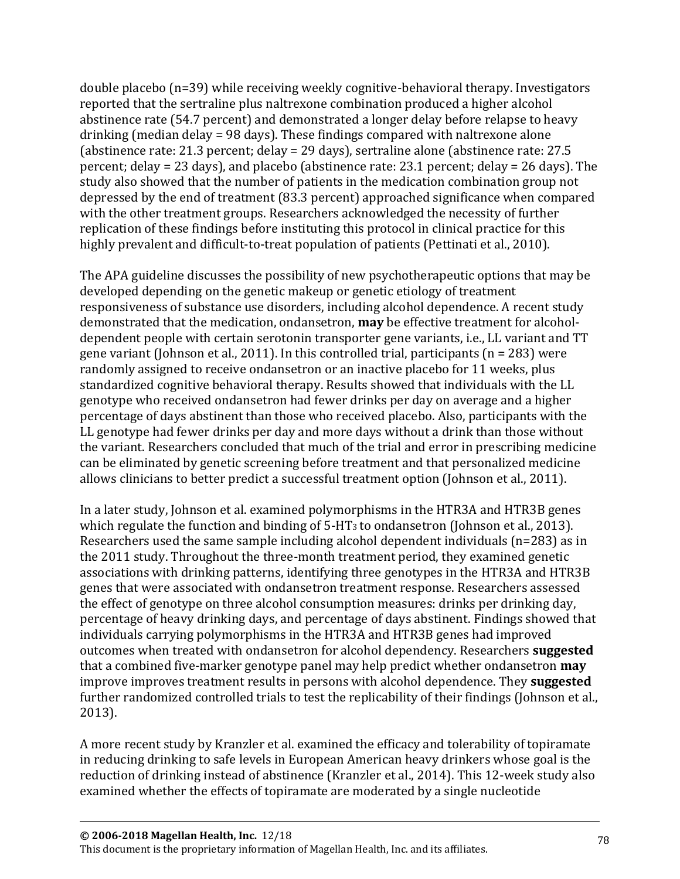double placebo (n=39) while receiving weekly cognitive-behavioral therapy. Investigators reported that the sertraline plus naltrexone combination produced a higher alcohol abstinence rate (54.7 percent) and demonstrated a longer delay before relapse to heavy drinking (median delay = 98 days). These findings compared with naltrexone alone (abstinence rate: 21.3 percent; delay = 29 days), sertraline alone (abstinence rate: 27.5 percent; delay = 23 days), and placebo (abstinence rate: 23.1 percent; delay = 26 days). The study also showed that the number of patients in the medication combination group not depressed by the end of treatment (83.3 percent) approached significance when compared with the other treatment groups. Researchers acknowledged the necessity of further replication of these findings before instituting this protocol in clinical practice for this highly prevalent and difficult-to-treat population of patients (Pettinati et al., 2010).

The APA guideline discusses the possibility of new psychotherapeutic options that may be developed depending on the genetic makeup or genetic etiology of treatment responsiveness of substance use disorders, including alcohol dependence. A recent study demonstrated that the medication, ondansetron, **may** be effective treatment for alcohol-dependent people with certain serotonin transporter gene variants, i.e., LL variant and TT gene variant (Johnson et al., 2011). In this controlled trial, participants (n = 283) were randomly assigned to receive ondansetron or an inactive placebo for 11 weeks, plus standardized cognitive behavioral therapy. Results showed that individuals with the LL genotype who received ondansetron had fewer drinks per day on average and a higher percentage of days abstinent than those who received placebo. Also, participants with the LL genotype had fewer drinks per day and more days without a drink than those without the variant. Researchers concluded that much of the trial and error in prescribing medicine can be eliminated by genetic screening before treatment and that personalized medicine allows clinicians to better predict a successful treatment option (Johnson et al., 2011).

In a later study, Johnson et al. examined polymorphisms in the HTR3A and HTR3B genes which regulate the function and binding of 5-$HT_3$ to ondansetron (Johnson et al., 2013). Researchers used the same sample including alcohol dependent individuals (n=283) as in the 2011 study. Throughout the three-month treatment period, they examined genetic associations with drinking patterns, identifying three genotypes in the HTR3A and HTR3B genes that were associated with ondansetron treatment response. Researchers assessed the effect of genotype on three alcohol consumption measures: drinks per drinking day, percentage of heavy drinking days, and percentage of days abstinent. Findings showed that individuals carrying polymorphisms in the HTR3A and HTR3B genes had improved outcomes when treated with ondansetron for alcohol dependency. Researchers **suggested** that a combined five-marker genotype panel may help predict whether ondansetron **may** improve improves treatment results in persons with alcohol dependence. They **suggested** further randomized controlled trials to test the replicability of their findings (Johnson et al., 2013).

A more recent study by Kranzler et al. examined the efficacy and tolerability of topiramate in reducing drinking to safe levels in European American heavy drinkers whose goal is the reduction of drinking instead of abstinence (Kranzler et al., 2014). This 12-week study also examined whether the effects of topiramate are moderated by a single nucleotide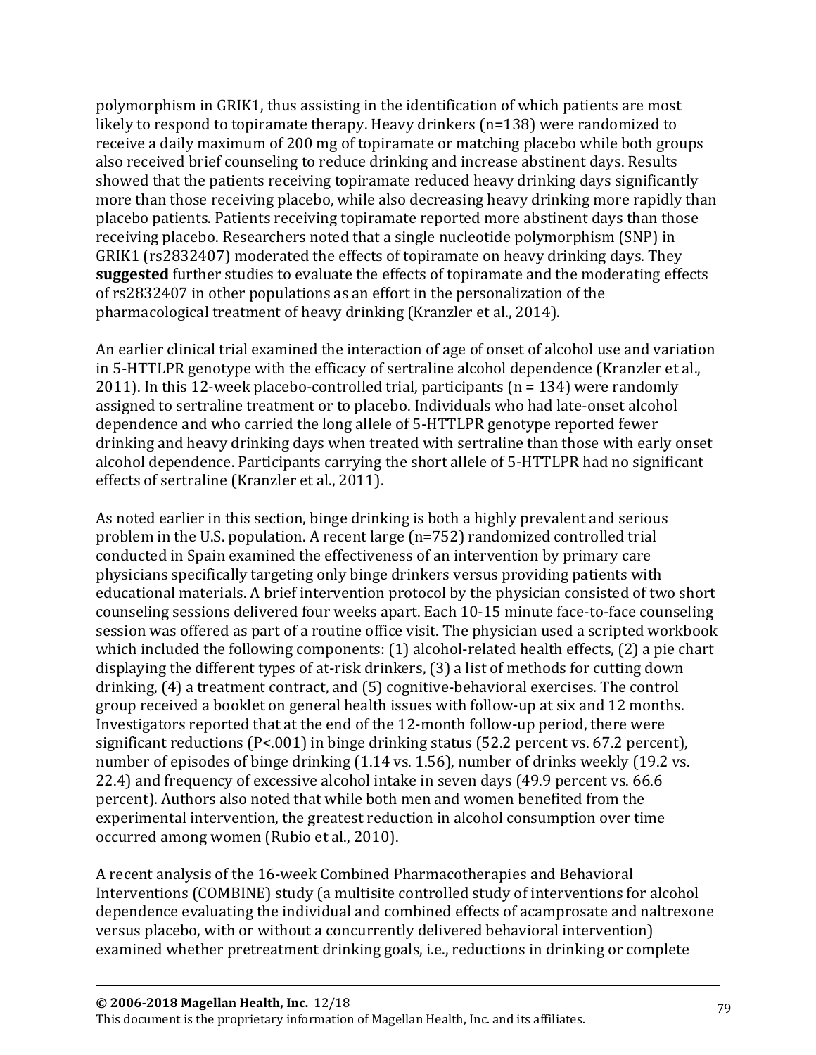polymorphism in GRIK1, thus assisting in the identification of which patients are most likely to respond to topiramate therapy. Heavy drinkers (n=138) were randomized to receive a daily maximum of 200 mg of topiramate or matching placebo while both groups also received brief counseling to reduce drinking and increase abstinent days. Results showed that the patients receiving topiramate reduced heavy drinking days significantly more than those receiving placebo, while also decreasing heavy drinking more rapidly than placebo patients. Patients receiving topiramate reported more abstinent days than those receiving placebo. Researchers noted that a single nucleotide polymorphism (SNP) in GRIK1 (rs2832407) moderated the effects of topiramate on heavy drinking days. They **suggested** further studies to evaluate the effects of topiramate and the moderating effects of rs2832407 in other populations as an effort in the personalization of the pharmacological treatment of heavy drinking (Kranzler et al., 2014).

An earlier clinical trial examined the interaction of age of onset of alcohol use and variation in 5-HTTLPR genotype with the efficacy of sertraline alcohol dependence (Kranzler et al., 2011). In this 12-week placebo-controlled trial, participants (n = 134) were randomly assigned to sertraline treatment or to placebo. Individuals who had late-onset alcohol dependence and who carried the long allele of 5-HTTLPR genotype reported fewer drinking and heavy drinking days when treated with sertraline than those with early onset alcohol dependence. Participants carrying the short allele of 5-HTTLPR had no significant effects of sertraline (Kranzler et al., 2011).

As noted earlier in this section, binge drinking is both a highly prevalent and serious problem in the U.S. population. A recent large (n=752) randomized controlled trial conducted in Spain examined the effectiveness of an intervention by primary care physicians specifically targeting only binge drinkers versus providing patients with educational materials. A brief intervention protocol by the physician consisted of two short counseling sessions delivered four weeks apart. Each 10-15 minute face-to-face counseling session was offered as part of a routine office visit. The physician used a scripted workbook which included the following components: (1) alcohol-related health effects, (2) a pie chart displaying the different types of at-risk drinkers, (3) a list of methods for cutting down drinking, (4) a treatment contract, and (5) cognitive-behavioral exercises. The control group received a booklet on general health issues with follow-up at six and 12 months. Investigators reported that at the end of the 12-month follow-up period, there were significant reductions ($P<.001$) in binge drinking status (52.2 percent vs. 67.2 percent), number of episodes of binge drinking (1.14 vs. 1.56), number of drinks weekly (19.2 vs. 22.4) and frequency of excessive alcohol intake in seven days (49.9 percent vs. 66.6 percent). Authors also noted that while both men and women benefited from the experimental intervention, the greatest reduction in alcohol consumption over time occurred among women (Rubio et al., 2010).

A recent analysis of the 16-week Combined Pharmacotherapies and Behavioral Interventions (COMBINE) study (a multisite controlled study of interventions for alcohol dependence evaluating the individual and combined effects of acamprosate and naltrexone versus placebo, with or without a concurrently delivered behavioral intervention) examined whether pretreatment drinking goals, i.e., reductions in drinking or complete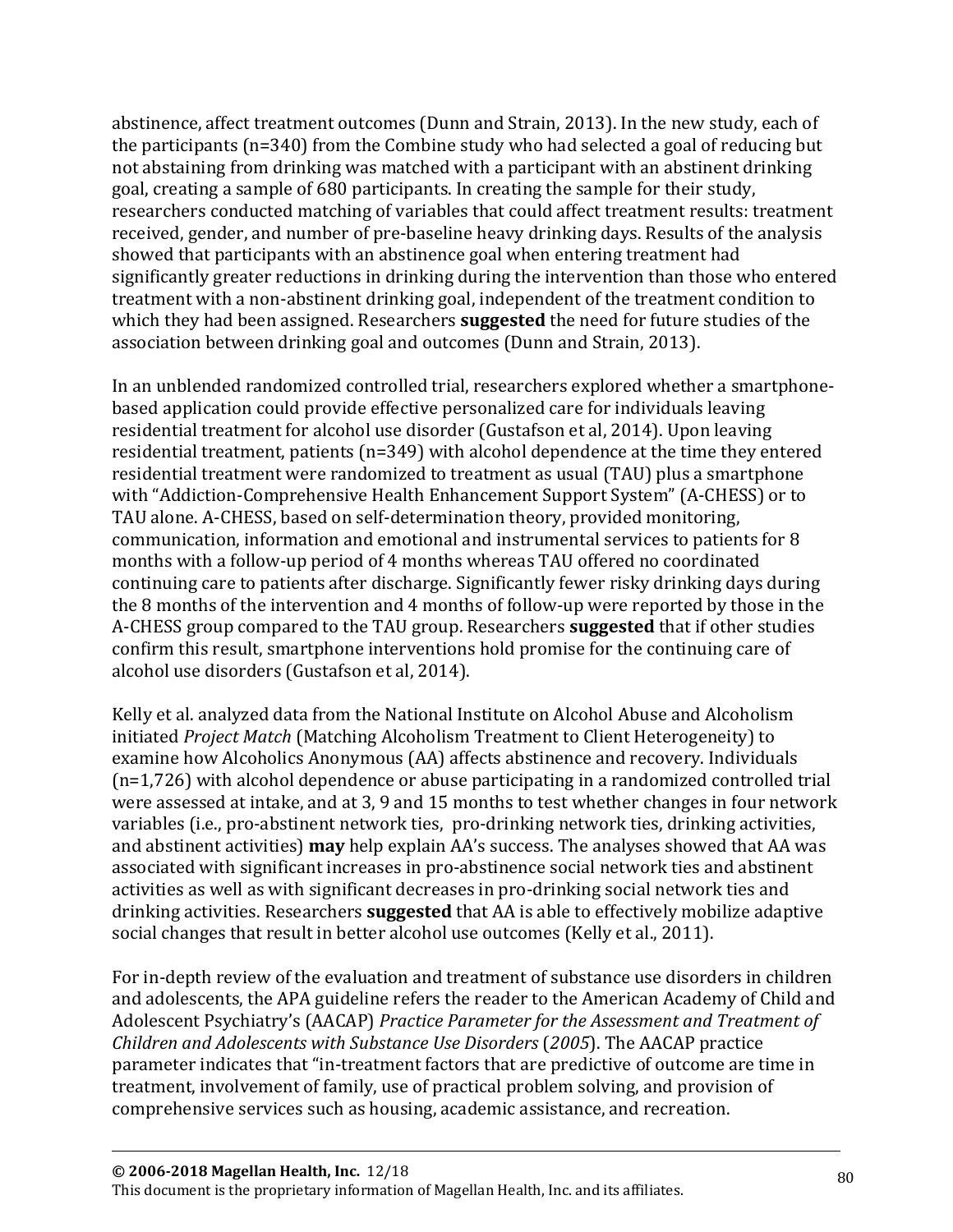abstinence, affect treatment outcomes (Dunn and Strain, 2013). In the new study, each of the participants (n=340) from the Combine study who had selected a goal of reducing but not abstaining from drinking was matched with a participant with an abstinent drinking goal, creating a sample of 680 participants. In creating the sample for their study, researchers conducted matching of variables that could affect treatment results: treatment received, gender, and number of pre-baseline heavy drinking days. Results of the analysis showed that participants with an abstinence goal when entering treatment had significantly greater reductions in drinking during the intervention than those who entered treatment with a non-abstinent drinking goal, independent of the treatment condition to which they had been assigned. Researchers **suggested** the need for future studies of the association between drinking goal and outcomes (Dunn and Strain, 2013).

In an unblended randomized controlled trial, researchers explored whether a smartphone-based application could provide effective personalized care for individuals leaving residential treatment for alcohol use disorder (Gustafson et al, 2014). Upon leaving residential treatment, patients (n=349) with alcohol dependence at the time they entered residential treatment were randomized to treatment as usual (TAU) plus a smartphone with "Addiction-Comprehensive Health Enhancement Support System" (A-CHESS) or to TAU alone. A-CHESS, based on self-determination theory, provided monitoring, communication, information and emotional and instrumental services to patients for 8 months with a follow-up period of 4 months whereas TAU offered no coordinated continuing care to patients after discharge. Significantly fewer risky drinking days during the 8 months of the intervention and 4 months of follow-up were reported by those in the A-CHESS group compared to the TAU group. Researchers **suggested** that if other studies confirm this result, smartphone interventions hold promise for the continuing care of alcohol use disorders (Gustafson et al, 2014).

Kelly et al. analyzed data from the National Institute on Alcohol Abuse and Alcoholism initiated *Project Match* (Matching Alcoholism Treatment to Client Heterogeneity) to examine how Alcoholics Anonymous (AA) affects abstinence and recovery. Individuals (n=1,726) with alcohol dependence or abuse participating in a randomized controlled trial were assessed at intake, and at 3, 9 and 15 months to test whether changes in four network variables (i.e., pro-abstinent network ties, pro-drinking network ties, drinking activities, and abstinent activities) **may** help explain AA's success. The analyses showed that AA was associated with significant increases in pro-abstinence social network ties and abstinent activities as well as with significant decreases in pro-drinking social network ties and drinking activities. Researchers **suggested** that AA is able to effectively mobilize adaptive social changes that result in better alcohol use outcomes (Kelly et al., 2011).

For in-depth review of the evaluation and treatment of substance use disorders in children and adolescents, the APA guideline refers the reader to the American Academy of Child and Adolescent Psychiatry's (AACAP) *Practice Parameter for the Assessment and Treatment of Children and Adolescents with Substance Use Disorders* (*2005*). The AACAP practice parameter indicates that "in-treatment factors that are predictive of outcome are time in treatment, involvement of family, use of practical problem solving, and provision of comprehensive services such as housing, academic assistance, and recreation.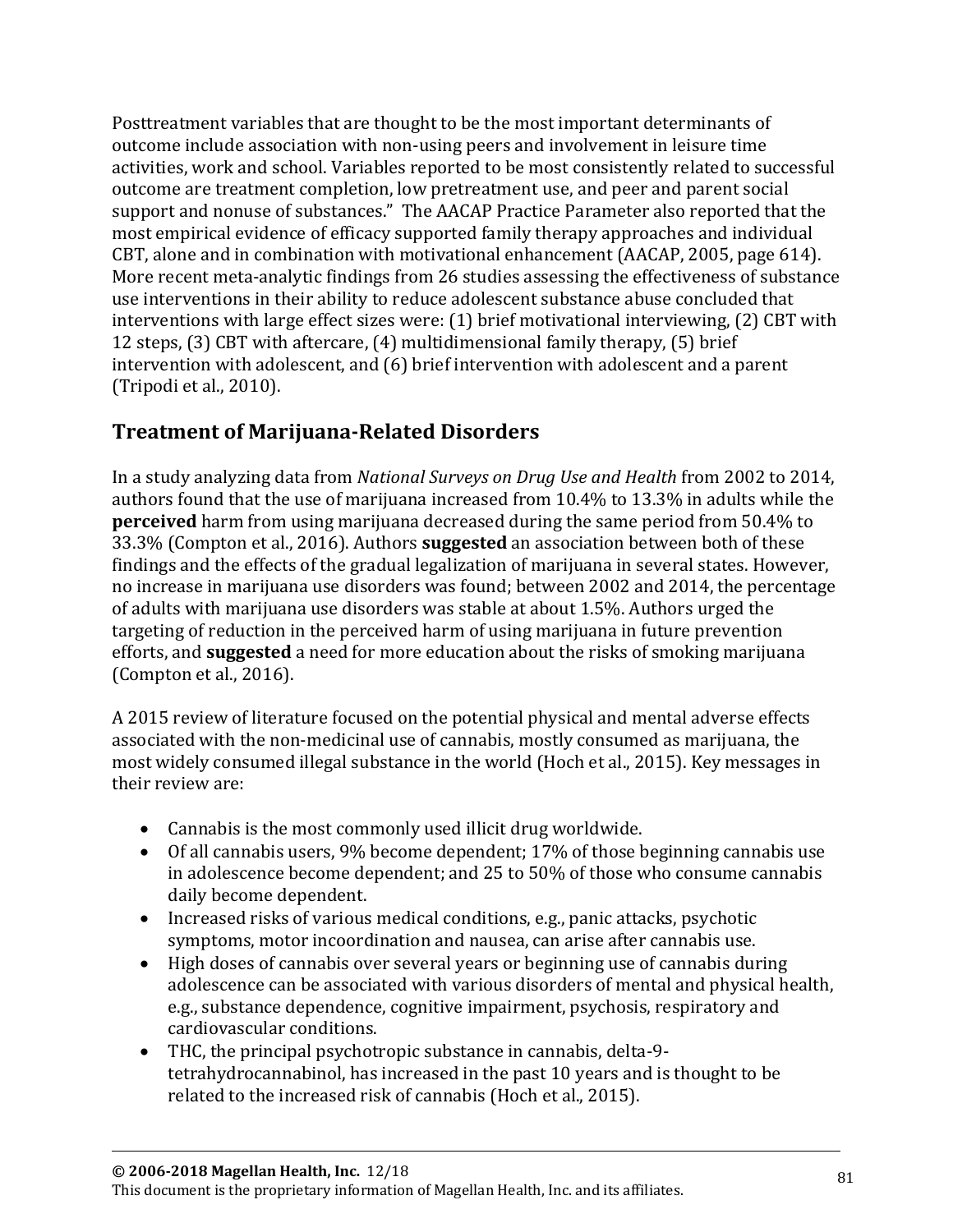Posttreatment variables that are thought to be the most important determinants of outcome include association with non-using peers and involvement in leisure time activities, work and school. Variables reported to be most consistently related to successful outcome are treatment completion, low pretreatment use, and peer and parent social support and nonuse of substances." The AACAP Practice Parameter also reported that the most empirical evidence of efficacy supported family therapy approaches and individual CBT, alone and in combination with motivational enhancement (AACAP, 2005, page 614). More recent meta-analytic findings from 26 studies assessing the effectiveness of substance use interventions in their ability to reduce adolescent substance abuse concluded that interventions with large effect sizes were: (1) brief motivational interviewing, (2) CBT with 12 steps, (3) CBT with aftercare, (4) multidimensional family therapy, (5) brief intervention with adolescent, and (6) brief intervention with adolescent and a parent (Tripodi et al., 2010).

## Treatment of Marijuana-Related Disorders

In a study analyzing data from *National Surveys on Drug Use and Health* from 2002 to 2014, authors found that the use of marijuana increased from 10.4% to 13.3% in adults while the **perceived** harm from using marijuana decreased during the same period from 50.4% to 33.3% (Compton et al., 2016). Authors **suggested** an association between both of these findings and the effects of the gradual legalization of marijuana in several states. However, no increase in marijuana use disorders was found; between 2002 and 2014, the percentage of adults with marijuana use disorders was stable at about 1.5%. Authors urged the targeting of reduction in the perceived harm of using marijuana in future prevention efforts, and **suggested** a need for more education about the risks of smoking marijuana (Compton et al., 2016).

A 2015 review of literature focused on the potential physical and mental adverse effects associated with the non-medicinal use of cannabis, mostly consumed as marijuana, the most widely consumed illegal substance in the world (Hoch et al., 2015). Key messages in their review are:

- Cannabis is the most commonly used illicit drug worldwide.
- Of all cannabis users, 9% become dependent; 17% of those beginning cannabis use in adolescence become dependent; and 25 to 50% of those who consume cannabis daily become dependent.
- Increased risks of various medical conditions, e.g., panic attacks, psychotic symptoms, motor incoordination and nausea, can arise after cannabis use.
- High doses of cannabis over several years or beginning use of cannabis during adolescence can be associated with various disorders of mental and physical health, e.g., substance dependence, cognitive impairment, psychosis, respiratory and cardiovascular conditions.
- THC, the principal psychotropic substance in cannabis, delta-9-tetrahydrocannabinol, has increased in the past 10 years and is thought to be related to the increased risk of cannabis (Hoch et al., 2015).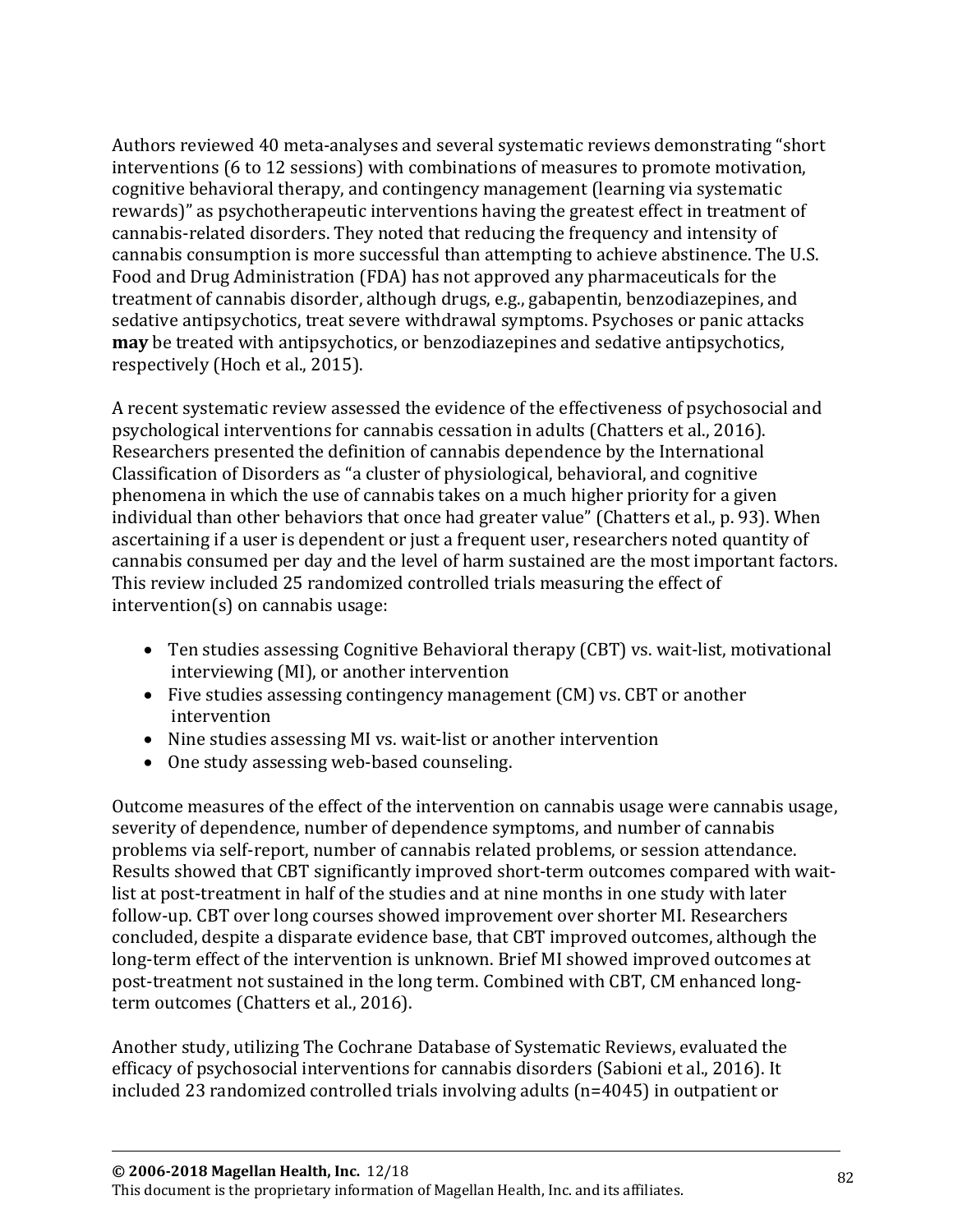Authors reviewed 40 meta-analyses and several systematic reviews demonstrating "short interventions (6 to 12 sessions) with combinations of measures to promote motivation, cognitive behavioral therapy, and contingency management (learning via systematic rewards)" as psychotherapeutic interventions having the greatest effect in treatment of cannabis-related disorders. They noted that reducing the frequency and intensity of cannabis consumption is more successful than attempting to achieve abstinence. The U.S. Food and Drug Administration (FDA) has not approved any pharmaceuticals for the treatment of cannabis disorder, although drugs, e.g., gabapentin, benzodiazepines, and sedative antipsychotics, treat severe withdrawal symptoms. Psychoses or panic attacks **may** be treated with antipsychotics, or benzodiazepines and sedative antipsychotics, respectively (Hoch et al., 2015).

A recent systematic review assessed the evidence of the effectiveness of psychosocial and psychological interventions for cannabis cessation in adults (Chatters et al., 2016). Researchers presented the definition of cannabis dependence by the International Classification of Disorders as "a cluster of physiological, behavioral, and cognitive phenomena in which the use of cannabis takes on a much higher priority for a given individual than other behaviors that once had greater value" (Chatters et al., p. 93). When ascertaining if a user is dependent or just a frequent user, researchers noted quantity of cannabis consumed per day and the level of harm sustained are the most important factors. This review included 25 randomized controlled trials measuring the effect of intervention(s) on cannabis usage:

- Ten studies assessing Cognitive Behavioral therapy (CBT) vs. wait-list, motivational interviewing (MI), or another intervention
- Five studies assessing contingency management (CM) vs. CBT or another intervention
- Nine studies assessing MI vs. wait-list or another intervention
- One study assessing web-based counseling.

Outcome measures of the effect of the intervention on cannabis usage were cannabis usage, severity of dependence, number of dependence symptoms, and number of cannabis problems via self-report, number of cannabis related problems, or session attendance. Results showed that CBT significantly improved short-term outcomes compared with wait-list at post-treatment in half of the studies and at nine months in one study with later follow-up. CBT over long courses showed improvement over shorter MI. Researchers concluded, despite a disparate evidence base, that CBT improved outcomes, although the long-term effect of the intervention is unknown. Brief MI showed improved outcomes at post-treatment not sustained in the long term. Combined with CBT, CM enhanced long-term outcomes (Chatters et al., 2016).

Another study, utilizing The Cochrane Database of Systematic Reviews, evaluated the efficacy of psychosocial interventions for cannabis disorders (Sabioni et al., 2016). It included 23 randomized controlled trials involving adults (n=4045) in outpatient or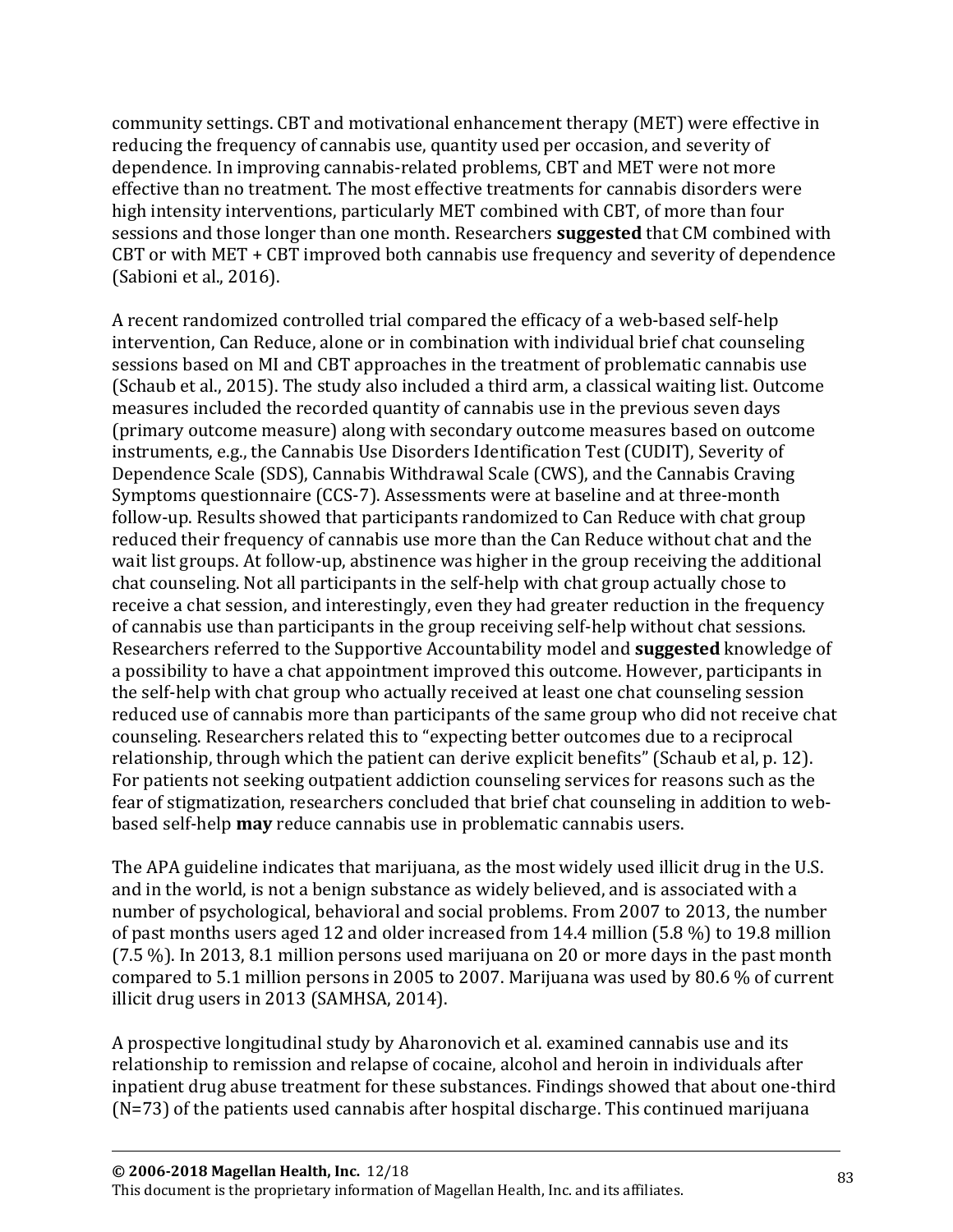community settings. CBT and motivational enhancement therapy (MET) were effective in reducing the frequency of cannabis use, quantity used per occasion, and severity of dependence. In improving cannabis-related problems, CBT and MET were not more effective than no treatment. The most effective treatments for cannabis disorders were high intensity interventions, particularly MET combined with CBT, of more than four sessions and those longer than one month. Researchers **suggested** that CM combined with CBT or with MET + CBT improved both cannabis use frequency and severity of dependence (Sabioni et al., 2016).

A recent randomized controlled trial compared the efficacy of a web-based self-help intervention, Can Reduce, alone or in combination with individual brief chat counseling sessions based on MI and CBT approaches in the treatment of problematic cannabis use (Schaub et al., 2015). The study also included a third arm, a classical waiting list. Outcome measures included the recorded quantity of cannabis use in the previous seven days (primary outcome measure) along with secondary outcome measures based on outcome instruments, e.g., the Cannabis Use Disorders Identification Test (CUDIT), Severity of Dependence Scale (SDS), Cannabis Withdrawal Scale (CWS), and the Cannabis Craving Symptoms questionnaire (CCS-7). Assessments were at baseline and at three-month follow-up. Results showed that participants randomized to Can Reduce with chat group reduced their frequency of cannabis use more than the Can Reduce without chat and the wait list groups. At follow-up, abstinence was higher in the group receiving the additional chat counseling. Not all participants in the self-help with chat group actually chose to receive a chat session, and interestingly, even they had greater reduction in the frequency of cannabis use than participants in the group receiving self-help without chat sessions. Researchers referred to the Supportive Accountability model and **suggested** knowledge of a possibility to have a chat appointment improved this outcome. However, participants in the self-help with chat group who actually received at least one chat counseling session reduced use of cannabis more than participants of the same group who did not receive chat counseling. Researchers related this to "expecting better outcomes due to a reciprocal relationship, through which the patient can derive explicit benefits" (Schaub et al, p. 12). For patients not seeking outpatient addiction counseling services for reasons such as the fear of stigmatization, researchers concluded that brief chat counseling in addition to web-based self-help **may** reduce cannabis use in problematic cannabis users.

The APA guideline indicates that marijuana, as the most widely used illicit drug in the U.S. and in the world, is not a benign substance as widely believed, and is associated with a number of psychological, behavioral and social problems. From 2007 to 2013, the number of past months users aged 12 and older increased from 14.4 million (5.8 %) to 19.8 million (7.5 %). In 2013, 8.1 million persons used marijuana on 20 or more days in the past month compared to 5.1 million persons in 2005 to 2007. Marijuana was used by 80.6 % of current illicit drug users in 2013 (SAMHSA, 2014).

A prospective longitudinal study by Aharonovich et al. examined cannabis use and its relationship to remission and relapse of cocaine, alcohol and heroin in individuals after inpatient drug abuse treatment for these substances. Findings showed that about one-third (N=73) of the patients used cannabis after hospital discharge. This continued marijuana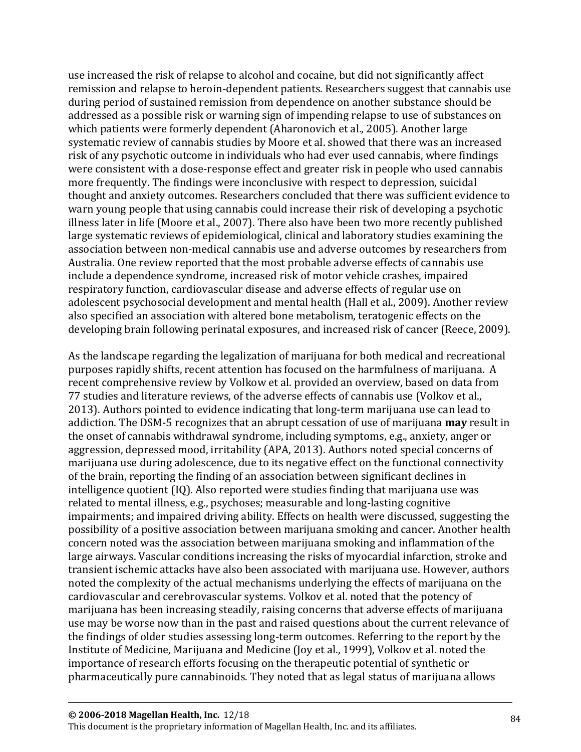use increased the risk of relapse to alcohol and cocaine, but did not significantly affect remission and relapse to heroin-dependent patients. Researchers suggest that cannabis use during period of sustained remission from dependence on another substance should be addressed as a possible risk or warning sign of impending relapse to use of substances on which patients were formerly dependent (Aharonovich et al., 2005). Another large systematic review of cannabis studies by Moore et al. showed that there was an increased risk of any psychotic outcome in individuals who had ever used cannabis, where findings were consistent with a dose-response effect and greater risk in people who used cannabis more frequently. The findings were inconclusive with respect to depression, suicidal thought and anxiety outcomes. Researchers concluded that there was sufficient evidence to warn young people that using cannabis could increase their risk of developing a psychotic illness later in life (Moore et al., 2007). There also have been two more recently published large systematic reviews of epidemiological, clinical and laboratory studies examining the association between non-medical cannabis use and adverse outcomes by researchers from Australia. One review reported that the most probable adverse effects of cannabis use include a dependence syndrome, increased risk of motor vehicle crashes, impaired respiratory function, cardiovascular disease and adverse effects of regular use on adolescent psychosocial development and mental health (Hall et al., 2009). Another review also specified an association with altered bone metabolism, teratogenic effects on the developing brain following perinatal exposures, and increased risk of cancer (Reece, 2009).

As the landscape regarding the legalization of marijuana for both medical and recreational purposes rapidly shifts, recent attention has focused on the harmfulness of marijuana. A recent comprehensive review by Volkow et al. provided an overview, based on data from 77 studies and literature reviews, of the adverse effects of cannabis use (Volkov et al., 2013). Authors pointed to evidence indicating that long-term marijuana use can lead to addiction. The DSM-5 recognizes that an abrupt cessation of use of marijuana **may** result in the onset of cannabis withdrawal syndrome, including symptoms, e.g., anxiety, anger or aggression, depressed mood, irritability (APA, 2013). Authors noted special concerns of marijuana use during adolescence, due to its negative effect on the functional connectivity of the brain, reporting the finding of an association between significant declines in intelligence quotient (IQ). Also reported were studies finding that marijuana use was related to mental illness, e.g., psychoses; measurable and long-lasting cognitive impairments; and impaired driving ability. Effects on health were discussed, suggesting the possibility of a positive association between marijuana smoking and cancer. Another health concern noted was the association between marijuana smoking and inflammation of the large airways. Vascular conditions increasing the risks of myocardial infarction, stroke and transient ischemic attacks have also been associated with marijuana use. However, authors noted the complexity of the actual mechanisms underlying the effects of marijuana on the cardiovascular and cerebrovascular systems. Volkov et al. noted that the potency of marijuana has been increasing steadily, raising concerns that adverse effects of marijuana use may be worse now than in the past and raised questions about the current relevance of the findings of older studies assessing long-term outcomes. Referring to the report by the Institute of Medicine, Marijuana and Medicine (Joy et al., 1999), Volkov et al. noted the importance of research efforts focusing on the therapeutic potential of synthetic or pharmaceutically pure cannabinoids. They noted that as legal status of marijuana allows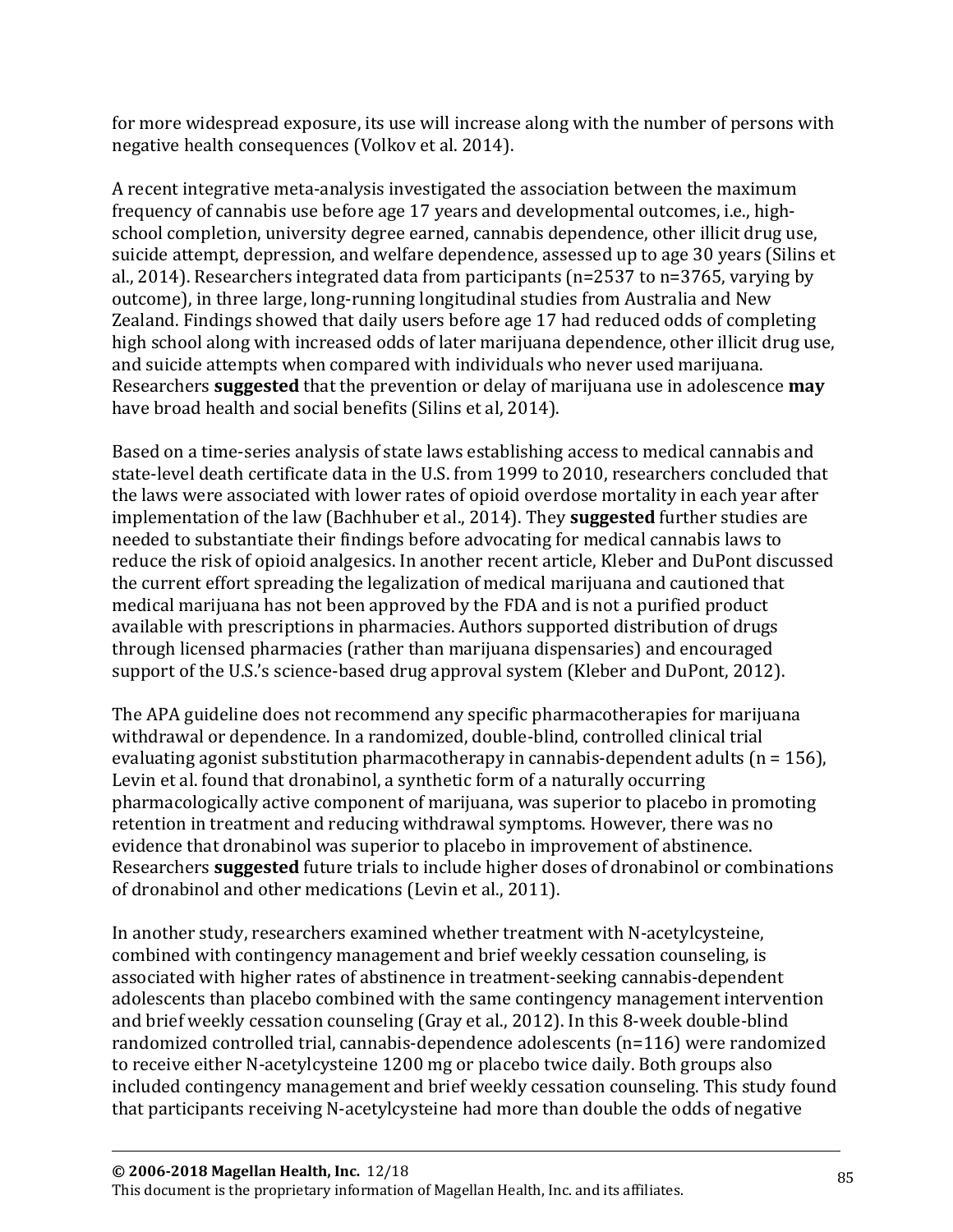for more widespread exposure, its use will increase along with the number of persons with negative health consequences (Volkov et al. 2014).

A recent integrative meta-analysis investigated the association between the maximum frequency of cannabis use before age 17 years and developmental outcomes, i.e., high-school completion, university degree earned, cannabis dependence, other illicit drug use, suicide attempt, depression, and welfare dependence, assessed up to age 30 years (Silins et al., 2014). Researchers integrated data from participants (n=2537 to n=3765, varying by outcome), in three large, long-running longitudinal studies from Australia and New Zealand. Findings showed that daily users before age 17 had reduced odds of completing high school along with increased odds of later marijuana dependence, other illicit drug use, and suicide attempts when compared with individuals who never used marijuana. Researchers **suggested** that the prevention or delay of marijuana use in adolescence **may** have broad health and social benefits (Silins et al, 2014).

Based on a time-series analysis of state laws establishing access to medical cannabis and state-level death certificate data in the U.S. from 1999 to 2010, researchers concluded that the laws were associated with lower rates of opioid overdose mortality in each year after implementation of the law (Bachhuber et al., 2014). They **suggested** further studies are needed to substantiate their findings before advocating for medical cannabis laws to reduce the risk of opioid analgesics. In another recent article, Kleber and DuPont discussed the current effort spreading the legalization of medical marijuana and cautioned that medical marijuana has not been approved by the FDA and is not a purified product available with prescriptions in pharmacies. Authors supported distribution of drugs through licensed pharmacies (rather than marijuana dispensaries) and encouraged support of the U.S.'s science-based drug approval system (Kleber and DuPont, 2012).

The APA guideline does not recommend any specific pharmacotherapies for marijuana withdrawal or dependence. In a randomized, double-blind, controlled clinical trial evaluating agonist substitution pharmacotherapy in cannabis-dependent adults (n = 156), Levin et al. found that dronabinol, a synthetic form of a naturally occurring pharmacologically active component of marijuana, was superior to placebo in promoting retention in treatment and reducing withdrawal symptoms. However, there was no evidence that dronabinol was superior to placebo in improvement of abstinence. Researchers **suggested** future trials to include higher doses of dronabinol or combinations of dronabinol and other medications (Levin et al., 2011).

In another study, researchers examined whether treatment with N-acetylcysteine, combined with contingency management and brief weekly cessation counseling, is associated with higher rates of abstinence in treatment-seeking cannabis-dependent adolescents than placebo combined with the same contingency management intervention and brief weekly cessation counseling (Gray et al., 2012). In this 8-week double-blind randomized controlled trial, cannabis-dependence adolescents (n=116) were randomized to receive either N-acetylcysteine 1200 mg or placebo twice daily. Both groups also included contingency management and brief weekly cessation counseling. This study found that participants receiving N-acetylcysteine had more than double the odds of negative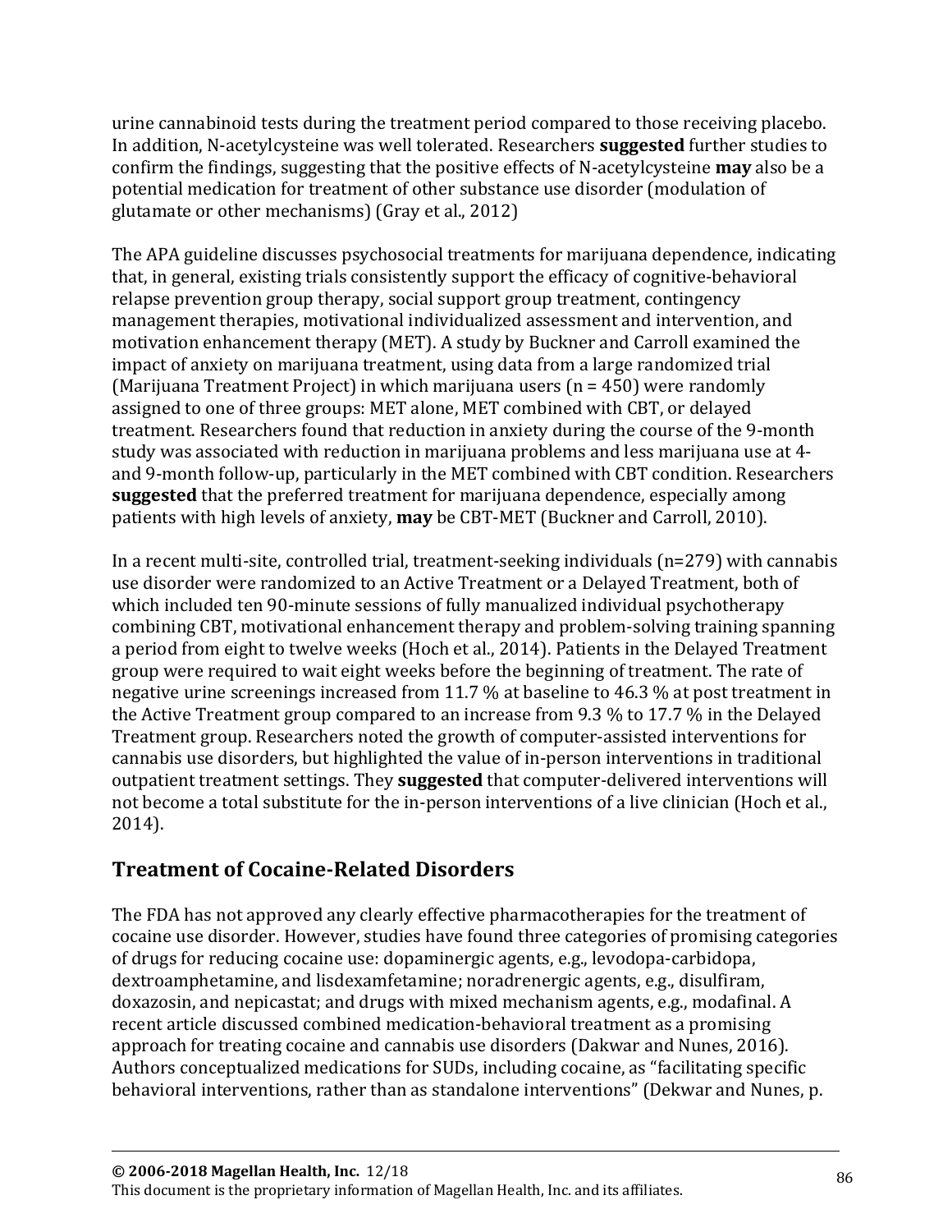urine cannabinoid tests during the treatment period compared to those receiving placebo. In addition, N-acetylcysteine was well tolerated. Researchers **suggested** further studies to confirm the findings, suggesting that the positive effects of N-acetylcysteine **may** also be a potential medication for treatment of other substance use disorder (modulation of glutamate or other mechanisms) (Gray et al., 2012)

The APA guideline discusses psychosocial treatments for marijuana dependence, indicating that, in general, existing trials consistently support the efficacy of cognitive-behavioral relapse prevention group therapy, social support group treatment, contingency management therapies, motivational individualized assessment and intervention, and motivation enhancement therapy (MET). A study by Buckner and Carroll examined the impact of anxiety on marijuana treatment, using data from a large randomized trial (Marijuana Treatment Project) in which marijuana users (n = 450) were randomly assigned to one of three groups: MET alone, MET combined with CBT, or delayed treatment. Researchers found that reduction in anxiety during the course of the 9-month study was associated with reduction in marijuana problems and less marijuana use at 4- and 9-month follow-up, particularly in the MET combined with CBT condition. Researchers **suggested** that the preferred treatment for marijuana dependence, especially among patients with high levels of anxiety, **may** be CBT-MET (Buckner and Carroll, 2010).

In a recent multi-site, controlled trial, treatment-seeking individuals (n=279) with cannabis use disorder were randomized to an Active Treatment or a Delayed Treatment, both of which included ten 90-minute sessions of fully manualized individual psychotherapy combining CBT, motivational enhancement therapy and problem-solving training spanning a period from eight to twelve weeks (Hoch et al., 2014). Patients in the Delayed Treatment group were required to wait eight weeks before the beginning of treatment. The rate of negative urine screenings increased from 11.7 % at baseline to 46.3 % at post treatment in the Active Treatment group compared to an increase from 9.3 % to 17.7 % in the Delayed Treatment group. Researchers noted the growth of computer-assisted interventions for cannabis use disorders, but highlighted the value of in-person interventions in traditional outpatient treatment settings. They **suggested** that computer-delivered interventions will not become a total substitute for the in-person interventions of a live clinician (Hoch et al., 2014).

## Treatment of Cocaine-Related Disorders

The FDA has not approved any clearly effective pharmacotherapies for the treatment of cocaine use disorder. However, studies have found three categories of promising categories of drugs for reducing cocaine use: dopaminergic agents, e.g., levodopa-carbidopa, dextroamphetamine, and lisdexamfetamine; noradrenergic agents, e.g., disulfiram, doxazosin, and nepicastat; and drugs with mixed mechanism agents, e.g., modafinal. A recent article discussed combined medication-behavioral treatment as a promising approach for treating cocaine and cannabis use disorders (Dakwar and Nunes, 2016). Authors conceptualized medications for SUDs, including cocaine, as "facilitating specific behavioral interventions, rather than as standalone interventions" (Dekwar and Nunes, p.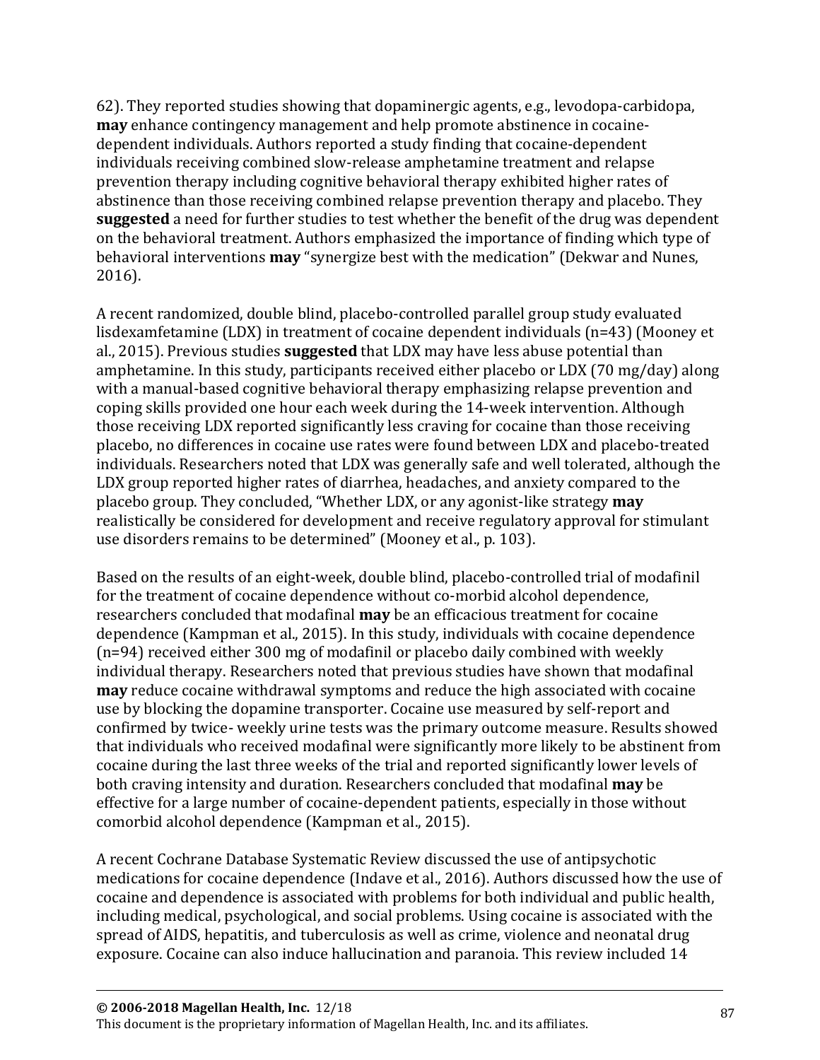62). They reported studies showing that dopaminergic agents, e.g., levodopa-carbidopa, **may** enhance contingency management and help promote abstinence in cocaine-dependent individuals. Authors reported a study finding that cocaine-dependent individuals receiving combined slow-release amphetamine treatment and relapse prevention therapy including cognitive behavioral therapy exhibited higher rates of abstinence than those receiving combined relapse prevention therapy and placebo. They **suggested** a need for further studies to test whether the benefit of the drug was dependent on the behavioral treatment. Authors emphasized the importance of finding which type of behavioral interventions **may** "synergize best with the medication" (Dekwar and Nunes, 2016).

A recent randomized, double blind, placebo-controlled parallel group study evaluated lisdexamfetamine (LDX) in treatment of cocaine dependent individuals (n=43) (Mooney et al., 2015). Previous studies **suggested** that LDX may have less abuse potential than amphetamine. In this study, participants received either placebo or LDX (70 mg/day) along with a manual-based cognitive behavioral therapy emphasizing relapse prevention and coping skills provided one hour each week during the 14-week intervention. Although those receiving LDX reported significantly less craving for cocaine than those receiving placebo, no differences in cocaine use rates were found between LDX and placebo-treated individuals. Researchers noted that LDX was generally safe and well tolerated, although the LDX group reported higher rates of diarrhea, headaches, and anxiety compared to the placebo group. They concluded, "Whether LDX, or any agonist-like strategy **may** realistically be considered for development and receive regulatory approval for stimulant use disorders remains to be determined" (Mooney et al., p. 103).

Based on the results of an eight-week, double blind, placebo-controlled trial of modafinil for the treatment of cocaine dependence without co-morbid alcohol dependence, researchers concluded that modafinal **may** be an efficacious treatment for cocaine dependence (Kampman et al., 2015). In this study, individuals with cocaine dependence (n=94) received either 300 mg of modafinil or placebo daily combined with weekly individual therapy. Researchers noted that previous studies have shown that modafinal **may** reduce cocaine withdrawal symptoms and reduce the high associated with cocaine use by blocking the dopamine transporter. Cocaine use measured by self-report and confirmed by twice- weekly urine tests was the primary outcome measure. Results showed that individuals who received modafinal were significantly more likely to be abstinent from cocaine during the last three weeks of the trial and reported significantly lower levels of both craving intensity and duration. Researchers concluded that modafinal **may** be effective for a large number of cocaine-dependent patients, especially in those without comorbid alcohol dependence (Kampman et al., 2015).

A recent Cochrane Database Systematic Review discussed the use of antipsychotic medications for cocaine dependence (Indave et al., 2016). Authors discussed how the use of cocaine and dependence is associated with problems for both individual and public health, including medical, psychological, and social problems. Using cocaine is associated with the spread of AIDS, hepatitis, and tuberculosis as well as crime, violence and neonatal drug exposure. Cocaine can also induce hallucination and paranoia. This review included 14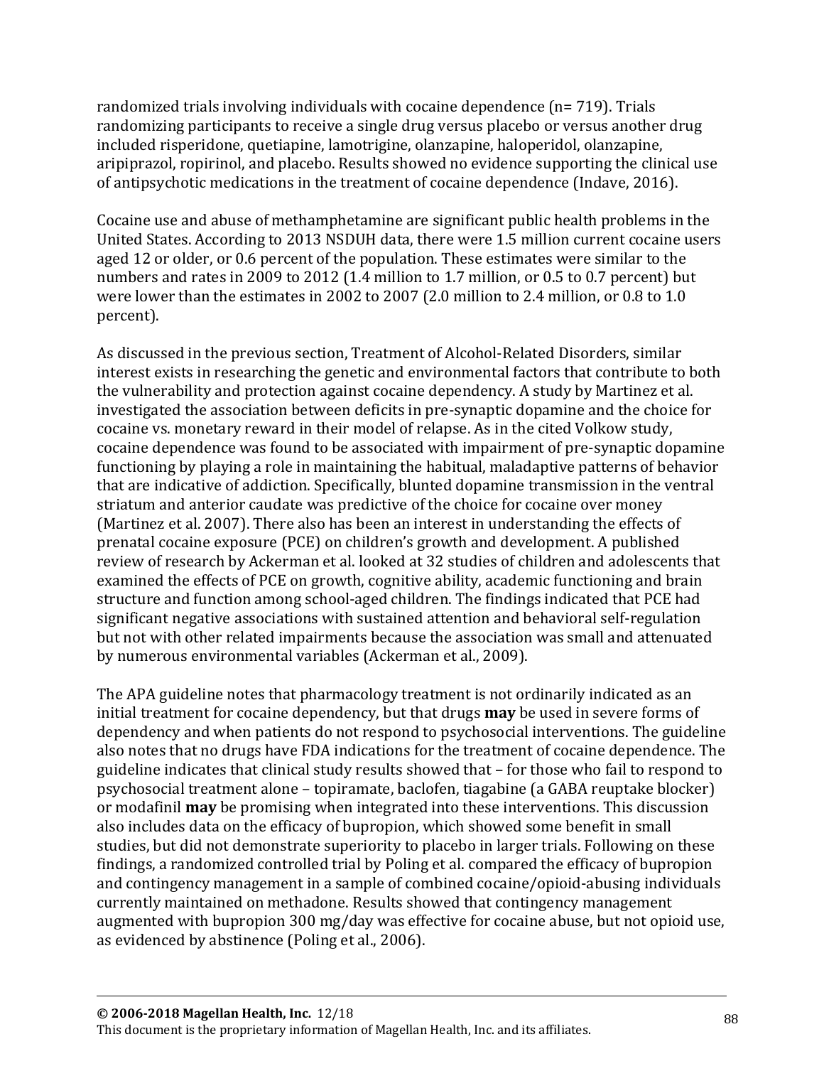randomized trials involving individuals with cocaine dependence (n= 719). Trials randomizing participants to receive a single drug versus placebo or versus another drug included risperidone, quetiapine, lamotrigine, olanzapine, haloperidol, olanzapine, aripiprazol, ropirinol, and placebo. Results showed no evidence supporting the clinical use of antipsychotic medications in the treatment of cocaine dependence (Indave, 2016).

Cocaine use and abuse of methamphetamine are significant public health problems in the United States. According to 2013 NSDUH data, there were 1.5 million current cocaine users aged 12 or older, or 0.6 percent of the population. These estimates were similar to the numbers and rates in 2009 to 2012 (1.4 million to 1.7 million, or 0.5 to 0.7 percent) but were lower than the estimates in 2002 to 2007 (2.0 million to 2.4 million, or 0.8 to 1.0 percent).

As discussed in the previous section, Treatment of Alcohol-Related Disorders, similar interest exists in researching the genetic and environmental factors that contribute to both the vulnerability and protection against cocaine dependency. A study by Martinez et al. investigated the association between deficits in pre-synaptic dopamine and the choice for cocaine vs. monetary reward in their model of relapse. As in the cited Volkow study, cocaine dependence was found to be associated with impairment of pre-synaptic dopamine functioning by playing a role in maintaining the habitual, maladaptive patterns of behavior that are indicative of addiction. Specifically, blunted dopamine transmission in the ventral striatum and anterior caudate was predictive of the choice for cocaine over money (Martinez et al. 2007). There also has been an interest in understanding the effects of prenatal cocaine exposure (PCE) on children's growth and development. A published review of research by Ackerman et al. looked at 32 studies of children and adolescents that examined the effects of PCE on growth, cognitive ability, academic functioning and brain structure and function among school-aged children. The findings indicated that PCE had significant negative associations with sustained attention and behavioral self-regulation but not with other related impairments because the association was small and attenuated by numerous environmental variables (Ackerman et al., 2009).

The APA guideline notes that pharmacology treatment is not ordinarily indicated as an initial treatment for cocaine dependency, but that drugs **may** be used in severe forms of dependency and when patients do not respond to psychosocial interventions. The guideline also notes that no drugs have FDA indications for the treatment of cocaine dependence. The guideline indicates that clinical study results showed that – for those who fail to respond to psychosocial treatment alone – topiramate, baclofen, tiagabine (a GABA reuptake blocker) or modafinil **may** be promising when integrated into these interventions. This discussion also includes data on the efficacy of bupropion, which showed some benefit in small studies, but did not demonstrate superiority to placebo in larger trials. Following on these findings, a randomized controlled trial by Poling et al. compared the efficacy of bupropion and contingency management in a sample of combined cocaine/opioid-abusing individuals currently maintained on methadone. Results showed that contingency management augmented with bupropion 300 mg/day was effective for cocaine abuse, but not opioid use, as evidenced by abstinence (Poling et al., 2006).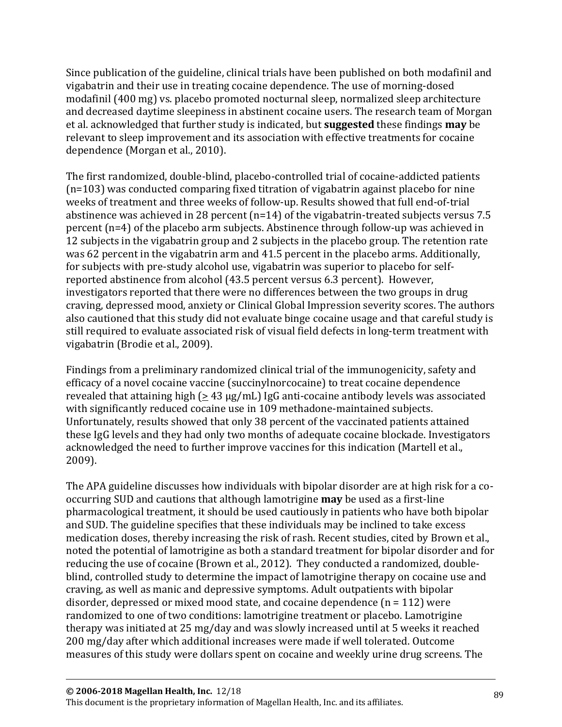Since publication of the guideline, clinical trials have been published on both modafinil and vigabatrin and their use in treating cocaine dependence. The use of morning-dosed modafinil (400 mg) vs. placebo promoted nocturnal sleep, normalized sleep architecture and decreased daytime sleepiness in abstinent cocaine users. The research team of Morgan et al. acknowledged that further study is indicated, but **suggested** these findings **may** be relevant to sleep improvement and its association with effective treatments for cocaine dependence (Morgan et al., 2010).

The first randomized, double-blind, placebo-controlled trial of cocaine-addicted patients (n=103) was conducted comparing fixed titration of vigabatrin against placebo for nine weeks of treatment and three weeks of follow-up. Results showed that full end-of-trial abstinence was achieved in 28 percent (n=14) of the vigabatrin-treated subjects versus 7.5 percent (n=4) of the placebo arm subjects. Abstinence through follow-up was achieved in 12 subjects in the vigabatrin group and 2 subjects in the placebo group. The retention rate was 62 percent in the vigabatrin arm and 41.5 percent in the placebo arms. Additionally, for subjects with pre-study alcohol use, vigabatrin was superior to placebo for self-reported abstinence from alcohol (43.5 percent versus 6.3 percent). However, investigators reported that there were no differences between the two groups in drug craving, depressed mood, anxiety or Clinical Global Impression severity scores. The authors also cautioned that this study did not evaluate binge cocaine usage and that careful study is still required to evaluate associated risk of visual field defects in long-term treatment with vigabatrin (Brodie et al., 2009).

Findings from a preliminary randomized clinical trial of the immunogenicity, safety and efficacy of a novel cocaine vaccine (succinylnorcocaine) to treat cocaine dependence revealed that attaining high (≥ 43 µg/mL) IgG anti-cocaine antibody levels was associated with significantly reduced cocaine use in 109 methadone-maintained subjects. Unfortunately, results showed that only 38 percent of the vaccinated patients attained these IgG levels and they had only two months of adequate cocaine blockade. Investigators acknowledged the need to further improve vaccines for this indication (Martell et al., 2009).

The APA guideline discusses how individuals with bipolar disorder are at high risk for a co-occurring SUD and cautions that although lamotrigine **may** be used as a first-line pharmacological treatment, it should be used cautiously in patients who have both bipolar and SUD. The guideline specifies that these individuals may be inclined to take excess medication doses, thereby increasing the risk of rash. Recent studies, cited by Brown et al., noted the potential of lamotrigine as both a standard treatment for bipolar disorder and for reducing the use of cocaine (Brown et al., 2012). They conducted a randomized, double-blind, controlled study to determine the impact of lamotrigine therapy on cocaine use and craving, as well as manic and depressive symptoms. Adult outpatients with bipolar disorder, depressed or mixed mood state, and cocaine dependence (n = 112) were randomized to one of two conditions: lamotrigine treatment or placebo. Lamotrigine therapy was initiated at 25 mg/day and was slowly increased until at 5 weeks it reached 200 mg/day after which additional increases were made if well tolerated. Outcome measures of this study were dollars spent on cocaine and weekly urine drug screens. The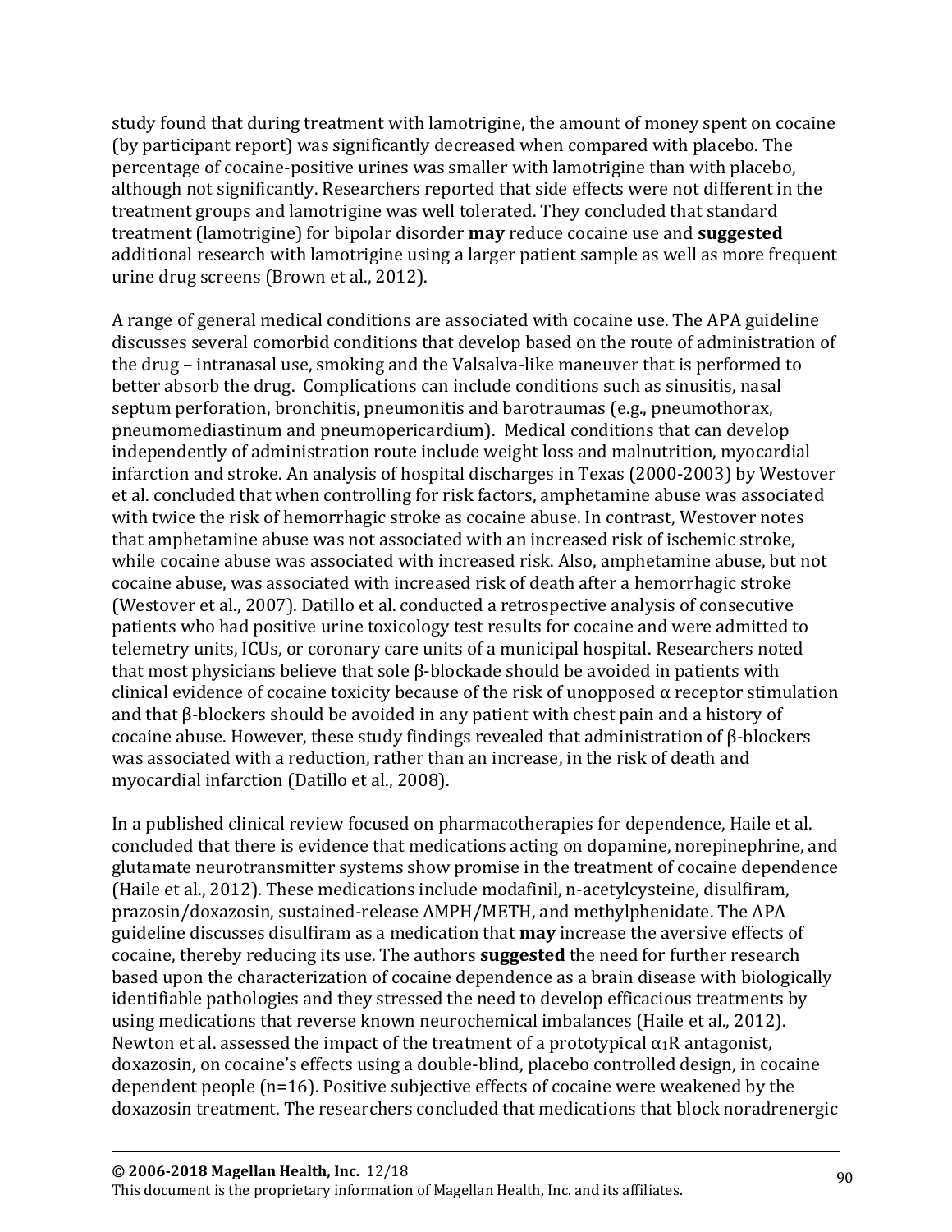study found that during treatment with lamotrigine, the amount of money spent on cocaine (by participant report) was significantly decreased when compared with placebo. The percentage of cocaine-positive urines was smaller with lamotrigine than with placebo, although not significantly. Researchers reported that side effects were not different in the treatment groups and lamotrigine was well tolerated. They concluded that standard treatment (lamotrigine) for bipolar disorder **may** reduce cocaine use and **suggested** additional research with lamotrigine using a larger patient sample as well as more frequent urine drug screens (Brown et al., 2012).

A range of general medical conditions are associated with cocaine use. The APA guideline discusses several comorbid conditions that develop based on the route of administration of the drug – intranasal use, smoking and the Valsalva-like maneuver that is performed to better absorb the drug. Complications can include conditions such as sinusitis, nasal septum perforation, bronchitis, pneumonitis and barotraumas (e.g., pneumothorax, pneumomediastinum and pneumopericardium). Medical conditions that can develop independently of administration route include weight loss and malnutrition, myocardial infarction and stroke. An analysis of hospital discharges in Texas (2000-2003) by Westover et al. concluded that when controlling for risk factors, amphetamine abuse was associated with twice the risk of hemorrhagic stroke as cocaine abuse. In contrast, Westover notes that amphetamine abuse was not associated with an increased risk of ischemic stroke, while cocaine abuse was associated with increased risk. Also, amphetamine abuse, but not cocaine abuse, was associated with increased risk of death after a hemorrhagic stroke (Westover et al., 2007). Datillo et al. conducted a retrospective analysis of consecutive patients who had positive urine toxicology test results for cocaine and were admitted to telemetry units, ICUs, or coronary care units of a municipal hospital. Researchers noted that most physicians believe that sole β-blockade should be avoided in patients with clinical evidence of cocaine toxicity because of the risk of unopposed α receptor stimulation and that β-blockers should be avoided in any patient with chest pain and a history of cocaine abuse. However, these study findings revealed that administration of β-blockers was associated with a reduction, rather than an increase, in the risk of death and myocardial infarction (Datillo et al., 2008).

In a published clinical review focused on pharmacotherapies for dependence, Haile et al. concluded that there is evidence that medications acting on dopamine, norepinephrine, and glutamate neurotransmitter systems show promise in the treatment of cocaine dependence (Haile et al., 2012). These medications include modafinil, n-acetylcysteine, disulfiram, prazosin/doxazosin, sustained-release AMPH/METH, and methylphenidate. The APA guideline discusses disulfiram as a medication that **may** increase the aversive effects of cocaine, thereby reducing its use. The authors **suggested** the need for further research based upon the characterization of cocaine dependence as a brain disease with biologically identifiable pathologies and they stressed the need to develop efficacious treatments by using medications that reverse known neurochemical imbalances (Haile et al., 2012). Newton et al. assessed the impact of the treatment of a prototypical $\alpha_1$R antagonist, doxazosin, on cocaine's effects using a double-blind, placebo controlled design, in cocaine dependent people (n=16). Positive subjective effects of cocaine were weakened by the doxazosin treatment. The researchers concluded that medications that block noradrenergic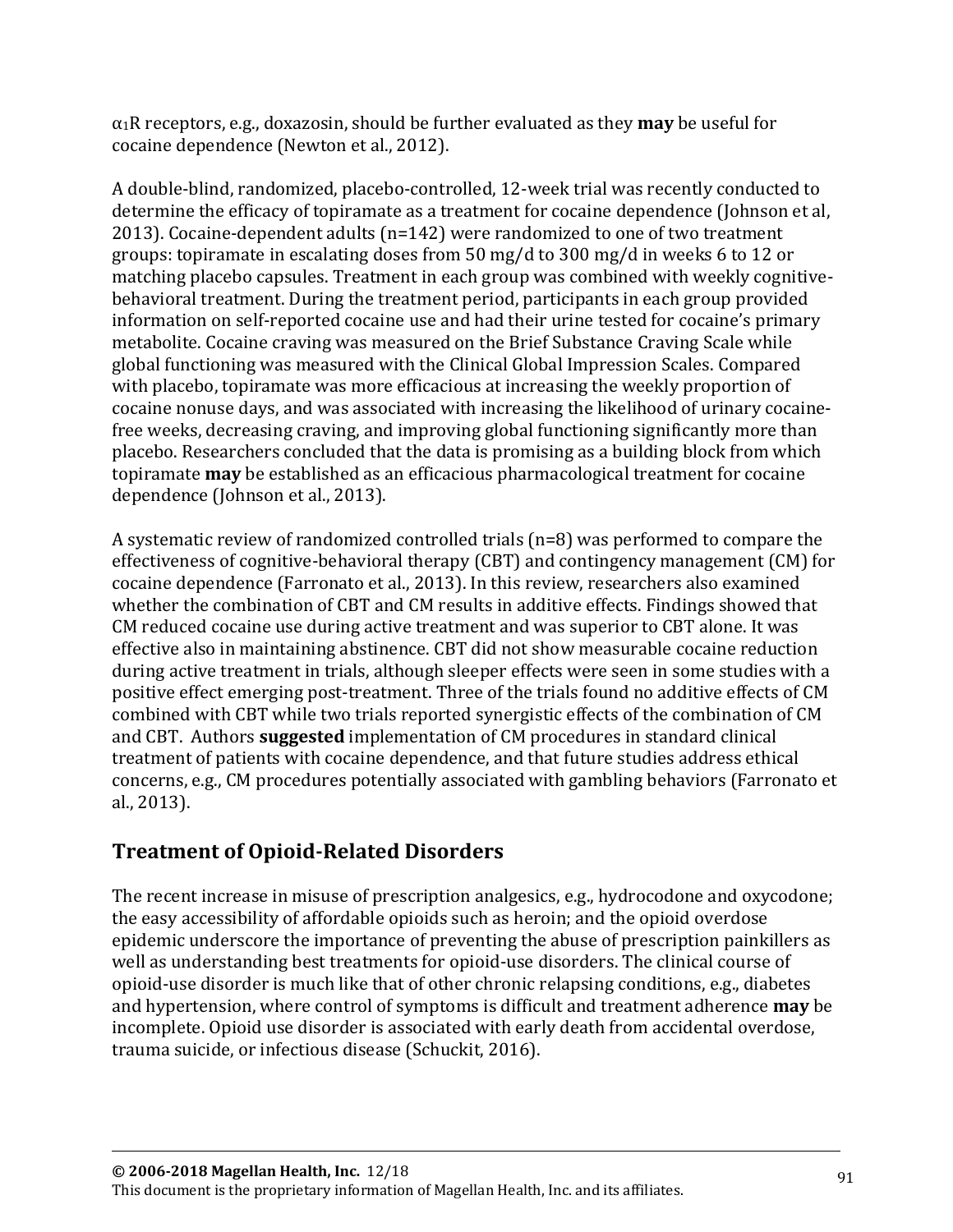$\alpha_1$R receptors, e.g., doxazosin, should be further evaluated as they **may** be useful for cocaine dependence (Newton et al., 2012).

A double-blind, randomized, placebo-controlled, 12-week trial was recently conducted to determine the efficacy of topiramate as a treatment for cocaine dependence (Johnson et al, 2013). Cocaine-dependent adults (n=142) were randomized to one of two treatment groups: topiramate in escalating doses from 50 mg/d to 300 mg/d in weeks 6 to 12 or matching placebo capsules. Treatment in each group was combined with weekly cognitive-behavioral treatment. During the treatment period, participants in each group provided information on self-reported cocaine use and had their urine tested for cocaine's primary metabolite. Cocaine craving was measured on the Brief Substance Craving Scale while global functioning was measured with the Clinical Global Impression Scales. Compared with placebo, topiramate was more efficacious at increasing the weekly proportion of cocaine nonuse days, and was associated with increasing the likelihood of urinary cocaine-free weeks, decreasing craving, and improving global functioning significantly more than placebo. Researchers concluded that the data is promising as a building block from which topiramate **may** be established as an efficacious pharmacological treatment for cocaine dependence (Johnson et al., 2013).

A systematic review of randomized controlled trials (n=8) was performed to compare the effectiveness of cognitive-behavioral therapy (CBT) and contingency management (CM) for cocaine dependence (Farronato et al., 2013). In this review, researchers also examined whether the combination of CBT and CM results in additive effects. Findings showed that CM reduced cocaine use during active treatment and was superior to CBT alone. It was effective also in maintaining abstinence. CBT did not show measurable cocaine reduction during active treatment in trials, although sleeper effects were seen in some studies with a positive effect emerging post-treatment. Three of the trials found no additive effects of CM combined with CBT while two trials reported synergistic effects of the combination of CM and CBT. Authors **suggested** implementation of CM procedures in standard clinical treatment of patients with cocaine dependence, and that future studies address ethical concerns, e.g., CM procedures potentially associated with gambling behaviors (Farronato et al., 2013).

## Treatment of Opioid-Related Disorders

The recent increase in misuse of prescription analgesics, e.g., hydrocodone and oxycodone; the easy accessibility of affordable opioids such as heroin; and the opioid overdose epidemic underscore the importance of preventing the abuse of prescription painkillers as well as understanding best treatments for opioid-use disorders. The clinical course of opioid-use disorder is much like that of other chronic relapsing conditions, e.g., diabetes and hypertension, where control of symptoms is difficult and treatment adherence **may** be incomplete. Opioid use disorder is associated with early death from accidental overdose, trauma suicide, or infectious disease (Schuckit, 2016).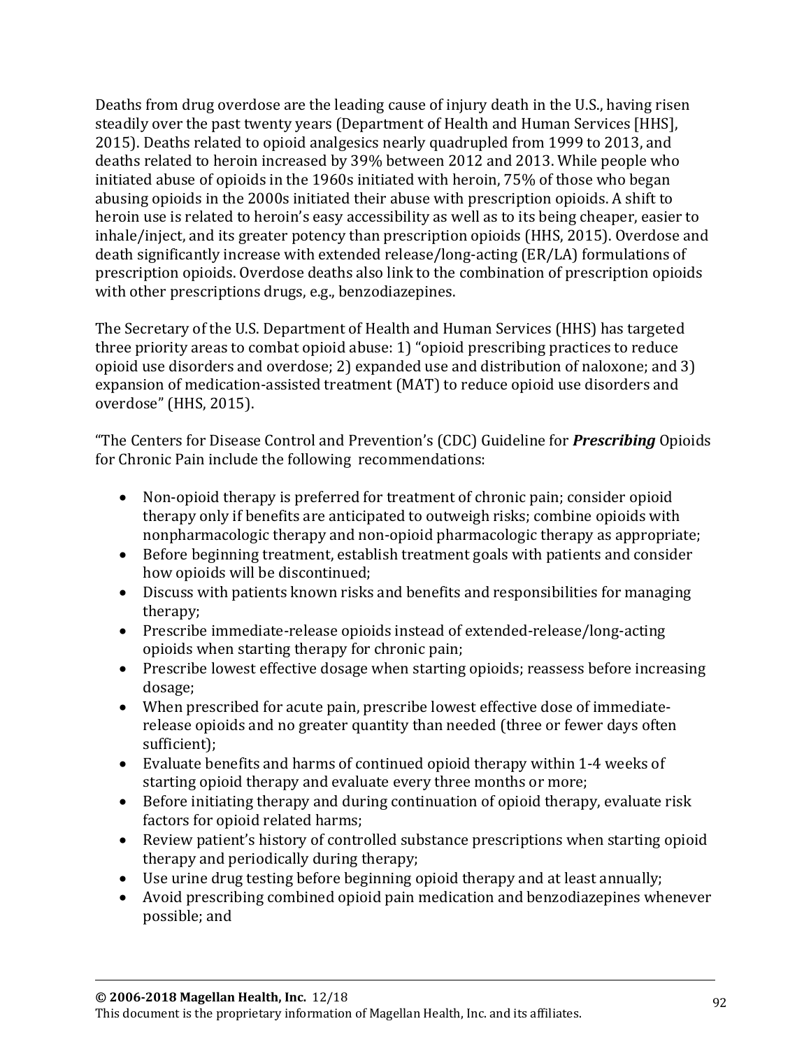Deaths from drug overdose are the leading cause of injury death in the U.S., having risen steadily over the past twenty years (Department of Health and Human Services [HHS], 2015). Deaths related to opioid analgesics nearly quadrupled from 1999 to 2013, and deaths related to heroin increased by 39% between 2012 and 2013. While people who initiated abuse of opioids in the 1960s initiated with heroin, 75% of those who began abusing opioids in the 2000s initiated their abuse with prescription opioids. A shift to heroin use is related to heroin's easy accessibility as well as to its being cheaper, easier to inhale/inject, and its greater potency than prescription opioids (HHS, 2015). Overdose and death significantly increase with extended release/long-acting (ER/LA) formulations of prescription opioids. Overdose deaths also link to the combination of prescription opioids with other prescriptions drugs, e.g., benzodiazepines.

The Secretary of the U.S. Department of Health and Human Services (HHS) has targeted three priority areas to combat opioid abuse: 1) "opioid prescribing practices to reduce opioid use disorders and overdose; 2) expanded use and distribution of naloxone; and 3) expansion of medication-assisted treatment (MAT) to reduce opioid use disorders and overdose" (HHS, 2015).

"The Centers for Disease Control and Prevention's (CDC) Guideline for ***Prescribing*** Opioids for Chronic Pain include the following recommendations:

- Non-opioid therapy is preferred for treatment of chronic pain; consider opioid therapy only if benefits are anticipated to outweigh risks; combine opioids with nonpharmacologic therapy and non-opioid pharmacologic therapy as appropriate;
- Before beginning treatment, establish treatment goals with patients and consider how opioids will be discontinued;
- Discuss with patients known risks and benefits and responsibilities for managing therapy;
- Prescribe immediate-release opioids instead of extended-release/long-acting opioids when starting therapy for chronic pain;
- Prescribe lowest effective dosage when starting opioids; reassess before increasing dosage;
- When prescribed for acute pain, prescribe lowest effective dose of immediate-release opioids and no greater quantity than needed (three or fewer days often sufficient);
- Evaluate benefits and harms of continued opioid therapy within 1-4 weeks of starting opioid therapy and evaluate every three months or more;
- Before initiating therapy and during continuation of opioid therapy, evaluate risk factors for opioid related harms;
- Review patient's history of controlled substance prescriptions when starting opioid therapy and periodically during therapy;
- Use urine drug testing before beginning opioid therapy and at least annually;
- Avoid prescribing combined opioid pain medication and benzodiazepines whenever possible; and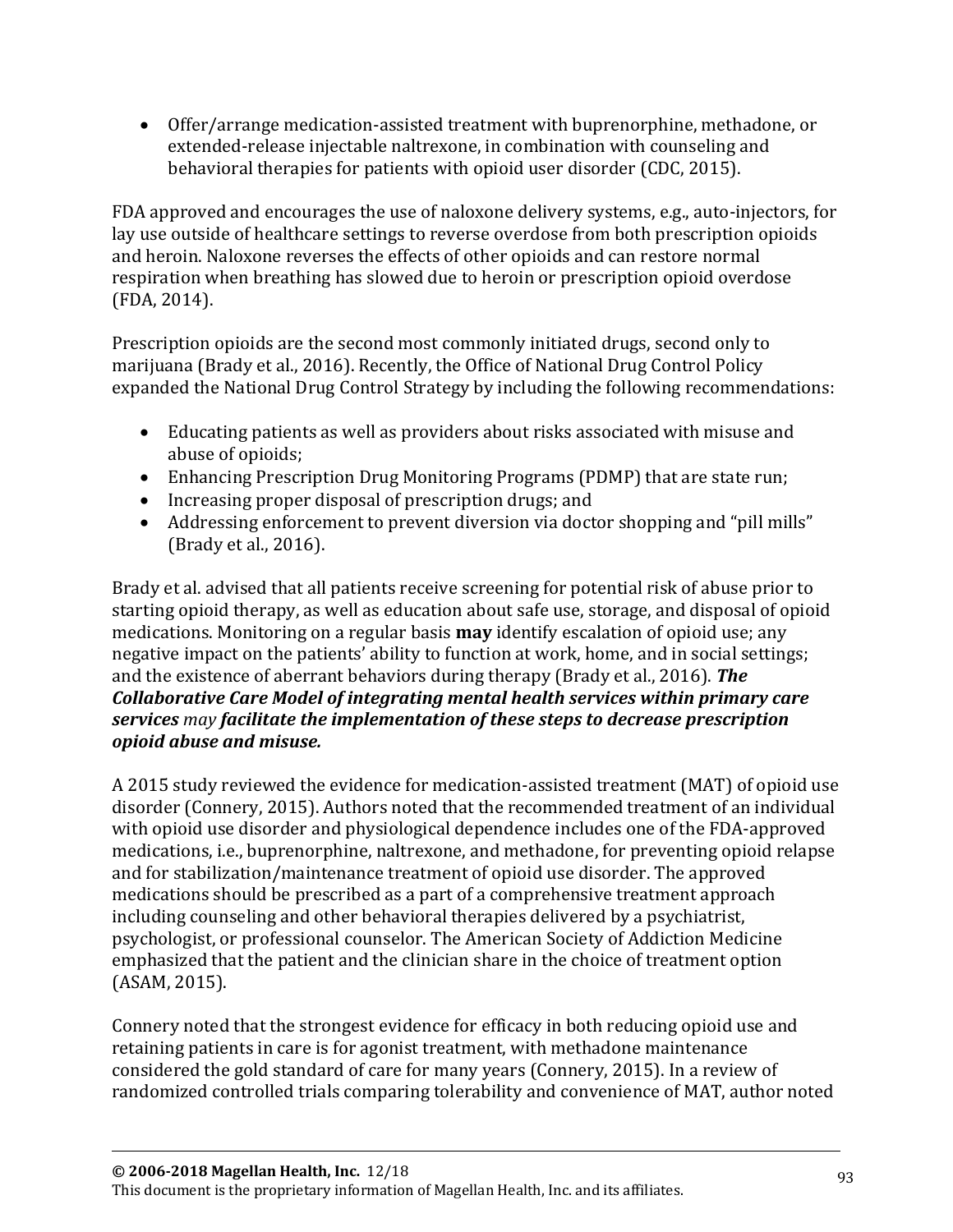- Offer/arrange medication-assisted treatment with buprenorphine, methadone, or extended-release injectable naltrexone, in combination with counseling and behavioral therapies for patients with opioid user disorder (CDC, 2015).

FDA approved and encourages the use of naloxone delivery systems, e.g., auto-injectors, for lay use outside of healthcare settings to reverse overdose from both prescription opioids and heroin. Naloxone reverses the effects of other opioids and can restore normal respiration when breathing has slowed due to heroin or prescription opioid overdose (FDA, 2014).

Prescription opioids are the second most commonly initiated drugs, second only to marijuana (Brady et al., 2016). Recently, the Office of National Drug Control Policy expanded the National Drug Control Strategy by including the following recommendations:

- Educating patients as well as providers about risks associated with misuse and abuse of opioids;
- Enhancing Prescription Drug Monitoring Programs (PDMP) that are state run;
- Increasing proper disposal of prescription drugs; and
- Addressing enforcement to prevent diversion via doctor shopping and "pill mills" (Brady et al., 2016).

Brady et al. advised that all patients receive screening for potential risk of abuse prior to starting opioid therapy, as well as education about safe use, storage, and disposal of opioid medications. Monitoring on a regular basis **may** identify escalation of opioid use; any negative impact on the patients' ability to function at work, home, and in social settings; and the existence of aberrant behaviors during therapy (Brady et al., 2016). ***The Collaborative Care Model of integrating mental health services within primary care services*** *may* ***facilitate the implementation of these steps to decrease prescription opioid abuse and misuse.***

A 2015 study reviewed the evidence for medication-assisted treatment (MAT) of opioid use disorder (Connery, 2015). Authors noted that the recommended treatment of an individual with opioid use disorder and physiological dependence includes one of the FDA-approved medications, i.e., buprenorphine, naltrexone, and methadone, for preventing opioid relapse and for stabilization/maintenance treatment of opioid use disorder. The approved medications should be prescribed as a part of a comprehensive treatment approach including counseling and other behavioral therapies delivered by a psychiatrist, psychologist, or professional counselor. The American Society of Addiction Medicine emphasized that the patient and the clinician share in the choice of treatment option (ASAM, 2015).

Connery noted that the strongest evidence for efficacy in both reducing opioid use and retaining patients in care is for agonist treatment, with methadone maintenance considered the gold standard of care for many years (Connery, 2015). In a review of randomized controlled trials comparing tolerability and convenience of MAT, author noted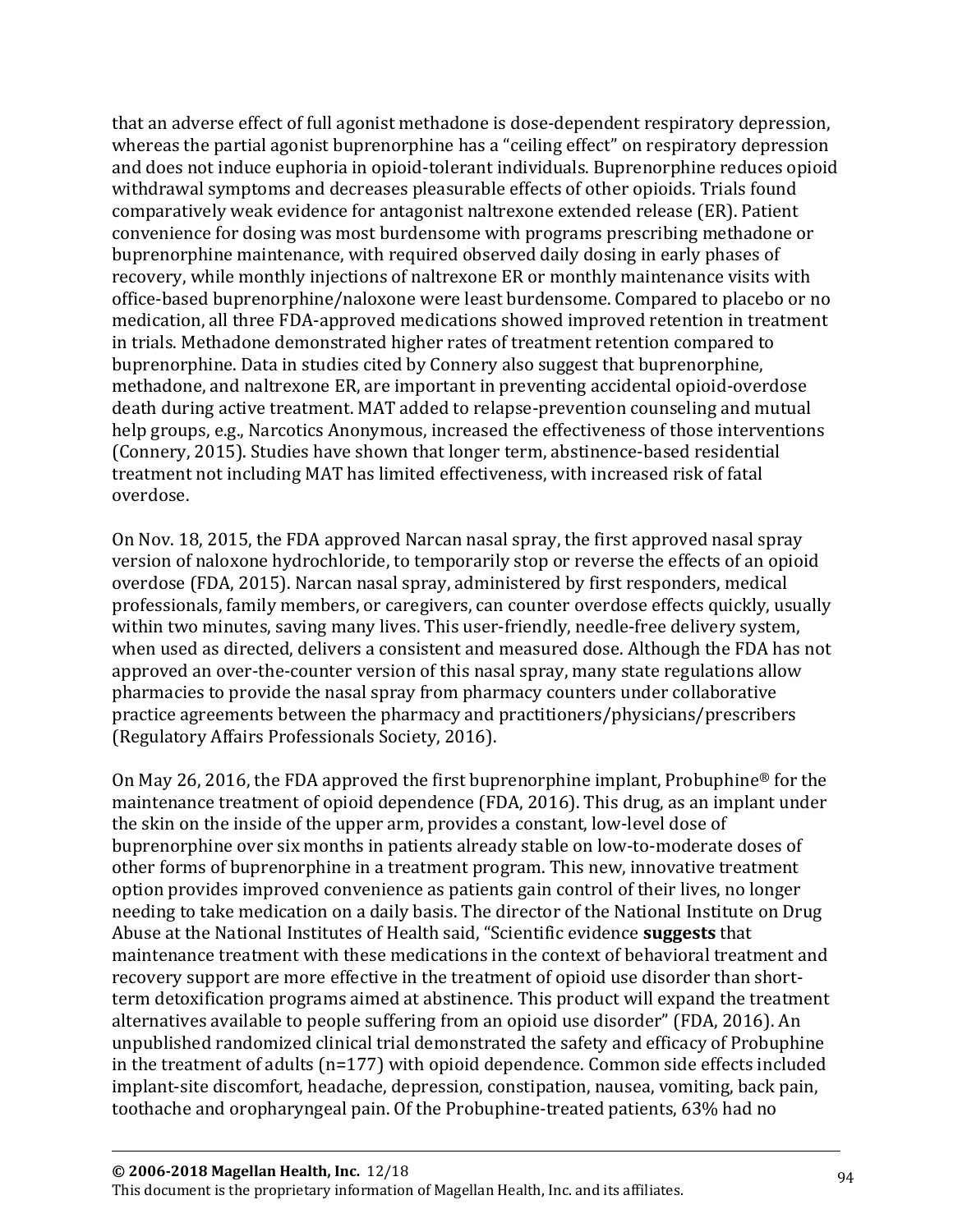that an adverse effect of full agonist methadone is dose-dependent respiratory depression, whereas the partial agonist buprenorphine has a "ceiling effect" on respiratory depression and does not induce euphoria in opioid-tolerant individuals. Buprenorphine reduces opioid withdrawal symptoms and decreases pleasurable effects of other opioids. Trials found comparatively weak evidence for antagonist naltrexone extended release (ER). Patient convenience for dosing was most burdensome with programs prescribing methadone or buprenorphine maintenance, with required observed daily dosing in early phases of recovery, while monthly injections of naltrexone ER or monthly maintenance visits with office-based buprenorphine/naloxone were least burdensome. Compared to placebo or no medication, all three FDA-approved medications showed improved retention in treatment in trials. Methadone demonstrated higher rates of treatment retention compared to buprenorphine. Data in studies cited by Connery also suggest that buprenorphine, methadone, and naltrexone ER, are important in preventing accidental opioid-overdose death during active treatment. MAT added to relapse-prevention counseling and mutual help groups, e.g., Narcotics Anonymous, increased the effectiveness of those interventions (Connery, 2015). Studies have shown that longer term, abstinence-based residential treatment not including MAT has limited effectiveness, with increased risk of fatal overdose.

On Nov. 18, 2015, the FDA approved Narcan nasal spray, the first approved nasal spray version of naloxone hydrochloride, to temporarily stop or reverse the effects of an opioid overdose (FDA, 2015). Narcan nasal spray, administered by first responders, medical professionals, family members, or caregivers, can counter overdose effects quickly, usually within two minutes, saving many lives. This user-friendly, needle-free delivery system, when used as directed, delivers a consistent and measured dose. Although the FDA has not approved an over-the-counter version of this nasal spray, many state regulations allow pharmacies to provide the nasal spray from pharmacy counters under collaborative practice agreements between the pharmacy and practitioners/physicians/prescribers (Regulatory Affairs Professionals Society, 2016).

On May 26, 2016, the FDA approved the first buprenorphine implant, Probuphine® for the maintenance treatment of opioid dependence (FDA, 2016). This drug, as an implant under the skin on the inside of the upper arm, provides a constant, low-level dose of buprenorphine over six months in patients already stable on low-to-moderate doses of other forms of buprenorphine in a treatment program. This new, innovative treatment option provides improved convenience as patients gain control of their lives, no longer needing to take medication on a daily basis. The director of the National Institute on Drug Abuse at the National Institutes of Health said, "Scientific evidence **suggests** that maintenance treatment with these medications in the context of behavioral treatment and recovery support are more effective in the treatment of opioid use disorder than short-term detoxification programs aimed at abstinence. This product will expand the treatment alternatives available to people suffering from an opioid use disorder" (FDA, 2016). An unpublished randomized clinical trial demonstrated the safety and efficacy of Probuphine in the treatment of adults (n=177) with opioid dependence. Common side effects included implant-site discomfort, headache, depression, constipation, nausea, vomiting, back pain, toothache and oropharyngeal pain. Of the Probuphine-treated patients, 63% had no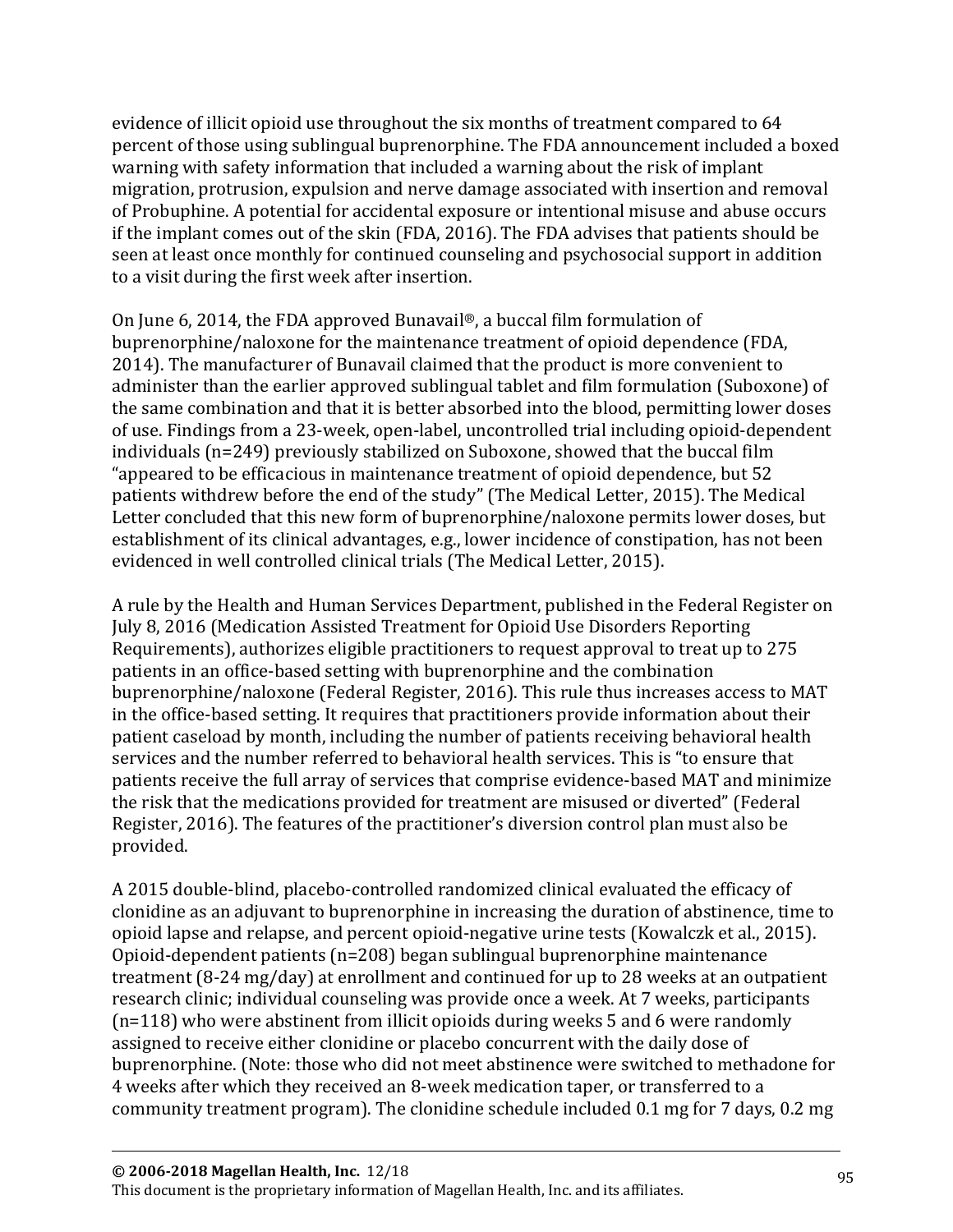evidence of illicit opioid use throughout the six months of treatment compared to 64 percent of those using sublingual buprenorphine. The FDA announcement included a boxed warning with safety information that included a warning about the risk of implant migration, protrusion, expulsion and nerve damage associated with insertion and removal of Probuphine. A potential for accidental exposure or intentional misuse and abuse occurs if the implant comes out of the skin (FDA, 2016). The FDA advises that patients should be seen at least once monthly for continued counseling and psychosocial support in addition to a visit during the first week after insertion.

On June 6, 2014, the FDA approved Bunavail®, a buccal film formulation of buprenorphine/naloxone for the maintenance treatment of opioid dependence (FDA, 2014). The manufacturer of Bunavail claimed that the product is more convenient to administer than the earlier approved sublingual tablet and film formulation (Suboxone) of the same combination and that it is better absorbed into the blood, permitting lower doses of use. Findings from a 23-week, open-label, uncontrolled trial including opioid-dependent individuals (n=249) previously stabilized on Suboxone, showed that the buccal film "appeared to be efficacious in maintenance treatment of opioid dependence, but 52 patients withdrew before the end of the study" (The Medical Letter, 2015). The Medical Letter concluded that this new form of buprenorphine/naloxone permits lower doses, but establishment of its clinical advantages, e.g., lower incidence of constipation, has not been evidenced in well controlled clinical trials (The Medical Letter, 2015).

A rule by the Health and Human Services Department, published in the Federal Register on July 8, 2016 (Medication Assisted Treatment for Opioid Use Disorders Reporting Requirements), authorizes eligible practitioners to request approval to treat up to 275 patients in an office-based setting with buprenorphine and the combination buprenorphine/naloxone (Federal Register, 2016). This rule thus increases access to MAT in the office-based setting. It requires that practitioners provide information about their patient caseload by month, including the number of patients receiving behavioral health services and the number referred to behavioral health services. This is "to ensure that patients receive the full array of services that comprise evidence-based MAT and minimize the risk that the medications provided for treatment are misused or diverted" (Federal Register, 2016). The features of the practitioner's diversion control plan must also be provided.

A 2015 double-blind, placebo-controlled randomized clinical evaluated the efficacy of clonidine as an adjuvant to buprenorphine in increasing the duration of abstinence, time to opioid lapse and relapse, and percent opioid-negative urine tests (Kowalczk et al., 2015). Opioid-dependent patients (n=208) began sublingual buprenorphine maintenance treatment (8-24 mg/day) at enrollment and continued for up to 28 weeks at an outpatient research clinic; individual counseling was provide once a week. At 7 weeks, participants (n=118) who were abstinent from illicit opioids during weeks 5 and 6 were randomly assigned to receive either clonidine or placebo concurrent with the daily dose of buprenorphine. (Note: those who did not meet abstinence were switched to methadone for 4 weeks after which they received an 8-week medication taper, or transferred to a community treatment program). The clonidine schedule included 0.1 mg for 7 days, 0.2 mg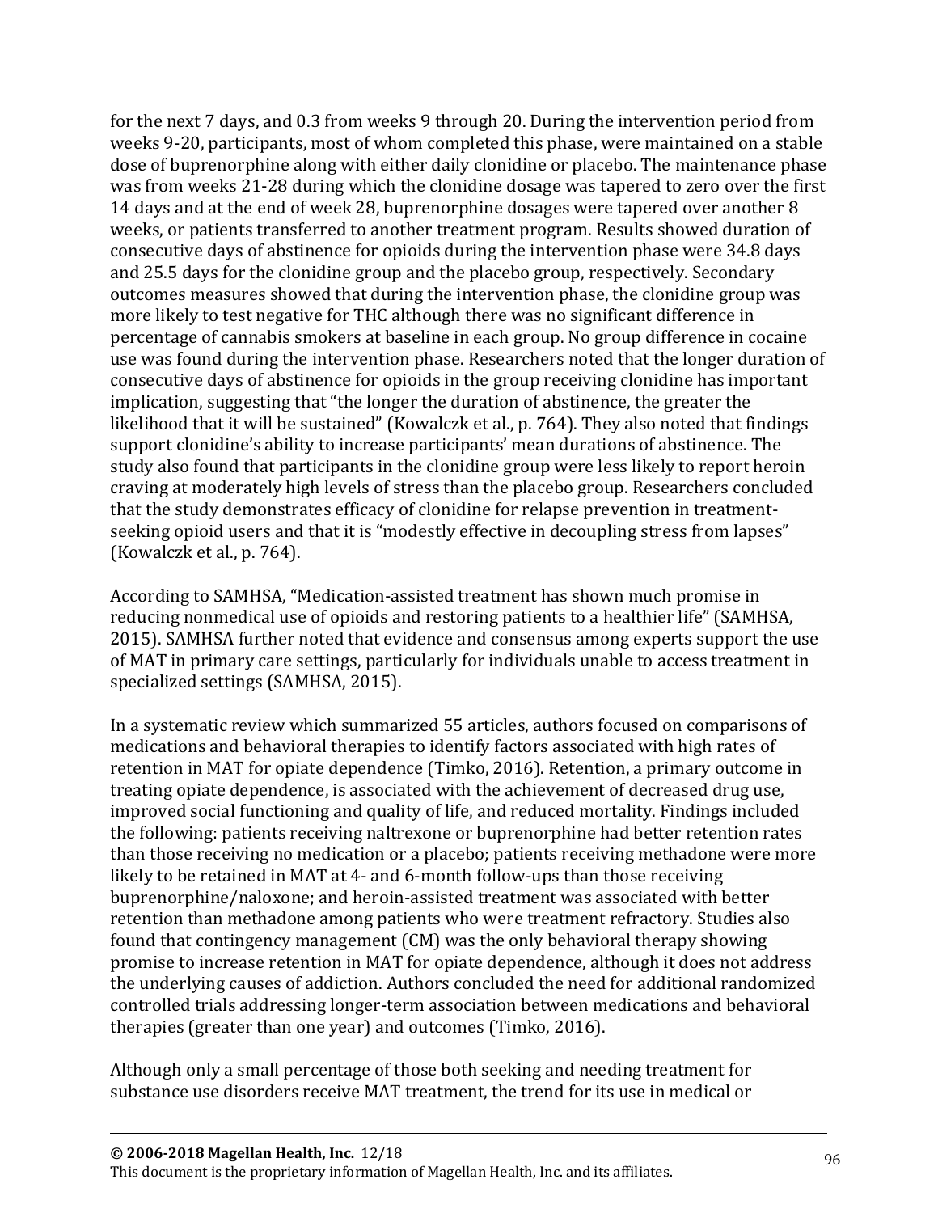for the next 7 days, and 0.3 from weeks 9 through 20. During the intervention period from weeks 9-20, participants, most of whom completed this phase, were maintained on a stable dose of buprenorphine along with either daily clonidine or placebo. The maintenance phase was from weeks 21-28 during which the clonidine dosage was tapered to zero over the first 14 days and at the end of week 28, buprenorphine dosages were tapered over another 8 weeks, or patients transferred to another treatment program. Results showed duration of consecutive days of abstinence for opioids during the intervention phase were 34.8 days and 25.5 days for the clonidine group and the placebo group, respectively. Secondary outcomes measures showed that during the intervention phase, the clonidine group was more likely to test negative for THC although there was no significant difference in percentage of cannabis smokers at baseline in each group. No group difference in cocaine use was found during the intervention phase. Researchers noted that the longer duration of consecutive days of abstinence for opioids in the group receiving clonidine has important implication, suggesting that "the longer the duration of abstinence, the greater the likelihood that it will be sustained" (Kowalczk et al., p. 764). They also noted that findings support clonidine's ability to increase participants' mean durations of abstinence. The study also found that participants in the clonidine group were less likely to report heroin craving at moderately high levels of stress than the placebo group. Researchers concluded that the study demonstrates efficacy of clonidine for relapse prevention in treatment-seeking opioid users and that it is "modestly effective in decoupling stress from lapses" (Kowalczk et al., p. 764).

According to SAMHSA, "Medication-assisted treatment has shown much promise in reducing nonmedical use of opioids and restoring patients to a healthier life" (SAMHSA, 2015). SAMHSA further noted that evidence and consensus among experts support the use of MAT in primary care settings, particularly for individuals unable to access treatment in specialized settings (SAMHSA, 2015).

In a systematic review which summarized 55 articles, authors focused on comparisons of medications and behavioral therapies to identify factors associated with high rates of retention in MAT for opiate dependence (Timko, 2016). Retention, a primary outcome in treating opiate dependence, is associated with the achievement of decreased drug use, improved social functioning and quality of life, and reduced mortality. Findings included the following: patients receiving naltrexone or buprenorphine had better retention rates than those receiving no medication or a placebo; patients receiving methadone were more likely to be retained in MAT at 4- and 6-month follow-ups than those receiving buprenorphine/naloxone; and heroin-assisted treatment was associated with better retention than methadone among patients who were treatment refractory. Studies also found that contingency management (CM) was the only behavioral therapy showing promise to increase retention in MAT for opiate dependence, although it does not address the underlying causes of addiction. Authors concluded the need for additional randomized controlled trials addressing longer-term association between medications and behavioral therapies (greater than one year) and outcomes (Timko, 2016).

Although only a small percentage of those both seeking and needing treatment for substance use disorders receive MAT treatment, the trend for its use in medical or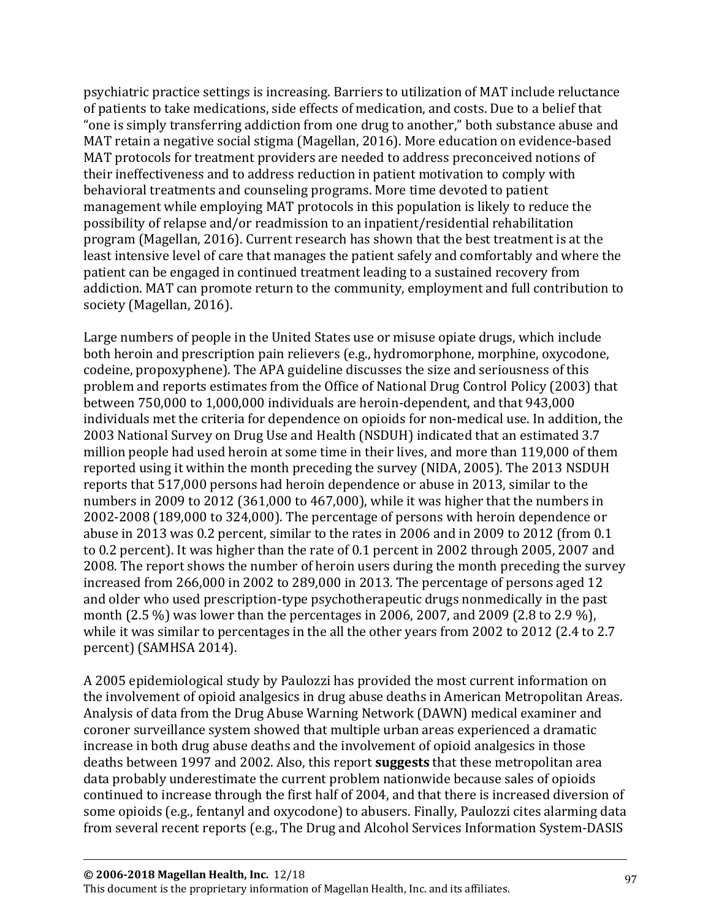psychiatric practice settings is increasing. Barriers to utilization of MAT include reluctance of patients to take medications, side effects of medication, and costs. Due to a belief that "one is simply transferring addiction from one drug to another," both substance abuse and MAT retain a negative social stigma (Magellan, 2016). More education on evidence-based MAT protocols for treatment providers are needed to address preconceived notions of their ineffectiveness and to address reduction in patient motivation to comply with behavioral treatments and counseling programs. More time devoted to patient management while employing MAT protocols in this population is likely to reduce the possibility of relapse and/or readmission to an inpatient/residential rehabilitation program (Magellan, 2016). Current research has shown that the best treatment is at the least intensive level of care that manages the patient safely and comfortably and where the patient can be engaged in continued treatment leading to a sustained recovery from addiction. MAT can promote return to the community, employment and full contribution to society (Magellan, 2016).

Large numbers of people in the United States use or misuse opiate drugs, which include both heroin and prescription pain relievers (e.g., hydromorphone, morphine, oxycodone, codeine, propoxyphene). The APA guideline discusses the size and seriousness of this problem and reports estimates from the Office of National Drug Control Policy (2003) that between 750,000 to 1,000,000 individuals are heroin-dependent, and that 943,000 individuals met the criteria for dependence on opioids for non-medical use. In addition, the 2003 National Survey on Drug Use and Health (NSDUH) indicated that an estimated 3.7 million people had used heroin at some time in their lives, and more than 119,000 of them reported using it within the month preceding the survey (NIDA, 2005). The 2013 NSDUH reports that 517,000 persons had heroin dependence or abuse in 2013, similar to the numbers in 2009 to 2012 (361,000 to 467,000), while it was higher that the numbers in 2002-2008 (189,000 to 324,000). The percentage of persons with heroin dependence or abuse in 2013 was 0.2 percent, similar to the rates in 2006 and in 2009 to 2012 (from 0.1 to 0.2 percent). It was higher than the rate of 0.1 percent in 2002 through 2005, 2007 and 2008. The report shows the number of heroin users during the month preceding the survey increased from 266,000 in 2002 to 289,000 in 2013. The percentage of persons aged 12 and older who used prescription-type psychotherapeutic drugs nonmedically in the past month (2.5 %) was lower than the percentages in 2006, 2007, and 2009 (2.8 to 2.9 %), while it was similar to percentages in the all the other years from 2002 to 2012 (2.4 to 2.7 percent) (SAMHSA 2014).

A 2005 epidemiological study by Paulozzi has provided the most current information on the involvement of opioid analgesics in drug abuse deaths in American Metropolitan Areas. Analysis of data from the Drug Abuse Warning Network (DAWN) medical examiner and coroner surveillance system showed that multiple urban areas experienced a dramatic increase in both drug abuse deaths and the involvement of opioid analgesics in those deaths between 1997 and 2002. Also, this report **suggests** that these metropolitan area data probably underestimate the current problem nationwide because sales of opioids continued to increase through the first half of 2004, and that there is increased diversion of some opioids (e.g., fentanyl and oxycodone) to abusers. Finally, Paulozzi cites alarming data from several recent reports (e.g., The Drug and Alcohol Services Information System-DASIS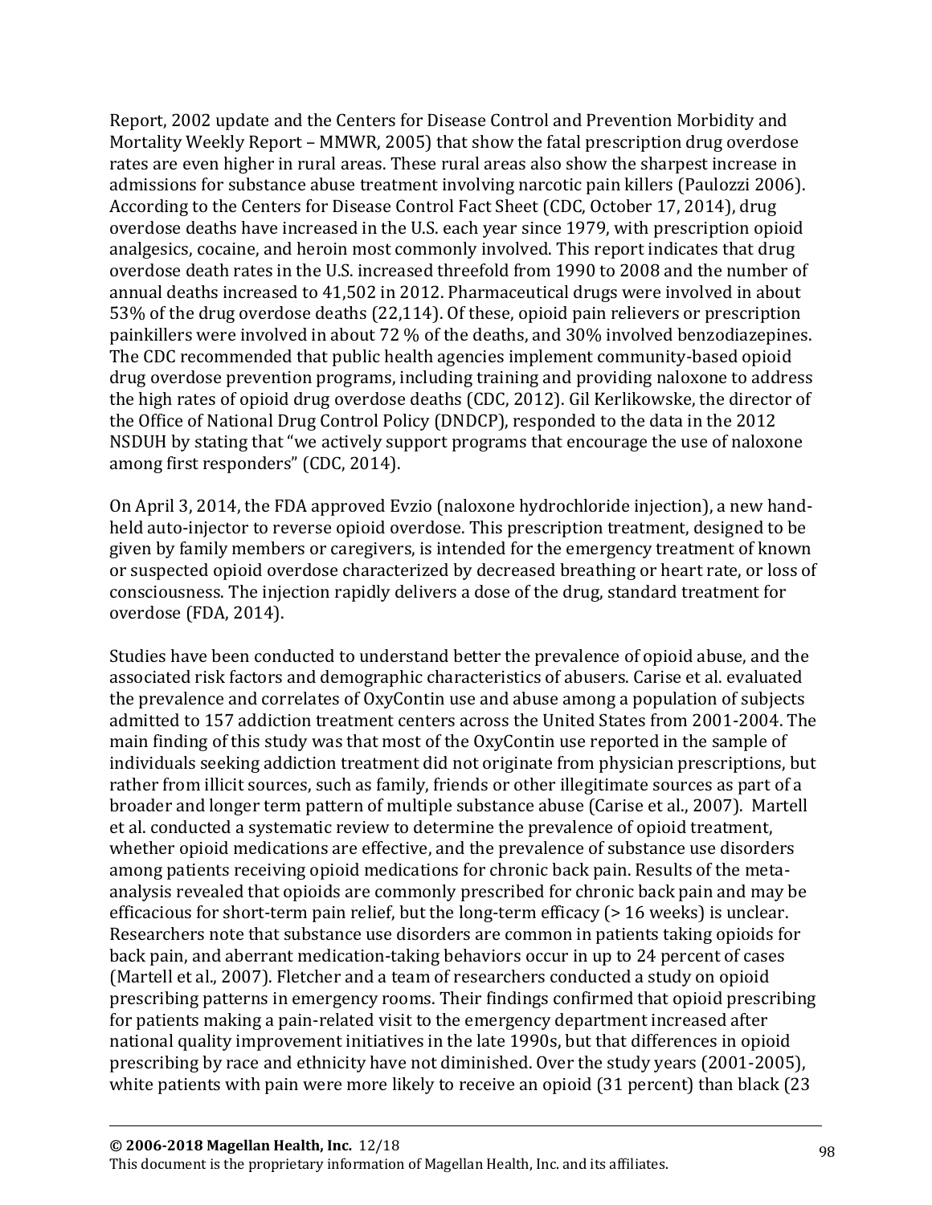Report, 2002 update and the Centers for Disease Control and Prevention Morbidity and Mortality Weekly Report – MMWR, 2005) that show the fatal prescription drug overdose rates are even higher in rural areas. These rural areas also show the sharpest increase in admissions for substance abuse treatment involving narcotic pain killers (Paulozzi 2006). According to the Centers for Disease Control Fact Sheet (CDC, October 17, 2014), drug overdose deaths have increased in the U.S. each year since 1979, with prescription opioid analgesics, cocaine, and heroin most commonly involved. This report indicates that drug overdose death rates in the U.S. increased threefold from 1990 to 2008 and the number of annual deaths increased to 41,502 in 2012. Pharmaceutical drugs were involved in about 53% of the drug overdose deaths (22,114). Of these, opioid pain relievers or prescription painkillers were involved in about 72 % of the deaths, and 30% involved benzodiazepines. The CDC recommended that public health agencies implement community-based opioid drug overdose prevention programs, including training and providing naloxone to address the high rates of opioid drug overdose deaths (CDC, 2012). Gil Kerlikowske, the director of the Office of National Drug Control Policy (DNDCP), responded to the data in the 2012 NSDUH by stating that "we actively support programs that encourage the use of naloxone among first responders" (CDC, 2014).

On April 3, 2014, the FDA approved Evzio (naloxone hydrochloride injection), a new hand-held auto-injector to reverse opioid overdose. This prescription treatment, designed to be given by family members or caregivers, is intended for the emergency treatment of known or suspected opioid overdose characterized by decreased breathing or heart rate, or loss of consciousness. The injection rapidly delivers a dose of the drug, standard treatment for overdose (FDA, 2014).

Studies have been conducted to understand better the prevalence of opioid abuse, and the associated risk factors and demographic characteristics of abusers. Carise et al. evaluated the prevalence and correlates of OxyContin use and abuse among a population of subjects admitted to 157 addiction treatment centers across the United States from 2001-2004. The main finding of this study was that most of the OxyContin use reported in the sample of individuals seeking addiction treatment did not originate from physician prescriptions, but rather from illicit sources, such as family, friends or other illegitimate sources as part of a broader and longer term pattern of multiple substance abuse (Carise et al., 2007). Martell et al. conducted a systematic review to determine the prevalence of opioid treatment, whether opioid medications are effective, and the prevalence of substance use disorders among patients receiving opioid medications for chronic back pain. Results of the meta-analysis revealed that opioids are commonly prescribed for chronic back pain and may be efficacious for short-term pain relief, but the long-term efficacy (> 16 weeks) is unclear. Researchers note that substance use disorders are common in patients taking opioids for back pain, and aberrant medication-taking behaviors occur in up to 24 percent of cases (Martell et al., 2007). Fletcher and a team of researchers conducted a study on opioid prescribing patterns in emergency rooms. Their findings confirmed that opioid prescribing for patients making a pain-related visit to the emergency department increased after national quality improvement initiatives in the late 1990s, but that differences in opioid prescribing by race and ethnicity have not diminished. Over the study years (2001-2005), white patients with pain were more likely to receive an opioid (31 percent) than black (23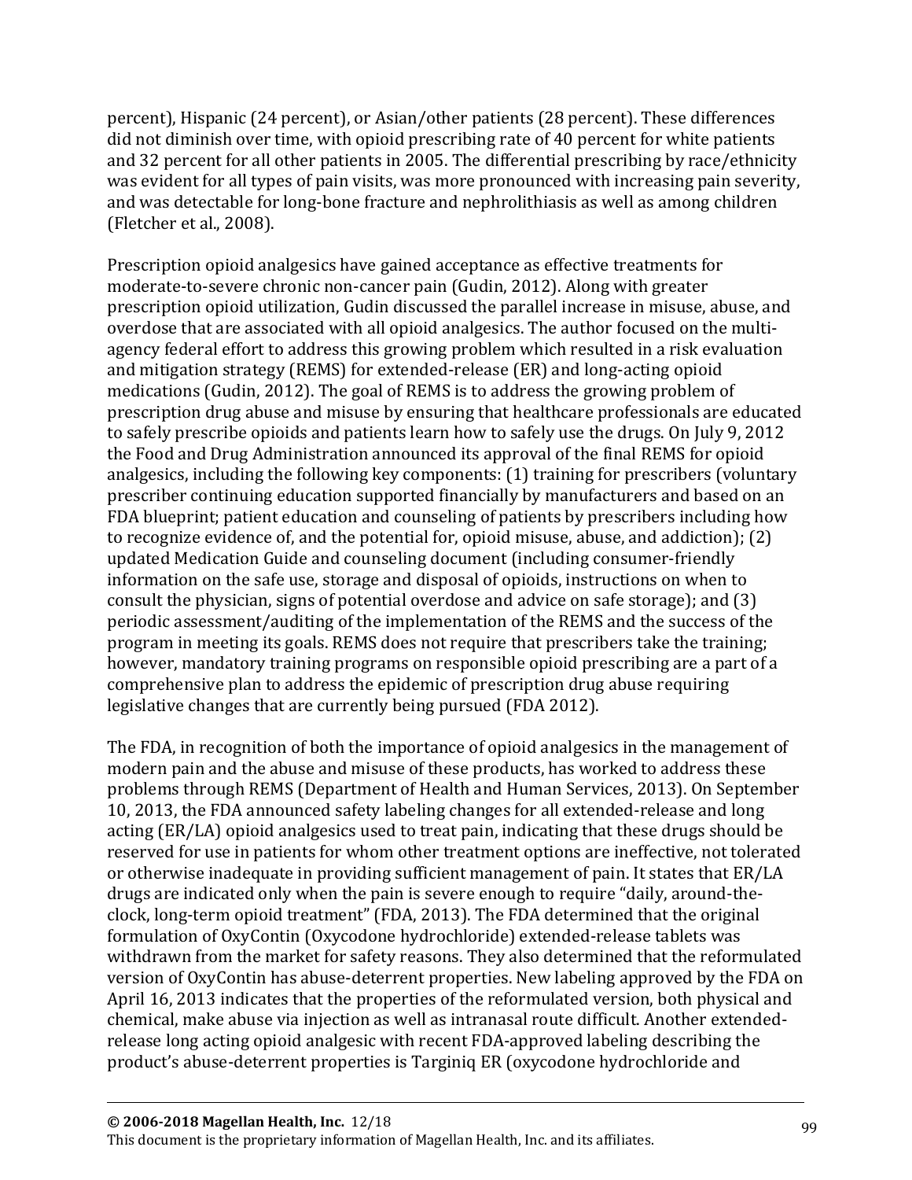percent), Hispanic (24 percent), or Asian/other patients (28 percent). These differences did not diminish over time, with opioid prescribing rate of 40 percent for white patients and 32 percent for all other patients in 2005. The differential prescribing by race/ethnicity was evident for all types of pain visits, was more pronounced with increasing pain severity, and was detectable for long-bone fracture and nephrolithiasis as well as among children (Fletcher et al., 2008).

Prescription opioid analgesics have gained acceptance as effective treatments for moderate-to-severe chronic non-cancer pain (Gudin, 2012). Along with greater prescription opioid utilization, Gudin discussed the parallel increase in misuse, abuse, and overdose that are associated with all opioid analgesics. The author focused on the multi-agency federal effort to address this growing problem which resulted in a risk evaluation and mitigation strategy (REMS) for extended-release (ER) and long-acting opioid medications (Gudin, 2012). The goal of REMS is to address the growing problem of prescription drug abuse and misuse by ensuring that healthcare professionals are educated to safely prescribe opioids and patients learn how to safely use the drugs. On July 9, 2012 the Food and Drug Administration announced its approval of the final REMS for opioid analgesics, including the following key components: (1) training for prescribers (voluntary prescriber continuing education supported financially by manufacturers and based on an FDA blueprint; patient education and counseling of patients by prescribers including how to recognize evidence of, and the potential for, opioid misuse, abuse, and addiction); (2) updated Medication Guide and counseling document (including consumer-friendly information on the safe use, storage and disposal of opioids, instructions on when to consult the physician, signs of potential overdose and advice on safe storage); and (3) periodic assessment/auditing of the implementation of the REMS and the success of the program in meeting its goals. REMS does not require that prescribers take the training; however, mandatory training programs on responsible opioid prescribing are a part of a comprehensive plan to address the epidemic of prescription drug abuse requiring legislative changes that are currently being pursued (FDA 2012).

The FDA, in recognition of both the importance of opioid analgesics in the management of modern pain and the abuse and misuse of these products, has worked to address these problems through REMS (Department of Health and Human Services, 2013). On September 10, 2013, the FDA announced safety labeling changes for all extended-release and long acting (ER/LA) opioid analgesics used to treat pain, indicating that these drugs should be reserved for use in patients for whom other treatment options are ineffective, not tolerated or otherwise inadequate in providing sufficient management of pain. It states that ER/LA drugs are indicated only when the pain is severe enough to require "daily, around-the-clock, long-term opioid treatment" (FDA, 2013). The FDA determined that the original formulation of OxyContin (Oxycodone hydrochloride) extended-release tablets was withdrawn from the market for safety reasons. They also determined that the reformulated version of OxyContin has abuse-deterrent properties. New labeling approved by the FDA on April 16, 2013 indicates that the properties of the reformulated version, both physical and chemical, make abuse via injection as well as intranasal route difficult. Another extended-release long acting opioid analgesic with recent FDA-approved labeling describing the product's abuse-deterrent properties is Targiniq ER (oxycodone hydrochloride and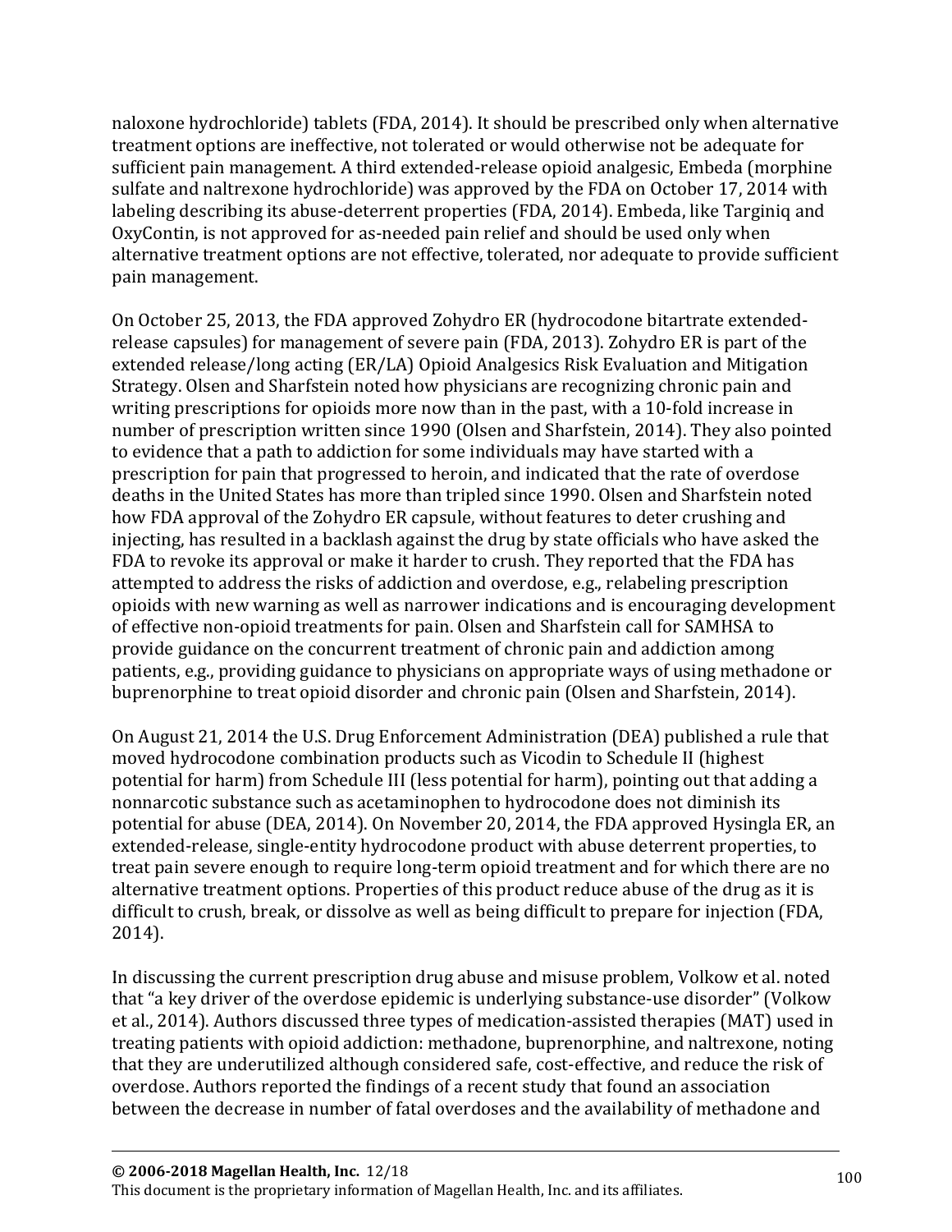naloxone hydrochloride) tablets (FDA, 2014). It should be prescribed only when alternative treatment options are ineffective, not tolerated or would otherwise not be adequate for sufficient pain management. A third extended-release opioid analgesic, Embeda (morphine sulfate and naltrexone hydrochloride) was approved by the FDA on October 17, 2014 with labeling describing its abuse-deterrent properties (FDA, 2014). Embeda, like Targiniq and OxyContin, is not approved for as-needed pain relief and should be used only when alternative treatment options are not effective, tolerated, nor adequate to provide sufficient pain management.

On October 25, 2013, the FDA approved Zohydro ER (hydrocodone bitartrate extended-release capsules) for management of severe pain (FDA, 2013). Zohydro ER is part of the extended release/long acting (ER/LA) Opioid Analgesics Risk Evaluation and Mitigation Strategy. Olsen and Sharfstein noted how physicians are recognizing chronic pain and writing prescriptions for opioids more now than in the past, with a 10-fold increase in number of prescription written since 1990 (Olsen and Sharfstein, 2014). They also pointed to evidence that a path to addiction for some individuals may have started with a prescription for pain that progressed to heroin, and indicated that the rate of overdose deaths in the United States has more than tripled since 1990. Olsen and Sharfstein noted how FDA approval of the Zohydro ER capsule, without features to deter crushing and injecting, has resulted in a backlash against the drug by state officials who have asked the FDA to revoke its approval or make it harder to crush. They reported that the FDA has attempted to address the risks of addiction and overdose, e.g., relabeling prescription opioids with new warning as well as narrower indications and is encouraging development of effective non-opioid treatments for pain. Olsen and Sharfstein call for SAMHSA to provide guidance on the concurrent treatment of chronic pain and addiction among patients, e.g., providing guidance to physicians on appropriate ways of using methadone or buprenorphine to treat opioid disorder and chronic pain (Olsen and Sharfstein, 2014).

On August 21, 2014 the U.S. Drug Enforcement Administration (DEA) published a rule that moved hydrocodone combination products such as Vicodin to Schedule II (highest potential for harm) from Schedule III (less potential for harm), pointing out that adding a nonnarcotic substance such as acetaminophen to hydrocodone does not diminish its potential for abuse (DEA, 2014). On November 20, 2014, the FDA approved Hysingla ER, an extended-release, single-entity hydrocodone product with abuse deterrent properties, to treat pain severe enough to require long-term opioid treatment and for which there are no alternative treatment options. Properties of this product reduce abuse of the drug as it is difficult to crush, break, or dissolve as well as being difficult to prepare for injection (FDA, 2014).

In discussing the current prescription drug abuse and misuse problem, Volkow et al. noted that "a key driver of the overdose epidemic is underlying substance-use disorder" (Volkow et al., 2014). Authors discussed three types of medication-assisted therapies (MAT) used in treating patients with opioid addiction: methadone, buprenorphine, and naltrexone, noting that they are underutilized although considered safe, cost-effective, and reduce the risk of overdose. Authors reported the findings of a recent study that found an association between the decrease in number of fatal overdoses and the availability of methadone and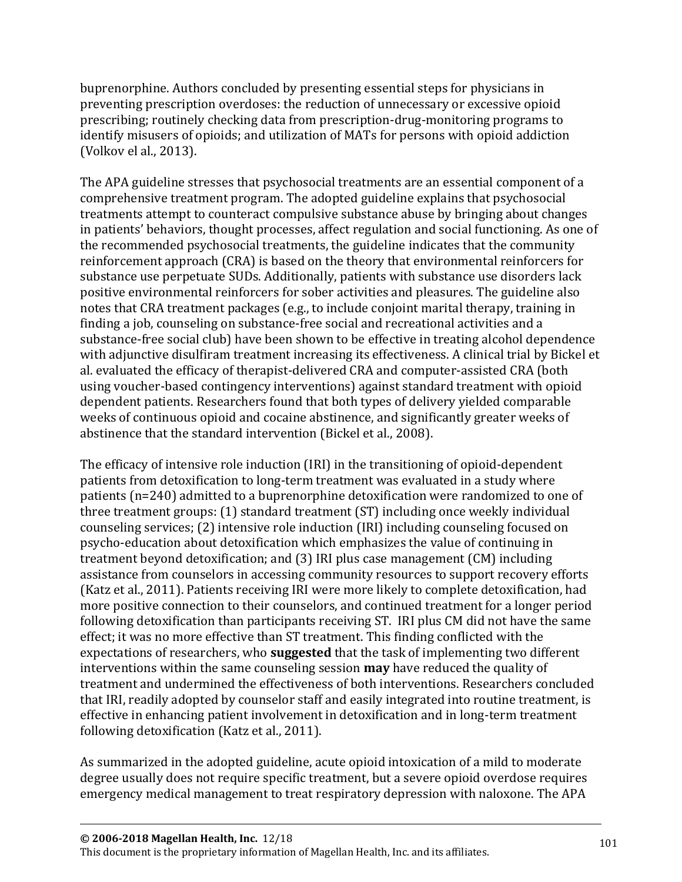buprenorphine. Authors concluded by presenting essential steps for physicians in preventing prescription overdoses: the reduction of unnecessary or excessive opioid prescribing; routinely checking data from prescription-drug-monitoring programs to identify misusers of opioids; and utilization of MATs for persons with opioid addiction (Volkov el al., 2013).

The APA guideline stresses that psychosocial treatments are an essential component of a comprehensive treatment program. The adopted guideline explains that psychosocial treatments attempt to counteract compulsive substance abuse by bringing about changes in patients' behaviors, thought processes, affect regulation and social functioning. As one of the recommended psychosocial treatments, the guideline indicates that the community reinforcement approach (CRA) is based on the theory that environmental reinforcers for substance use perpetuate SUDs. Additionally, patients with substance use disorders lack positive environmental reinforcers for sober activities and pleasures. The guideline also notes that CRA treatment packages (e.g., to include conjoint marital therapy, training in finding a job, counseling on substance-free social and recreational activities and a substance-free social club) have been shown to be effective in treating alcohol dependence with adjunctive disulfiram treatment increasing its effectiveness. A clinical trial by Bickel et al. evaluated the efficacy of therapist-delivered CRA and computer-assisted CRA (both using voucher-based contingency interventions) against standard treatment with opioid dependent patients. Researchers found that both types of delivery yielded comparable weeks of continuous opioid and cocaine abstinence, and significantly greater weeks of abstinence that the standard intervention (Bickel et al., 2008).

The efficacy of intensive role induction (IRI) in the transitioning of opioid-dependent patients from detoxification to long-term treatment was evaluated in a study where patients (n=240) admitted to a buprenorphine detoxification were randomized to one of three treatment groups: (1) standard treatment (ST) including once weekly individual counseling services; (2) intensive role induction (IRI) including counseling focused on psycho-education about detoxification which emphasizes the value of continuing in treatment beyond detoxification; and (3) IRI plus case management (CM) including assistance from counselors in accessing community resources to support recovery efforts (Katz et al., 2011). Patients receiving IRI were more likely to complete detoxification, had more positive connection to their counselors, and continued treatment for a longer period following detoxification than participants receiving ST. IRI plus CM did not have the same effect; it was no more effective than ST treatment. This finding conflicted with the expectations of researchers, who **suggested** that the task of implementing two different interventions within the same counseling session **may** have reduced the quality of treatment and undermined the effectiveness of both interventions. Researchers concluded that IRI, readily adopted by counselor staff and easily integrated into routine treatment, is effective in enhancing patient involvement in detoxification and in long-term treatment following detoxification (Katz et al., 2011).

As summarized in the adopted guideline, acute opioid intoxication of a mild to moderate degree usually does not require specific treatment, but a severe opioid overdose requires emergency medical management to treat respiratory depression with naloxone. The APA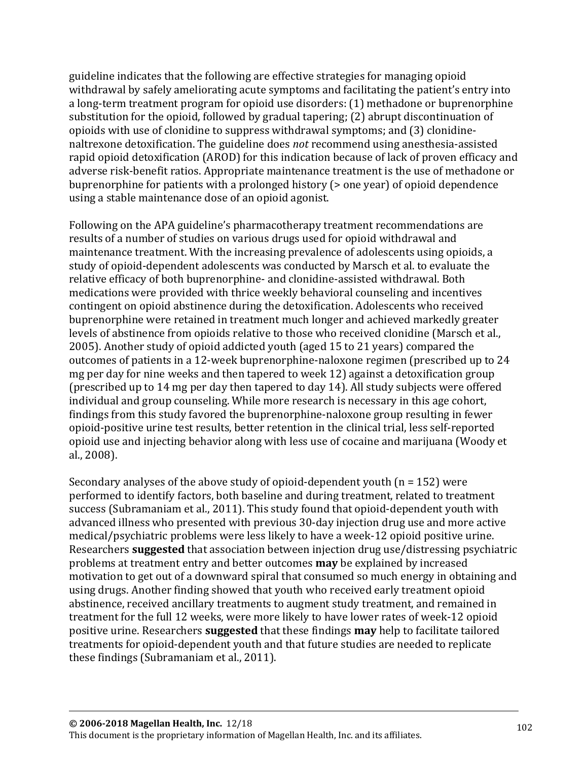guideline indicates that the following are effective strategies for managing opioid withdrawal by safely ameliorating acute symptoms and facilitating the patient's entry into a long-term treatment program for opioid use disorders: (1) methadone or buprenorphine substitution for the opioid, followed by gradual tapering; (2) abrupt discontinuation of opioids with use of clonidine to suppress withdrawal symptoms; and (3) clonidine-naltrexone detoxification. The guideline does *not* recommend using anesthesia-assisted rapid opioid detoxification (AROD) for this indication because of lack of proven efficacy and adverse risk-benefit ratios. Appropriate maintenance treatment is the use of methadone or buprenorphine for patients with a prolonged history (> one year) of opioid dependence using a stable maintenance dose of an opioid agonist.

Following on the APA guideline's pharmacotherapy treatment recommendations are results of a number of studies on various drugs used for opioid withdrawal and maintenance treatment. With the increasing prevalence of adolescents using opioids, a study of opioid-dependent adolescents was conducted by Marsch et al. to evaluate the relative efficacy of both buprenorphine- and clonidine-assisted withdrawal. Both medications were provided with thrice weekly behavioral counseling and incentives contingent on opioid abstinence during the detoxification. Adolescents who received buprenorphine were retained in treatment much longer and achieved markedly greater levels of abstinence from opioids relative to those who received clonidine (Marsch et al., 2005). Another study of opioid addicted youth (aged 15 to 21 years) compared the outcomes of patients in a 12-week buprenorphine-naloxone regimen (prescribed up to 24 mg per day for nine weeks and then tapered to week 12) against a detoxification group (prescribed up to 14 mg per day then tapered to day 14). All study subjects were offered individual and group counseling. While more research is necessary in this age cohort, findings from this study favored the buprenorphine-naloxone group resulting in fewer opioid-positive urine test results, better retention in the clinical trial, less self-reported opioid use and injecting behavior along with less use of cocaine and marijuana (Woody et al., 2008).

Secondary analyses of the above study of opioid-dependent youth (n = 152) were performed to identify factors, both baseline and during treatment, related to treatment success (Subramaniam et al., 2011). This study found that opioid-dependent youth with advanced illness who presented with previous 30-day injection drug use and more active medical/psychiatric problems were less likely to have a week-12 opioid positive urine. Researchers **suggested** that association between injection drug use/distressing psychiatric problems at treatment entry and better outcomes **may** be explained by increased motivation to get out of a downward spiral that consumed so much energy in obtaining and using drugs. Another finding showed that youth who received early treatment opioid abstinence, received ancillary treatments to augment study treatment, and remained in treatment for the full 12 weeks, were more likely to have lower rates of week-12 opioid positive urine. Researchers **suggested** that these findings **may** help to facilitate tailored treatments for opioid-dependent youth and that future studies are needed to replicate these findings (Subramaniam et al., 2011).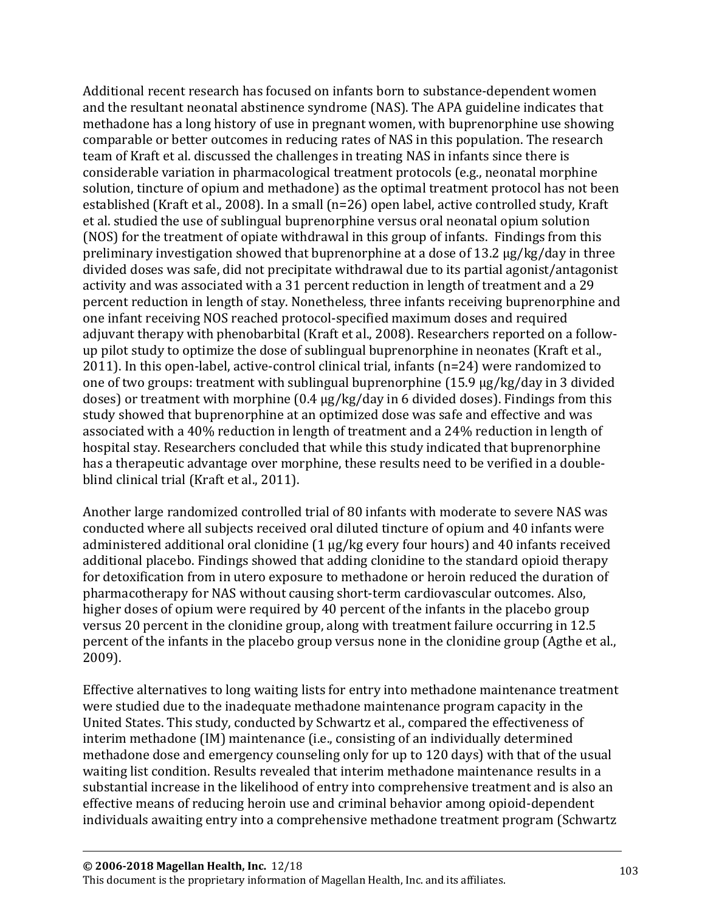Additional recent research has focused on infants born to substance-dependent women and the resultant neonatal abstinence syndrome (NAS). The APA guideline indicates that methadone has a long history of use in pregnant women, with buprenorphine use showing comparable or better outcomes in reducing rates of NAS in this population. The research team of Kraft et al. discussed the challenges in treating NAS in infants since there is considerable variation in pharmacological treatment protocols (e.g., neonatal morphine solution, tincture of opium and methadone) as the optimal treatment protocol has not been established (Kraft et al., 2008). In a small (n=26) open label, active controlled study, Kraft et al. studied the use of sublingual buprenorphine versus oral neonatal opium solution (NOS) for the treatment of opiate withdrawal in this group of infants. Findings from this preliminary investigation showed that buprenorphine at a dose of 13.2 µg/kg/day in three divided doses was safe, did not precipitate withdrawal due to its partial agonist/antagonist activity and was associated with a 31 percent reduction in length of treatment and a 29 percent reduction in length of stay. Nonetheless, three infants receiving buprenorphine and one infant receiving NOS reached protocol-specified maximum doses and required adjuvant therapy with phenobarbital (Kraft et al., 2008). Researchers reported on a follow-up pilot study to optimize the dose of sublingual buprenorphine in neonates (Kraft et al., 2011). In this open-label, active-control clinical trial, infants (n=24) were randomized to one of two groups: treatment with sublingual buprenorphine (15.9 µg/kg/day in 3 divided doses) or treatment with morphine (0.4 µg/kg/day in 6 divided doses). Findings from this study showed that buprenorphine at an optimized dose was safe and effective and was associated with a 40% reduction in length of treatment and a 24% reduction in length of hospital stay. Researchers concluded that while this study indicated that buprenorphine has a therapeutic advantage over morphine, these results need to be verified in a double-blind clinical trial (Kraft et al., 2011).

Another large randomized controlled trial of 80 infants with moderate to severe NAS was conducted where all subjects received oral diluted tincture of opium and 40 infants were administered additional oral clonidine (1 µg/kg every four hours) and 40 infants received additional placebo. Findings showed that adding clonidine to the standard opioid therapy for detoxification from in utero exposure to methadone or heroin reduced the duration of pharmacotherapy for NAS without causing short-term cardiovascular outcomes. Also, higher doses of opium were required by 40 percent of the infants in the placebo group versus 20 percent in the clonidine group, along with treatment failure occurring in 12.5 percent of the infants in the placebo group versus none in the clonidine group (Agthe et al., 2009).

Effective alternatives to long waiting lists for entry into methadone maintenance treatment were studied due to the inadequate methadone maintenance program capacity in the United States. This study, conducted by Schwartz et al., compared the effectiveness of interim methadone (IM) maintenance (i.e., consisting of an individually determined methadone dose and emergency counseling only for up to 120 days) with that of the usual waiting list condition. Results revealed that interim methadone maintenance results in a substantial increase in the likelihood of entry into comprehensive treatment and is also an effective means of reducing heroin use and criminal behavior among opioid-dependent individuals awaiting entry into a comprehensive methadone treatment program (Schwartz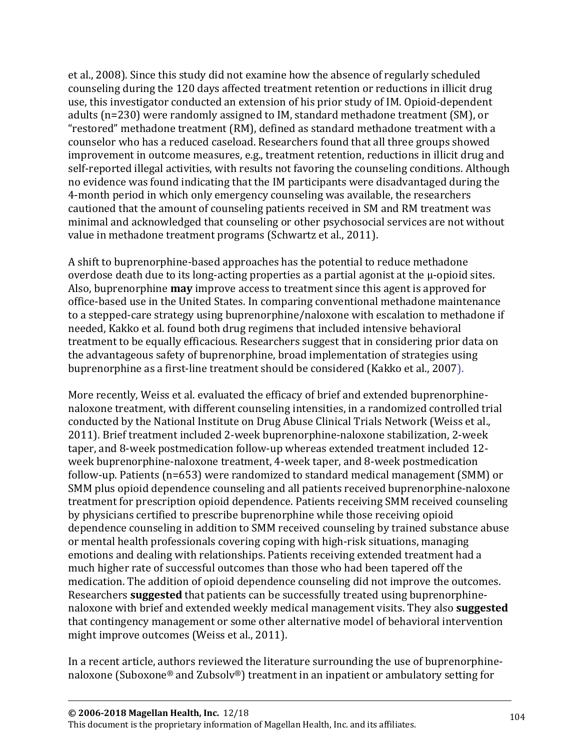et al., 2008). Since this study did not examine how the absence of regularly scheduled counseling during the 120 days affected treatment retention or reductions in illicit drug use, this investigator conducted an extension of his prior study of IM. Opioid-dependent adults (n=230) were randomly assigned to IM, standard methadone treatment (SM), or "restored" methadone treatment (RM), defined as standard methadone treatment with a counselor who has a reduced caseload. Researchers found that all three groups showed improvement in outcome measures, e.g., treatment retention, reductions in illicit drug and self-reported illegal activities, with results not favoring the counseling conditions. Although no evidence was found indicating that the IM participants were disadvantaged during the 4-month period in which only emergency counseling was available, the researchers cautioned that the amount of counseling patients received in SM and RM treatment was minimal and acknowledged that counseling or other psychosocial services are not without value in methadone treatment programs (Schwartz et al., 2011).

A shift to buprenorphine-based approaches has the potential to reduce methadone overdose death due to its long-acting properties as a partial agonist at the μ-opioid sites. Also, buprenorphine **may** improve access to treatment since this agent is approved for office-based use in the United States. In comparing conventional methadone maintenance to a stepped-care strategy using buprenorphine/naloxone with escalation to methadone if needed, Kakko et al. found both drug regimens that included intensive behavioral treatment to be equally efficacious. Researchers suggest that in considering prior data on the advantageous safety of buprenorphine, broad implementation of strategies using buprenorphine as a first-line treatment should be considered (Kakko et al., 2007).

More recently, Weiss et al. evaluated the efficacy of brief and extended buprenorphine-naloxone treatment, with different counseling intensities, in a randomized controlled trial conducted by the National Institute on Drug Abuse Clinical Trials Network (Weiss et al., 2011). Brief treatment included 2-week buprenorphine-naloxone stabilization, 2-week taper, and 8-week postmedication follow-up whereas extended treatment included 12-week buprenorphine-naloxone treatment, 4-week taper, and 8-week postmedication follow-up. Patients (n=653) were randomized to standard medical management (SMM) or SMM plus opioid dependence counseling and all patients received buprenorphine-naloxone treatment for prescription opioid dependence. Patients receiving SMM received counseling by physicians certified to prescribe buprenorphine while those receiving opioid dependence counseling in addition to SMM received counseling by trained substance abuse or mental health professionals covering coping with high-risk situations, managing emotions and dealing with relationships. Patients receiving extended treatment had a much higher rate of successful outcomes than those who had been tapered off the medication. The addition of opioid dependence counseling did not improve the outcomes. Researchers **suggested** that patients can be successfully treated using buprenorphine-naloxone with brief and extended weekly medical management visits. They also **suggested** that contingency management or some other alternative model of behavioral intervention might improve outcomes (Weiss et al., 2011).

In a recent article, authors reviewed the literature surrounding the use of buprenorphine-naloxone (Suboxone® and Zubsolv®) treatment in an inpatient or ambulatory setting for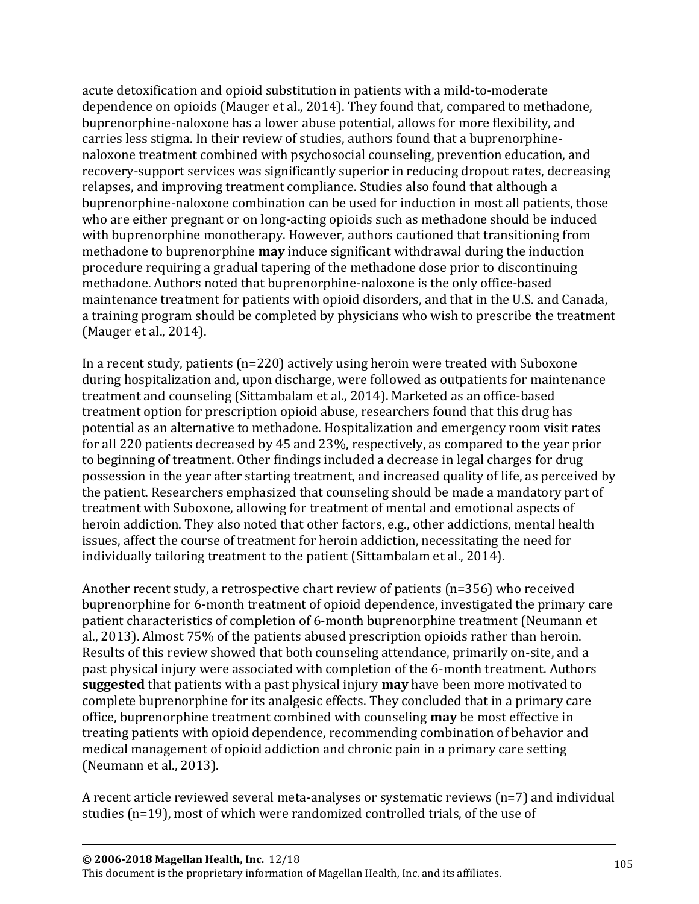acute detoxification and opioid substitution in patients with a mild-to-moderate dependence on opioids (Mauger et al., 2014). They found that, compared to methadone, buprenorphine-naloxone has a lower abuse potential, allows for more flexibility, and carries less stigma. In their review of studies, authors found that a buprenorphine-naloxone treatment combined with psychosocial counseling, prevention education, and recovery-support services was significantly superior in reducing dropout rates, decreasing relapses, and improving treatment compliance. Studies also found that although a buprenorphine-naloxone combination can be used for induction in most all patients, those who are either pregnant or on long-acting opioids such as methadone should be induced with buprenorphine monotherapy. However, authors cautioned that transitioning from methadone to buprenorphine **may** induce significant withdrawal during the induction procedure requiring a gradual tapering of the methadone dose prior to discontinuing methadone. Authors noted that buprenorphine-naloxone is the only office-based maintenance treatment for patients with opioid disorders, and that in the U.S. and Canada, a training program should be completed by physicians who wish to prescribe the treatment (Mauger et al., 2014).

In a recent study, patients (n=220) actively using heroin were treated with Suboxone during hospitalization and, upon discharge, were followed as outpatients for maintenance treatment and counseling (Sittambalam et al., 2014). Marketed as an office-based treatment option for prescription opioid abuse, researchers found that this drug has potential as an alternative to methadone. Hospitalization and emergency room visit rates for all 220 patients decreased by 45 and 23%, respectively, as compared to the year prior to beginning of treatment. Other findings included a decrease in legal charges for drug possession in the year after starting treatment, and increased quality of life, as perceived by the patient. Researchers emphasized that counseling should be made a mandatory part of treatment with Suboxone, allowing for treatment of mental and emotional aspects of heroin addiction. They also noted that other factors, e.g., other addictions, mental health issues, affect the course of treatment for heroin addiction, necessitating the need for individually tailoring treatment to the patient (Sittambalam et al., 2014).

Another recent study, a retrospective chart review of patients (n=356) who received buprenorphine for 6-month treatment of opioid dependence, investigated the primary care patient characteristics of completion of 6-month buprenorphine treatment (Neumann et al., 2013). Almost 75% of the patients abused prescription opioids rather than heroin. Results of this review showed that both counseling attendance, primarily on-site, and a past physical injury were associated with completion of the 6-month treatment. Authors **suggested** that patients with a past physical injury **may** have been more motivated to complete buprenorphine for its analgesic effects. They concluded that in a primary care office, buprenorphine treatment combined with counseling **may** be most effective in treating patients with opioid dependence, recommending combination of behavior and medical management of opioid addiction and chronic pain in a primary care setting (Neumann et al., 2013).

A recent article reviewed several meta-analyses or systematic reviews (n=7) and individual studies (n=19), most of which were randomized controlled trials, of the use of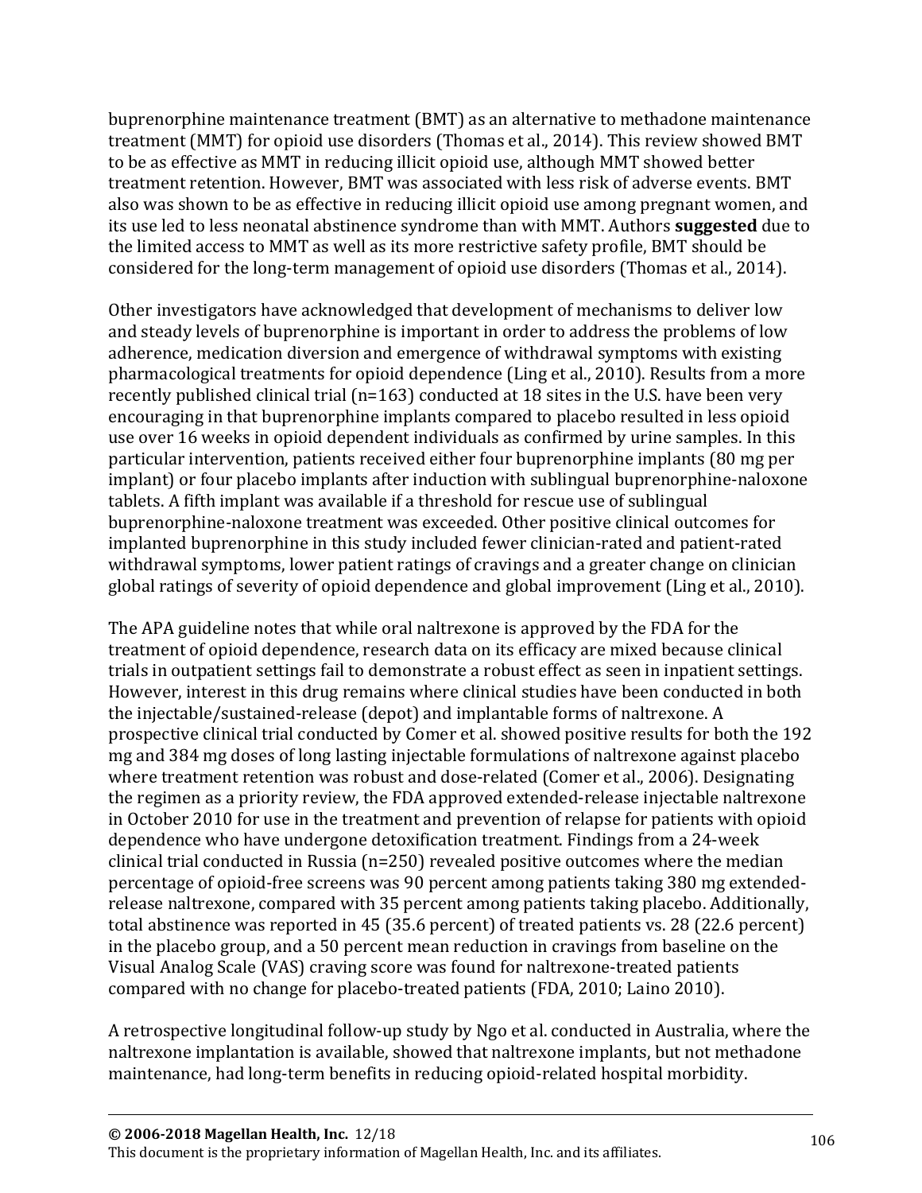buprenorphine maintenance treatment (BMT) as an alternative to methadone maintenance treatment (MMT) for opioid use disorders (Thomas et al., 2014). This review showed BMT to be as effective as MMT in reducing illicit opioid use, although MMT showed better treatment retention. However, BMT was associated with less risk of adverse events. BMT also was shown to be as effective in reducing illicit opioid use among pregnant women, and its use led to less neonatal abstinence syndrome than with MMT. Authors **suggested** due to the limited access to MMT as well as its more restrictive safety profile, BMT should be considered for the long-term management of opioid use disorders (Thomas et al., 2014).

Other investigators have acknowledged that development of mechanisms to deliver low and steady levels of buprenorphine is important in order to address the problems of low adherence, medication diversion and emergence of withdrawal symptoms with existing pharmacological treatments for opioid dependence (Ling et al., 2010). Results from a more recently published clinical trial (n=163) conducted at 18 sites in the U.S. have been very encouraging in that buprenorphine implants compared to placebo resulted in less opioid use over 16 weeks in opioid dependent individuals as confirmed by urine samples. In this particular intervention, patients received either four buprenorphine implants (80 mg per implant) or four placebo implants after induction with sublingual buprenorphine-naloxone tablets. A fifth implant was available if a threshold for rescue use of sublingual buprenorphine-naloxone treatment was exceeded. Other positive clinical outcomes for implanted buprenorphine in this study included fewer clinician-rated and patient-rated withdrawal symptoms, lower patient ratings of cravings and a greater change on clinician global ratings of severity of opioid dependence and global improvement (Ling et al., 2010).

The APA guideline notes that while oral naltrexone is approved by the FDA for the treatment of opioid dependence, research data on its efficacy are mixed because clinical trials in outpatient settings fail to demonstrate a robust effect as seen in inpatient settings. However, interest in this drug remains where clinical studies have been conducted in both the injectable/sustained-release (depot) and implantable forms of naltrexone. A prospective clinical trial conducted by Comer et al. showed positive results for both the 192 mg and 384 mg doses of long lasting injectable formulations of naltrexone against placebo where treatment retention was robust and dose-related (Comer et al., 2006). Designating the regimen as a priority review, the FDA approved extended-release injectable naltrexone in October 2010 for use in the treatment and prevention of relapse for patients with opioid dependence who have undergone detoxification treatment. Findings from a 24-week clinical trial conducted in Russia (n=250) revealed positive outcomes where the median percentage of opioid-free screens was 90 percent among patients taking 380 mg extended-release naltrexone, compared with 35 percent among patients taking placebo. Additionally, total abstinence was reported in 45 (35.6 percent) of treated patients vs. 28 (22.6 percent) in the placebo group, and a 50 percent mean reduction in cravings from baseline on the Visual Analog Scale (VAS) craving score was found for naltrexone-treated patients compared with no change for placebo-treated patients (FDA, 2010; Laino 2010).

A retrospective longitudinal follow-up study by Ngo et al. conducted in Australia, where the naltrexone implantation is available, showed that naltrexone implants, but not methadone maintenance, had long-term benefits in reducing opioid-related hospital morbidity.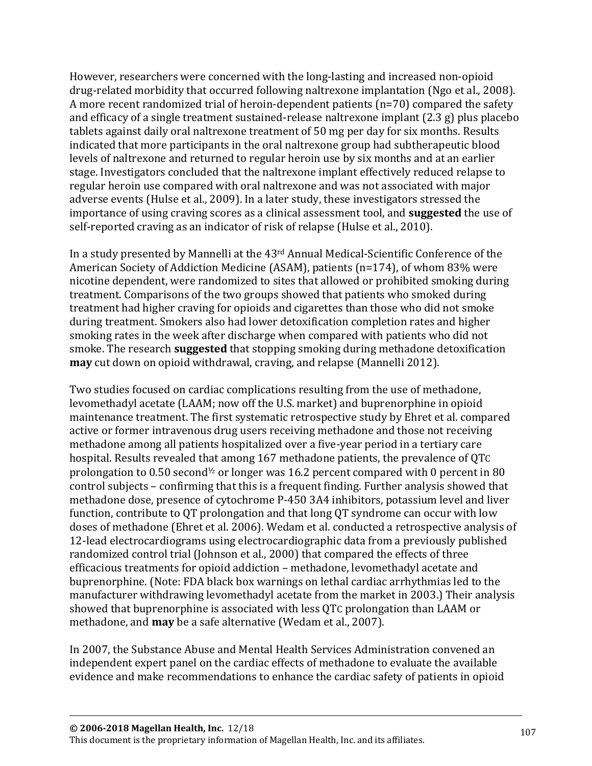However, researchers were concerned with the long-lasting and increased non-opioid drug-related morbidity that occurred following naltrexone implantation (Ngo et al., 2008). A more recent randomized trial of heroin-dependent patients (n=70) compared the safety and efficacy of a single treatment sustained-release naltrexone implant (2.3 g) plus placebo tablets against daily oral naltrexone treatment of 50 mg per day for six months. Results indicated that more participants in the oral naltrexone group had subtherapeutic blood levels of naltrexone and returned to regular heroin use by six months and at an earlier stage. Investigators concluded that the naltrexone implant effectively reduced relapse to regular heroin use compared with oral naltrexone and was not associated with major adverse events (Hulse et al., 2009). In a later study, these investigators stressed the importance of using craving scores as a clinical assessment tool, and **suggested** the use of self-reported craving as an indicator of risk of relapse (Hulse et al., 2010).

In a study presented by Mannelli at the 43rd Annual Medical-Scientific Conference of the American Society of Addiction Medicine (ASAM), patients (n=174), of whom 83% were nicotine dependent, were randomized to sites that allowed or prohibited smoking during treatment. Comparisons of the two groups showed that patients who smoked during treatment had higher craving for opioids and cigarettes than those who did not smoke during treatment. Smokers also had lower detoxification completion rates and higher smoking rates in the week after discharge when compared with patients who did not smoke. The research **suggested** that stopping smoking during methadone detoxification **may** cut down on opioid withdrawal, craving, and relapse (Mannelli 2012).

Two studies focused on cardiac complications resulting from the use of methadone, levomethadyl acetate (LAAM; now off the U.S. market) and buprenorphine in opioid maintenance treatment. The first systematic retrospective study by Ehret et al. compared active or former intravenous drug users receiving methadone and those not receiving methadone among all patients hospitalized over a five-year period in a tertiary care hospital. Results revealed that among 167 methadone patients, the prevalence of QTc prolongation to 0.50 second$^{½}$ or longer was 16.2 percent compared with 0 percent in 80 control subjects – confirming that this is a frequent finding. Further analysis showed that methadone dose, presence of cytochrome P-450 3A4 inhibitors, potassium level and liver function, contribute to QT prolongation and that long QT syndrome can occur with low doses of methadone (Ehret et al. 2006). Wedam et al. conducted a retrospective analysis of 12-lead electrocardiograms using electrocardiographic data from a previously published randomized control trial (Johnson et al., 2000) that compared the effects of three efficacious treatments for opioid addiction – methadone, levomethadyl acetate and buprenorphine. (Note: FDA black box warnings on lethal cardiac arrhythmias led to the manufacturer withdrawing levomethadyl acetate from the market in 2003.) Their analysis showed that buprenorphine is associated with less QTc prolongation than LAAM or methadone, and **may** be a safe alternative (Wedam et al., 2007).

In 2007, the Substance Abuse and Mental Health Services Administration convened an independent expert panel on the cardiac effects of methadone to evaluate the available evidence and make recommendations to enhance the cardiac safety of patients in opioid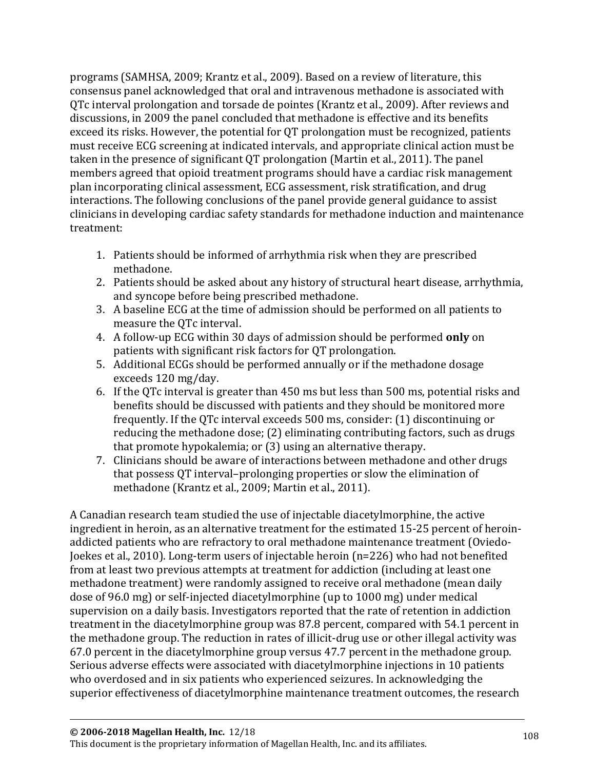programs (SAMHSA, 2009; Krantz et al., 2009). Based on a review of literature, this consensus panel acknowledged that oral and intravenous methadone is associated with QTc interval prolongation and torsade de pointes (Krantz et al., 2009). After reviews and discussions, in 2009 the panel concluded that methadone is effective and its benefits exceed its risks. However, the potential for QT prolongation must be recognized, patients must receive ECG screening at indicated intervals, and appropriate clinical action must be taken in the presence of significant QT prolongation (Martin et al., 2011). The panel members agreed that opioid treatment programs should have a cardiac risk management plan incorporating clinical assessment, ECG assessment, risk stratification, and drug interactions. The following conclusions of the panel provide general guidance to assist clinicians in developing cardiac safety standards for methadone induction and maintenance treatment:

1. Patients should be informed of arrhythmia risk when they are prescribed methadone.
2. Patients should be asked about any history of structural heart disease, arrhythmia, and syncope before being prescribed methadone.
3. A baseline ECG at the time of admission should be performed on all patients to measure the QTc interval.
4. A follow-up ECG within 30 days of admission should be performed **only** on patients with significant risk factors for QT prolongation.
5. Additional ECGs should be performed annually or if the methadone dosage exceeds 120 mg/day.
6. If the QTc interval is greater than 450 ms but less than 500 ms, potential risks and benefits should be discussed with patients and they should be monitored more frequently. If the QTc interval exceeds 500 ms, consider: (1) discontinuing or reducing the methadone dose; (2) eliminating contributing factors, such as drugs that promote hypokalemia; or (3) using an alternative therapy.
7. Clinicians should be aware of interactions between methadone and other drugs that possess QT interval–prolonging properties or slow the elimination of methadone (Krantz et al., 2009; Martin et al., 2011).

A Canadian research team studied the use of injectable diacetylmorphine, the active ingredient in heroin, as an alternative treatment for the estimated 15-25 percent of heroin-addicted patients who are refractory to oral methadone maintenance treatment (Oviedo-Joekes et al., 2010). Long-term users of injectable heroin (n=226) who had not benefited from at least two previous attempts at treatment for addiction (including at least one methadone treatment) were randomly assigned to receive oral methadone (mean daily dose of 96.0 mg) or self-injected diacetylmorphine (up to 1000 mg) under medical supervision on a daily basis. Investigators reported that the rate of retention in addiction treatment in the diacetylmorphine group was 87.8 percent, compared with 54.1 percent in the methadone group. The reduction in rates of illicit-drug use or other illegal activity was 67.0 percent in the diacetylmorphine group versus 47.7 percent in the methadone group. Serious adverse effects were associated with diacetylmorphine injections in 10 patients who overdosed and in six patients who experienced seizures. In acknowledging the superior effectiveness of diacetylmorphine maintenance treatment outcomes, the research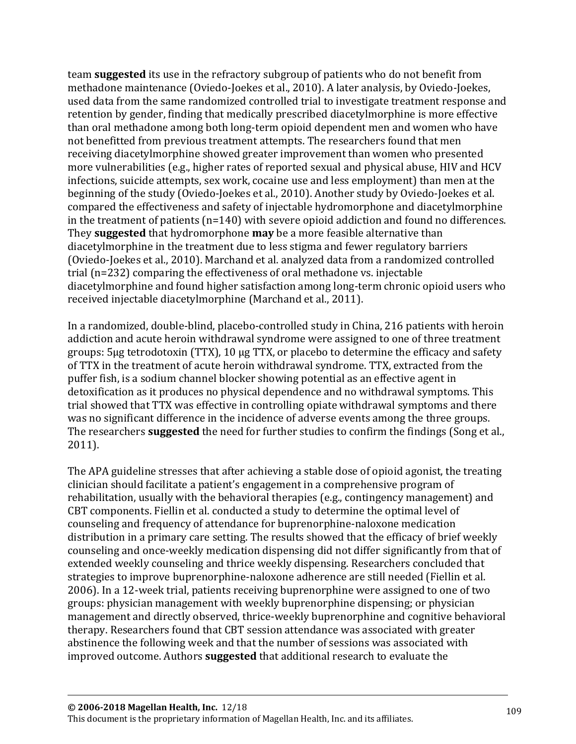team **suggested** its use in the refractory subgroup of patients who do not benefit from methadone maintenance (Oviedo-Joekes et al., 2010). A later analysis, by Oviedo-Joekes, used data from the same randomized controlled trial to investigate treatment response and retention by gender, finding that medically prescribed diacetylmorphine is more effective than oral methadone among both long-term opioid dependent men and women who have not benefitted from previous treatment attempts. The researchers found that men receiving diacetylmorphine showed greater improvement than women who presented more vulnerabilities (e.g., higher rates of reported sexual and physical abuse, HIV and HCV infections, suicide attempts, sex work, cocaine use and less employment) than men at the beginning of the study (Oviedo-Joekes et al., 2010). Another study by Oviedo-Joekes et al. compared the effectiveness and safety of injectable hydromorphone and diacetylmorphine in the treatment of patients (n=140) with severe opioid addiction and found no differences. They **suggested** that hydromorphone **may** be a more feasible alternative than diacetylmorphine in the treatment due to less stigma and fewer regulatory barriers (Oviedo-Joekes et al., 2010). Marchand et al. analyzed data from a randomized controlled trial (n=232) comparing the effectiveness of oral methadone vs. injectable diacetylmorphine and found higher satisfaction among long-term chronic opioid users who received injectable diacetylmorphine (Marchand et al., 2011).

In a randomized, double-blind, placebo-controlled study in China, 216 patients with heroin addiction and acute heroin withdrawal syndrome were assigned to one of three treatment groups: 5μg tetrodotoxin (TTX), 10 μg TTX, or placebo to determine the efficacy and safety of TTX in the treatment of acute heroin withdrawal syndrome. TTX, extracted from the puffer fish, is a sodium channel blocker showing potential as an effective agent in detoxification as it produces no physical dependence and no withdrawal symptoms. This trial showed that TTX was effective in controlling opiate withdrawal symptoms and there was no significant difference in the incidence of adverse events among the three groups. The researchers **suggested** the need for further studies to confirm the findings (Song et al., 2011).

The APA guideline stresses that after achieving a stable dose of opioid agonist, the treating clinician should facilitate a patient's engagement in a comprehensive program of rehabilitation, usually with the behavioral therapies (e.g., contingency management) and CBT components. Fiellin et al. conducted a study to determine the optimal level of counseling and frequency of attendance for buprenorphine-naloxone medication distribution in a primary care setting. The results showed that the efficacy of brief weekly counseling and once-weekly medication dispensing did not differ significantly from that of extended weekly counseling and thrice weekly dispensing. Researchers concluded that strategies to improve buprenorphine-naloxone adherence are still needed (Fiellin et al. 2006). In a 12-week trial, patients receiving buprenorphine were assigned to one of two groups: physician management with weekly buprenorphine dispensing; or physician management and directly observed, thrice-weekly buprenorphine and cognitive behavioral therapy. Researchers found that CBT session attendance was associated with greater abstinence the following week and that the number of sessions was associated with improved outcome. Authors **suggested** that additional research to evaluate the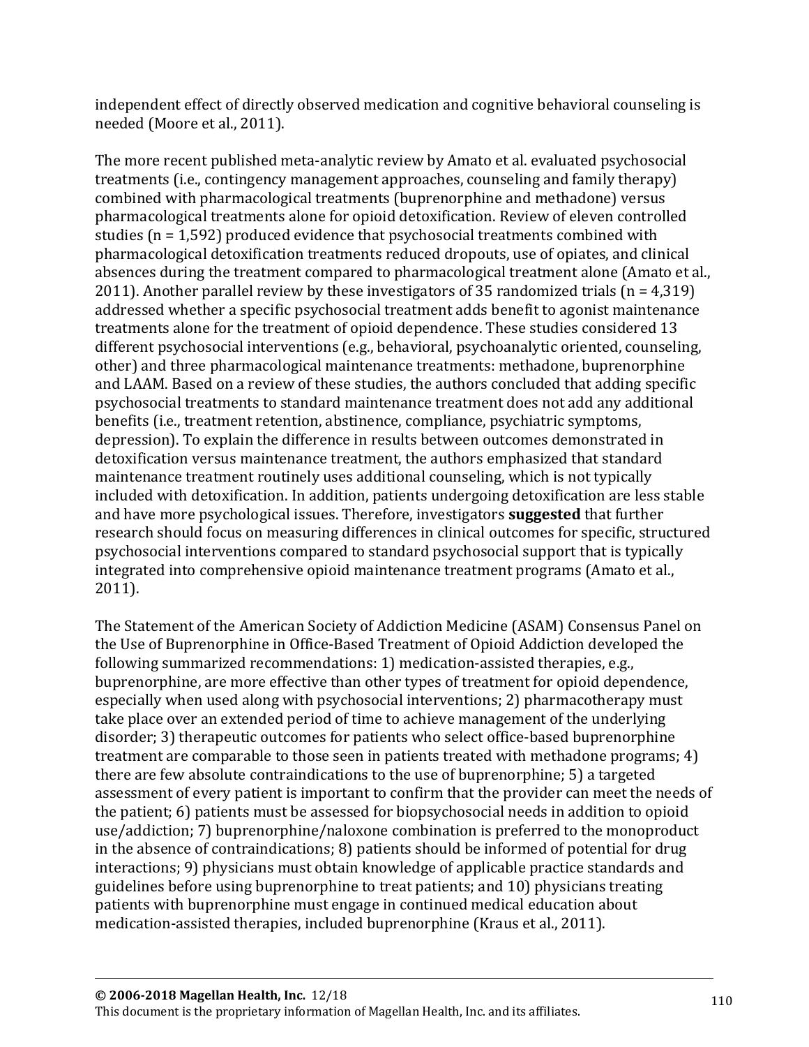independent effect of directly observed medication and cognitive behavioral counseling is needed (Moore et al., 2011).

The more recent published meta-analytic review by Amato et al. evaluated psychosocial treatments (i.e., contingency management approaches, counseling and family therapy) combined with pharmacological treatments (buprenorphine and methadone) versus pharmacological treatments alone for opioid detoxification. Review of eleven controlled studies (n = 1,592) produced evidence that psychosocial treatments combined with pharmacological detoxification treatments reduced dropouts, use of opiates, and clinical absences during the treatment compared to pharmacological treatment alone (Amato et al., 2011). Another parallel review by these investigators of 35 randomized trials (n = 4,319) addressed whether a specific psychosocial treatment adds benefit to agonist maintenance treatments alone for the treatment of opioid dependence. These studies considered 13 different psychosocial interventions (e.g., behavioral, psychoanalytic oriented, counseling, other) and three pharmacological maintenance treatments: methadone, buprenorphine and LAAM. Based on a review of these studies, the authors concluded that adding specific psychosocial treatments to standard maintenance treatment does not add any additional benefits (i.e., treatment retention, abstinence, compliance, psychiatric symptoms, depression). To explain the difference in results between outcomes demonstrated in detoxification versus maintenance treatment, the authors emphasized that standard maintenance treatment routinely uses additional counseling, which is not typically included with detoxification. In addition, patients undergoing detoxification are less stable and have more psychological issues. Therefore, investigators **suggested** that further research should focus on measuring differences in clinical outcomes for specific, structured psychosocial interventions compared to standard psychosocial support that is typically integrated into comprehensive opioid maintenance treatment programs (Amato et al., 2011).

The Statement of the American Society of Addiction Medicine (ASAM) Consensus Panel on the Use of Buprenorphine in Office-Based Treatment of Opioid Addiction developed the following summarized recommendations: 1) medication-assisted therapies, e.g., buprenorphine, are more effective than other types of treatment for opioid dependence, especially when used along with psychosocial interventions; 2) pharmacotherapy must take place over an extended period of time to achieve management of the underlying disorder; 3) therapeutic outcomes for patients who select office-based buprenorphine treatment are comparable to those seen in patients treated with methadone programs; 4) there are few absolute contraindications to the use of buprenorphine; 5) a targeted assessment of every patient is important to confirm that the provider can meet the needs of the patient; 6) patients must be assessed for biopsychosocial needs in addition to opioid use/addiction; 7) buprenorphine/naloxone combination is preferred to the monoproduct in the absence of contraindications; 8) patients should be informed of potential for drug interactions; 9) physicians must obtain knowledge of applicable practice standards and guidelines before using buprenorphine to treat patients; and 10) physicians treating patients with buprenorphine must engage in continued medical education about medication-assisted therapies, included buprenorphine (Kraus et al., 2011).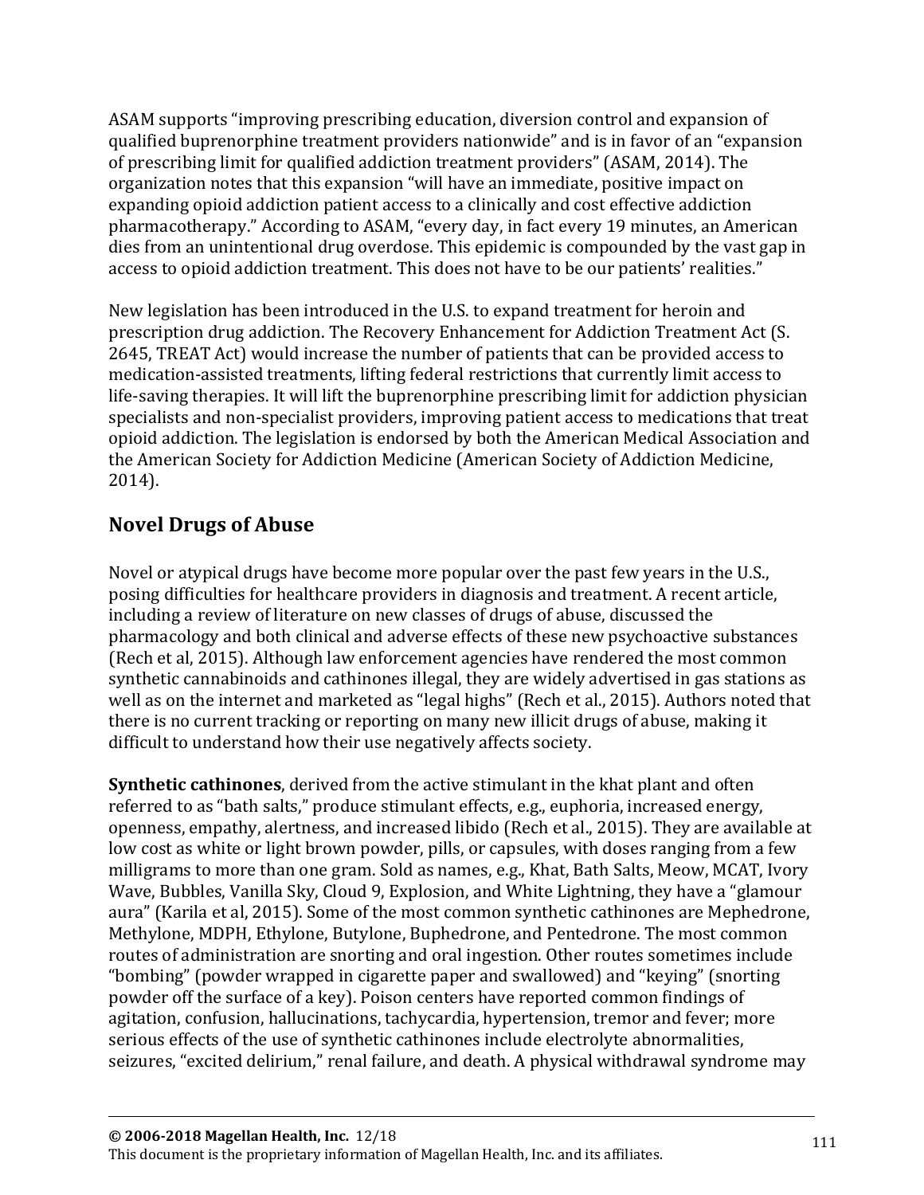ASAM supports "improving prescribing education, diversion control and expansion of qualified buprenorphine treatment providers nationwide" and is in favor of an "expansion of prescribing limit for qualified addiction treatment providers" (ASAM, 2014). The organization notes that this expansion "will have an immediate, positive impact on expanding opioid addiction patient access to a clinically and cost effective addiction pharmacotherapy." According to ASAM, "every day, in fact every 19 minutes, an American dies from an unintentional drug overdose. This epidemic is compounded by the vast gap in access to opioid addiction treatment. This does not have to be our patients' realities."

New legislation has been introduced in the U.S. to expand treatment for heroin and prescription drug addiction. The Recovery Enhancement for Addiction Treatment Act (S. 2645, TREAT Act) would increase the number of patients that can be provided access to medication-assisted treatments, lifting federal restrictions that currently limit access to life-saving therapies. It will lift the buprenorphine prescribing limit for addiction physician specialists and non-specialist providers, improving patient access to medications that treat opioid addiction. The legislation is endorsed by both the American Medical Association and the American Society for Addiction Medicine (American Society of Addiction Medicine, 2014).

## Novel Drugs of Abuse

Novel or atypical drugs have become more popular over the past few years in the U.S., posing difficulties for healthcare providers in diagnosis and treatment. A recent article, including a review of literature on new classes of drugs of abuse, discussed the pharmacology and both clinical and adverse effects of these new psychoactive substances (Rech et al, 2015). Although law enforcement agencies have rendered the most common synthetic cannabinoids and cathinones illegal, they are widely advertised in gas stations as well as on the internet and marketed as "legal highs" (Rech et al., 2015). Authors noted that there is no current tracking or reporting on many new illicit drugs of abuse, making it difficult to understand how their use negatively affects society.

**Synthetic cathinones**, derived from the active stimulant in the khat plant and often referred to as "bath salts," produce stimulant effects, e.g., euphoria, increased energy, openness, empathy, alertness, and increased libido (Rech et al., 2015). They are available at low cost as white or light brown powder, pills, or capsules, with doses ranging from a few milligrams to more than one gram. Sold as names, e.g., Khat, Bath Salts, Meow, MCAT, Ivory Wave, Bubbles, Vanilla Sky, Cloud 9, Explosion, and White Lightning, they have a "glamour aura" (Karila et al, 2015). Some of the most common synthetic cathinones are Mephedrone, Methylone, MDPH, Ethylone, Butylone, Buphedrone, and Pentedrone. The most common routes of administration are snorting and oral ingestion. Other routes sometimes include "bombing" (powder wrapped in cigarette paper and swallowed) and "keying" (snorting powder off the surface of a key). Poison centers have reported common findings of agitation, confusion, hallucinations, tachycardia, hypertension, tremor and fever; more serious effects of the use of synthetic cathinones include electrolyte abnormalities, seizures, "excited delirium," renal failure, and death. A physical withdrawal syndrome may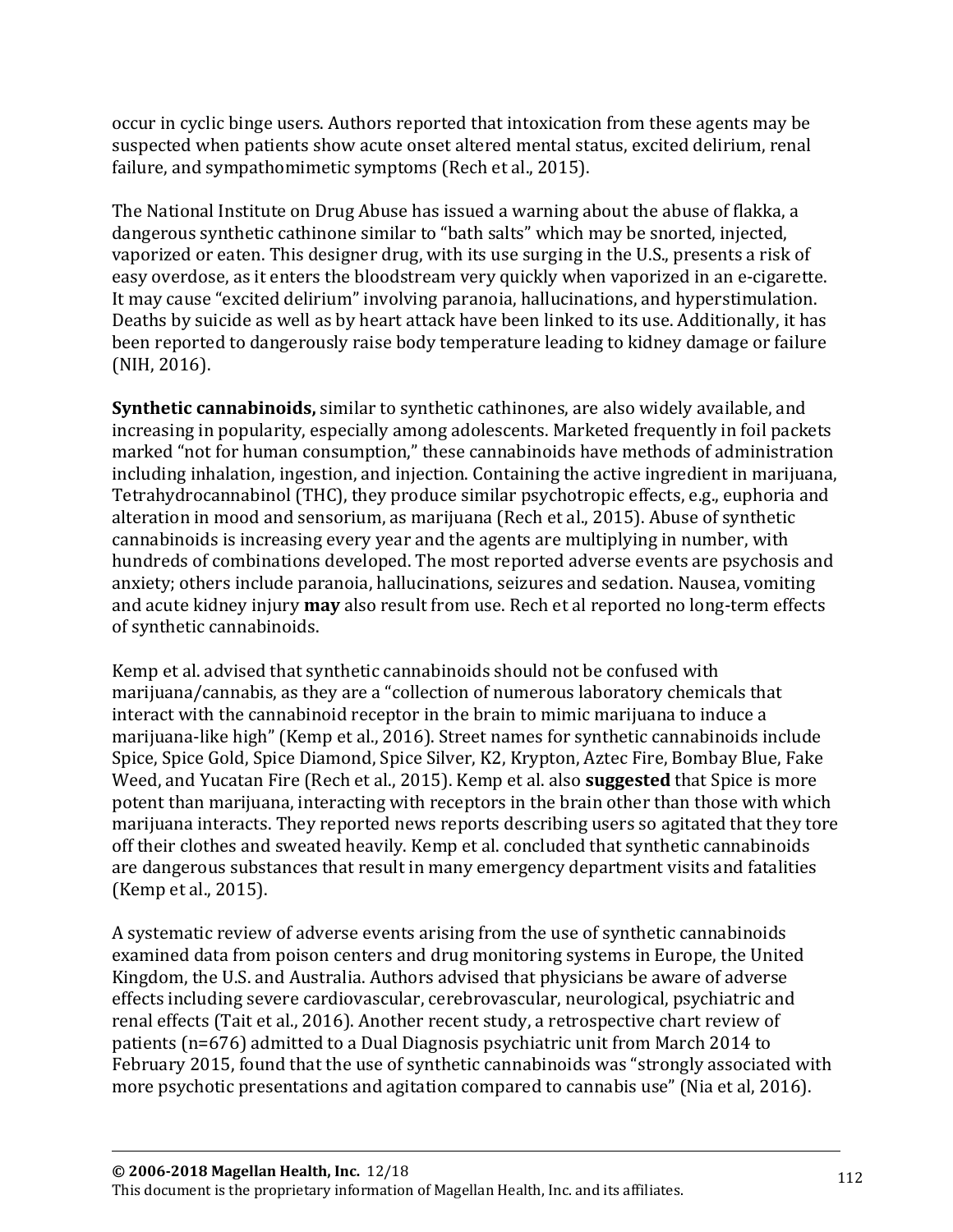occur in cyclic binge users. Authors reported that intoxication from these agents may be suspected when patients show acute onset altered mental status, excited delirium, renal failure, and sympathomimetic symptoms (Rech et al., 2015).

The National Institute on Drug Abuse has issued a warning about the abuse of flakka, a dangerous synthetic cathinone similar to "bath salts" which may be snorted, injected, vaporized or eaten. This designer drug, with its use surging in the U.S., presents a risk of easy overdose, as it enters the bloodstream very quickly when vaporized in an e-cigarette. It may cause "excited delirium" involving paranoia, hallucinations, and hyperstimulation. Deaths by suicide as well as by heart attack have been linked to its use. Additionally, it has been reported to dangerously raise body temperature leading to kidney damage or failure (NIH, 2016).

**Synthetic cannabinoids,** similar to synthetic cathinones, are also widely available, and increasing in popularity, especially among adolescents. Marketed frequently in foil packets marked "not for human consumption," these cannabinoids have methods of administration including inhalation, ingestion, and injection. Containing the active ingredient in marijuana, Tetrahydrocannabinol (THC), they produce similar psychotropic effects, e.g., euphoria and alteration in mood and sensorium, as marijuana (Rech et al., 2015). Abuse of synthetic cannabinoids is increasing every year and the agents are multiplying in number, with hundreds of combinations developed. The most reported adverse events are psychosis and anxiety; others include paranoia, hallucinations, seizures and sedation. Nausea, vomiting and acute kidney injury **may** also result from use. Rech et al reported no long-term effects of synthetic cannabinoids.

Kemp et al. advised that synthetic cannabinoids should not be confused with marijuana/cannabis, as they are a "collection of numerous laboratory chemicals that interact with the cannabinoid receptor in the brain to mimic marijuana to induce a marijuana-like high" (Kemp et al., 2016). Street names for synthetic cannabinoids include Spice, Spice Gold, Spice Diamond, Spice Silver, K2, Krypton, Aztec Fire, Bombay Blue, Fake Weed, and Yucatan Fire (Rech et al., 2015). Kemp et al. also **suggested** that Spice is more potent than marijuana, interacting with receptors in the brain other than those with which marijuana interacts. They reported news reports describing users so agitated that they tore off their clothes and sweated heavily. Kemp et al. concluded that synthetic cannabinoids are dangerous substances that result in many emergency department visits and fatalities (Kemp et al., 2015).

A systematic review of adverse events arising from the use of synthetic cannabinoids examined data from poison centers and drug monitoring systems in Europe, the United Kingdom, the U.S. and Australia. Authors advised that physicians be aware of adverse effects including severe cardiovascular, cerebrovascular, neurological, psychiatric and renal effects (Tait et al., 2016). Another recent study, a retrospective chart review of patients (n=676) admitted to a Dual Diagnosis psychiatric unit from March 2014 to February 2015, found that the use of synthetic cannabinoids was "strongly associated with more psychotic presentations and agitation compared to cannabis use" (Nia et al, 2016).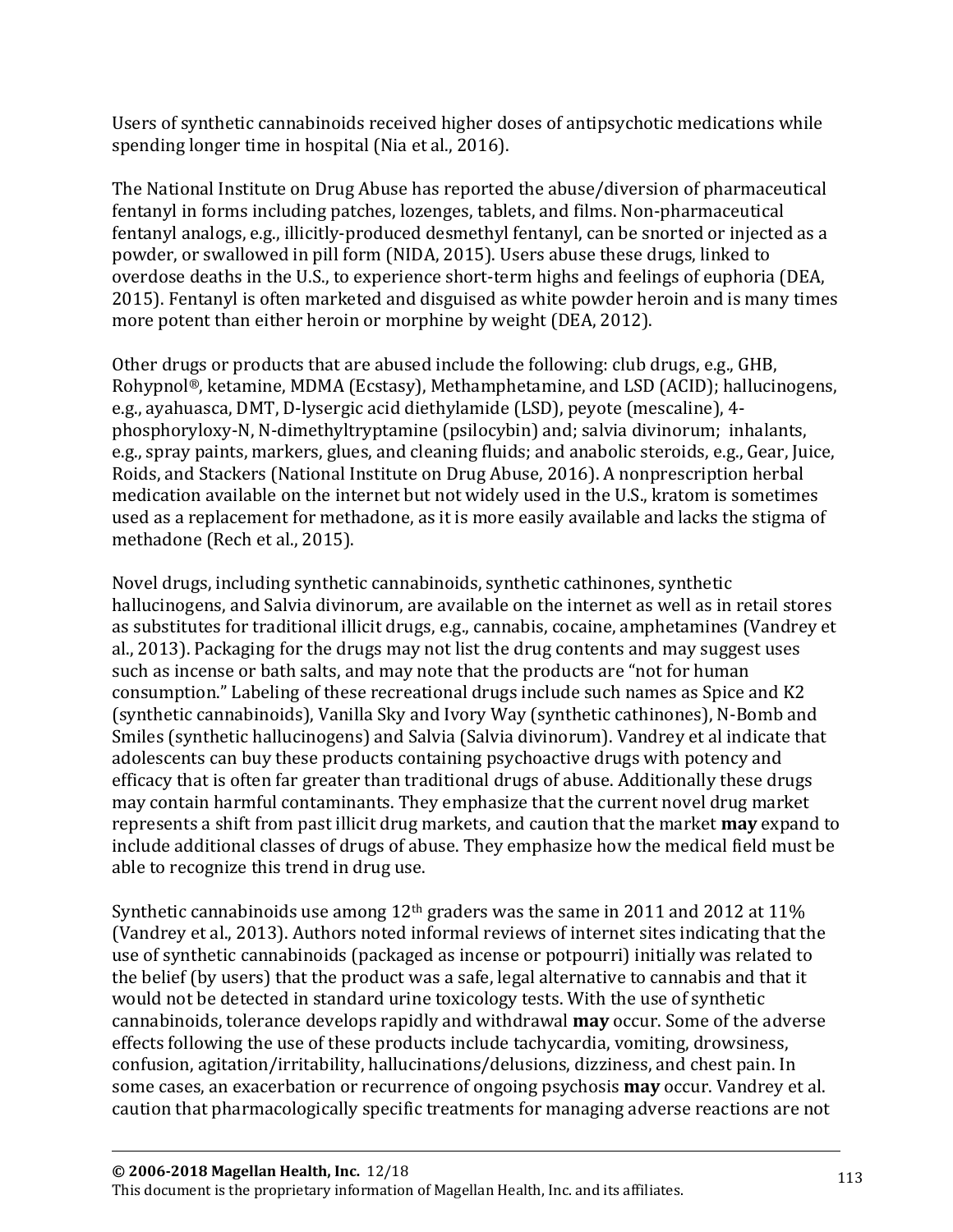Users of synthetic cannabinoids received higher doses of antipsychotic medications while spending longer time in hospital (Nia et al., 2016).

The National Institute on Drug Abuse has reported the abuse/diversion of pharmaceutical fentanyl in forms including patches, lozenges, tablets, and films. Non-pharmaceutical fentanyl analogs, e.g., illicitly-produced desmethyl fentanyl, can be snorted or injected as a powder, or swallowed in pill form (NIDA, 2015). Users abuse these drugs, linked to overdose deaths in the U.S., to experience short-term highs and feelings of euphoria (DEA, 2015). Fentanyl is often marketed and disguised as white powder heroin and is many times more potent than either heroin or morphine by weight (DEA, 2012).

Other drugs or products that are abused include the following: club drugs, e.g., GHB, Rohypnol®, ketamine, MDMA (Ecstasy), Methamphetamine, and LSD (ACID); hallucinogens, e.g., ayahuasca, DMT, D-lysergic acid diethylamide (LSD), peyote (mescaline), 4-phosphoryloxy-N, N-dimethyltryptamine (psilocybin) and; salvia divinorum; inhalants, e.g., spray paints, markers, glues, and cleaning fluids; and anabolic steroids, e.g., Gear, Juice, Roids, and Stackers (National Institute on Drug Abuse, 2016). A nonprescription herbal medication available on the internet but not widely used in the U.S., kratom is sometimes used as a replacement for methadone, as it is more easily available and lacks the stigma of methadone (Rech et al., 2015).

Novel drugs, including synthetic cannabinoids, synthetic cathinones, synthetic hallucinogens, and Salvia divinorum, are available on the internet as well as in retail stores as substitutes for traditional illicit drugs, e.g., cannabis, cocaine, amphetamines (Vandrey et al., 2013). Packaging for the drugs may not list the drug contents and may suggest uses such as incense or bath salts, and may note that the products are "not for human consumption." Labeling of these recreational drugs include such names as Spice and K2 (synthetic cannabinoids), Vanilla Sky and Ivory Way (synthetic cathinones), N-Bomb and Smiles (synthetic hallucinogens) and Salvia (Salvia divinorum). Vandrey et al indicate that adolescents can buy these products containing psychoactive drugs with potency and efficacy that is often far greater than traditional drugs of abuse. Additionally these drugs may contain harmful contaminants. They emphasize that the current novel drug market represents a shift from past illicit drug markets, and caution that the market **may** expand to include additional classes of drugs of abuse. They emphasize how the medical field must be able to recognize this trend in drug use.

Synthetic cannabinoids use among 12th graders was the same in 2011 and 2012 at 11% (Vandrey et al., 2013). Authors noted informal reviews of internet sites indicating that the use of synthetic cannabinoids (packaged as incense or potpourri) initially was related to the belief (by users) that the product was a safe, legal alternative to cannabis and that it would not be detected in standard urine toxicology tests. With the use of synthetic cannabinoids, tolerance develops rapidly and withdrawal **may** occur. Some of the adverse effects following the use of these products include tachycardia, vomiting, drowsiness, confusion, agitation/irritability, hallucinations/delusions, dizziness, and chest pain. In some cases, an exacerbation or recurrence of ongoing psychosis **may** occur. Vandrey et al. caution that pharmacologically specific treatments for managing adverse reactions are not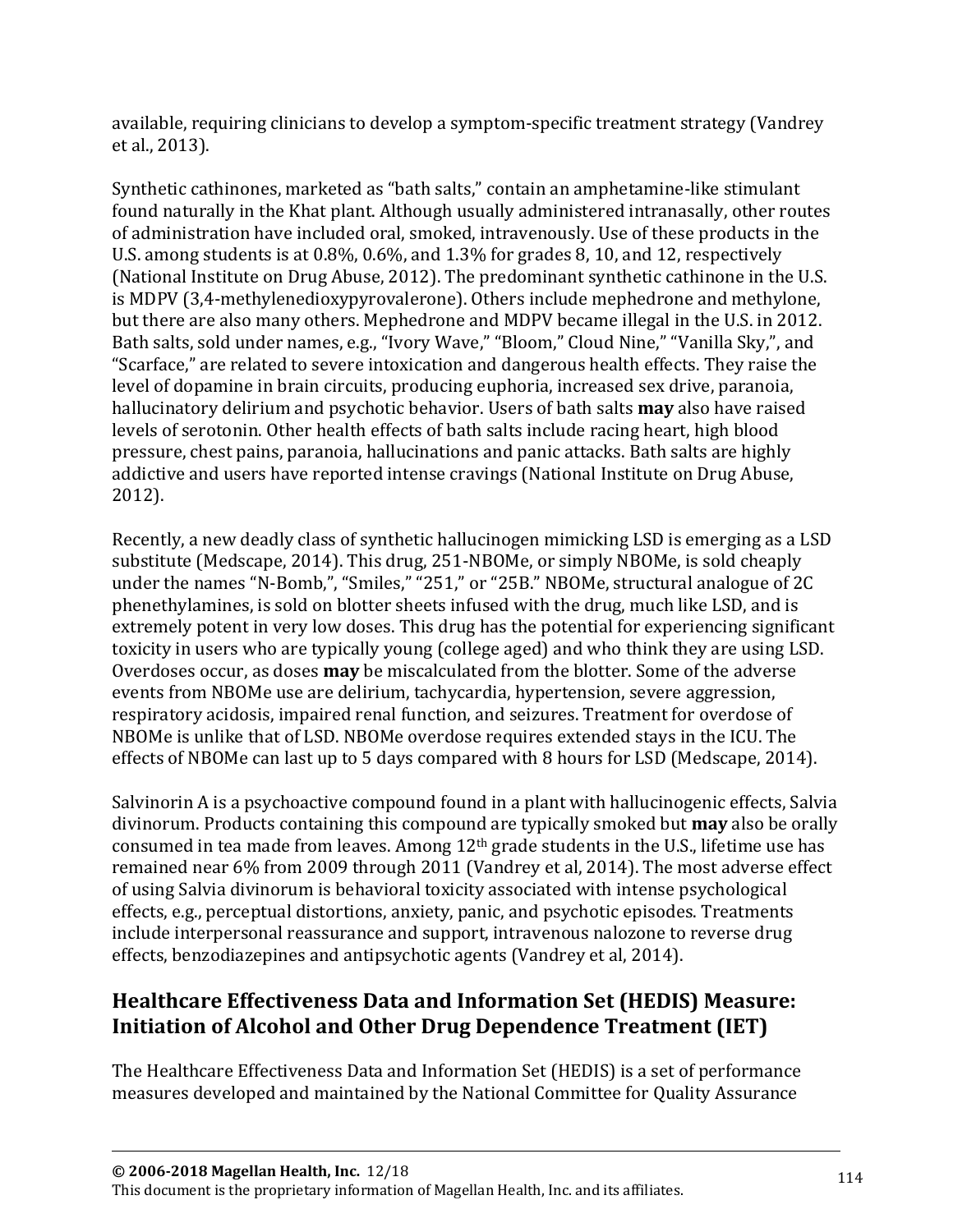available, requiring clinicians to develop a symptom-specific treatment strategy (Vandrey et al., 2013).

Synthetic cathinones, marketed as "bath salts," contain an amphetamine-like stimulant found naturally in the Khat plant. Although usually administered intranasally, other routes of administration have included oral, smoked, intravenously. Use of these products in the U.S. among students is at 0.8%, 0.6%, and 1.3% for grades 8, 10, and 12, respectively (National Institute on Drug Abuse, 2012). The predominant synthetic cathinone in the U.S. is MDPV (3,4-methylenedioxypyrovalerone). Others include mephedrone and methylone, but there are also many others. Mephedrone and MDPV became illegal in the U.S. in 2012. Bath salts, sold under names, e.g., "Ivory Wave," "Bloom," Cloud Nine," "Vanilla Sky,", and "Scarface," are related to severe intoxication and dangerous health effects. They raise the level of dopamine in brain circuits, producing euphoria, increased sex drive, paranoia, hallucinatory delirium and psychotic behavior. Users of bath salts **may** also have raised levels of serotonin. Other health effects of bath salts include racing heart, high blood pressure, chest pains, paranoia, hallucinations and panic attacks. Bath salts are highly addictive and users have reported intense cravings (National Institute on Drug Abuse, 2012).

Recently, a new deadly class of synthetic hallucinogen mimicking LSD is emerging as a LSD substitute (Medscape, 2014). This drug, 251-NBOMe, or simply NBOMe, is sold cheaply under the names "N-Bomb,", "Smiles," "251," or "25B." NBOMe, structural analogue of 2C phenethylamines, is sold on blotter sheets infused with the drug, much like LSD, and is extremely potent in very low doses. This drug has the potential for experiencing significant toxicity in users who are typically young (college aged) and who think they are using LSD. Overdoses occur, as doses **may** be miscalculated from the blotter. Some of the adverse events from NBOMe use are delirium, tachycardia, hypertension, severe aggression, respiratory acidosis, impaired renal function, and seizures. Treatment for overdose of NBOMe is unlike that of LSD. NBOMe overdose requires extended stays in the ICU. The effects of NBOMe can last up to 5 days compared with 8 hours for LSD (Medscape, 2014).

Salvinorin A is a psychoactive compound found in a plant with hallucinogenic effects, Salvia divinorum. Products containing this compound are typically smoked but **may** also be orally consumed in tea made from leaves. Among 12th grade students in the U.S., lifetime use has remained near 6% from 2009 through 2011 (Vandrey et al, 2014). The most adverse effect of using Salvia divinorum is behavioral toxicity associated with intense psychological effects, e.g., perceptual distortions, anxiety, panic, and psychotic episodes. Treatments include interpersonal reassurance and support, intravenous nalozone to reverse drug effects, benzodiazepines and antipsychotic agents (Vandrey et al, 2014).

## Healthcare Effectiveness Data and Information Set (HEDIS) Measure: Initiation of Alcohol and Other Drug Dependence Treatment (IET)

The Healthcare Effectiveness Data and Information Set (HEDIS) is a set of performance measures developed and maintained by the National Committee for Quality Assurance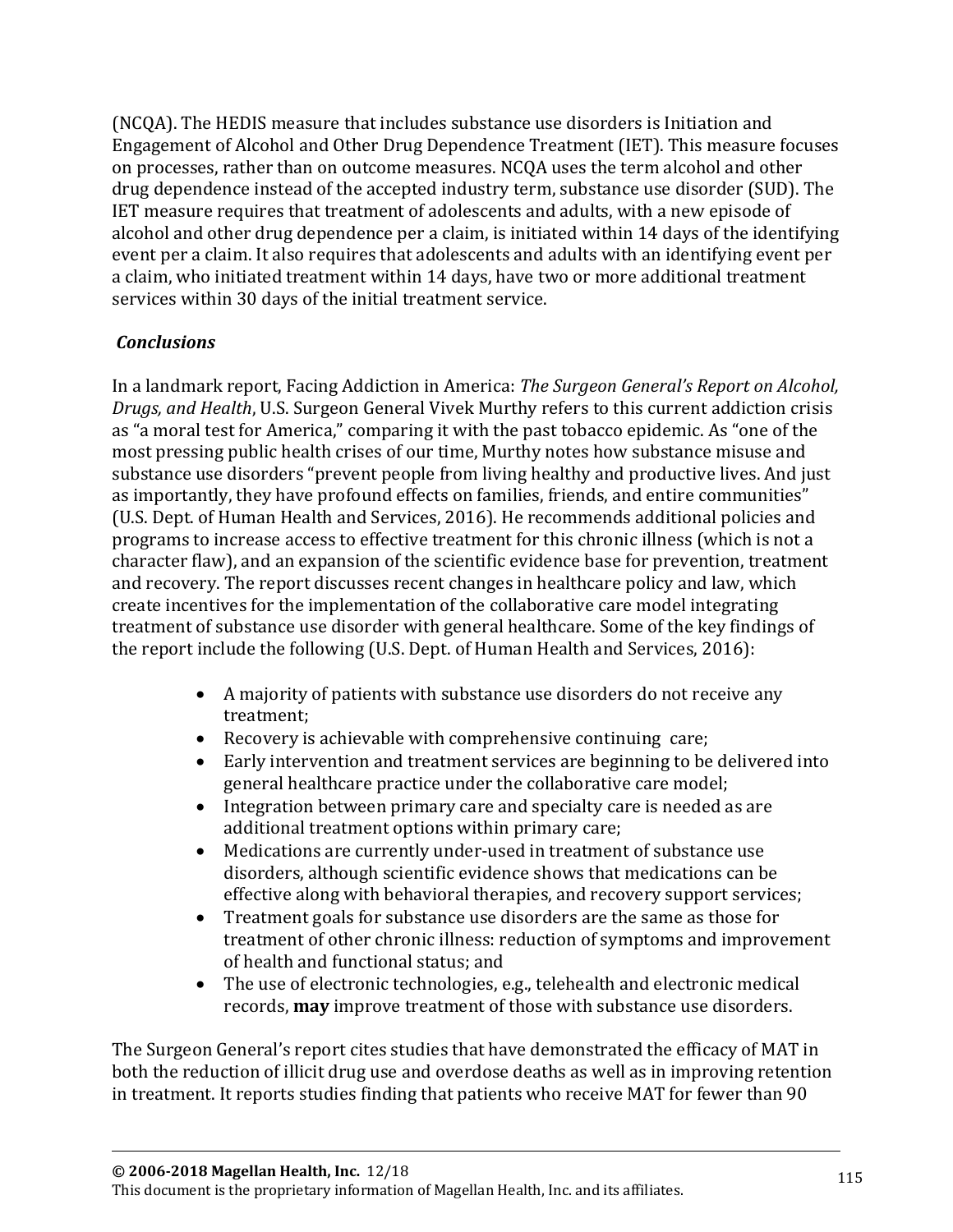(NCQA). The HEDIS measure that includes substance use disorders is Initiation and Engagement of Alcohol and Other Drug Dependence Treatment (IET). This measure focuses on processes, rather than on outcome measures. NCQA uses the term alcohol and other drug dependence instead of the accepted industry term, substance use disorder (SUD). The IET measure requires that treatment of adolescents and adults, with a new episode of alcohol and other drug dependence per a claim, is initiated within 14 days of the identifying event per a claim. It also requires that adolescents and adults with an identifying event per a claim, who initiated treatment within 14 days, have two or more additional treatment services within 30 days of the initial treatment service.

### *Conclusions*

In a landmark report, Facing Addiction in America: *The Surgeon General's Report on Alcohol, Drugs, and Health*, U.S. Surgeon General Vivek Murthy refers to this current addiction crisis as "a moral test for America," comparing it with the past tobacco epidemic. As "one of the most pressing public health crises of our time, Murthy notes how substance misuse and substance use disorders "prevent people from living healthy and productive lives. And just as importantly, they have profound effects on families, friends, and entire communities" (U.S. Dept. of Human Health and Services, 2016). He recommends additional policies and programs to increase access to effective treatment for this chronic illness (which is not a character flaw), and an expansion of the scientific evidence base for prevention, treatment and recovery. The report discusses recent changes in healthcare policy and law, which create incentives for the implementation of the collaborative care model integrating treatment of substance use disorder with general healthcare. Some of the key findings of the report include the following (U.S. Dept. of Human Health and Services, 2016):

- A majority of patients with substance use disorders do not receive any treatment;
- Recovery is achievable with comprehensive continuing care;
- Early intervention and treatment services are beginning to be delivered into general healthcare practice under the collaborative care model;
- Integration between primary care and specialty care is needed as are additional treatment options within primary care;
- Medications are currently under-used in treatment of substance use disorders, although scientific evidence shows that medications can be effective along with behavioral therapies, and recovery support services;
- Treatment goals for substance use disorders are the same as those for treatment of other chronic illness: reduction of symptoms and improvement of health and functional status; and
- The use of electronic technologies, e.g., telehealth and electronic medical records, **may** improve treatment of those with substance use disorders.

The Surgeon General's report cites studies that have demonstrated the efficacy of MAT in both the reduction of illicit drug use and overdose deaths as well as in improving retention in treatment. It reports studies finding that patients who receive MAT for fewer than 90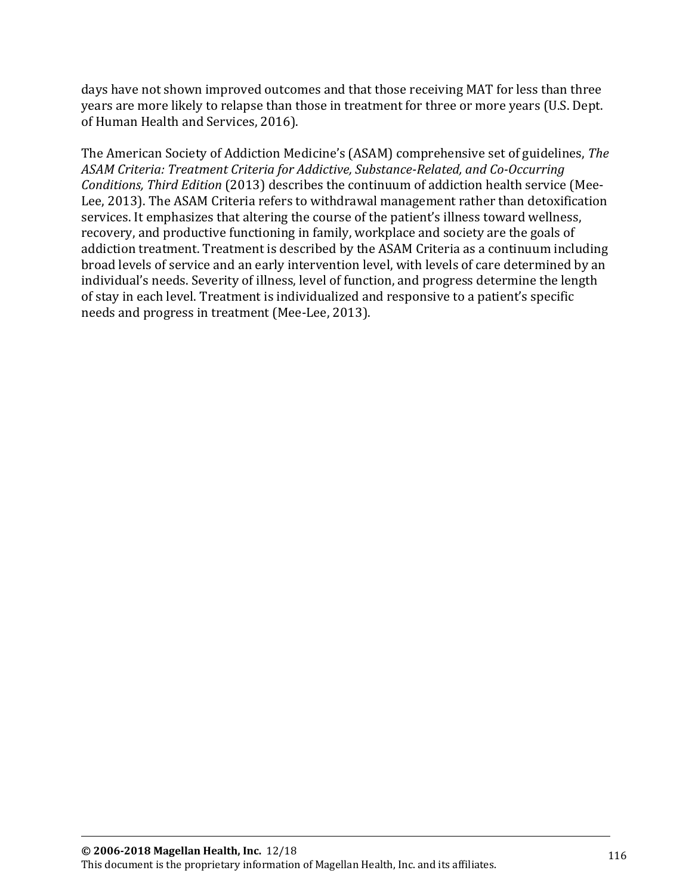days have not shown improved outcomes and that those receiving MAT for less than three years are more likely to relapse than those in treatment for three or more years (U.S. Dept. of Human Health and Services, 2016).

The American Society of Addiction Medicine's (ASAM) comprehensive set of guidelines, *The ASAM Criteria: Treatment Criteria for Addictive, Substance-Related, and Co-Occurring Conditions, Third Edition* (2013) describes the continuum of addiction health service (Mee-Lee, 2013). The ASAM Criteria refers to withdrawal management rather than detoxification services. It emphasizes that altering the course of the patient's illness toward wellness, recovery, and productive functioning in family, workplace and society are the goals of addiction treatment. Treatment is described by the ASAM Criteria as a continuum including broad levels of service and an early intervention level, with levels of care determined by an individual's needs. Severity of illness, level of function, and progress determine the length of stay in each level. Treatment is individualized and responsive to a patient's specific needs and progress in treatment (Mee-Lee, 2013).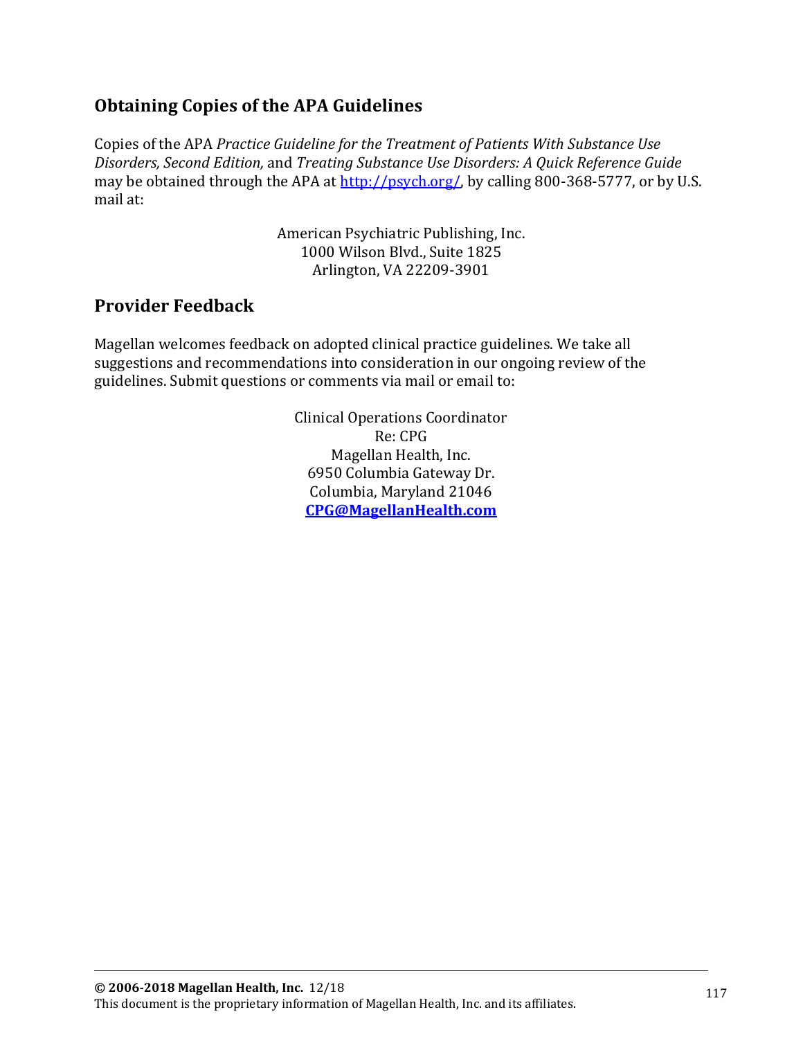## Obtaining Copies of the APA Guidelines

Copies of the APA *Practice Guideline for the Treatment of Patients With Substance Use Disorders, Second Edition,* and *Treating Substance Use Disorders: A Quick Reference Guide* may be obtained through the APA at [http://psych.org/](http://psych.org/), by calling 800-368-5777, or by U.S. mail at:

American Psychiatric Publishing, Inc.
1000 Wilson Blvd., Suite 1825
Arlington, VA 22209-3901

## Provider Feedback

Magellan welcomes feedback on adopted clinical practice guidelines. We take all suggestions and recommendations into consideration in our ongoing review of the guidelines. Submit questions or comments via mail or email to:

Clinical Operations Coordinator
Re: CPG
Magellan Health, Inc.
6950 Columbia Gateway Dr.
Columbia, Maryland 21046
**[CPG@MagellanHealth.com](mailto:CPG@MagellanHealth.com)**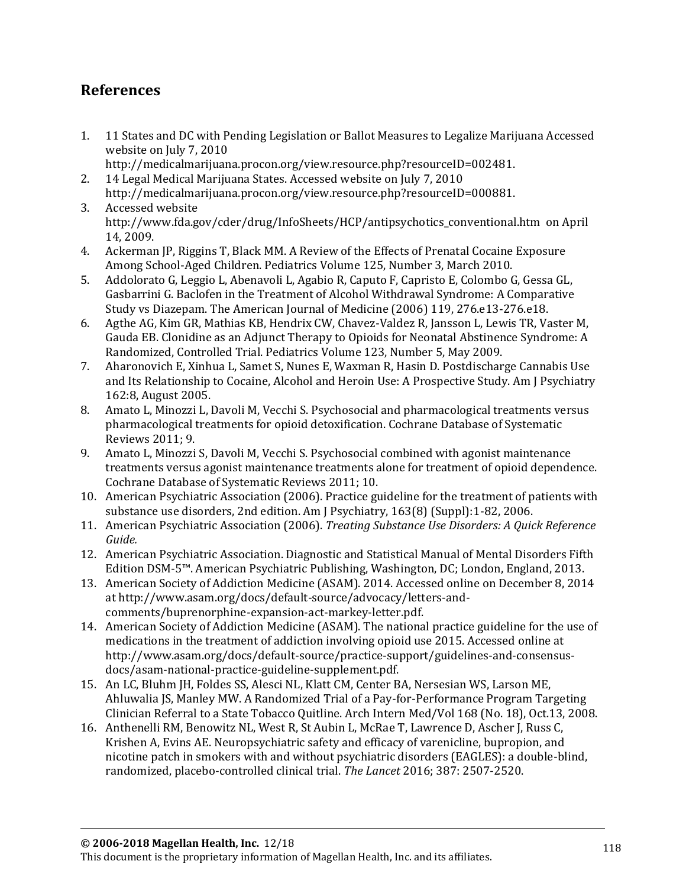## References

1. 11 States and DC with Pending Legislation or Ballot Measures to Legalize Marijuana Accessed website on July 7, 2010 http://medicalmarijuana.procon.org/view.resource.php?resourceID=002481.
2. 14 Legal Medical Marijuana States. Accessed website on July 7, 2010 http://medicalmarijuana.procon.org/view.resource.php?resourceID=000881.
3. Accessed website http://www.fda.gov/cder/drug/InfoSheets/HCP/antipsychotics_conventional.htm on April 14, 2009.
4. Ackerman JP, Riggins T, Black MM. A Review of the Effects of Prenatal Cocaine Exposure Among School-Aged Children. Pediatrics Volume 125, Number 3, March 2010.
5. Addolorato G, Leggio L, Abenavoli L, Agabio R, Caputo F, Capristo E, Colombo G, Gessa GL, Gasbarrini G. Baclofen in the Treatment of Alcohol Withdrawal Syndrome: A Comparative Study vs Diazepam. The American Journal of Medicine (2006) 119, 276.e13-276.e18.
6. Agthe AG, Kim GR, Mathias KB, Hendrix CW, Chavez-Valdez R, Jansson L, Lewis TR, Vaster M, Gauda EB. Clonidine as an Adjunct Therapy to Opioids for Neonatal Abstinence Syndrome: A Randomized, Controlled Trial. Pediatrics Volume 123, Number 5, May 2009.
7. Aharonovich E, Xinhua L, Samet S, Nunes E, Waxman R, Hasin D. Postdischarge Cannabis Use and Its Relationship to Cocaine, Alcohol and Heroin Use: A Prospective Study. Am J Psychiatry 162:8, August 2005.
8. Amato L, Minozzi L, Davoli M, Vecchi S. Psychosocial and pharmacological treatments versus pharmacological treatments for opioid detoxification. Cochrane Database of Systematic Reviews 2011; 9.
9. Amato L, Minozzi S, Davoli M, Vecchi S. Psychosocial combined with agonist maintenance treatments versus agonist maintenance treatments alone for treatment of opioid dependence. Cochrane Database of Systematic Reviews 2011; 10.
10. American Psychiatric Association (2006). Practice guideline for the treatment of patients with substance use disorders, 2nd edition. Am J Psychiatry, 163(8) (Suppl):1-82, 2006.
11. American Psychiatric Association (2006). *Treating Substance Use Disorders: A Quick Reference Guide.*
12. American Psychiatric Association. Diagnostic and Statistical Manual of Mental Disorders Fifth Edition DSM-5™. American Psychiatric Publishing, Washington, DC; London, England, 2013.
13. American Society of Addiction Medicine (ASAM). 2014. Accessed online on December 8, 2014 at http://www.asam.org/docs/default-source/advocacy/letters-and-comments/buprenorphine-expansion-act-markey-letter.pdf.
14. American Society of Addiction Medicine (ASAM). The national practice guideline for the use of medications in the treatment of addiction involving opioid use 2015. Accessed online at http://www.asam.org/docs/default-source/practice-support/guidelines-and-consensus-docs/asam-national-practice-guideline-supplement.pdf.
15. An LC, Bluhm JH, Foldes SS, Alesci NL, Klatt CM, Center BA, Nersesian WS, Larson ME, Ahluwalia JS, Manley MW. A Randomized Trial of a Pay-for-Performance Program Targeting Clinician Referral to a State Tobacco Quitline. Arch Intern Med/Vol 168 (No. 18), Oct.13, 2008.
16. Anthenelli RM, Benowitz NL, West R, St Aubin L, McRae T, Lawrence D, Ascher J, Russ C, Krishen A, Evins AE. Neuropsychiatric safety and efficacy of varenicline, bupropion, and nicotine patch in smokers with and without psychiatric disorders (EAGLES): a double-blind, randomized, placebo-controlled clinical trial. *The Lancet* 2016; 387: 2507-2520.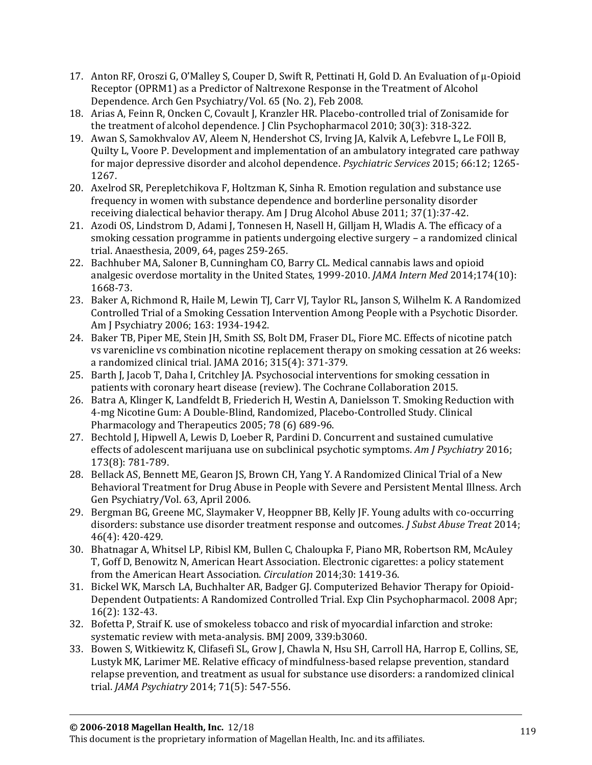17. Anton RF, Oroszi G, O'Malley S, Couper D, Swift R, Pettinati H, Gold D. An Evaluation of μ-Opioid Receptor (OPRM1) as a Predictor of Naltrexone Response in the Treatment of Alcohol Dependence. Arch Gen Psychiatry/Vol. 65 (No. 2), Feb 2008.
18. Arias A, Feinn R, Oncken C, Covault J, Kranzler HR. Placebo-controlled trial of Zonisamide for the treatment of alcohol dependence. J Clin Psychopharmacol 2010; 30(3): 318-322.
19. Awan S, Samokhvalov AV, Aleem N, Hendershot CS, Irving JA, Kalvik A, Lefebvre L, Le FOll B, Quilty L, Voore P. Development and implementation of an ambulatory integrated care pathway for major depressive disorder and alcohol dependence. *Psychiatric Services* 2015; 66:12; 1265-1267.
20. Axelrod SR, Perepletchikova F, Holtzman K, Sinha R. Emotion regulation and substance use frequency in women with substance dependence and borderline personality disorder receiving dialectical behavior therapy. Am J Drug Alcohol Abuse 2011; 37(1):37-42.
21. Azodi OS, Lindstrom D, Adami J, Tonnesen H, Nasell H, Gilljam H, Wladis A. The efficacy of a smoking cessation programme in patients undergoing elective surgery – a randomized clinical trial. Anaesthesia, 2009, 64, pages 259-265.
22. Bachhuber MA, Saloner B, Cunningham CO, Barry CL. Medical cannabis laws and opioid analgesic overdose mortality in the United States, 1999-2010. *JAMA Intern Med* 2014;174(10): 1668-73.
23. Baker A, Richmond R, Haile M, Lewin TJ, Carr VJ, Taylor RL, Janson S, Wilhelm K. A Randomized Controlled Trial of a Smoking Cessation Intervention Among People with a Psychotic Disorder. Am J Psychiatry 2006; 163: 1934-1942.
24. Baker TB, Piper ME, Stein JH, Smith SS, Bolt DM, Fraser DL, Fiore MC. Effects of nicotine patch vs varenicline vs combination nicotine replacement therapy on smoking cessation at 26 weeks: a randomized clinical trial. JAMA 2016; 315(4): 371-379.
25. Barth J, Jacob T, Daha I, Critchley JA. Psychosocial interventions for smoking cessation in patients with coronary heart disease (review). The Cochrane Collaboration 2015.
26. Batra A, Klinger K, Landfeldt B, Friederich H, Westin A, Danielsson T. Smoking Reduction with 4-mg Nicotine Gum: A Double-Blind, Randomized, Placebo-Controlled Study. Clinical Pharmacology and Therapeutics 2005; 78 (6) 689-96.
27. Bechtold J, Hipwell A, Lewis D, Loeber R, Pardini D. Concurrent and sustained cumulative effects of adolescent marijuana use on subclinical psychotic symptoms. *Am J Psychiatry* 2016; 173(8): 781-789.
28. Bellack AS, Bennett ME, Gearon JS, Brown CH, Yang Y. A Randomized Clinical Trial of a New Behavioral Treatment for Drug Abuse in People with Severe and Persistent Mental Illness. Arch Gen Psychiatry/Vol. 63, April 2006.
29. Bergman BG, Greene MC, Slaymaker V, Heoppner BB, Kelly JF. Young adults with co-occurring disorders: substance use disorder treatment response and outcomes. *J Subst Abuse Treat* 2014; 46(4): 420-429.
30. Bhatnagar A, Whitsel LP, Ribisl KM, Bullen C, Chaloupka F, Piano MR, Robertson RM, McAuley T, Goff D, Benowitz N, American Heart Association. Electronic cigarettes: a policy statement from the American Heart Association. *Circulation* 2014;30: 1419-36.
31. Bickel WK, Marsch LA, Buchhalter AR, Badger GJ. Computerized Behavior Therapy for Opioid-Dependent Outpatients: A Randomized Controlled Trial. Exp Clin Psychopharmacol. 2008 Apr; 16(2): 132-43.
32. Bofetta P, Straif K. use of smokeless tobacco and risk of myocardial infarction and stroke: systematic review with meta-analysis. BMJ 2009, 339:b3060.
33. Bowen S, Witkiewitz K, Clifasefi SL, Grow J, Chawla N, Hsu SH, Carroll HA, Harrop E, Collins, SE, Lustyk MK, Larimer ME. Relative efficacy of mindfulness-based relapse prevention, standard relapse prevention, and treatment as usual for substance use disorders: a randomized clinical trial. *JAMA Psychiatry* 2014; 71(5): 547-556.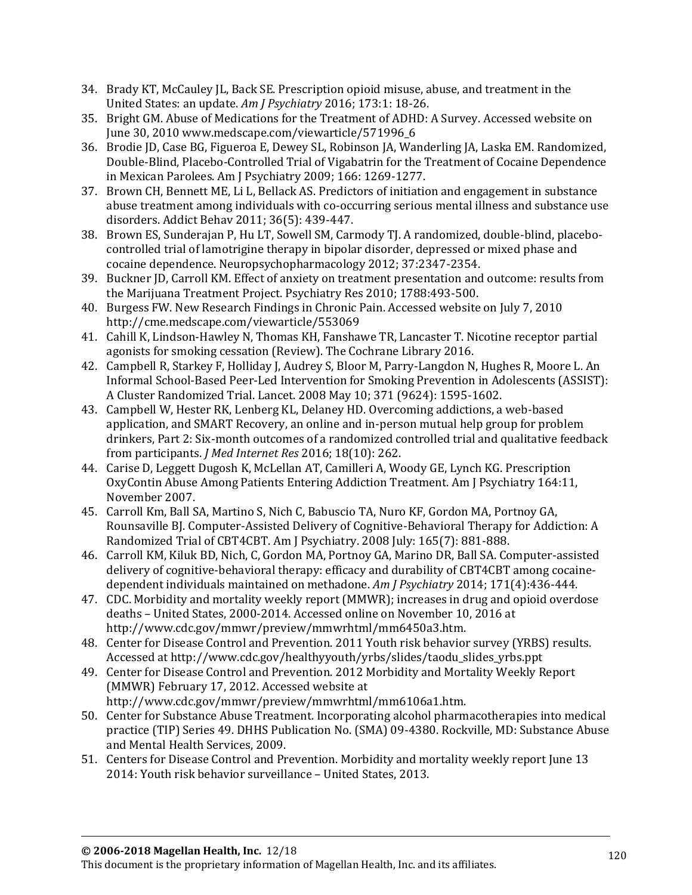34. Brady KT, McCauley JL, Back SE. Prescription opioid misuse, abuse, and treatment in the United States: an update. *Am J Psychiatry* 2016; 173:1: 18-26.
35. Bright GM. Abuse of Medications for the Treatment of ADHD: A Survey. Accessed website on June 30, 2010 www.medscape.com/viewarticle/571996_6
36. Brodie JD, Case BG, Figueroa E, Dewey SL, Robinson JA, Wanderling JA, Laska EM. Randomized, Double-Blind, Placebo-Controlled Trial of Vigabatrin for the Treatment of Cocaine Dependence in Mexican Parolees. Am J Psychiatry 2009; 166: 1269-1277.
37. Brown CH, Bennett ME, Li L, Bellack AS. Predictors of initiation and engagement in substance abuse treatment among individuals with co-occurring serious mental illness and substance use disorders. Addict Behav 2011; 36(5): 439-447.
38. Brown ES, Sunderajan P, Hu LT, Sowell SM, Carmody TJ. A randomized, double-blind, placebo-controlled trial of lamotrigine therapy in bipolar disorder, depressed or mixed phase and cocaine dependence. Neuropsychopharmacology 2012; 37:2347-2354.
39. Buckner JD, Carroll KM. Effect of anxiety on treatment presentation and outcome: results from the Marijuana Treatment Project. Psychiatry Res 2010; 1788:493-500.
40. Burgess FW. New Research Findings in Chronic Pain. Accessed website on July 7, 2010 http://cme.medscape.com/viewarticle/553069
41. Cahill K, Lindson-Hawley N, Thomas KH, Fanshawe TR, Lancaster T. Nicotine receptor partial agonists for smoking cessation (Review). The Cochrane Library 2016.
42. Campbell R, Starkey F, Holliday J, Audrey S, Bloor M, Parry-Langdon N, Hughes R, Moore L. An Informal School-Based Peer-Led Intervention for Smoking Prevention in Adolescents (ASSIST): A Cluster Randomized Trial. Lancet. 2008 May 10; 371 (9624): 1595-1602.
43. Campbell W, Hester RK, Lenberg KL, Delaney HD. Overcoming addictions, a web-based application, and SMART Recovery, an online and in-person mutual help group for problem drinkers, Part 2: Six-month outcomes of a randomized controlled trial and qualitative feedback from participants. *J Med Internet Res* 2016; 18(10): 262.
44. Carise D, Leggett Dugosh K, McLellan AT, Camilleri A, Woody GE, Lynch KG. Prescription OxyContin Abuse Among Patients Entering Addiction Treatment. Am J Psychiatry 164:11, November 2007.
45. Carroll Km, Ball SA, Martino S, Nich C, Babuscio TA, Nuro KF, Gordon MA, Portnoy GA, Rounsaville BJ. Computer-Assisted Delivery of Cognitive-Behavioral Therapy for Addiction: A Randomized Trial of CBT4CBT. Am J Psychiatry. 2008 July: 165(7): 881-888.
46. Carroll KM, Kiluk BD, Nich, C, Gordon MA, Portnoy GA, Marino DR, Ball SA. Computer-assisted delivery of cognitive-behavioral therapy: efficacy and durability of CBT4CBT among cocaine-dependent individuals maintained on methadone. *Am J Psychiatry* 2014; 171(4):436-444.
47. CDC. Morbidity and mortality weekly report (MMWR); increases in drug and opioid overdose deaths – United States, 2000-2014. Accessed online on November 10, 2016 at http://www.cdc.gov/mmwr/preview/mmwrhtml/mm6450a3.htm.
48. Center for Disease Control and Prevention. 2011 Youth risk behavior survey (YRBS) results. Accessed at http://www.cdc.gov/healthyyouth/yrbs/slides/taodu_slides_yrbs.ppt
49. Center for Disease Control and Prevention. 2012 Morbidity and Mortality Weekly Report (MMWR) February 17, 2012. Accessed website at http://www.cdc.gov/mmwr/preview/mmwrhtml/mm6106a1.htm.
50. Center for Substance Abuse Treatment. Incorporating alcohol pharmacotherapies into medical practice (TIP) Series 49. DHHS Publication No. (SMA) 09-4380. Rockville, MD: Substance Abuse and Mental Health Services, 2009.
51. Centers for Disease Control and Prevention. Morbidity and mortality weekly report June 13 2014: Youth risk behavior surveillance – United States, 2013.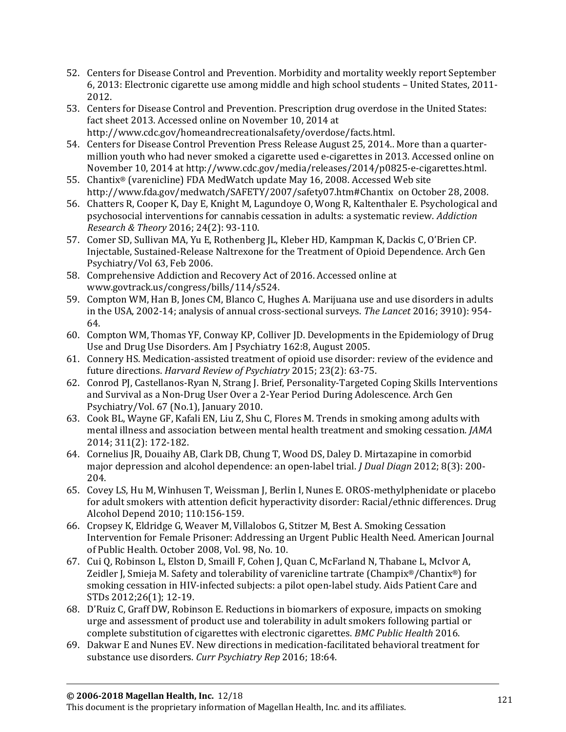52. Centers for Disease Control and Prevention. Morbidity and mortality weekly report September 6, 2013: Electronic cigarette use among middle and high school students – United States, 2011-2012.
53. Centers for Disease Control and Prevention. Prescription drug overdose in the United States: fact sheet 2013. Accessed online on November 10, 2014 at http://www.cdc.gov/homeandrecreationalsafety/overdose/facts.html.
54. Centers for Disease Control Prevention Press Release August 25, 2014.. More than a quarter-million youth who had never smoked a cigarette used e-cigarettes in 2013. Accessed online on November 10, 2014 at http://www.cdc.gov/media/releases/2014/p0825-e-cigarettes.html.
55. Chantix® (varenicline) FDA MedWatch update May 16, 2008. Accessed Web site http://www.fda.gov/medwatch/SAFETY/2007/safety07.htm#Chantix on October 28, 2008.
56. Chatters R, Cooper K, Day E, Knight M, Lagundoye O, Wong R, Kaltenthaler E. Psychological and psychosocial interventions for cannabis cessation in adults: a systematic review. *Addiction Research & Theory* 2016; 24(2): 93-110.
57. Comer SD, Sullivan MA, Yu E, Rothenberg JL, Kleber HD, Kampman K, Dackis C, O'Brien CP. Injectable, Sustained-Release Naltrexone for the Treatment of Opioid Dependence. Arch Gen Psychiatry/Vol 63, Feb 2006.
58. Comprehensive Addiction and Recovery Act of 2016. Accessed online at www.govtrack.us/congress/bills/114/s524.
59. Compton WM, Han B, Jones CM, Blanco C, Hughes A. Marijuana use and use disorders in adults in the USA, 2002-14; analysis of annual cross-sectional surveys. *The Lancet* 2016; 3910): 954-64.
60. Compton WM, Thomas YF, Conway KP, Colliver JD. Developments in the Epidemiology of Drug Use and Drug Use Disorders. Am J Psychiatry 162:8, August 2005.
61. Connery HS. Medication-assisted treatment of opioid use disorder: review of the evidence and future directions. *Harvard Review of Psychiatry* 2015; 23(2): 63-75.
62. Conrod PJ, Castellanos-Ryan N, Strang J. Brief, Personality-Targeted Coping Skills Interventions and Survival as a Non-Drug User Over a 2-Year Period During Adolescence. Arch Gen Psychiatry/Vol. 67 (No.1), January 2010.
63. Cook BL, Wayne GF, Kafali EN, Liu Z, Shu C, Flores M. Trends in smoking among adults with mental illness and association between mental health treatment and smoking cessation. *JAMA* 2014; 311(2): 172-182.
64. Cornelius JR, Douaihy AB, Clark DB, Chung T, Wood DS, Daley D. Mirtazapine in comorbid major depression and alcohol dependence: an open-label trial. *J Dual Diagn* 2012; 8(3): 200-204.
65. Covey LS, Hu M, Winhusen T, Weissman J, Berlin I, Nunes E. OROS-methylphenidate or placebo for adult smokers with attention deficit hyperactivity disorder: Racial/ethnic differences. Drug Alcohol Depend 2010; 110:156-159.
66. Cropsey K, Eldridge G, Weaver M, Villalobos G, Stitzer M, Best A. Smoking Cessation Intervention for Female Prisoner: Addressing an Urgent Public Health Need. American Journal of Public Health. October 2008, Vol. 98, No. 10.
67. Cui Q, Robinson L, Elston D, Smaill F, Cohen J, Quan C, McFarland N, Thabane L, McIvor A, Zeidler J, Smieja M. Safety and tolerability of varenicline tartrate (Champix®/Chantix®) for smoking cessation in HIV-infected subjects: a pilot open-label study. Aids Patient Care and STDs 2012;26(1); 12-19.
68. D'Ruiz C, Graff DW, Robinson E. Reductions in biomarkers of exposure, impacts on smoking urge and assessment of product use and tolerability in adult smokers following partial or complete substitution of cigarettes with electronic cigarettes. *BMC Public Health* 2016.
69. Dakwar E and Nunes EV. New directions in medication-facilitated behavioral treatment for substance use disorders. *Curr Psychiatry Rep* 2016; 18:64.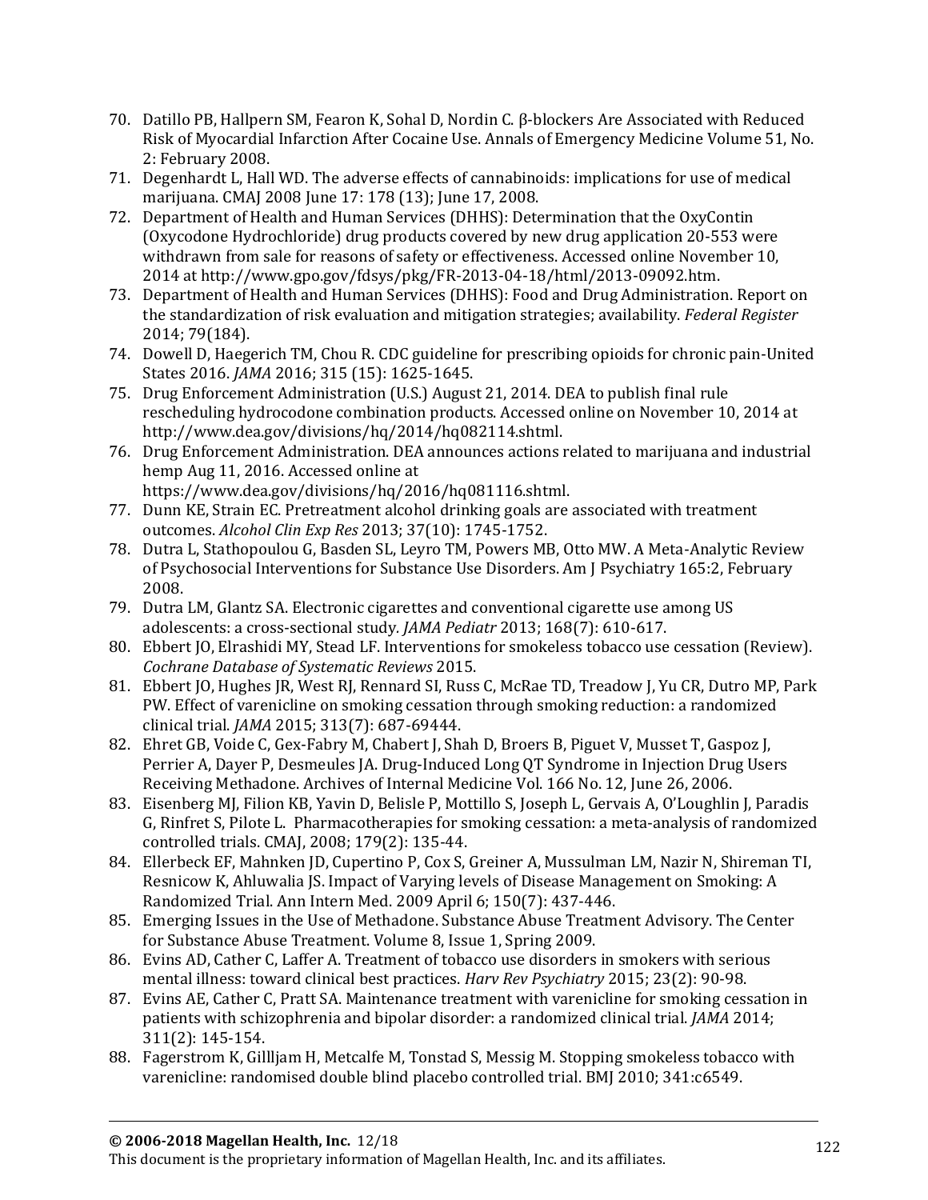70. Datillo PB, Hallpern SM, Fearon K, Sohal D, Nordin C. β-blockers Are Associated with Reduced Risk of Myocardial Infarction After Cocaine Use. Annals of Emergency Medicine Volume 51, No. 2: February 2008.
71. Degenhardt L, Hall WD. The adverse effects of cannabinoids: implications for use of medical marijuana. CMAJ 2008 June 17: 178 (13); June 17, 2008.
72. Department of Health and Human Services (DHHS): Determination that the OxyContin (Oxycodone Hydrochloride) drug products covered by new drug application 20-553 were withdrawn from sale for reasons of safety or effectiveness. Accessed online November 10, 2014 at http://www.gpo.gov/fdsys/pkg/FR-2013-04-18/html/2013-09092.htm.
73. Department of Health and Human Services (DHHS): Food and Drug Administration. Report on the standardization of risk evaluation and mitigation strategies; availability. *Federal Register* 2014; 79(184).
74. Dowell D, Haegerich TM, Chou R. CDC guideline for prescribing opioids for chronic pain-United States 2016. *JAMA* 2016; 315 (15): 1625-1645.
75. Drug Enforcement Administration (U.S.) August 21, 2014. DEA to publish final rule rescheduling hydrocodone combination products. Accessed online on November 10, 2014 at http://www.dea.gov/divisions/hq/2014/hq082114.shtml.
76. Drug Enforcement Administration. DEA announces actions related to marijuana and industrial hemp Aug 11, 2016. Accessed online at https://www.dea.gov/divisions/hq/2016/hq081116.shtml.
77. Dunn KE, Strain EC. Pretreatment alcohol drinking goals are associated with treatment outcomes. *Alcohol Clin Exp Res* 2013; 37(10): 1745-1752.
78. Dutra L, Stathopoulou G, Basden SL, Leyro TM, Powers MB, Otto MW. A Meta-Analytic Review of Psychosocial Interventions for Substance Use Disorders. Am J Psychiatry 165:2, February 2008.
79. Dutra LM, Glantz SA. Electronic cigarettes and conventional cigarette use among US adolescents: a cross-sectional study. *JAMA Pediatr* 2013; 168(7): 610-617.
80. Ebbert JO, Elrashidi MY, Stead LF. Interventions for smokeless tobacco use cessation (Review). *Cochrane Database of Systematic Reviews* 2015.
81. Ebbert JO, Hughes JR, West RJ, Rennard SI, Russ C, McRae TD, Treadow J, Yu CR, Dutro MP, Park PW. Effect of varenicline on smoking cessation through smoking reduction: a randomized clinical trial. *JAMA* 2015; 313(7): 687-69444.
82. Ehret GB, Voide C, Gex-Fabry M, Chabert J, Shah D, Broers B, Piguet V, Musset T, Gaspoz J, Perrier A, Dayer P, Desmeules JA. Drug-Induced Long QT Syndrome in Injection Drug Users Receiving Methadone. Archives of Internal Medicine Vol. 166 No. 12, June 26, 2006.
83. Eisenberg MJ, Filion KB, Yavin D, Belisle P, Mottillo S, Joseph L, Gervais A, O'Loughlin J, Paradis G, Rinfret S, Pilote L. Pharmacotherapies for smoking cessation: a meta-analysis of randomized controlled trials. CMAJ, 2008; 179(2): 135-44.
84. Ellerbeck EF, Mahnken JD, Cupertino P, Cox S, Greiner A, Mussulman LM, Nazir N, Shireman TI, Resnicow K, Ahluwalia JS. Impact of Varying levels of Disease Management on Smoking: A Randomized Trial. Ann Intern Med. 2009 April 6; 150(7): 437-446.
85. Emerging Issues in the Use of Methadone. Substance Abuse Treatment Advisory. The Center for Substance Abuse Treatment. Volume 8, Issue 1, Spring 2009.
86. Evins AD, Cather C, Laffer A. Treatment of tobacco use disorders in smokers with serious mental illness: toward clinical best practices. *Harv Rev Psychiatry* 2015; 23(2): 90-98.
87. Evins AE, Cather C, Pratt SA. Maintenance treatment with varenicline for smoking cessation in patients with schizophrenia and bipolar disorder: a randomized clinical trial. *JAMA* 2014; 311(2): 145-154.
88. Fagerstrom K, Gillljam H, Metcalfe M, Tonstad S, Messig M. Stopping smokeless tobacco with varenicline: randomised double blind placebo controlled trial. BMJ 2010; 341:c6549.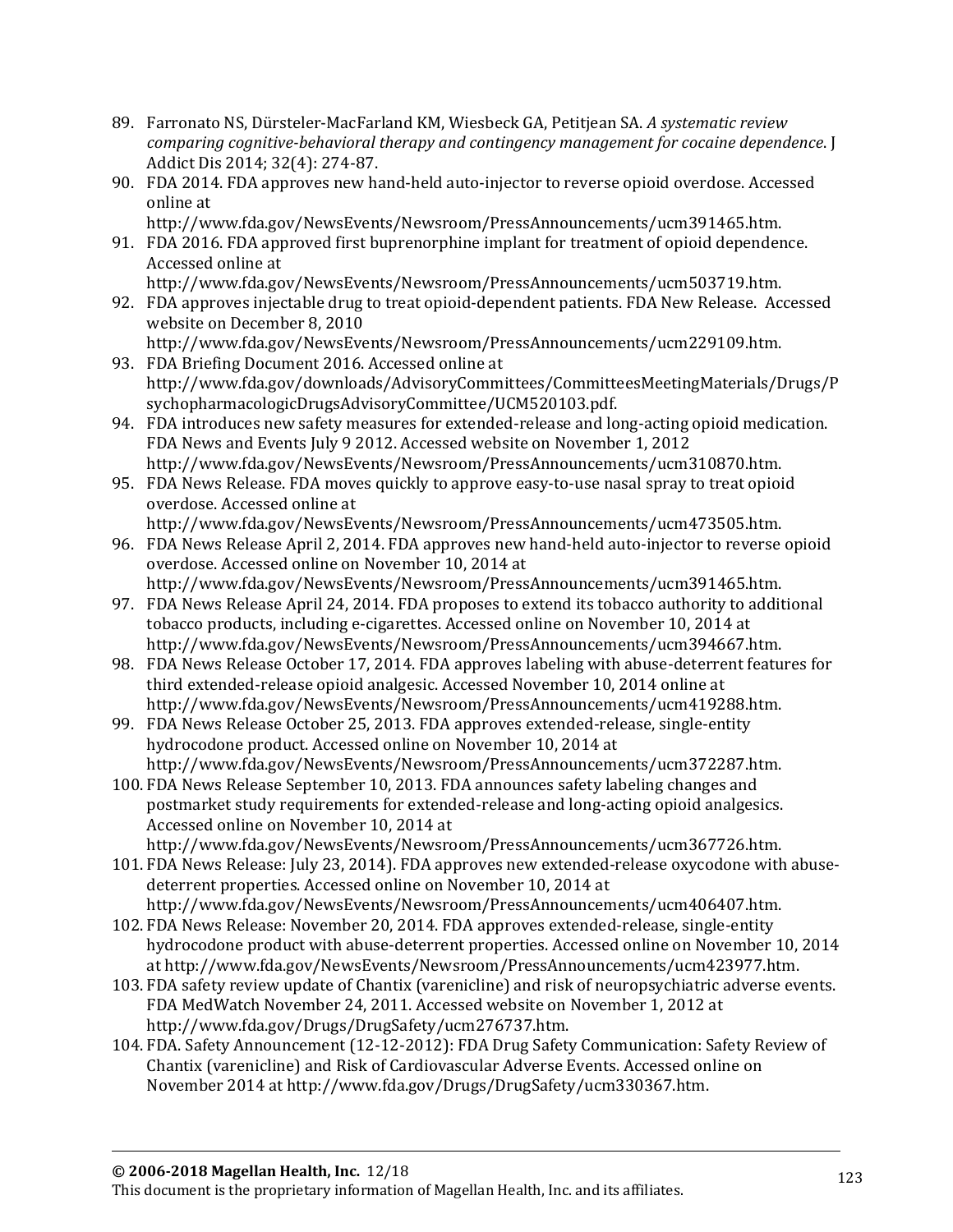89. Farronato NS, Dürsteler-MacFarland KM, Wiesbeck GA, Petitjean SA. *A systematic review comparing cognitive-behavioral therapy and contingency management for cocaine dependence*. J Addict Dis 2014; 32(4): 274-87.
90. FDA 2014. FDA approves new hand-held auto-injector to reverse opioid overdose. Accessed online at http://www.fda.gov/NewsEvents/Newsroom/PressAnnouncements/ucm391465.htm.
91. FDA 2016. FDA approved first buprenorphine implant for treatment of opioid dependence. Accessed online at http://www.fda.gov/NewsEvents/Newsroom/PressAnnouncements/ucm503719.htm.
92. FDA approves injectable drug to treat opioid-dependent patients. FDA New Release. Accessed website on December 8, 2010 http://www.fda.gov/NewsEvents/Newsroom/PressAnnouncements/ucm229109.htm.
93. FDA Briefing Document 2016. Accessed online at http://www.fda.gov/downloads/AdvisoryCommittees/CommitteesMeetingMaterials/Drugs/PsychopharmacologicDrugsAdvisoryCommittee/UCM520103.pdf.
94. FDA introduces new safety measures for extended-release and long-acting opioid medication. FDA News and Events July 9 2012. Accessed website on November 1, 2012 http://www.fda.gov/NewsEvents/Newsroom/PressAnnouncements/ucm310870.htm.
95. FDA News Release. FDA moves quickly to approve easy-to-use nasal spray to treat opioid overdose. Accessed online at http://www.fda.gov/NewsEvents/Newsroom/PressAnnouncements/ucm473505.htm.
96. FDA News Release April 2, 2014. FDA approves new hand-held auto-injector to reverse opioid overdose. Accessed online on November 10, 2014 at http://www.fda.gov/NewsEvents/Newsroom/PressAnnouncements/ucm391465.htm.
97. FDA News Release April 24, 2014. FDA proposes to extend its tobacco authority to additional tobacco products, including e-cigarettes. Accessed online on November 10, 2014 at http://www.fda.gov/NewsEvents/Newsroom/PressAnnouncements/ucm394667.htm.
98. FDA News Release October 17, 2014. FDA approves labeling with abuse-deterrent features for third extended-release opioid analgesic. Accessed November 10, 2014 online at http://www.fda.gov/NewsEvents/Newsroom/PressAnnouncements/ucm419288.htm.
99. FDA News Release October 25, 2013. FDA approves extended-release, single-entity hydrocodone product. Accessed online on November 10, 2014 at http://www.fda.gov/NewsEvents/Newsroom/PressAnnouncements/ucm372287.htm.
100. FDA News Release September 10, 2013. FDA announces safety labeling changes and postmarket study requirements for extended-release and long-acting opioid analgesics. Accessed online on November 10, 2014 at http://www.fda.gov/NewsEvents/Newsroom/PressAnnouncements/ucm367726.htm.
101. FDA News Release: July 23, 2014). FDA approves new extended-release oxycodone with abuse-deterrent properties. Accessed online on November 10, 2014 at http://www.fda.gov/NewsEvents/Newsroom/PressAnnouncements/ucm406407.htm.
102. FDA News Release: November 20, 2014. FDA approves extended-release, single-entity hydrocodone product with abuse-deterrent properties. Accessed online on November 10, 2014 at http://www.fda.gov/NewsEvents/Newsroom/PressAnnouncements/ucm423977.htm.
103. FDA safety review update of Chantix (varenicline) and risk of neuropsychiatric adverse events. FDA MedWatch November 24, 2011. Accessed website on November 1, 2012 at http://www.fda.gov/Drugs/DrugSafety/ucm276737.htm.
104. FDA. Safety Announcement (12-12-2012): FDA Drug Safety Communication: Safety Review of Chantix (varenicline) and Risk of Cardiovascular Adverse Events. Accessed online on November 2014 at http://www.fda.gov/Drugs/DrugSafety/ucm330367.htm.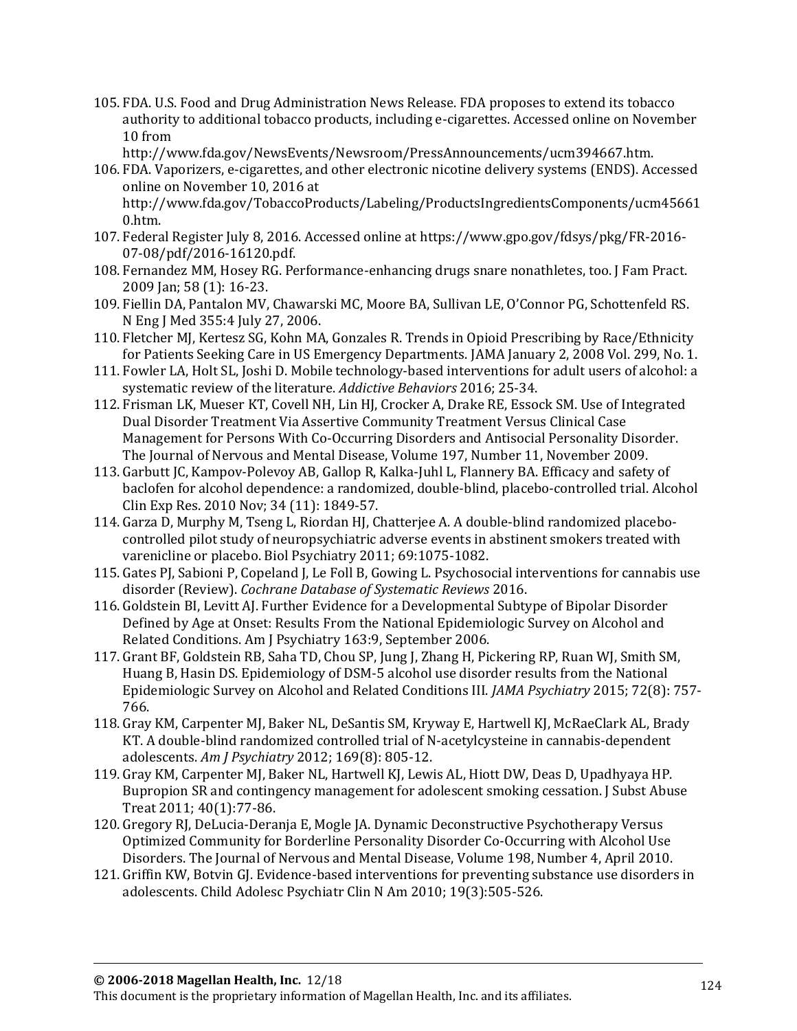105. FDA. U.S. Food and Drug Administration News Release. FDA proposes to extend its tobacco authority to additional tobacco products, including e-cigarettes. Accessed online on November 10 from http://www.fda.gov/NewsEvents/Newsroom/PressAnnouncements/ucm394667.htm.
106. FDA. Vaporizers, e-cigarettes, and other electronic nicotine delivery systems (ENDS). Accessed online on November 10, 2016 at http://www.fda.gov/TobaccoProducts/Labeling/ProductsIngredientsComponents/ucm456610.htm.
107. Federal Register July 8, 2016. Accessed online at https://www.gpo.gov/fdsys/pkg/FR-2016-07-08/pdf/2016-16120.pdf.
108. Fernandez MM, Hosey RG. Performance-enhancing drugs snare nonathletes, too. J Fam Pract. 2009 Jan; 58 (1): 16-23.
109. Fiellin DA, Pantalon MV, Chawarski MC, Moore BA, Sullivan LE, O'Connor PG, Schottenfeld RS. N Eng J Med 355:4 July 27, 2006.
110. Fletcher MJ, Kertesz SG, Kohn MA, Gonzales R. Trends in Opioid Prescribing by Race/Ethnicity for Patients Seeking Care in US Emergency Departments. JAMA January 2, 2008 Vol. 299, No. 1.
111. Fowler LA, Holt SL, Joshi D. Mobile technology-based interventions for adult users of alcohol: a systematic review of the literature. *Addictive Behaviors* 2016; 25-34.
112. Frisman LK, Mueser KT, Covell NH, Lin HJ, Crocker A, Drake RE, Essock SM. Use of Integrated Dual Disorder Treatment Via Assertive Community Treatment Versus Clinical Case Management for Persons With Co-Occurring Disorders and Antisocial Personality Disorder. The Journal of Nervous and Mental Disease, Volume 197, Number 11, November 2009.
113. Garbutt JC, Kampov-Polevoy AB, Gallop R, Kalka-Juhl L, Flannery BA. Efficacy and safety of baclofen for alcohol dependence: a randomized, double-blind, placebo-controlled trial. Alcohol Clin Exp Res. 2010 Nov; 34 (11): 1849-57.
114. Garza D, Murphy M, Tseng L, Riordan HJ, Chatterjee A. A double-blind randomized placebo-controlled pilot study of neuropsychiatric adverse events in abstinent smokers treated with varenicline or placebo. Biol Psychiatry 2011; 69:1075-1082.
115. Gates PJ, Sabioni P, Copeland J, Le Foll B, Gowing L. Psychosocial interventions for cannabis use disorder (Review). *Cochrane Database of Systematic Reviews* 2016.
116. Goldstein BI, Levitt AJ. Further Evidence for a Developmental Subtype of Bipolar Disorder Defined by Age at Onset: Results From the National Epidemiologic Survey on Alcohol and Related Conditions. Am J Psychiatry 163:9, September 2006.
117. Grant BF, Goldstein RB, Saha TD, Chou SP, Jung J, Zhang H, Pickering RP, Ruan WJ, Smith SM, Huang B, Hasin DS. Epidemiology of DSM-5 alcohol use disorder results from the National Epidemiologic Survey on Alcohol and Related Conditions III. *JAMA Psychiatry* 2015; 72(8): 757-766.
118. Gray KM, Carpenter MJ, Baker NL, DeSantis SM, Kryway E, Hartwell KJ, McRaeClark AL, Brady KT. A double-blind randomized controlled trial of N-acetylcysteine in cannabis-dependent adolescents. *Am J Psychiatry* 2012; 169(8): 805-12.
119. Gray KM, Carpenter MJ, Baker NL, Hartwell KJ, Lewis AL, Hiott DW, Deas D, Upadhyaya HP. Bupropion SR and contingency management for adolescent smoking cessation. J Subst Abuse Treat 2011; 40(1):77-86.
120. Gregory RJ, DeLucia-Deranja E, Mogle JA. Dynamic Deconstructive Psychotherapy Versus Optimized Community for Borderline Personality Disorder Co-Occurring with Alcohol Use Disorders. The Journal of Nervous and Mental Disease, Volume 198, Number 4, April 2010.
121. Griffin KW, Botvin GJ. Evidence-based interventions for preventing substance use disorders in adolescents. Child Adolesc Psychiatr Clin N Am 2010; 19(3):505-526.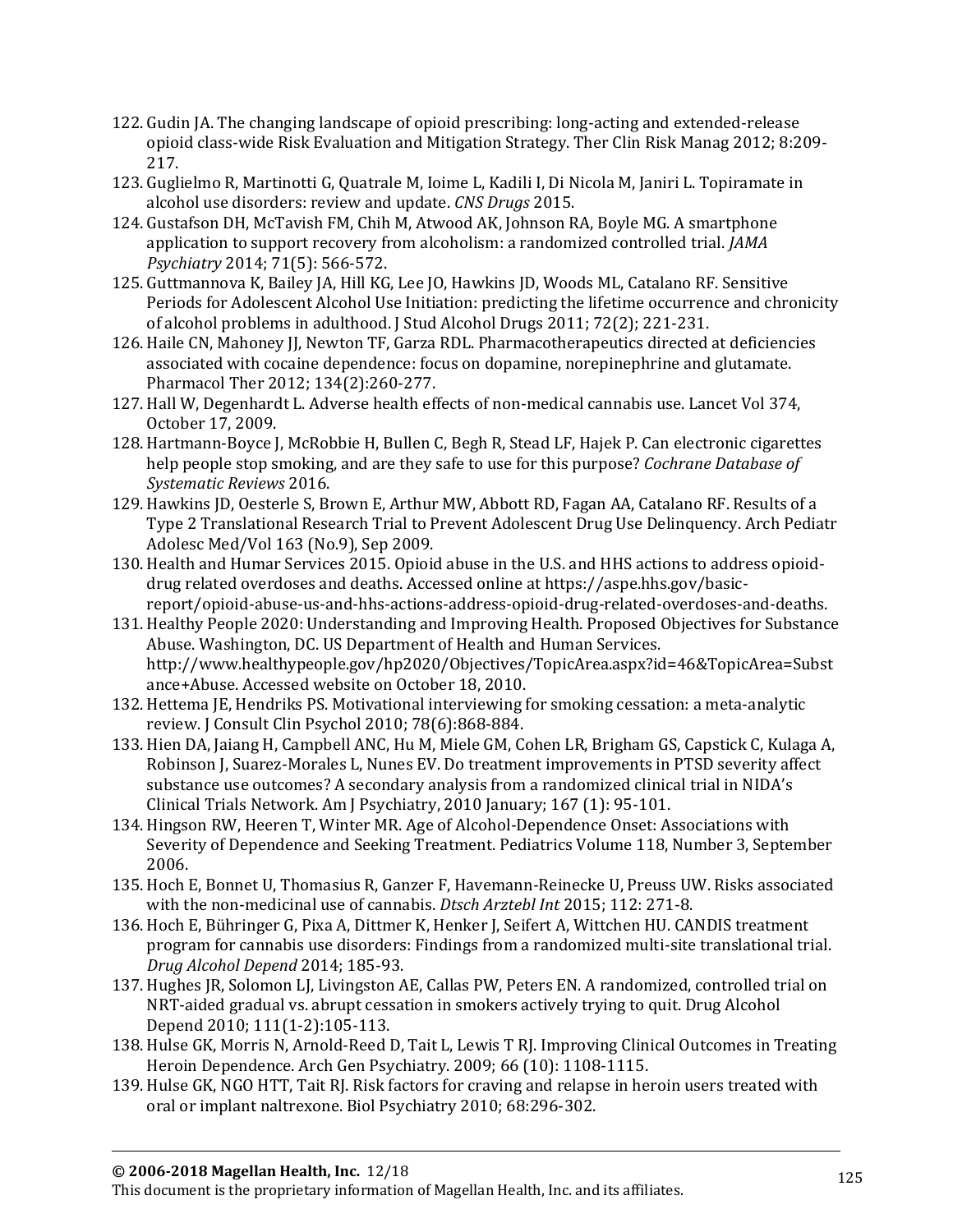122. Gudin JA. The changing landscape of opioid prescribing: long-acting and extended-release opioid class-wide Risk Evaluation and Mitigation Strategy. Ther Clin Risk Manag 2012; 8:209-217.
123. Guglielmo R, Martinotti G, Quatrale M, Ioime L, Kadili I, Di Nicola M, Janiri L. Topiramate in alcohol use disorders: review and update. *CNS Drugs* 2015.
124. Gustafson DH, McTavish FM, Chih M, Atwood AK, Johnson RA, Boyle MG. A smartphone application to support recovery from alcoholism: a randomized controlled trial. *JAMA Psychiatry* 2014; 71(5): 566-572.
125. Guttmannova K, Bailey JA, Hill KG, Lee JO, Hawkins JD, Woods ML, Catalano RF. Sensitive Periods for Adolescent Alcohol Use Initiation: predicting the lifetime occurrence and chronicity of alcohol problems in adulthood. J Stud Alcohol Drugs 2011; 72(2); 221-231.
126. Haile CN, Mahoney JJ, Newton TF, Garza RDL. Pharmacotherapeutics directed at deficiencies associated with cocaine dependence: focus on dopamine, norepinephrine and glutamate. Pharmacol Ther 2012; 134(2):260-277.
127. Hall W, Degenhardt L. Adverse health effects of non-medical cannabis use. Lancet Vol 374, October 17, 2009.
128. Hartmann-Boyce J, McRobbie H, Bullen C, Begh R, Stead LF, Hajek P. Can electronic cigarettes help people stop smoking, and are they safe to use for this purpose? *Cochrane Database of Systematic Reviews* 2016.
129. Hawkins JD, Oesterle S, Brown E, Arthur MW, Abbott RD, Fagan AA, Catalano RF. Results of a Type 2 Translational Research Trial to Prevent Adolescent Drug Use Delinquency. Arch Pediatr Adolesc Med/Vol 163 (No.9), Sep 2009.
130. Health and Humar Services 2015. Opioid abuse in the U.S. and HHS actions to address opioid-drug related overdoses and deaths. Accessed online at https://aspe.hhs.gov/basic-report/opioid-abuse-us-and-hhs-actions-address-opioid-drug-related-overdoses-and-deaths.
131. Healthy People 2020: Understanding and Improving Health. Proposed Objectives for Substance Abuse. Washington, DC. US Department of Health and Human Services. http://www.healthypeople.gov/hp2020/Objectives/TopicArea.aspx?id=46&TopicArea=Substance+Abuse. Accessed website on October 18, 2010.
132. Hettema JE, Hendriks PS. Motivational interviewing for smoking cessation: a meta-analytic review. J Consult Clin Psychol 2010; 78(6):868-884.
133. Hien DA, Jaiang H, Campbell ANC, Hu M, Miele GM, Cohen LR, Brigham GS, Capstick C, Kulaga A, Robinson J, Suarez-Morales L, Nunes EV. Do treatment improvements in PTSD severity affect substance use outcomes? A secondary analysis from a randomized clinical trial in NIDA's Clinical Trials Network. Am J Psychiatry, 2010 January; 167 (1): 95-101.
134. Hingson RW, Heeren T, Winter MR. Age of Alcohol-Dependence Onset: Associations with Severity of Dependence and Seeking Treatment. Pediatrics Volume 118, Number 3, September 2006.
135. Hoch E, Bonnet U, Thomasius R, Ganzer F, Havemann-Reinecke U, Preuss UW. Risks associated with the non-medicinal use of cannabis. *Dtsch Arztebl Int* 2015; 112: 271-8.
136. Hoch E, Bühringer G, Pixa A, Dittmer K, Henker J, Seifert A, Wittchen HU. CANDIS treatment program for cannabis use disorders: Findings from a randomized multi-site translational trial. *Drug Alcohol Depend* 2014; 185-93.
137. Hughes JR, Solomon LJ, Livingston AE, Callas PW, Peters EN. A randomized, controlled trial on NRT-aided gradual vs. abrupt cessation in smokers actively trying to quit. Drug Alcohol Depend 2010; 111(1-2):105-113.
138. Hulse GK, Morris N, Arnold-Reed D, Tait L, Lewis T RJ. Improving Clinical Outcomes in Treating Heroin Dependence. Arch Gen Psychiatry. 2009; 66 (10): 1108-1115.
139. Hulse GK, NGO HTT, Tait RJ. Risk factors for craving and relapse in heroin users treated with oral or implant naltrexone. Biol Psychiatry 2010; 68:296-302.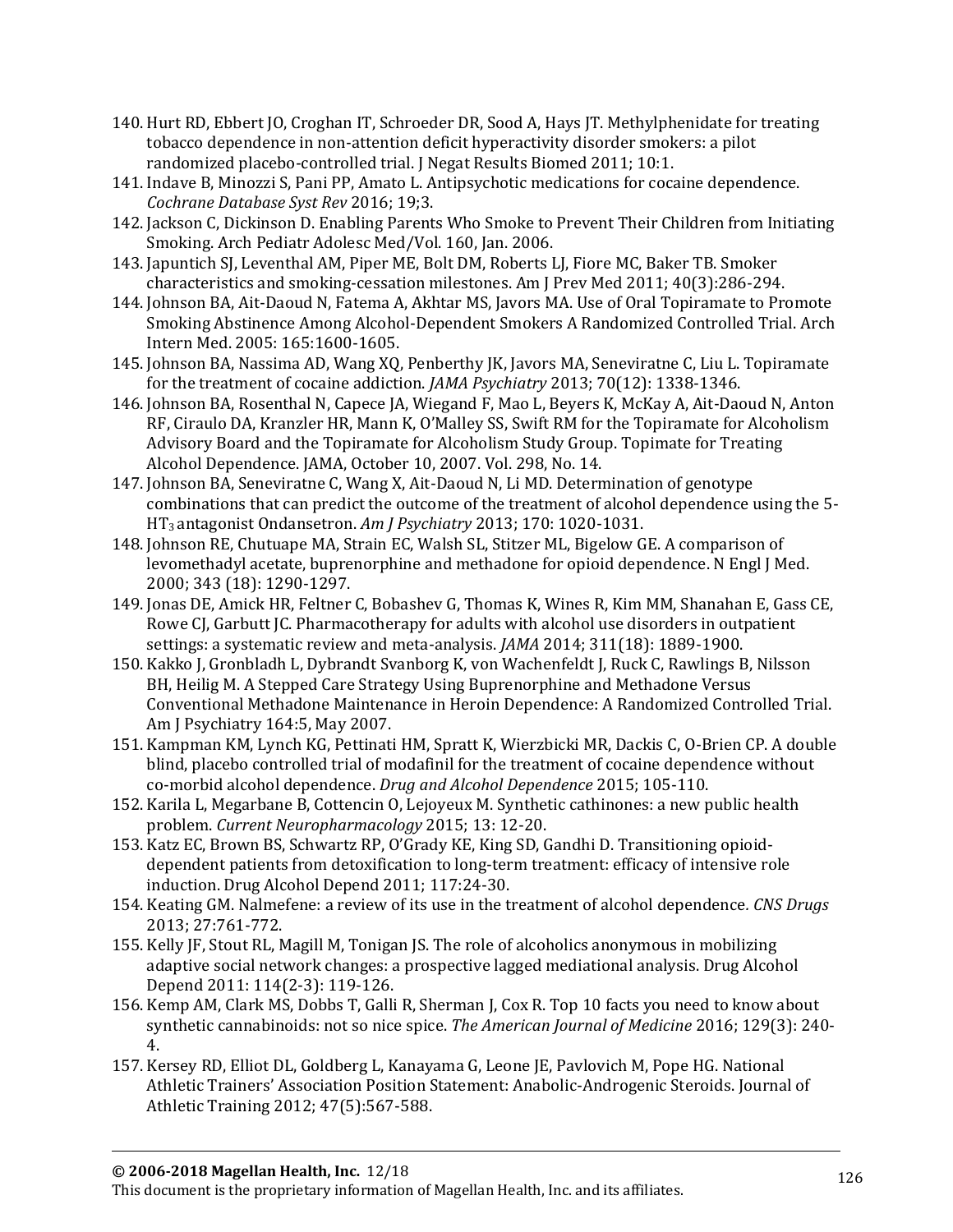140. Hurt RD, Ebbert JO, Croghan IT, Schroeder DR, Sood A, Hays JT. Methylphenidate for treating tobacco dependence in non-attention deficit hyperactivity disorder smokers: a pilot randomized placebo-controlled trial. J Negat Results Biomed 2011; 10:1.
141. Indave B, Minozzi S, Pani PP, Amato L. Antipsychotic medications for cocaine dependence. *Cochrane Database Syst Rev* 2016; 19;3.
142. Jackson C, Dickinson D. Enabling Parents Who Smoke to Prevent Their Children from Initiating Smoking. Arch Pediatr Adolesc Med/Vol. 160, Jan. 2006.
143. Japuntich SJ, Leventhal AM, Piper ME, Bolt DM, Roberts LJ, Fiore MC, Baker TB. Smoker characteristics and smoking-cessation milestones. Am J Prev Med 2011; 40(3):286-294.
144. Johnson BA, Ait-Daoud N, Fatema A, Akhtar MS, Javors MA. Use of Oral Topiramate to Promote Smoking Abstinence Among Alcohol-Dependent Smokers A Randomized Controlled Trial. Arch Intern Med. 2005: 165:1600-1605.
145. Johnson BA, Nassima AD, Wang XQ, Penberthy JK, Javors MA, Seneviratne C, Liu L. Topiramate for the treatment of cocaine addiction. *JAMA Psychiatry* 2013; 70(12): 1338-1346.
146. Johnson BA, Rosenthal N, Capece JA, Wiegand F, Mao L, Beyers K, McKay A, Ait-Daoud N, Anton RF, Ciraulo DA, Kranzler HR, Mann K, O'Malley SS, Swift RM for the Topiramate for Alcoholism Advisory Board and the Topiramate for Alcoholism Study Group. Topimate for Treating Alcohol Dependence. JAMA, October 10, 2007. Vol. 298, No. 14.
147. Johnson BA, Seneviratne C, Wang X, Ait-Daoud N, Li MD. Determination of genotype combinations that can predict the outcome of the treatment of alcohol dependence using the 5-$HT_3$ antagonist Ondansetron. *Am J Psychiatry* 2013; 170: 1020-1031.
148. Johnson RE, Chutuape MA, Strain EC, Walsh SL, Stitzer ML, Bigelow GE. A comparison of levomethadyl acetate, buprenorphine and methadone for opioid dependence. N Engl J Med. 2000; 343 (18): 1290-1297.
149. Jonas DE, Amick HR, Feltner C, Bobashev G, Thomas K, Wines R, Kim MM, Shanahan E, Gass CE, Rowe CJ, Garbutt JC. Pharmacotherapy for adults with alcohol use disorders in outpatient settings: a systematic review and meta-analysis. *JAMA* 2014; 311(18): 1889-1900.
150. Kakko J, Gronbladh L, Dybrandt Svanborg K, von Wachenfeldt J, Ruck C, Rawlings B, Nilsson BH, Heilig M. A Stepped Care Strategy Using Buprenorphine and Methadone Versus Conventional Methadone Maintenance in Heroin Dependence: A Randomized Controlled Trial. Am J Psychiatry 164:5, May 2007.
151. Kampman KM, Lynch KG, Pettinati HM, Spratt K, Wierzbicki MR, Dackis C, O-Brien CP. A double blind, placebo controlled trial of modafinil for the treatment of cocaine dependence without co-morbid alcohol dependence. *Drug and Alcohol Dependence* 2015; 105-110.
152. Karila L, Megarbane B, Cottencin O, Lejoyeux M. Synthetic cathinones: a new public health problem. *Current Neuropharmacology* 2015; 13: 12-20.
153. Katz EC, Brown BS, Schwartz RP, O'Grady KE, King SD, Gandhi D. Transitioning opioid-dependent patients from detoxification to long-term treatment: efficacy of intensive role induction. Drug Alcohol Depend 2011; 117:24-30.
154. Keating GM. Nalmefene: a review of its use in the treatment of alcohol dependence*. CNS Drugs* 2013; 27:761-772.
155. Kelly JF, Stout RL, Magill M, Tonigan JS. The role of alcoholics anonymous in mobilizing adaptive social network changes: a prospective lagged mediational analysis. Drug Alcohol Depend 2011: 114(2-3): 119-126.
156. Kemp AM, Clark MS, Dobbs T, Galli R, Sherman J, Cox R. Top 10 facts you need to know about synthetic cannabinoids: not so nice spice. *The American Journal of Medicine* 2016; 129(3): 240-4.
157. Kersey RD, Elliot DL, Goldberg L, Kanayama G, Leone JE, Pavlovich M, Pope HG. National Athletic Trainers' Association Position Statement: Anabolic-Androgenic Steroids. Journal of Athletic Training 2012; 47(5):567-588.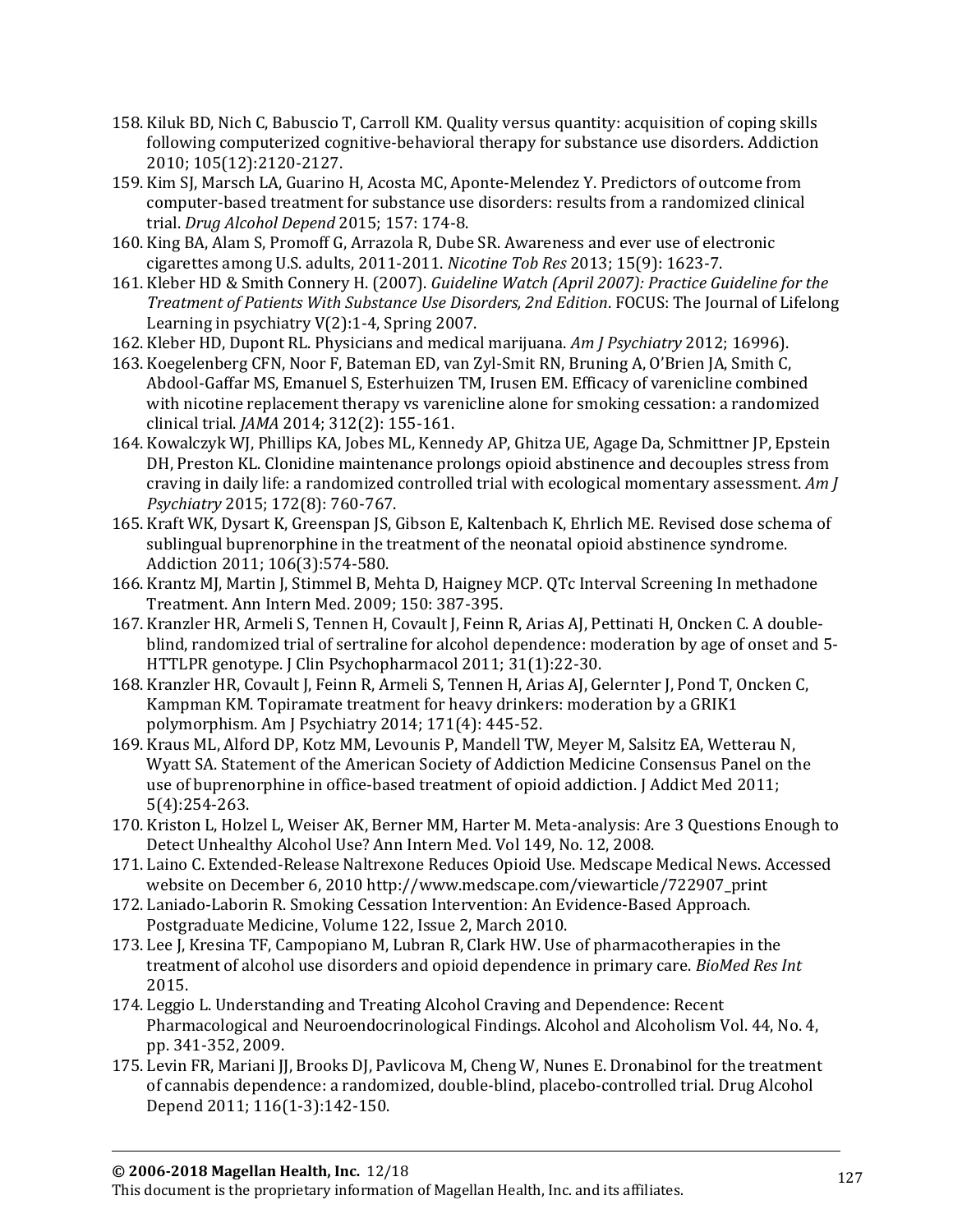158. Kiluk BD, Nich C, Babuscio T, Carroll KM. Quality versus quantity: acquisition of coping skills following computerized cognitive-behavioral therapy for substance use disorders. Addiction 2010; 105(12):2120-2127.
159. Kim SJ, Marsch LA, Guarino H, Acosta MC, Aponte-Melendez Y. Predictors of outcome from computer-based treatment for substance use disorders: results from a randomized clinical trial. *Drug Alcohol Depend* 2015; 157: 174-8.
160. King BA, Alam S, Promoff G, Arrazola R, Dube SR. Awareness and ever use of electronic cigarettes among U.S. adults, 2011-2011. *Nicotine Tob Res* 2013; 15(9): 1623-7.
161. Kleber HD & Smith Connery H. (2007). *Guideline Watch (April 2007): Practice Guideline for the Treatment of Patients With Substance Use Disorders, 2nd Edition*. FOCUS: The Journal of Lifelong Learning in psychiatry V(2):1-4, Spring 2007.
162. Kleber HD, Dupont RL. Physicians and medical marijuana. *Am J Psychiatry* 2012; 16996).
163. Koegelenberg CFN, Noor F, Bateman ED, van Zyl-Smit RN, Bruning A, O'Brien JA, Smith C, Abdool-Gaffar MS, Emanuel S, Esterhuizen TM, Irusen EM. Efficacy of varenicline combined with nicotine replacement therapy vs varenicline alone for smoking cessation: a randomized clinical trial. *JAMA* 2014; 312(2): 155-161.
164. Kowalczyk WJ, Phillips KA, Jobes ML, Kennedy AP, Ghitza UE, Agage Da, Schmittner JP, Epstein DH, Preston KL. Clonidine maintenance prolongs opioid abstinence and decouples stress from craving in daily life: a randomized controlled trial with ecological momentary assessment. *Am J Psychiatry* 2015; 172(8): 760-767.
165. Kraft WK, Dysart K, Greenspan JS, Gibson E, Kaltenbach K, Ehrlich ME. Revised dose schema of sublingual buprenorphine in the treatment of the neonatal opioid abstinence syndrome. Addiction 2011; 106(3):574-580.
166. Krantz MJ, Martin J, Stimmel B, Mehta D, Haigney MCP. QTc Interval Screening In methadone Treatment. Ann Intern Med. 2009; 150: 387-395.
167. Kranzler HR, Armeli S, Tennen H, Covault J, Feinn R, Arias AJ, Pettinati H, Oncken C. A double-blind, randomized trial of sertraline for alcohol dependence: moderation by age of onset and 5-HTTLPR genotype. J Clin Psychopharmacol 2011; 31(1):22-30.
168. Kranzler HR, Covault J, Feinn R, Armeli S, Tennen H, Arias AJ, Gelernter J, Pond T, Oncken C, Kampman KM. Topiramate treatment for heavy drinkers: moderation by a GRIK1 polymorphism. Am J Psychiatry 2014; 171(4): 445-52.
169. Kraus ML, Alford DP, Kotz MM, Levounis P, Mandell TW, Meyer M, Salsitz EA, Wetterau N, Wyatt SA. Statement of the American Society of Addiction Medicine Consensus Panel on the use of buprenorphine in office-based treatment of opioid addiction. J Addict Med 2011; 5(4):254-263.
170. Kriston L, Holzel L, Weiser AK, Berner MM, Harter M. Meta-analysis: Are 3 Questions Enough to Detect Unhealthy Alcohol Use? Ann Intern Med. Vol 149, No. 12, 2008.
171. Laino C. Extended-Release Naltrexone Reduces Opioid Use. Medscape Medical News. Accessed website on December 6, 2010 http://www.medscape.com/viewarticle/722907_print
172. Laniado-Laborin R. Smoking Cessation Intervention: An Evidence-Based Approach. Postgraduate Medicine, Volume 122, Issue 2, March 2010.
173. Lee J, Kresina TF, Campopiano M, Lubran R, Clark HW. Use of pharmacotherapies in the treatment of alcohol use disorders and opioid dependence in primary care. *BioMed Res Int* 2015.
174. Leggio L. Understanding and Treating Alcohol Craving and Dependence: Recent Pharmacological and Neuroendocrinological Findings. Alcohol and Alcoholism Vol. 44, No. 4, pp. 341-352, 2009.
175. Levin FR, Mariani JJ, Brooks DJ, Pavlicova M, Cheng W, Nunes E. Dronabinol for the treatment of cannabis dependence: a randomized, double-blind, placebo-controlled trial. Drug Alcohol Depend 2011; 116(1-3):142-150.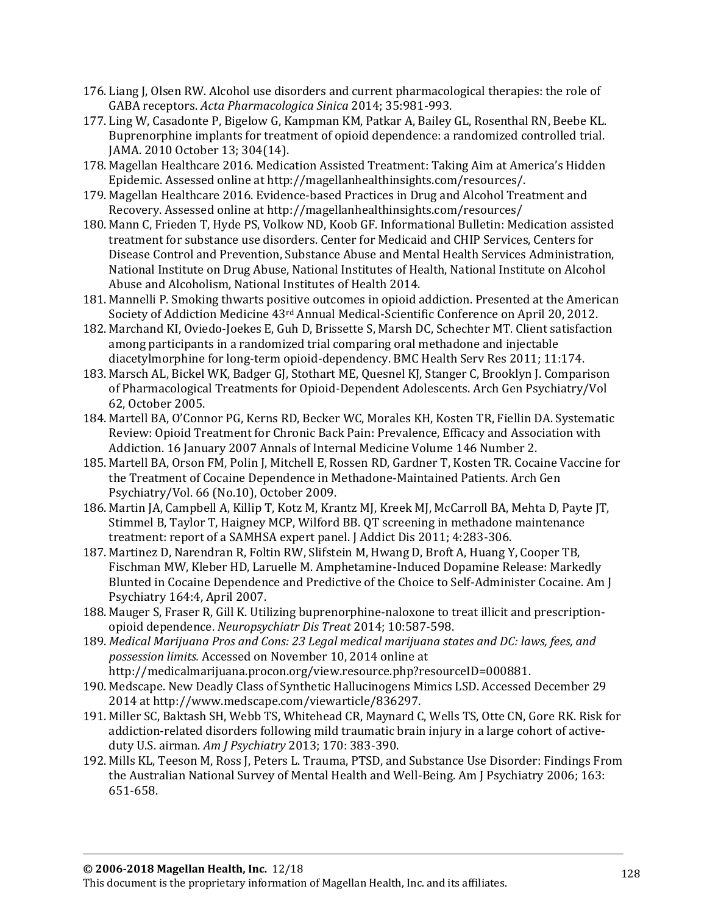176. Liang J, Olsen RW. Alcohol use disorders and current pharmacological therapies: the role of GABA receptors. *Acta Pharmacologica Sinica* 2014; 35:981-993.
177. Ling W, Casadonte P, Bigelow G, Kampman KM, Patkar A, Bailey GL, Rosenthal RN, Beebe KL. Buprenorphine implants for treatment of opioid dependence: a randomized controlled trial. JAMA. 2010 October 13; 304(14).
178. Magellan Healthcare 2016. Medication Assisted Treatment: Taking Aim at America's Hidden Epidemic. Assessed online at http://magellanhealthinsights.com/resources/.
179. Magellan Healthcare 2016. Evidence-based Practices in Drug and Alcohol Treatment and Recovery. Assessed online at http://magellanhealthinsights.com/resources/
180. Mann C, Frieden T, Hyde PS, Volkow ND, Koob GF. Informational Bulletin: Medication assisted treatment for substance use disorders. Center for Medicaid and CHIP Services, Centers for Disease Control and Prevention, Substance Abuse and Mental Health Services Administration, National Institute on Drug Abuse, National Institutes of Health, National Institute on Alcohol Abuse and Alcoholism, National Institutes of Health 2014.
181. Mannelli P. Smoking thwarts positive outcomes in opioid addiction. Presented at the American Society of Addiction Medicine 43rd Annual Medical-Scientific Conference on April 20, 2012.
182. Marchand KI, Oviedo-Joekes E, Guh D, Brissette S, Marsh DC, Schechter MT. Client satisfaction among participants in a randomized trial comparing oral methadone and injectable diacetylmorphine for long-term opioid-dependency. BMC Health Serv Res 2011; 11:174.
183. Marsch AL, Bickel WK, Badger GJ, Stothart ME, Quesnel KJ, Stanger C, Brooklyn J. Comparison of Pharmacological Treatments for Opioid-Dependent Adolescents. Arch Gen Psychiatry/Vol 62, October 2005.
184. Martell BA, O'Connor PG, Kerns RD, Becker WC, Morales KH, Kosten TR, Fiellin DA. Systematic Review: Opioid Treatment for Chronic Back Pain: Prevalence, Efficacy and Association with Addiction. 16 January 2007 Annals of Internal Medicine Volume 146 Number 2.
185. Martell BA, Orson FM, Polin J, Mitchell E, Rossen RD, Gardner T, Kosten TR. Cocaine Vaccine for the Treatment of Cocaine Dependence in Methadone-Maintained Patients. Arch Gen Psychiatry/Vol. 66 (No.10), October 2009.
186. Martin JA, Campbell A, Killip T, Kotz M, Krantz MJ, Kreek MJ, McCarroll BA, Mehta D, Payte JT, Stimmel B, Taylor T, Haigney MCP, Wilford BB. QT screening in methadone maintenance treatment: report of a SAMHSA expert panel. J Addict Dis 2011; 4:283-306.
187. Martinez D, Narendran R, Foltin RW, Slifstein M, Hwang D, Broft A, Huang Y, Cooper TB, Fischman MW, Kleber HD, Laruelle M. Amphetamine-Induced Dopamine Release: Markedly Blunted in Cocaine Dependence and Predictive of the Choice to Self-Administer Cocaine. Am J Psychiatry 164:4, April 2007.
188. Mauger S, Fraser R, Gill K. Utilizing buprenorphine-naloxone to treat illicit and prescription-opioid dependence. *Neuropsychiatr Dis Treat* 2014; 10:587-598.
189. *Medical Marijuana Pros and Cons: 23 Legal medical marijuana states and DC: laws, fees, and possession limits.* Accessed on November 10, 2014 online at http://medicalmarijuana.procon.org/view.resource.php?resourceID=000881.
190. Medscape. New Deadly Class of Synthetic Hallucinogens Mimics LSD. Accessed December 29 2014 at http://www.medscape.com/viewarticle/836297.
191. Miller SC, Baktash SH, Webb TS, Whitehead CR, Maynard C, Wells TS, Otte CN, Gore RK. Risk for addiction-related disorders following mild traumatic brain injury in a large cohort of active-duty U.S. airman. *Am J Psychiatry* 2013; 170: 383-390.
192. Mills KL, Teeson M, Ross J, Peters L. Trauma, PTSD, and Substance Use Disorder: Findings From the Australian National Survey of Mental Health and Well-Being. Am J Psychiatry 2006; 163: 651-658.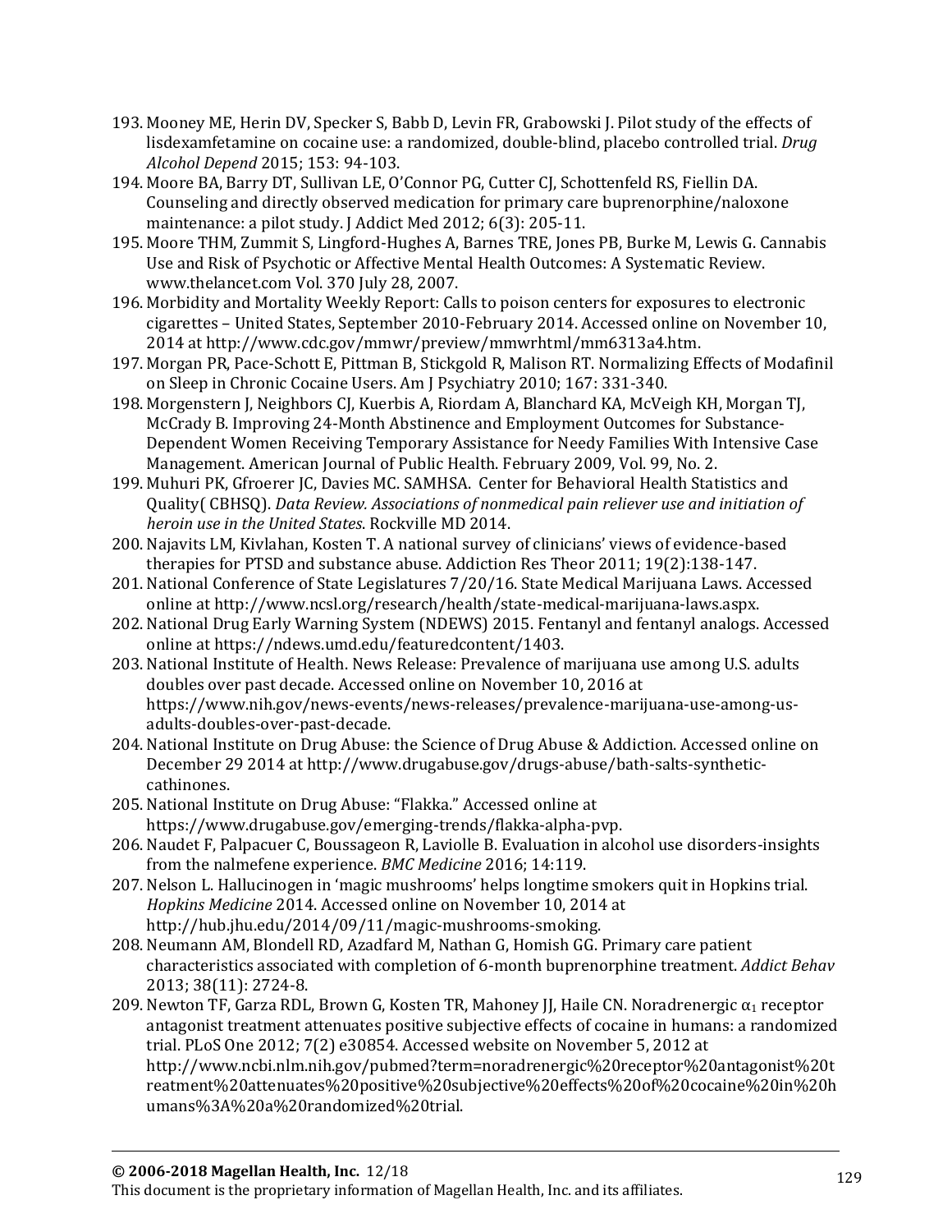193. Mooney ME, Herin DV, Specker S, Babb D, Levin FR, Grabowski J. Pilot study of the effects of lisdexamfetamine on cocaine use: a randomized, double-blind, placebo controlled trial. *Drug Alcohol Depend* 2015; 153: 94-103.
194. Moore BA, Barry DT, Sullivan LE, O'Connor PG, Cutter CJ, Schottenfeld RS, Fiellin DA. Counseling and directly observed medication for primary care buprenorphine/naloxone maintenance: a pilot study. J Addict Med 2012; 6(3): 205-11.
195. Moore THM, Zummit S, Lingford-Hughes A, Barnes TRE, Jones PB, Burke M, Lewis G. Cannabis Use and Risk of Psychotic or Affective Mental Health Outcomes: A Systematic Review. www.thelancet.com Vol. 370 July 28, 2007.
196. Morbidity and Mortality Weekly Report: Calls to poison centers for exposures to electronic cigarettes – United States, September 2010-February 2014. Accessed online on November 10, 2014 at http://www.cdc.gov/mmwr/preview/mmwrhtml/mm6313a4.htm.
197. Morgan PR, Pace-Schott E, Pittman B, Stickgold R, Malison RT. Normalizing Effects of Modafinil on Sleep in Chronic Cocaine Users. Am J Psychiatry 2010; 167: 331-340.
198. Morgenstern J, Neighbors CJ, Kuerbis A, Riordam A, Blanchard KA, McVeigh KH, Morgan TJ, McCrady B. Improving 24-Month Abstinence and Employment Outcomes for Substance-Dependent Women Receiving Temporary Assistance for Needy Families With Intensive Case Management. American Journal of Public Health. February 2009, Vol. 99, No. 2.
199. Muhuri PK, Gfroerer JC, Davies MC. SAMHSA. Center for Behavioral Health Statistics and Quality( CBHSQ). *Data Review. Associations of nonmedical pain reliever use and initiation of heroin use in the United States*. Rockville MD 2014.
200. Najavits LM, Kivlahan, Kosten T. A national survey of clinicians' views of evidence-based therapies for PTSD and substance abuse. Addiction Res Theor 2011; 19(2):138-147.
201. National Conference of State Legislatures 7/20/16. State Medical Marijuana Laws. Accessed online at http://www.ncsl.org/research/health/state-medical-marijuana-laws.aspx.
202. National Drug Early Warning System (NDEWS) 2015. Fentanyl and fentanyl analogs. Accessed online at https://ndews.umd.edu/featuredcontent/1403.
203. National Institute of Health. News Release: Prevalence of marijuana use among U.S. adults doubles over past decade. Accessed online on November 10, 2016 at https://www.nih.gov/news-events/news-releases/prevalence-marijuana-use-among-us-adults-doubles-over-past-decade.
204. National Institute on Drug Abuse: the Science of Drug Abuse & Addiction. Accessed online on December 29 2014 at http://www.drugabuse.gov/drugs-abuse/bath-salts-synthetic-cathinones.
205. National Institute on Drug Abuse: "Flakka." Accessed online at https://www.drugabuse.gov/emerging-trends/flakka-alpha-pvp.
206. Naudet F, Palpacuer C, Boussageon R, Laviolle B. Evaluation in alcohol use disorders-insights from the nalmefene experience. *BMC Medicine* 2016; 14:119.
207. Nelson L. Hallucinogen in 'magic mushrooms' helps longtime smokers quit in Hopkins trial. *Hopkins Medicine* 2014. Accessed online on November 10, 2014 at http://hub.jhu.edu/2014/09/11/magic-mushrooms-smoking.
208. Neumann AM, Blondell RD, Azadfard M, Nathan G, Homish GG. Primary care patient characteristics associated with completion of 6-month buprenorphine treatment. *Addict Behav* 2013; 38(11): 2724-8.
209. Newton TF, Garza RDL, Brown G, Kosten TR, Mahoney JJ, Haile CN. Noradrenergic $\alpha_1$ receptor antagonist treatment attenuates positive subjective effects of cocaine in humans: a randomized trial. PLoS One 2012; 7(2) e30854. Accessed website on November 5, 2012 at http://www.ncbi.nlm.nih.gov/pubmed?term=noradrenergic%20receptor%20antagonist%20treatment%20attenuates%20positive%20subjective%20effects%20of%20cocaine%20in%20humans%3A%20a%20randomized%20trial.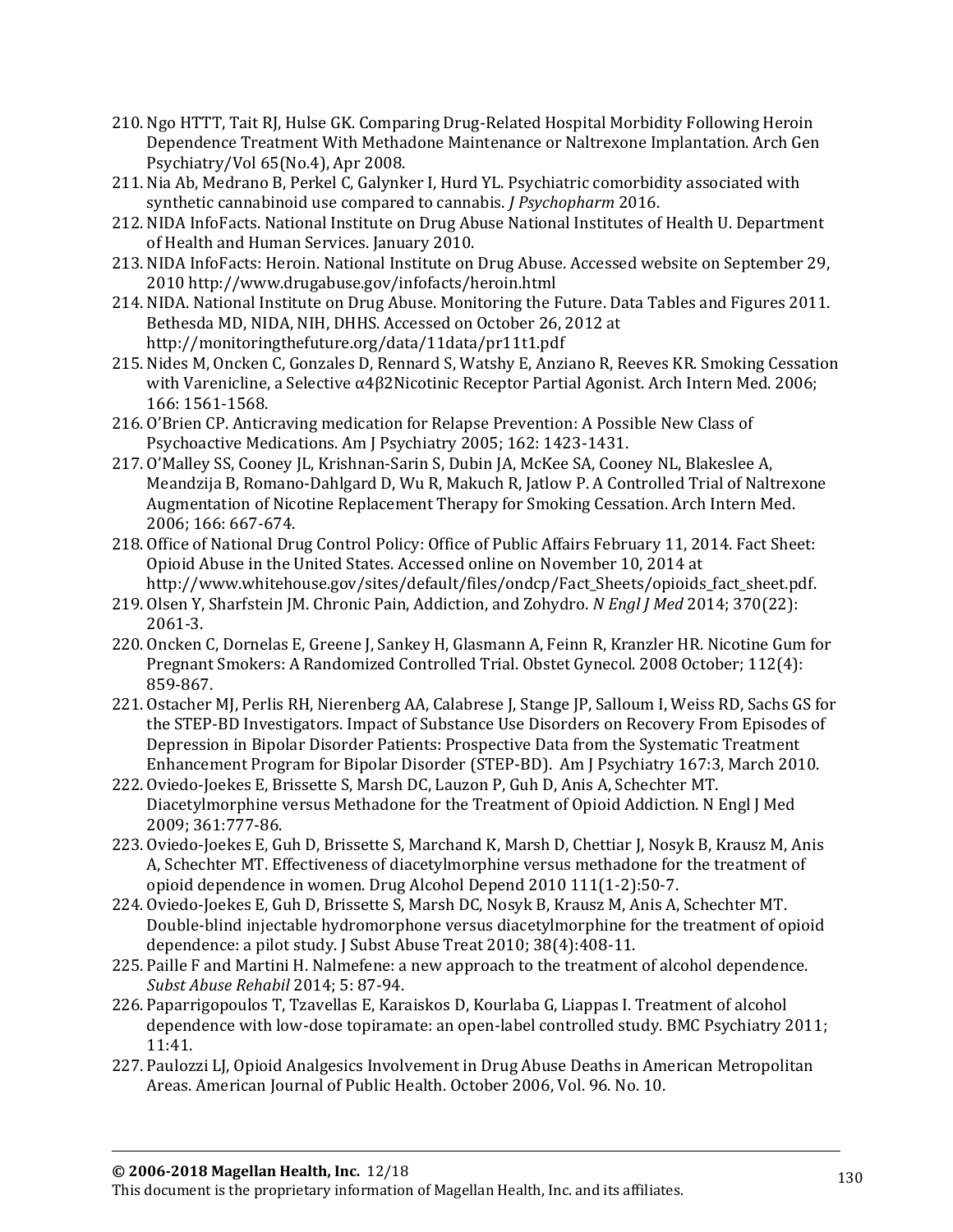210. Ngo HTTT, Tait RJ, Hulse GK. Comparing Drug-Related Hospital Morbidity Following Heroin Dependence Treatment With Methadone Maintenance or Naltrexone Implantation. Arch Gen Psychiatry/Vol 65(No.4), Apr 2008.
211. Nia Ab, Medrano B, Perkel C, Galynker I, Hurd YL. Psychiatric comorbidity associated with synthetic cannabinoid use compared to cannabis. *J Psychopharm* 2016.
212. NIDA InfoFacts. National Institute on Drug Abuse National Institutes of Health U. Department of Health and Human Services. January 2010.
213. NIDA InfoFacts: Heroin. National Institute on Drug Abuse. Accessed website on September 29, 2010 http://www.drugabuse.gov/infofacts/heroin.html
214. NIDA. National Institute on Drug Abuse. Monitoring the Future. Data Tables and Figures 2011. Bethesda MD, NIDA, NIH, DHHS. Accessed on October 26, 2012 at http://monitoringthefuture.org/data/11data/pr11t1.pdf
215. Nides M, Oncken C, Gonzales D, Rennard S, Watshy E, Anziano R, Reeves KR. Smoking Cessation with Varenicline, a Selective α4β2Nicotinic Receptor Partial Agonist. Arch Intern Med. 2006; 166: 1561-1568.
216. O'Brien CP. Anticraving medication for Relapse Prevention: A Possible New Class of Psychoactive Medications. Am J Psychiatry 2005; 162: 1423-1431.
217. O'Malley SS, Cooney JL, Krishnan-Sarin S, Dubin JA, McKee SA, Cooney NL, Blakeslee A, Meandzija B, Romano-Dahlgard D, Wu R, Makuch R, Jatlow P. A Controlled Trial of Naltrexone Augmentation of Nicotine Replacement Therapy for Smoking Cessation. Arch Intern Med. 2006; 166: 667-674.
218. Office of National Drug Control Policy: Office of Public Affairs February 11, 2014. Fact Sheet: Opioid Abuse in the United States. Accessed online on November 10, 2014 at http://www.whitehouse.gov/sites/default/files/ondcp/Fact_Sheets/opioids_fact_sheet.pdf.
219. Olsen Y, Sharfstein JM. Chronic Pain, Addiction, and Zohydro. *N Engl J Med* 2014; 370(22): 2061-3.
220. Oncken C, Dornelas E, Greene J, Sankey H, Glasmann A, Feinn R, Kranzler HR. Nicotine Gum for Pregnant Smokers: A Randomized Controlled Trial. Obstet Gynecol. 2008 October; 112(4): 859-867.
221. Ostacher MJ, Perlis RH, Nierenberg AA, Calabrese J, Stange JP, Salloum I, Weiss RD, Sachs GS for the STEP-BD Investigators. Impact of Substance Use Disorders on Recovery From Episodes of Depression in Bipolar Disorder Patients: Prospective Data from the Systematic Treatment Enhancement Program for Bipolar Disorder (STEP-BD). Am J Psychiatry 167:3, March 2010.
222. Oviedo-Joekes E, Brissette S, Marsh DC, Lauzon P, Guh D, Anis A, Schechter MT. Diacetylmorphine versus Methadone for the Treatment of Opioid Addiction. N Engl J Med 2009; 361:777-86.
223. Oviedo-Joekes E, Guh D, Brissette S, Marchand K, Marsh D, Chettiar J, Nosyk B, Krausz M, Anis A, Schechter MT. Effectiveness of diacetylmorphine versus methadone for the treatment of opioid dependence in women. Drug Alcohol Depend 2010 111(1-2):50-7.
224. Oviedo-Joekes E, Guh D, Brissette S, Marsh DC, Nosyk B, Krausz M, Anis A, Schechter MT. Double-blind injectable hydromorphone versus diacetylmorphine for the treatment of opioid dependence: a pilot study. J Subst Abuse Treat 2010; 38(4):408-11.
225. Paille F and Martini H. Nalmefene: a new approach to the treatment of alcohol dependence. *Subst Abuse Rehabil* 2014; 5: 87-94.
226. Paparrigopoulos T, Tzavellas E, Karaiskos D, Kourlaba G, Liappas I. Treatment of alcohol dependence with low-dose topiramate: an open-label controlled study. BMC Psychiatry 2011; 11:41.
227. Paulozzi LJ, Opioid Analgesics Involvement in Drug Abuse Deaths in American Metropolitan Areas. American Journal of Public Health. October 2006, Vol. 96. No. 10.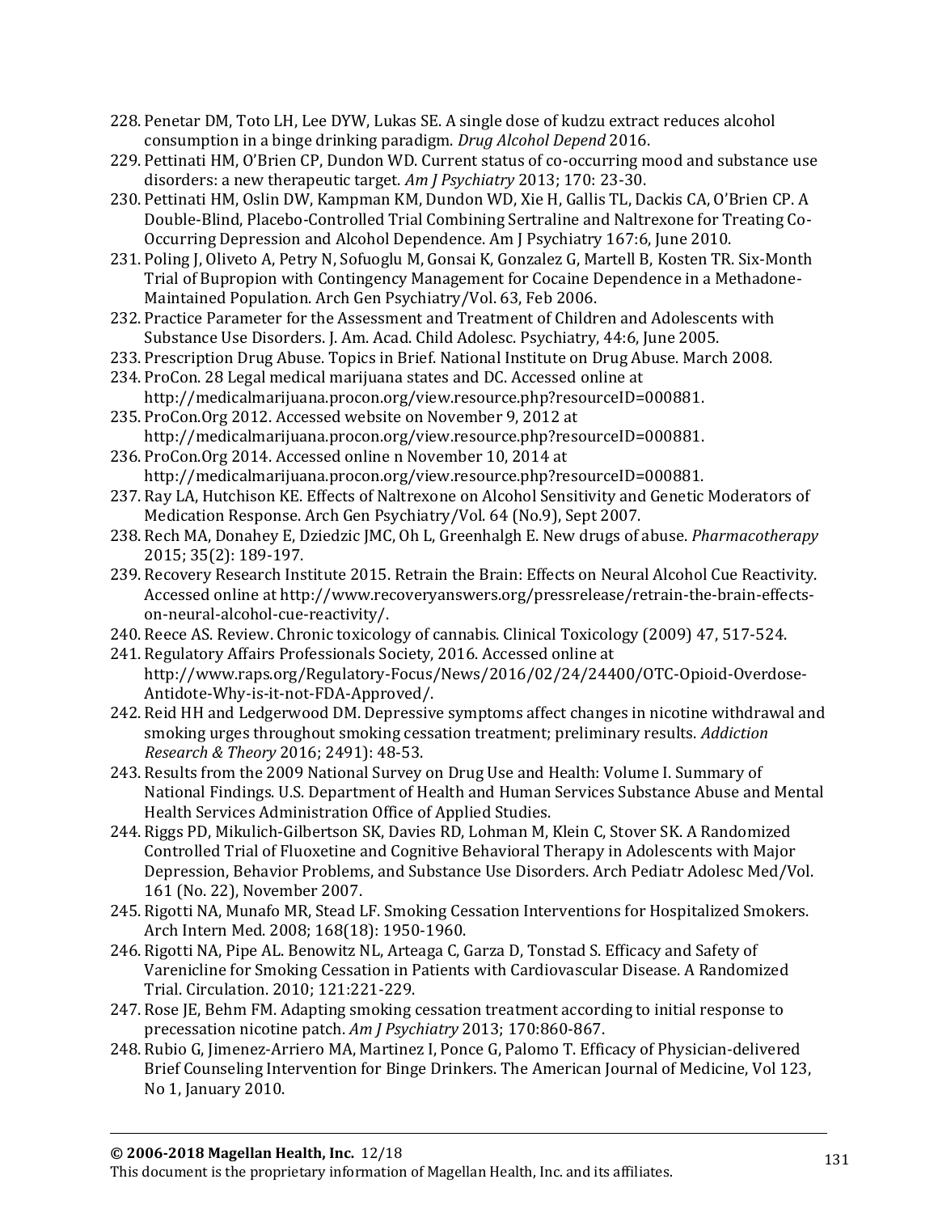228. Penetar DM, Toto LH, Lee DYW, Lukas SE. A single dose of kudzu extract reduces alcohol consumption in a binge drinking paradigm. *Drug Alcohol Depend* 2016.
229. Pettinati HM, O'Brien CP, Dundon WD. Current status of co-occurring mood and substance use disorders: a new therapeutic target. *Am J Psychiatry* 2013; 170: 23-30.
230. Pettinati HM, Oslin DW, Kampman KM, Dundon WD, Xie H, Gallis TL, Dackis CA, O'Brien CP. A Double-Blind, Placebo-Controlled Trial Combining Sertraline and Naltrexone for Treating Co-Occurring Depression and Alcohol Dependence. Am J Psychiatry 167:6, June 2010.
231. Poling J, Oliveto A, Petry N, Sofuoglu M, Gonsai K, Gonzalez G, Martell B, Kosten TR. Six-Month Trial of Bupropion with Contingency Management for Cocaine Dependence in a Methadone-Maintained Population. Arch Gen Psychiatry/Vol. 63, Feb 2006.
232. Practice Parameter for the Assessment and Treatment of Children and Adolescents with Substance Use Disorders. J. Am. Acad. Child Adolesc. Psychiatry, 44:6, June 2005.
233. Prescription Drug Abuse. Topics in Brief. National Institute on Drug Abuse. March 2008.
234. ProCon. 28 Legal medical marijuana states and DC. Accessed online at http://medicalmarijuana.procon.org/view.resource.php?resourceID=000881.
235. ProCon.Org 2012. Accessed website on November 9, 2012 at http://medicalmarijuana.procon.org/view.resource.php?resourceID=000881.
236. ProCon.Org 2014. Accessed online n November 10, 2014 at http://medicalmarijuana.procon.org/view.resource.php?resourceID=000881.
237. Ray LA, Hutchison KE. Effects of Naltrexone on Alcohol Sensitivity and Genetic Moderators of Medication Response. Arch Gen Psychiatry/Vol. 64 (No.9), Sept 2007.
238. Rech MA, Donahey E, Dziedzic JMC, Oh L, Greenhalgh E. New drugs of abuse. *Pharmacotherapy* 2015; 35(2): 189-197.
239. Recovery Research Institute 2015. Retrain the Brain: Effects on Neural Alcohol Cue Reactivity. Accessed online at http://www.recoveryanswers.org/pressrelease/retrain-the-brain-effects-on-neural-alcohol-cue-reactivity/.
240. Reece AS. Review. Chronic toxicology of cannabis. Clinical Toxicology (2009) 47, 517-524.
241. Regulatory Affairs Professionals Society, 2016. Accessed online at http://www.raps.org/Regulatory-Focus/News/2016/02/24/24400/OTC-Opioid-Overdose-Antidote-Why-is-it-not-FDA-Approved/.
242. Reid HH and Ledgerwood DM. Depressive symptoms affect changes in nicotine withdrawal and smoking urges throughout smoking cessation treatment; preliminary results. *Addiction Research & Theory* 2016; 2491): 48-53.
243. Results from the 2009 National Survey on Drug Use and Health: Volume I. Summary of National Findings. U.S. Department of Health and Human Services Substance Abuse and Mental Health Services Administration Office of Applied Studies.
244. Riggs PD, Mikulich-Gilbertson SK, Davies RD, Lohman M, Klein C, Stover SK. A Randomized Controlled Trial of Fluoxetine and Cognitive Behavioral Therapy in Adolescents with Major Depression, Behavior Problems, and Substance Use Disorders. Arch Pediatr Adolesc Med/Vol. 161 (No. 22), November 2007.
245. Rigotti NA, Munafo MR, Stead LF. Smoking Cessation Interventions for Hospitalized Smokers. Arch Intern Med. 2008; 168(18): 1950-1960.
246. Rigotti NA, Pipe AL. Benowitz NL, Arteaga C, Garza D, Tonstad S. Efficacy and Safety of Varenicline for Smoking Cessation in Patients with Cardiovascular Disease. A Randomized Trial. Circulation. 2010; 121:221-229.
247. Rose JE, Behm FM. Adapting smoking cessation treatment according to initial response to precessation nicotine patch. *Am J Psychiatry* 2013; 170:860-867.
248. Rubio G, Jimenez-Arriero MA, Martinez I, Ponce G, Palomo T. Efficacy of Physician-delivered Brief Counseling Intervention for Binge Drinkers. The American Journal of Medicine, Vol 123, No 1, January 2010.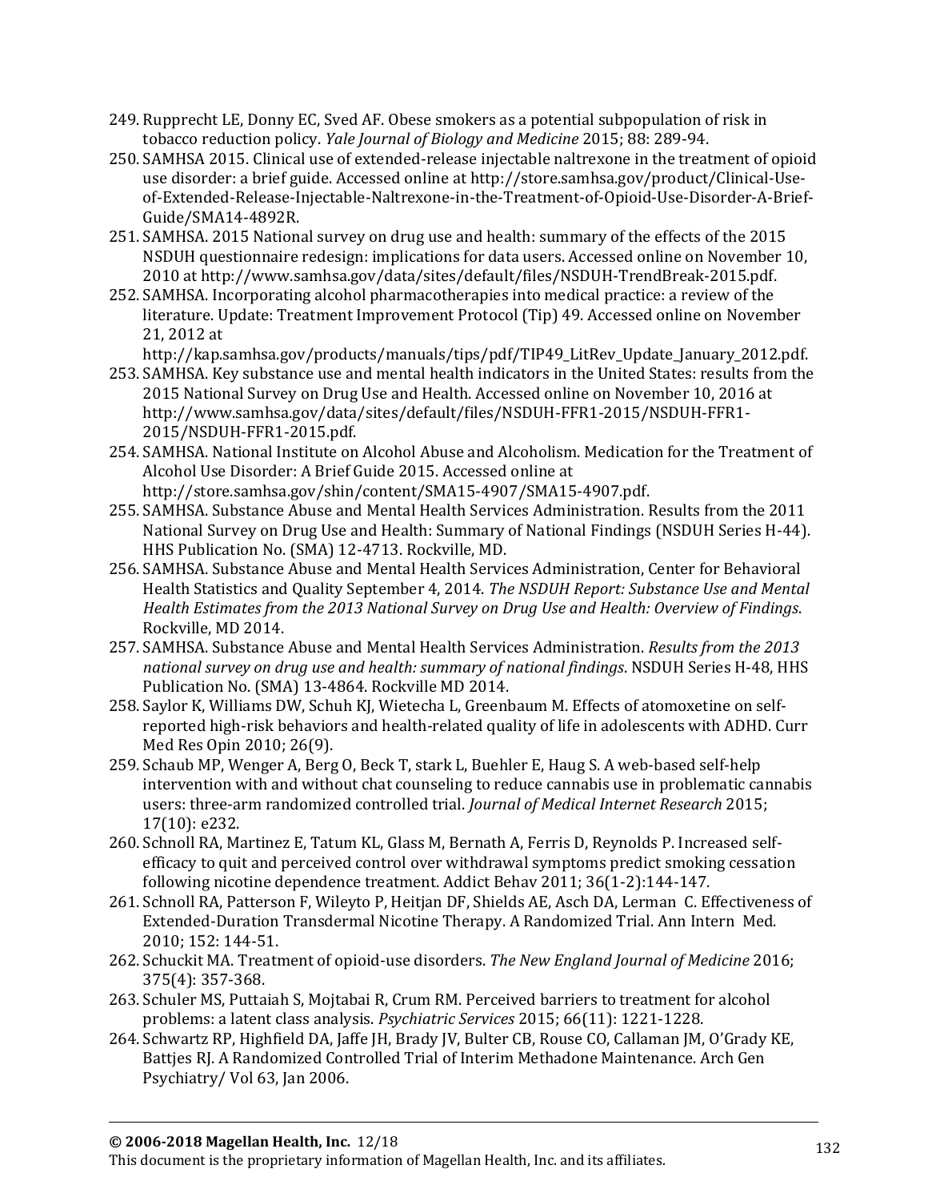249. Rupprecht LE, Donny EC, Sved AF. Obese smokers as a potential subpopulation of risk in tobacco reduction policy. *Yale Journal of Biology and Medicine* 2015; 88: 289-94.
250. SAMHSA 2015. Clinical use of extended-release injectable naltrexone in the treatment of opioid use disorder: a brief guide. Accessed online at http://store.samhsa.gov/product/Clinical-Use-of-Extended-Release-Injectable-Naltrexone-in-the-Treatment-of-Opioid-Use-Disorder-A-Brief-Guide/SMA14-4892R.
251. SAMHSA. 2015 National survey on drug use and health: summary of the effects of the 2015 NSDUH questionnaire redesign: implications for data users. Accessed online on November 10, 2010 at http://www.samhsa.gov/data/sites/default/files/NSDUH-TrendBreak-2015.pdf.
252. SAMHSA. Incorporating alcohol pharmacotherapies into medical practice: a review of the literature. Update: Treatment Improvement Protocol (Tip) 49. Accessed online on November 21, 2012 at http://kap.samhsa.gov/products/manuals/tips/pdf/TIP49_LitRev_Update_January_2012.pdf.
253. SAMHSA. Key substance use and mental health indicators in the United States: results from the 2015 National Survey on Drug Use and Health. Accessed online on November 10, 2016 at http://www.samhsa.gov/data/sites/default/files/NSDUH-FFR1-2015/NSDUH-FFR1-2015/NSDUH-FFR1-2015.pdf.
254. SAMHSA. National Institute on Alcohol Abuse and Alcoholism. Medication for the Treatment of Alcohol Use Disorder: A Brief Guide 2015. Accessed online at http://store.samhsa.gov/shin/content/SMA15-4907/SMA15-4907.pdf.
255. SAMHSA. Substance Abuse and Mental Health Services Administration. Results from the 2011 National Survey on Drug Use and Health: Summary of National Findings (NSDUH Series H-44). HHS Publication No. (SMA) 12-4713. Rockville, MD.
256. SAMHSA. Substance Abuse and Mental Health Services Administration, Center for Behavioral Health Statistics and Quality September 4, 2014. *The NSDUH Report: Substance Use and Mental Health Estimates from the 2013 National Survey on Drug Use and Health: Overview of Findings*. Rockville, MD 2014.
257. SAMHSA. Substance Abuse and Mental Health Services Administration. *Results from the 2013 national survey on drug use and health: summary of national findings*. NSDUH Series H-48, HHS Publication No. (SMA) 13-4864. Rockville MD 2014.
258. Saylor K, Williams DW, Schuh KJ, Wietecha L, Greenbaum M. Effects of atomoxetine on self-reported high-risk behaviors and health-related quality of life in adolescents with ADHD. Curr Med Res Opin 2010; 26(9).
259. Schaub MP, Wenger A, Berg O, Beck T, stark L, Buehler E, Haug S. A web-based self-help intervention with and without chat counseling to reduce cannabis use in problematic cannabis users: three-arm randomized controlled trial. *Journal of Medical Internet Research* 2015; 17(10): e232.
260. Schnoll RA, Martinez E, Tatum KL, Glass M, Bernath A, Ferris D, Reynolds P. Increased self-efficacy to quit and perceived control over withdrawal symptoms predict smoking cessation following nicotine dependence treatment. Addict Behav 2011; 36(1-2):144-147.
261. Schnoll RA, Patterson F, Wileyto P, Heitjan DF, Shields AE, Asch DA, Lerman C. Effectiveness of Extended-Duration Transdermal Nicotine Therapy. A Randomized Trial. Ann Intern Med. 2010; 152: 144-51.
262. Schuckit MA. Treatment of opioid-use disorders. *The New England Journal of Medicine* 2016; 375(4): 357-368.
263. Schuler MS, Puttaiah S, Mojtabai R, Crum RM. Perceived barriers to treatment for alcohol problems: a latent class analysis. *Psychiatric Services* 2015; 66(11): 1221-1228.
264. Schwartz RP, Highfield DA, Jaffe JH, Brady JV, Bulter CB, Rouse CO, Callaman JM, O'Grady KE, Battjes RJ. A Randomized Controlled Trial of Interim Methadone Maintenance. Arch Gen Psychiatry/ Vol 63, Jan 2006.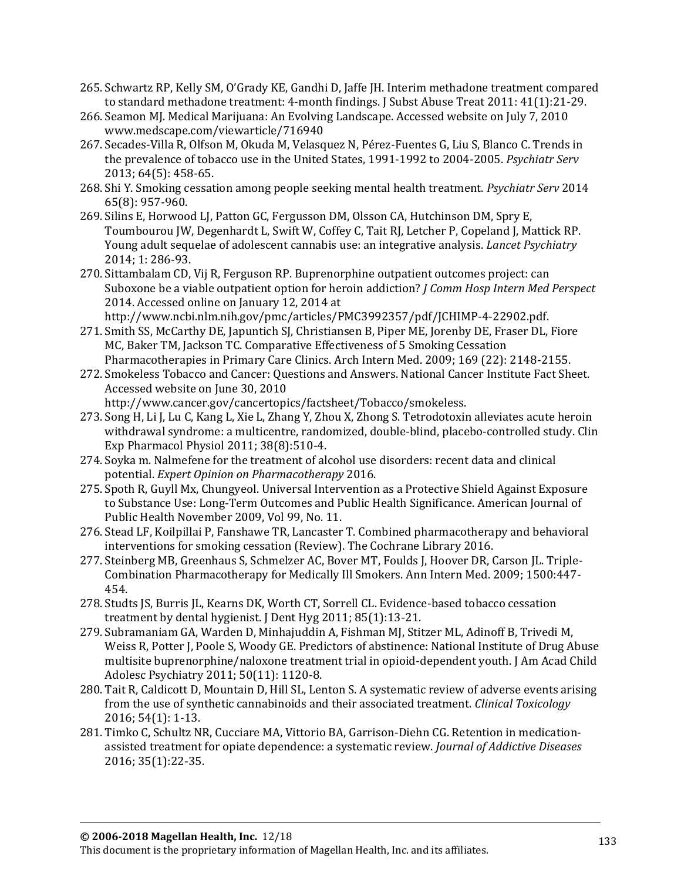265. Schwartz RP, Kelly SM, O'Grady KE, Gandhi D, Jaffe JH. Interim methadone treatment compared to standard methadone treatment: 4-month findings. J Subst Abuse Treat 2011: 41(1):21-29.
266. Seamon MJ. Medical Marijuana: An Evolving Landscape. Accessed website on July 7, 2010 www.medscape.com/viewarticle/716940
267. Secades-Villa R, Olfson M, Okuda M, Velasquez N, Pérez-Fuentes G, Liu S, Blanco C. Trends in the prevalence of tobacco use in the United States, 1991-1992 to 2004-2005. *Psychiatr Serv* 2013; 64(5): 458-65.
268. Shi Y. Smoking cessation among people seeking mental health treatment. *Psychiatr Serv* 2014 65(8): 957-960.
269. Silins E, Horwood LJ, Patton GC, Fergusson DM, Olsson CA, Hutchinson DM, Spry E, Toumbourou JW, Degenhardt L, Swift W, Coffey C, Tait RJ, Letcher P, Copeland J, Mattick RP. Young adult sequelae of adolescent cannabis use: an integrative analysis. *Lancet Psychiatry* 2014; 1: 286-93.
270. Sittambalam CD, Vij R, Ferguson RP. Buprenorphine outpatient outcomes project: can Suboxone be a viable outpatient option for heroin addiction? *J Comm Hosp Intern Med Perspect* 2014. Accessed online on January 12, 2014 at http://www.ncbi.nlm.nih.gov/pmc/articles/PMC3992357/pdf/JCHIMP-4-22902.pdf.
271. Smith SS, McCarthy DE, Japuntich SJ, Christiansen B, Piper ME, Jorenby DE, Fraser DL, Fiore MC, Baker TM, Jackson TC. Comparative Effectiveness of 5 Smoking Cessation Pharmacotherapies in Primary Care Clinics. Arch Intern Med. 2009; 169 (22): 2148-2155.
272. Smokeless Tobacco and Cancer: Questions and Answers. National Cancer Institute Fact Sheet. Accessed website on June 30, 2010 http://www.cancer.gov/cancertopics/factsheet/Tobacco/smokeless.
273. Song H, Li J, Lu C, Kang L, Xie L, Zhang Y, Zhou X, Zhong S. Tetrodotoxin alleviates acute heroin withdrawal syndrome: a multicentre, randomized, double-blind, placebo-controlled study. Clin Exp Pharmacol Physiol 2011; 38(8):510-4.
274. Soyka m. Nalmefene for the treatment of alcohol use disorders: recent data and clinical potential. *Expert Opinion on Pharmacotherapy* 2016.
275. Spoth R, Guyll Mx, Chungyeol. Universal Intervention as a Protective Shield Against Exposure to Substance Use: Long-Term Outcomes and Public Health Significance. American Journal of Public Health November 2009, Vol 99, No. 11.
276. Stead LF, Koilpillai P, Fanshawe TR, Lancaster T. Combined pharmacotherapy and behavioral interventions for smoking cessation (Review). The Cochrane Library 2016.
277. Steinberg MB, Greenhaus S, Schmelzer AC, Bover MT, Foulds J, Hoover DR, Carson JL. Triple-Combination Pharmacotherapy for Medically Ill Smokers. Ann Intern Med. 2009; 1500:447-454.
278. Studts JS, Burris JL, Kearns DK, Worth CT, Sorrell CL. Evidence-based tobacco cessation treatment by dental hygienist. J Dent Hyg 2011; 85(1):13-21.
279. Subramaniam GA, Warden D, Minhajuddin A, Fishman MJ, Stitzer ML, Adinoff B, Trivedi M, Weiss R, Potter J, Poole S, Woody GE. Predictors of abstinence: National Institute of Drug Abuse multisite buprenorphine/naloxone treatment trial in opioid-dependent youth. J Am Acad Child Adolesc Psychiatry 2011; 50(11): 1120-8.
280. Tait R, Caldicott D, Mountain D, Hill SL, Lenton S. A systematic review of adverse events arising from the use of synthetic cannabinoids and their associated treatment. *Clinical Toxicology* 2016; 54(1): 1-13.
281. Timko C, Schultz NR, Cucciare MA, Vittorio BA, Garrison-Diehn CG. Retention in medication-assisted treatment for opiate dependence: a systematic review. *Journal of Addictive Diseases* 2016; 35(1):22-35.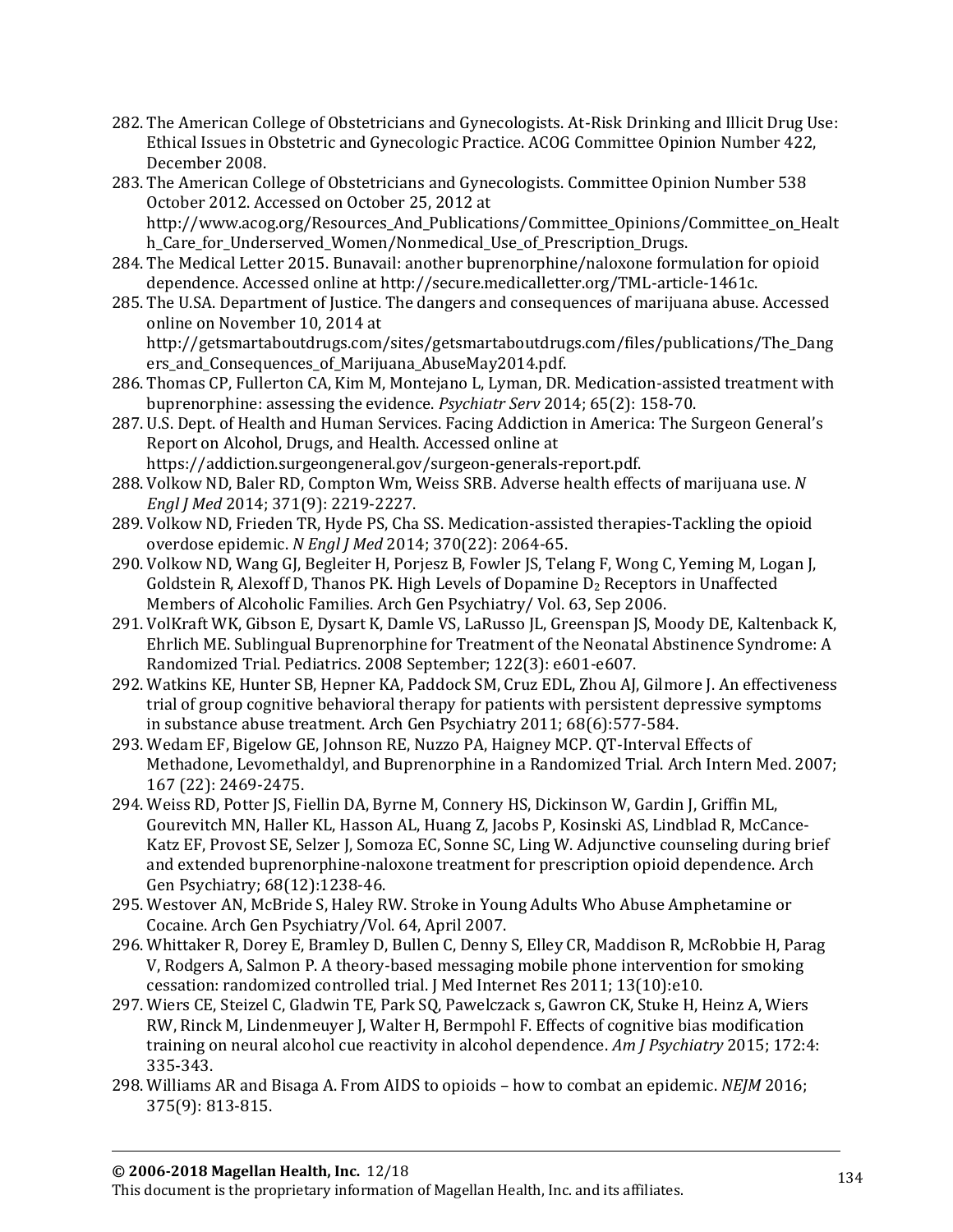282. The American College of Obstetricians and Gynecologists. At-Risk Drinking and Illicit Drug Use: Ethical Issues in Obstetric and Gynecologic Practice. ACOG Committee Opinion Number 422, December 2008.
283. The American College of Obstetricians and Gynecologists. Committee Opinion Number 538 October 2012. Accessed on October 25, 2012 at http://www.acog.org/Resources_And_Publications/Committee_Opinions/Committee_on_Health_Care_for_Underserved_Women/Nonmedical_Use_of_Prescription_Drugs.
284. The Medical Letter 2015. Bunavail: another buprenorphine/naloxone formulation for opioid dependence. Accessed online at http://secure.medicalletter.org/TML-article-1461c.
285. The U.SA. Department of Justice. The dangers and consequences of marijuana abuse. Accessed online on November 10, 2014 at http://getsmartaboutdrugs.com/sites/getsmartaboutdrugs.com/files/publications/The_Dangers_and_Consequences_of_Marijuana_AbuseMay2014.pdf.
286. Thomas CP, Fullerton CA, Kim M, Montejano L, Lyman, DR. Medication-assisted treatment with buprenorphine: assessing the evidence. *Psychiatr Serv* 2014; 65(2): 158-70.
287. U.S. Dept. of Health and Human Services. Facing Addiction in America: The Surgeon General's Report on Alcohol, Drugs, and Health. Accessed online at https://addiction.surgeongeneral.gov/surgeon-generals-report.pdf.
288. Volkow ND, Baler RD, Compton Wm, Weiss SRB. Adverse health effects of marijuana use. *N Engl J Med* 2014; 371(9): 2219-2227.
289. Volkow ND, Frieden TR, Hyde PS, Cha SS. Medication-assisted therapies-Tackling the opioid overdose epidemic. *N Engl J Med* 2014; 370(22): 2064-65.
290. Volkow ND, Wang GJ, Begleiter H, Porjesz B, Fowler JS, Telang F, Wong C, Yeming M, Logan J, Goldstein R, Alexoff D, Thanos PK. High Levels of Dopamine $D_2$ Receptors in Unaffected Members of Alcoholic Families. Arch Gen Psychiatry/ Vol. 63, Sep 2006.
291. VolKraft WK, Gibson E, Dysart K, Damle VS, LaRusso JL, Greenspan JS, Moody DE, Kaltenback K, Ehrlich ME. Sublingual Buprenorphine for Treatment of the Neonatal Abstinence Syndrome: A Randomized Trial. Pediatrics. 2008 September; 122(3): e601-e607.
292. Watkins KE, Hunter SB, Hepner KA, Paddock SM, Cruz EDL, Zhou AJ, Gilmore J. An effectiveness trial of group cognitive behavioral therapy for patients with persistent depressive symptoms in substance abuse treatment. Arch Gen Psychiatry 2011; 68(6):577-584.
293. Wedam EF, Bigelow GE, Johnson RE, Nuzzo PA, Haigney MCP. QT-Interval Effects of Methadone, Levomethaldyl, and Buprenorphine in a Randomized Trial. Arch Intern Med. 2007; 167 (22): 2469-2475.
294. Weiss RD, Potter JS, Fiellin DA, Byrne M, Connery HS, Dickinson W, Gardin J, Griffin ML, Gourevitch MN, Haller KL, Hasson AL, Huang Z, Jacobs P, Kosinski AS, Lindblad R, McCance-Katz EF, Provost SE, Selzer J, Somoza EC, Sonne SC, Ling W. Adjunctive counseling during brief and extended buprenorphine-naloxone treatment for prescription opioid dependence. Arch Gen Psychiatry; 68(12):1238-46.
295. Westover AN, McBride S, Haley RW. Stroke in Young Adults Who Abuse Amphetamine or Cocaine. Arch Gen Psychiatry/Vol. 64, April 2007.
296. Whittaker R, Dorey E, Bramley D, Bullen C, Denny S, Elley CR, Maddison R, McRobbie H, Parag V, Rodgers A, Salmon P. A theory-based messaging mobile phone intervention for smoking cessation: randomized controlled trial. J Med Internet Res 2011; 13(10):e10.
297. Wiers CE, Steizel C, Gladwin TE, Park SQ, Pawelczack s, Gawron CK, Stuke H, Heinz A, Wiers RW, Rinck M, Lindenmeuyer J, Walter H, Bermpohl F. Effects of cognitive bias modification training on neural alcohol cue reactivity in alcohol dependence. *Am J Psychiatry* 2015; 172:4: 335-343.
298. Williams AR and Bisaga A. From AIDS to opioids – how to combat an epidemic. *NEJM* 2016; 375(9): 813-815.

**© 2006-2018 Magellan Health, Inc.** 12/18
This document is the proprietary information of Magellan Health, Inc. and its affiliates.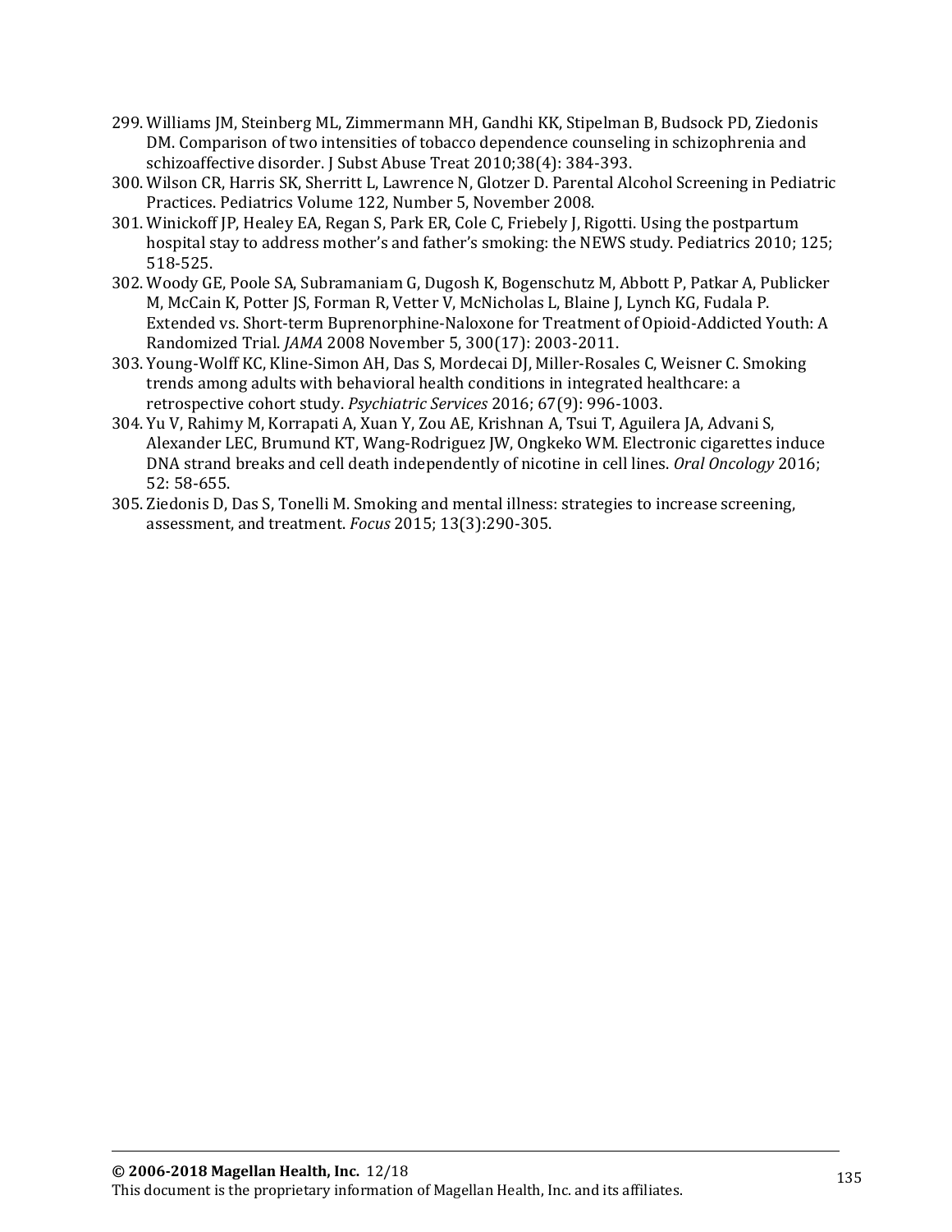299. Williams JM, Steinberg ML, Zimmermann MH, Gandhi KK, Stipelman B, Budsock PD, Ziedonis DM. Comparison of two intensities of tobacco dependence counseling in schizophrenia and schizoaffective disorder. J Subst Abuse Treat 2010;38(4): 384-393.
300. Wilson CR, Harris SK, Sherritt L, Lawrence N, Glotzer D. Parental Alcohol Screening in Pediatric Practices. Pediatrics Volume 122, Number 5, November 2008.
301. Winickoff JP, Healey EA, Regan S, Park ER, Cole C, Friebely J, Rigotti. Using the postpartum hospital stay to address mother's and father's smoking: the NEWS study. Pediatrics 2010; 125; 518-525.
302. Woody GE, Poole SA, Subramaniam G, Dugosh K, Bogenschutz M, Abbott P, Patkar A, Publicker M, McCain K, Potter JS, Forman R, Vetter V, McNicholas L, Blaine J, Lynch KG, Fudala P. Extended vs. Short-term Buprenorphine-Naloxone for Treatment of Opioid-Addicted Youth: A Randomized Trial. *JAMA* 2008 November 5, 300(17): 2003-2011.
303. Young-Wolff KC, Kline-Simon AH, Das S, Mordecai DJ, Miller-Rosales C, Weisner C. Smoking trends among adults with behavioral health conditions in integrated healthcare: a retrospective cohort study. *Psychiatric Services* 2016; 67(9): 996-1003.
304. Yu V, Rahimy M, Korrapati A, Xuan Y, Zou AE, Krishnan A, Tsui T, Aguilera JA, Advani S, Alexander LEC, Brumund KT, Wang-Rodriguez JW, Ongkeko WM. Electronic cigarettes induce DNA strand breaks and cell death independently of nicotine in cell lines. *Oral Oncology* 2016; 52: 58-655.
305. Ziedonis D, Das S, Tonelli M. Smoking and mental illness: strategies to increase screening, assessment, and treatment. *Focus* 2015; 13(3):290-305.